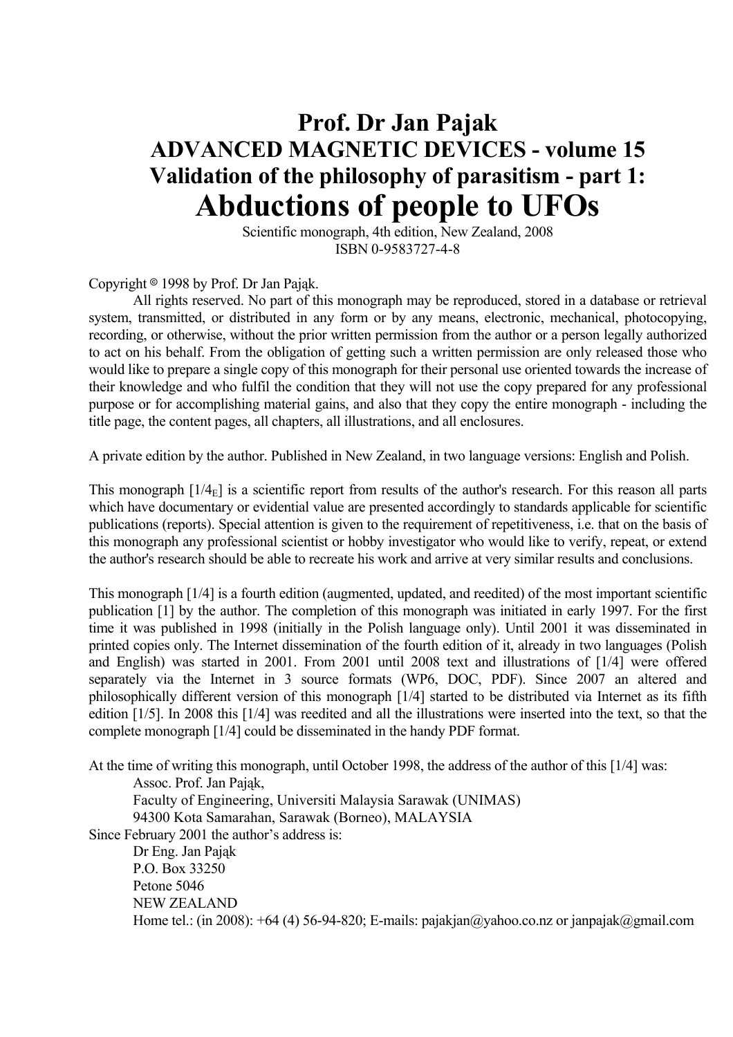# Prof. Dr Jan Pajak

## ADVANCED MAGNETIC DEVICES - volume 15

## Validation of the philosophy of parasitism - part 1:

# Abductions of people to UFOs

Scientific monograph, 4th edition, New Zealand, 2008

ISBN 0-9583727-4-8

Copyright © 1998 by Prof. Dr Jan Pająk.

All rights reserved. No part of this monograph may be reproduced, stored in a database or retrieval system, transmitted, or distributed in any form or by any means, electronic, mechanical, photocopying, recording, or otherwise, without the prior written permission from the author or a person legally authorized to act on his behalf. From the obligation of getting such a written permission are only released those who would like to prepare a single copy of this monograph for their personal use oriented towards the increase of their knowledge and who fulfil the condition that they will not use the copy prepared for any professional purpose or for accomplishing material gains, and also that they copy the entire monograph - including the title page, the content pages, all chapters, all illustrations, and all enclosures.

A private edition by the author. Published in New Zealand, in two language versions: English and Polish.

This monograph [1/$4_E$] is a scientific report from results of the author's research. For this reason all parts which have documentary or evidential value are presented accordingly to standards applicable for scientific publications (reports). Special attention is given to the requirement of repetitiveness, i.e. that on the basis of this monograph any professional scientist or hobby investigator who would like to verify, repeat, or extend the author's research should be able to recreate his work and arrive at very similar results and conclusions.

This monograph [1/4] is a fourth edition (augmented, updated, and reedited) of the most important scientific publication [1] by the author. The completion of this monograph was initiated in early 1997. For the first time it was published in 1998 (initially in the Polish language only). Until 2001 it was disseminated in printed copies only. The Internet dissemination of the fourth edition of it, already in two languages (Polish and English) was started in 2001. From 2001 until 2008 text and illustrations of [1/4] were offered separately via the Internet in 3 source formats (WP6, DOC, PDF). Since 2007 an altered and philosophically different version of this monograph [1/4] started to be distributed via Internet as its fifth edition [1/5]. In 2008 this [1/4] was reedited and all the illustrations were inserted into the text, so that the complete monograph [1/4] could be disseminated in the handy PDF format.

At the time of writing this monograph, until October 1998, the address of the author of this [1/4] was:

Assoc. Prof. Jan Pająk,
Faculty of Engineering, Universiti Malaysia Sarawak (UNIMAS)
94300 Kota Samarahan, Sarawak (Borneo), MALAYSIA

Since February 2001 the author's address is:

Dr Eng. Jan Pająk
P.O. Box 33250
Petone 5046
NEW ZEALAND
Home tel.: (in 2008): +64 (4) 56-94-820; E-mails: pajakjan@yahoo.co.nz or janpajak@gmail.com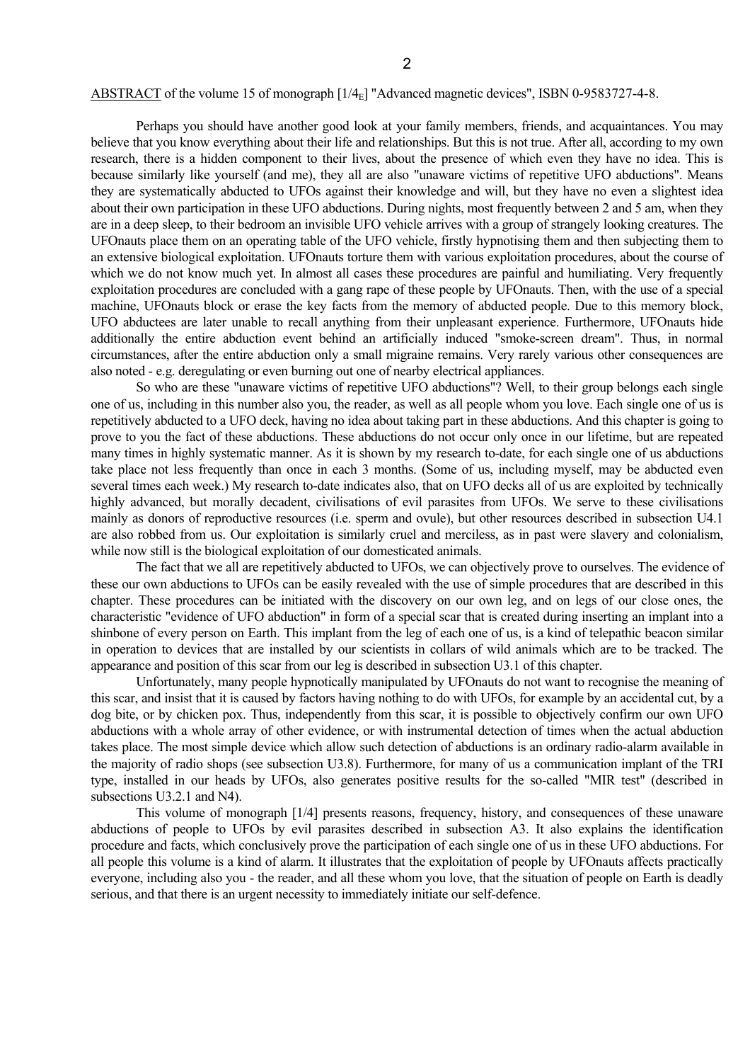<u>ABSTRACT</u> of the volume 15 of monograph [1/4$_E$] "Advanced magnetic devices", ISBN 0-9583727-4-8.

Perhaps you should have another good look at your family members, friends, and acquaintances. You may believe that you know everything about their life and relationships. But this is not true. After all, according to my own research, there is a hidden component to their lives, about the presence of which even they have no idea. This is because similarly like yourself (and me), they all are also "unaware victims of repetitive UFO abductions". Means they are systematically abducted to UFOs against their knowledge and will, but they have no even a slightest idea about their own participation in these UFO abductions. During nights, most frequently between 2 and 5 am, when they are in a deep sleep, to their bedroom an invisible UFO vehicle arrives with a group of strangely looking creatures. The UFOnauts place them on an operating table of the UFO vehicle, firstly hypnotising them and then subjecting them to an extensive biological exploitation. UFOnauts torture them with various exploitation procedures, about the course of which we do not know much yet. In almost all cases these procedures are painful and humiliating. Very frequently exploitation procedures are concluded with a gang rape of these people by UFOnauts. Then, with the use of a special machine, UFOnauts block or erase the key facts from the memory of abducted people. Due to this memory block, UFO abductees are later unable to recall anything from their unpleasant experience. Furthermore, UFOnauts hide additionally the entire abduction event behind an artificially induced "smoke-screen dream". Thus, in normal circumstances, after the entire abduction only a small migraine remains. Very rarely various other consequences are also noted - e.g. deregulating or even burning out one of nearby electrical appliances.

So who are these "unaware victims of repetitive UFO abductions"? Well, to their group belongs each single one of us, including in this number also you, the reader, as well as all people whom you love. Each single one of us is repetitively abducted to a UFO deck, having no idea about taking part in these abductions. And this chapter is going to prove to you the fact of these abductions. These abductions do not occur only once in our lifetime, but are repeated many times in highly systematic manner. As it is shown by my research to-date, for each single one of us abductions take place not less frequently than once in each 3 months. (Some of us, including myself, may be abducted even several times each week.) My research to-date indicates also, that on UFO decks all of us are exploited by technically highly advanced, but morally decadent, civilisations of evil parasites from UFOs. We serve to these civilisations mainly as donors of reproductive resources (i.e. sperm and ovule), but other resources described in subsection U4.1 are also robbed from us. Our exploitation is similarly cruel and merciless, as in past were slavery and colonialism, while now still is the biological exploitation of our domesticated animals.

The fact that we all are repetitively abducted to UFOs, we can objectively prove to ourselves. The evidence of these our own abductions to UFOs can be easily revealed with the use of simple procedures that are described in this chapter. These procedures can be initiated with the discovery on our own leg, and on legs of our close ones, the characteristic "evidence of UFO abduction" in form of a special scar that is created during inserting an implant into a shinbone of every person on Earth. This implant from the leg of each one of us, is a kind of telepathic beacon similar in operation to devices that are installed by our scientists in collars of wild animals which are to be tracked. The appearance and position of this scar from our leg is described in subsection U3.1 of this chapter.

Unfortunately, many people hypnotically manipulated by UFOnauts do not want to recognise the meaning of this scar, and insist that it is caused by factors having nothing to do with UFOs, for example by an accidental cut, by a dog bite, or by chicken pox. Thus, independently from this scar, it is possible to objectively confirm our own UFO abductions with a whole array of other evidence, or with instrumental detection of times when the actual abduction takes place. The most simple device which allow such detection of abductions is an ordinary radio-alarm available in the majority of radio shops (see subsection U3.8). Furthermore, for many of us a communication implant of the TRI type, installed in our heads by UFOs, also generates positive results for the so-called "MIR test" (described in subsections U3.2.1 and N4).

This volume of monograph [1/4] presents reasons, frequency, history, and consequences of these unaware abductions of people to UFOs by evil parasites described in subsection A3. It also explains the identification procedure and facts, which conclusively prove the participation of each single one of us in these UFO abductions. For all people this volume is a kind of alarm. It illustrates that the exploitation of people by UFOnauts affects practically everyone, including also you - the reader, and all these whom you love, that the situation of people on Earth is deadly serious, and that there is an urgent necessity to immediately initiate our self-defence.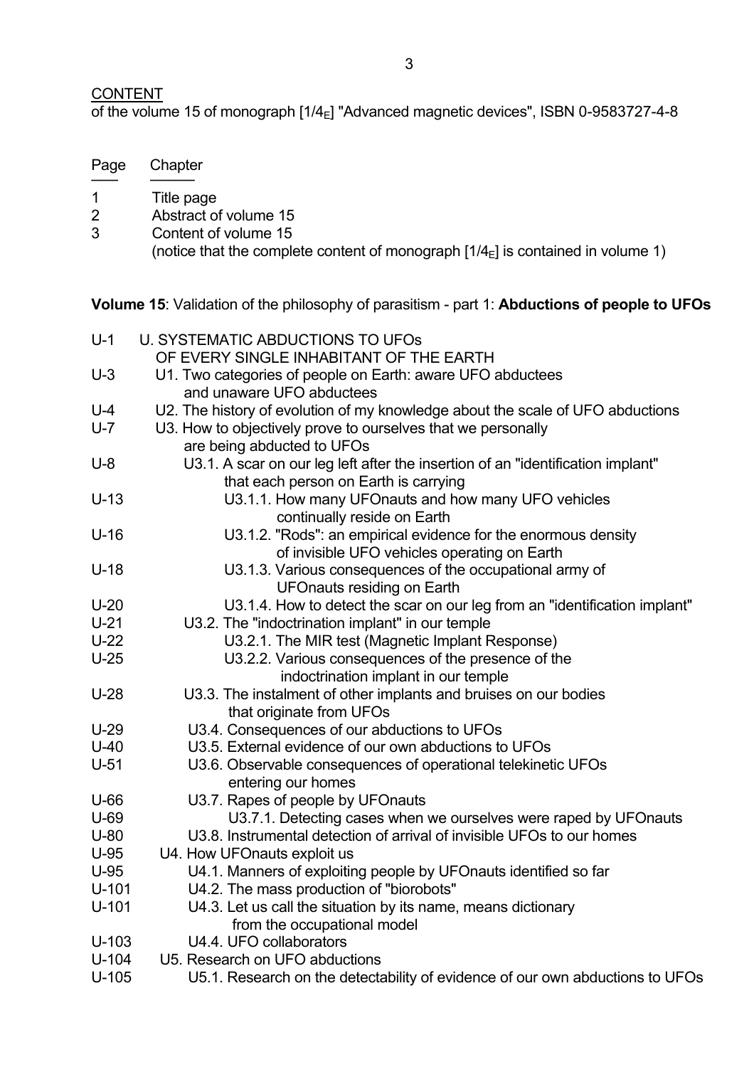CONTENT

of the volume 15 of monograph [$1/4_E$] "Advanced magnetic devices", ISBN 0-9583727-4-8

| Page | Chapter |
|---|---|
| 1 | Title page |
| 2 | Abstract of volume 15 |
| 3 | Content of volume 15 (notice that the complete content of monograph [$1/4_E$] is contained in volume 1) |

**Volume 15**: Validation of the philosophy of parasitism - part 1: **Abductions of people to UFOs**

| Page | Chapter |
|---|---|
| U-1 | U. SYSTEMATIC ABDUCTIONS TO UFOs OF EVERY SINGLE INHABITANT OF THE EARTH |
| U-3 | U1. Two categories of people on Earth: aware UFO abductees and unaware UFO abductees |
| U-4 | U2. The history of evolution of my knowledge about the scale of UFO abductions |
| U-7 | U3. How to objectively prove to ourselves that we personally are being abducted to UFOs |
| U-8 | U3.1. A scar on our leg left after the insertion of an "identification implant" that each person on Earth is carrying |
| U-13 | U3.1.1. How many UFOnauts and how many UFO vehicles continually reside on Earth |
| U-16 | U3.1.2. "Rods": an empirical evidence for the enormous density of invisible UFO vehicles operating on Earth |
| U-18 | U3.1.3. Various consequences of the occupational army of UFOnauts residing on Earth |
| U-20 | U3.1.4. How to detect the scar on our leg from an "identification implant" |
| U-21 | U3.2. The "indoctrination implant" in our temple |
| U-22 | U3.2.1. The MIR test (Magnetic Implant Response) |
| U-25 | U3.2.2. Various consequences of the presence of the indoctrination implant in our temple |
| U-28 | U3.3. The instalment of other implants and bruises on our bodies that originate from UFOs |
| U-29 | U3.4. Consequences of our abductions to UFOs |
| U-40 | U3.5. External evidence of our own abductions to UFOs |
| U-51 | U3.6. Observable consequences of operational telekinetic UFOs entering our homes |
| U-66 | U3.7. Rapes of people by UFOnauts |
| U-69 | U3.7.1. Detecting cases when we ourselves were raped by UFOnauts |
| U-80 | U3.8. Instrumental detection of arrival of invisible UFOs to our homes |
| U-95 | U4. How UFOnauts exploit us |
| U-95 | U4.1. Manners of exploiting people by UFOnauts identified so far |
| U-101 | U4.2. The mass production of "biorobots" |
| U-101 | U4.3. Let us call the situation by its name, means dictionary from the occupational model |
| U-103 | U4.4. UFO collaborators |
| U-104 | U5. Research on UFO abductions |
| U-105 | U5.1. Research on the detectability of evidence of our own abductions to UFOs |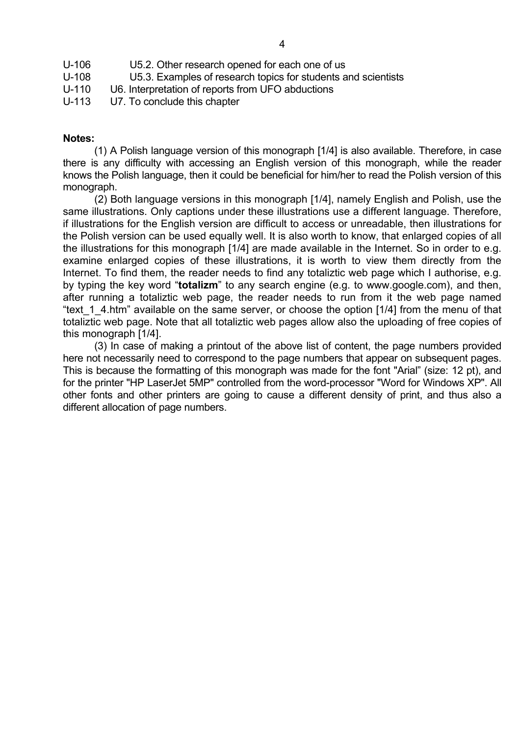U-106 U5.2. Other research opened for each one of us
U-108 U5.3. Examples of research topics for students and scientists
U-110 U6. Interpretation of reports from UFO abductions
U-113 U7. To conclude this chapter

**Notes:**

(1) A Polish language version of this monograph [1/4] is also available. Therefore, in case there is any difficulty with accessing an English version of this monograph, while the reader knows the Polish language, then it could be beneficial for him/her to read the Polish version of this monograph.

(2) Both language versions in this monograph [1/4], namely English and Polish, use the same illustrations. Only captions under these illustrations use a different language. Therefore, if illustrations for the English version are difficult to access or unreadable, then illustrations for the Polish version can be used equally well. It is also worth to know, that enlarged copies of all the illustrations for this monograph [1/4] are made available in the Internet. So in order to e.g. examine enlarged copies of these illustrations, it is worth to view them directly from the Internet. To find them, the reader needs to find any totaliztic web page which I authorise, e.g. by typing the key word "**totalizm**" to any search engine (e.g. to www.google.com), and then, after running a totaliztic web page, the reader needs to run from it the web page named "text_1_4.htm" available on the same server, or choose the option [1/4] from the menu of that totaliztic web page. Note that all totaliztic web pages allow also the uploading of free copies of this monograph [1/4].

(3) In case of making a printout of the above list of content, the page numbers provided here not necessarily need to correspond to the page numbers that appear on subsequent pages. This is because the formatting of this monograph was made for the font "Arial" (size: 12 pt), and for the printer "HP LaserJet 5MP" controlled from the word-processor "Word for Windows XP". All other fonts and other printers are going to cause a different density of print, and thus also a different allocation of page numbers.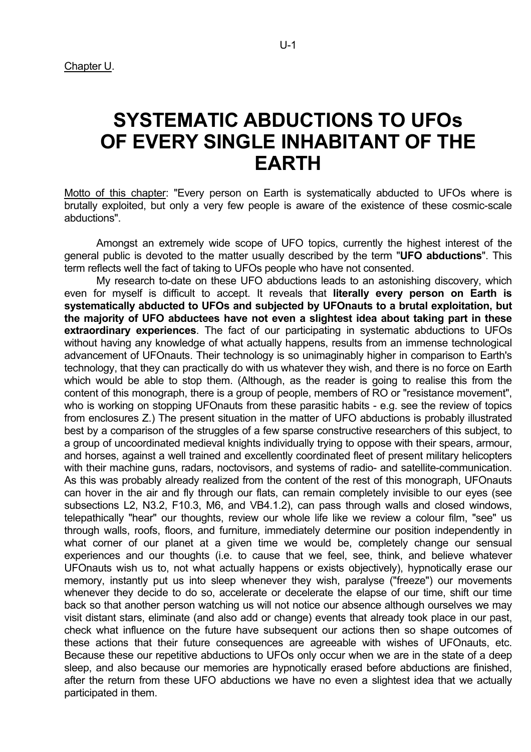Chapter U.

# SYSTEMATIC ABDUCTIONS TO UFOs OF EVERY SINGLE INHABITANT OF THE EARTH

Motto of this chapter: "Every person on Earth is systematically abducted to UFOs where is brutally exploited, but only a very few people is aware of the existence of these cosmic-scale abductions".

Amongst an extremely wide scope of UFO topics, currently the highest interest of the general public is devoted to the matter usually described by the term "**UFO abductions**". This term reflects well the fact of taking to UFOs people who have not consented.

My research to-date on these UFO abductions leads to an astonishing discovery, which even for myself is difficult to accept. It reveals that **literally every person on Earth is systematically abducted to UFOs and subjected by UFOnauts to a brutal exploitation, but the majority of UFO abductees have not even a slightest idea about taking part in these extraordinary experiences**. The fact of our participating in systematic abductions to UFOs without having any knowledge of what actually happens, results from an immense technological advancement of UFOnauts. Their technology is so unimaginably higher in comparison to Earth's technology, that they can practically do with us whatever they wish, and there is no force on Earth which would be able to stop them. (Although, as the reader is going to realise this from the content of this monograph, there is a group of people, members of RO or "resistance movement", who is working on stopping UFOnauts from these parasitic habits - e.g. see the review of topics from enclosures Z.) The present situation in the matter of UFO abductions is probably illustrated best by a comparison of the struggles of a few sparse constructive researchers of this subject, to a group of uncoordinated medieval knights individually trying to oppose with their spears, armour, and horses, against a well trained and excellently coordinated fleet of present military helicopters with their machine guns, radars, noctovisors, and systems of radio- and satellite-communication. As this was probably already realized from the content of the rest of this monograph, UFOnauts can hover in the air and fly through our flats, can remain completely invisible to our eyes (see subsections L2, N3.2, F10.3, M6, and VB4.1.2), can pass through walls and closed windows, telepathically "hear" our thoughts, review our whole life like we review a colour film, "see" us through walls, roofs, floors, and furniture, immediately determine our position independently in what corner of our planet at a given time we would be, completely change our sensual experiences and our thoughts (i.e. to cause that we feel, see, think, and believe whatever UFOnauts wish us to, not what actually happens or exists objectively), hypnotically erase our memory, instantly put us into sleep whenever they wish, paralyse ("freeze") our movements whenever they decide to do so, accelerate or decelerate the elapse of our time, shift our time back so that another person watching us will not notice our absence although ourselves we may visit distant stars, eliminate (and also add or change) events that already took place in our past, check what influence on the future have subsequent our actions then so shape outcomes of these actions that their future consequences are agreeable with wishes of UFOnauts, etc. Because these our repetitive abductions to UFOs only occur when we are in the state of a deep sleep, and also because our memories are hypnotically erased before abductions are finished, after the return from these UFO abductions we have no even a slightest idea that we actually participated in them.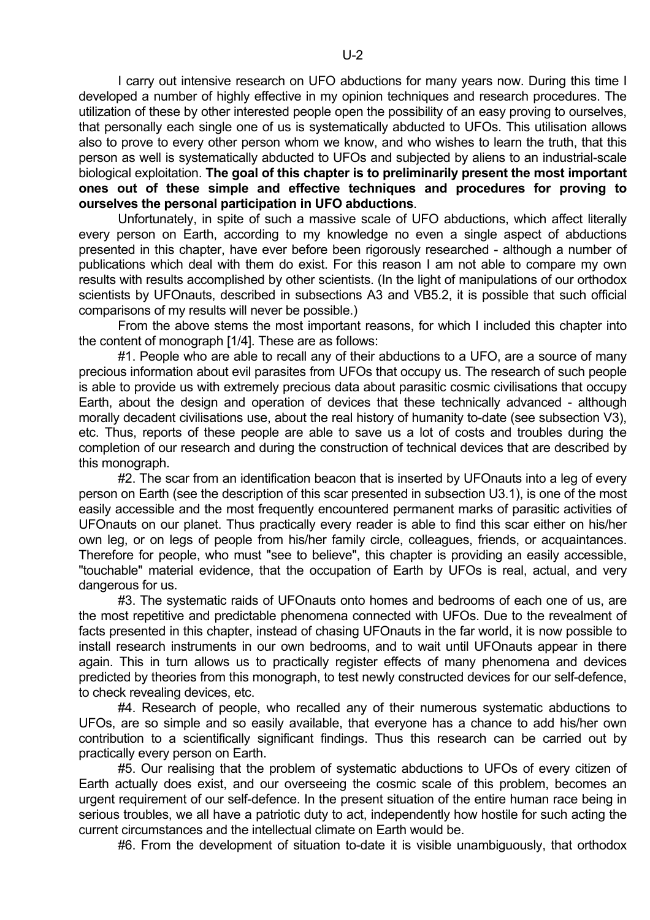I carry out intensive research on UFO abductions for many years now. During this time I developed a number of highly effective in my opinion techniques and research procedures. The utilization of these by other interested people open the possibility of an easy proving to ourselves, that personally each single one of us is systematically abducted to UFOs. This utilisation allows also to prove to every other person whom we know, and who wishes to learn the truth, that this person as well is systematically abducted to UFOs and subjected by aliens to an industrial-scale biological exploitation. **The goal of this chapter is to preliminarily present the most important ones out of these simple and effective techniques and procedures for proving to ourselves the personal participation in UFO abductions**.

Unfortunately, in spite of such a massive scale of UFO abductions, which affect literally every person on Earth, according to my knowledge no even a single aspect of abductions presented in this chapter, have ever before been rigorously researched - although a number of publications which deal with them do exist. For this reason I am not able to compare my own results with results accomplished by other scientists. (In the light of manipulations of our orthodox scientists by UFOnauts, described in subsections A3 and VB5.2, it is possible that such official comparisons of my results will never be possible.)

From the above stems the most important reasons, for which I included this chapter into the content of monograph [1/4]. These are as follows:

#1. People who are able to recall any of their abductions to a UFO, are a source of many precious information about evil parasites from UFOs that occupy us. The research of such people is able to provide us with extremely precious data about parasitic cosmic civilisations that occupy Earth, about the design and operation of devices that these technically advanced - although morally decadent civilisations use, about the real history of humanity to-date (see subsection V3), etc. Thus, reports of these people are able to save us a lot of costs and troubles during the completion of our research and during the construction of technical devices that are described by this monograph.

#2. The scar from an identification beacon that is inserted by UFOnauts into a leg of every person on Earth (see the description of this scar presented in subsection U3.1), is one of the most easily accessible and the most frequently encountered permanent marks of parasitic activities of UFOnauts on our planet. Thus practically every reader is able to find this scar either on his/her own leg, or on legs of people from his/her family circle, colleagues, friends, or acquaintances. Therefore for people, who must "see to believe", this chapter is providing an easily accessible, "touchable" material evidence, that the occupation of Earth by UFOs is real, actual, and very dangerous for us.

#3. The systematic raids of UFOnauts onto homes and bedrooms of each one of us, are the most repetitive and predictable phenomena connected with UFOs. Due to the revealment of facts presented in this chapter, instead of chasing UFOnauts in the far world, it is now possible to install research instruments in our own bedrooms, and to wait until UFOnauts appear in there again. This in turn allows us to practically register effects of many phenomena and devices predicted by theories from this monograph, to test newly constructed devices for our self-defence, to check revealing devices, etc.

#4. Research of people, who recalled any of their numerous systematic abductions to UFOs, are so simple and so easily available, that everyone has a chance to add his/her own contribution to a scientifically significant findings. Thus this research can be carried out by practically every person on Earth.

#5. Our realising that the problem of systematic abductions to UFOs of every citizen of Earth actually does exist, and our overseeing the cosmic scale of this problem, becomes an urgent requirement of our self-defence. In the present situation of the entire human race being in serious troubles, we all have a patriotic duty to act, independently how hostile for such acting the current circumstances and the intellectual climate on Earth would be.

#6. From the development of situation to-date it is visible unambiguously, that orthodox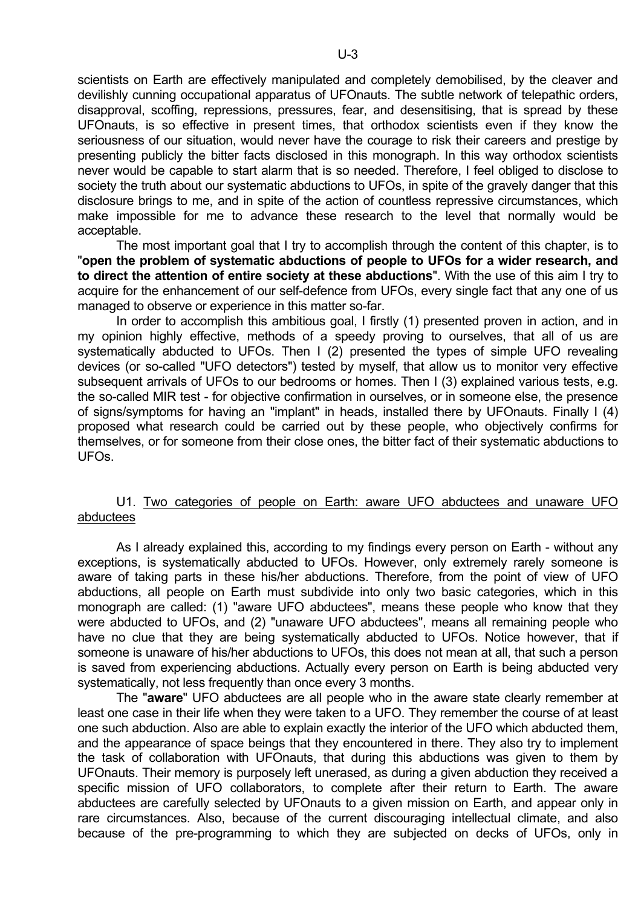scientists on Earth are effectively manipulated and completely demobilised, by the cleaver and devilishly cunning occupational apparatus of UFOnauts. The subtle network of telepathic orders, disapproval, scoffing, repressions, pressures, fear, and desensitising, that is spread by these UFOnauts, is so effective in present times, that orthodox scientists even if they know the seriousness of our situation, would never have the courage to risk their careers and prestige by presenting publicly the bitter facts disclosed in this monograph. In this way orthodox scientists never would be capable to start alarm that is so needed. Therefore, I feel obliged to disclose to society the truth about our systematic abductions to UFOs, in spite of the gravely danger that this disclosure brings to me, and in spite of the action of countless repressive circumstances, which make impossible for me to advance these research to the level that normally would be acceptable.

The most important goal that I try to accomplish through the content of this chapter, is to "**open the problem of systematic abductions of people to UFOs for a wider research, and to direct the attention of entire society at these abductions**". With the use of this aim I try to acquire for the enhancement of our self-defence from UFOs, every single fact that any one of us managed to observe or experience in this matter so-far.

In order to accomplish this ambitious goal, I firstly (1) presented proven in action, and in my opinion highly effective, methods of a speedy proving to ourselves, that all of us are systematically abducted to UFOs. Then I (2) presented the types of simple UFO revealing devices (or so-called "UFO detectors") tested by myself, that allow us to monitor very effective subsequent arrivals of UFOs to our bedrooms or homes. Then I (3) explained various tests, e.g. the so-called MIR test - for objective confirmation in ourselves, or in someone else, the presence of signs/symptoms for having an "implant" in heads, installed there by UFOnauts. Finally I (4) proposed what research could be carried out by these people, who objectively confirms for themselves, or for someone from their close ones, the bitter fact of their systematic abductions to UFOs.

## U1. Two categories of people on Earth: aware UFO abductees and unaware UFO abductees

As I already explained this, according to my findings every person on Earth - without any exceptions, is systematically abducted to UFOs. However, only extremely rarely someone is aware of taking parts in these his/her abductions. Therefore, from the point of view of UFO abductions, all people on Earth must subdivide into only two basic categories, which in this monograph are called: (1) "aware UFO abductees", means these people who know that they were abducted to UFOs, and (2) "unaware UFO abductees", means all remaining people who have no clue that they are being systematically abducted to UFOs. Notice however, that if someone is unaware of his/her abductions to UFOs, this does not mean at all, that such a person is saved from experiencing abductions. Actually every person on Earth is being abducted very systematically, not less frequently than once every 3 months.

The "**aware**" UFO abductees are all people who in the aware state clearly remember at least one case in their life when they were taken to a UFO. They remember the course of at least one such abduction. Also are able to explain exactly the interior of the UFO which abducted them, and the appearance of space beings that they encountered in there. They also try to implement the task of collaboration with UFOnauts, that during this abductions was given to them by UFOnauts. Their memory is purposely left unerased, as during a given abduction they received a specific mission of UFO collaborators, to complete after their return to Earth. The aware abductees are carefully selected by UFOnauts to a given mission on Earth, and appear only in rare circumstances. Also, because of the current discouraging intellectual climate, and also because of the pre-programming to which they are subjected on decks of UFOs, only in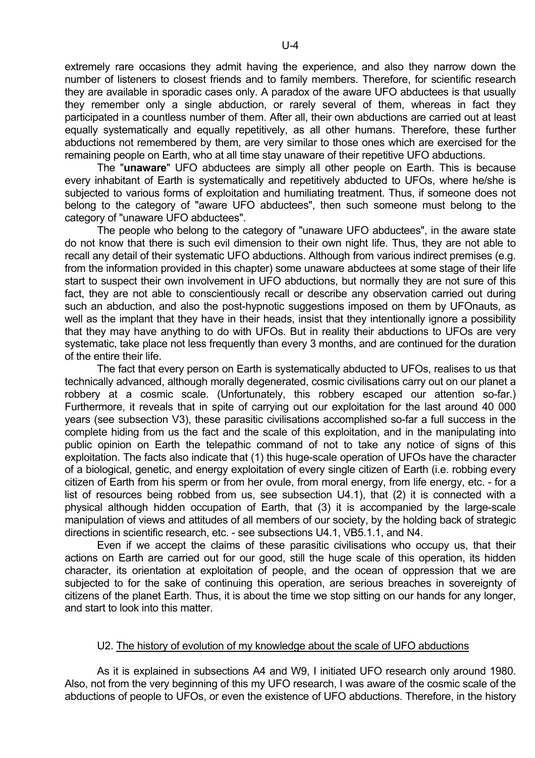extremely rare occasions they admit having the experience, and also they narrow down the number of listeners to closest friends and to family members. Therefore, for scientific research they are available in sporadic cases only. A paradox of the aware UFO abductees is that usually they remember only a single abduction, or rarely several of them, whereas in fact they participated in a countless number of them. After all, their own abductions are carried out at least equally systematically and equally repetitively, as all other humans. Therefore, these further abductions not remembered by them, are very similar to those ones which are exercised for the remaining people on Earth, who at all time stay unaware of their repetitive UFO abductions.

The "**unaware**" UFO abductees are simply all other people on Earth. This is because every inhabitant of Earth is systematically and repetitively abducted to UFOs, where he/she is subjected to various forms of exploitation and humiliating treatment. Thus, if someone does not belong to the category of "aware UFO abductees", then such someone must belong to the category of "unaware UFO abductees".

The people who belong to the category of "unaware UFO abductees", in the aware state do not know that there is such evil dimension to their own night life. Thus, they are not able to recall any detail of their systematic UFO abductions. Although from various indirect premises (e.g. from the information provided in this chapter) some unaware abductees at some stage of their life start to suspect their own involvement in UFO abductions, but normally they are not sure of this fact, they are not able to conscientiously recall or describe any observation carried out during such an abduction, and also the post-hypnotic suggestions imposed on them by UFOnauts, as well as the implant that they have in their heads, insist that they intentionally ignore a possibility that they may have anything to do with UFOs. But in reality their abductions to UFOs are very systematic, take place not less frequently than every 3 months, and are continued for the duration of the entire their life.

The fact that every person on Earth is systematically abducted to UFOs, realises to us that technically advanced, although morally degenerated, cosmic civilisations carry out on our planet a robbery at a cosmic scale. (Unfortunately, this robbery escaped our attention so-far.) Furthermore, it reveals that in spite of carrying out our exploitation for the last around 40 000 years (see subsection V3), these parasitic civilisations accomplished so-far a full success in the complete hiding from us the fact and the scale of this exploitation, and in the manipulating into public opinion on Earth the telepathic command of not to take any notice of signs of this exploitation. The facts also indicate that (1) this huge-scale operation of UFOs have the character of a biological, genetic, and energy exploitation of every single citizen of Earth (i.e. robbing every citizen of Earth from his sperm or from her ovule, from moral energy, from life energy, etc. - for a list of resources being robbed from us, see subsection U4.1), that (2) it is connected with a physical although hidden occupation of Earth, that (3) it is accompanied by the large-scale manipulation of views and attitudes of all members of our society, by the holding back of strategic directions in scientific research, etc. - see subsections U4.1, VB5.1.1, and N4.

Even if we accept the claims of these parasitic civilisations who occupy us, that their actions on Earth are carried out for our good, still the huge scale of this operation, its hidden character, its orientation at exploitation of people, and the ocean of oppression that we are subjected to for the sake of continuing this operation, are serious breaches in sovereignty of citizens of the planet Earth. Thus, it is about the time we stop sitting on our hands for any longer, and start to look into this matter.

## U2. The history of evolution of my knowledge about the scale of UFO abductions

As it is explained in subsections A4 and W9, I initiated UFO research only around 1980. Also, not from the very beginning of this my UFO research, I was aware of the cosmic scale of the abductions of people to UFOs, or even the existence of UFO abductions. Therefore, in the history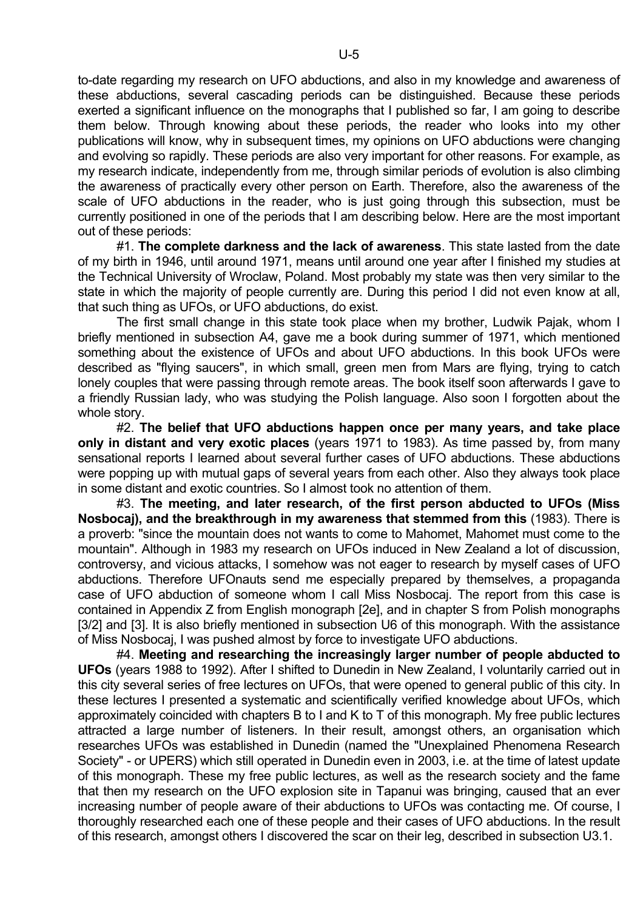to-date regarding my research on UFO abductions, and also in my knowledge and awareness of these abductions, several cascading periods can be distinguished. Because these periods exerted a significant influence on the monographs that I published so far, I am going to describe them below. Through knowing about these periods, the reader who looks into my other publications will know, why in subsequent times, my opinions on UFO abductions were changing and evolving so rapidly. These periods are also very important for other reasons. For example, as my research indicate, independently from me, through similar periods of evolution is also climbing the awareness of practically every other person on Earth. Therefore, also the awareness of the scale of UFO abductions in the reader, who is just going through this subsection, must be currently positioned in one of the periods that I am describing below. Here are the most important out of these periods:

#1. **The complete darkness and the lack of awareness**. This state lasted from the date of my birth in 1946, until around 1971, means until around one year after I finished my studies at the Technical University of Wroclaw, Poland. Most probably my state was then very similar to the state in which the majority of people currently are. During this period I did not even know at all, that such thing as UFOs, or UFO abductions, do exist.

The first small change in this state took place when my brother, Ludwik Pajak, whom I briefly mentioned in subsection A4, gave me a book during summer of 1971, which mentioned something about the existence of UFOs and about UFO abductions. In this book UFOs were described as "flying saucers", in which small, green men from Mars are flying, trying to catch lonely couples that were passing through remote areas. The book itself soon afterwards I gave to a friendly Russian lady, who was studying the Polish language. Also soon I forgotten about the whole story.

#2. **The belief that UFO abductions happen once per many years, and take place only in distant and very exotic places** (years 1971 to 1983). As time passed by, from many sensational reports I learned about several further cases of UFO abductions. These abductions were popping up with mutual gaps of several years from each other. Also they always took place in some distant and exotic countries. So I almost took no attention of them.

#3. **The meeting, and later research, of the first person abducted to UFOs (Miss Nosbocaj), and the breakthrough in my awareness that stemmed from this** (1983). There is a proverb: "since the mountain does not wants to come to Mahomet, Mahomet must come to the mountain". Although in 1983 my research on UFOs induced in New Zealand a lot of discussion, controversy, and vicious attacks, I somehow was not eager to research by myself cases of UFO abductions. Therefore UFOnauts send me especially prepared by themselves, a propaganda case of UFO abduction of someone whom I call Miss Nosbocaj. The report from this case is contained in Appendix Z from English monograph [2e], and in chapter S from Polish monographs [3/2] and [3]. It is also briefly mentioned in subsection U6 of this monograph. With the assistance of Miss Nosbocaj, I was pushed almost by force to investigate UFO abductions.

#4. **Meeting and researching the increasingly larger number of people abducted to UFOs** (years 1988 to 1992). After I shifted to Dunedin in New Zealand, I voluntarily carried out in this city several series of free lectures on UFOs, that were opened to general public of this city. In these lectures I presented a systematic and scientifically verified knowledge about UFOs, which approximately coincided with chapters B to I and K to T of this monograph. My free public lectures attracted a large number of listeners. In their result, amongst others, an organisation which researches UFOs was established in Dunedin (named the "Unexplained Phenomena Research Society" - or UPERS) which still operated in Dunedin even in 2003, i.e. at the time of latest update of this monograph. These my free public lectures, as well as the research society and the fame that then my research on the UFO explosion site in Tapanui was bringing, caused that an ever increasing number of people aware of their abductions to UFOs was contacting me. Of course, I thoroughly researched each one of these people and their cases of UFO abductions. In the result of this research, amongst others I discovered the scar on their leg, described in subsection U3.1.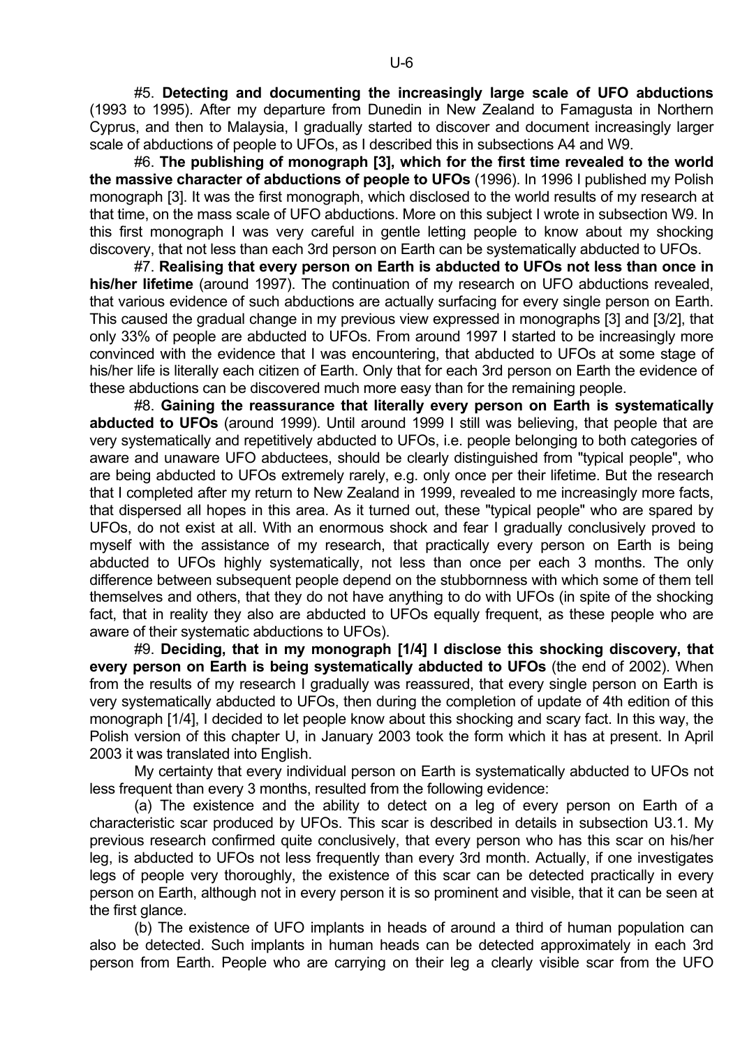#5. **Detecting and documenting the increasingly large scale of UFO abductions** (1993 to 1995). After my departure from Dunedin in New Zealand to Famagusta in Northern Cyprus, and then to Malaysia, I gradually started to discover and document increasingly larger scale of abductions of people to UFOs, as I described this in subsections A4 and W9.

#6. **The publishing of monograph [3], which for the first time revealed to the world the massive character of abductions of people to UFOs** (1996). In 1996 I published my Polish monograph [3]. It was the first monograph, which disclosed to the world results of my research at that time, on the mass scale of UFO abductions. More on this subject I wrote in subsection W9. In this first monograph I was very careful in gentle letting people to know about my shocking discovery, that not less than each 3rd person on Earth can be systematically abducted to UFOs.

#7. **Realising that every person on Earth is abducted to UFOs not less than once in his/her lifetime** (around 1997). The continuation of my research on UFO abductions revealed, that various evidence of such abductions are actually surfacing for every single person on Earth. This caused the gradual change in my previous view expressed in monographs [3] and [3/2], that only 33% of people are abducted to UFOs. From around 1997 I started to be increasingly more convinced with the evidence that I was encountering, that abducted to UFOs at some stage of his/her life is literally each citizen of Earth. Only that for each 3rd person on Earth the evidence of these abductions can be discovered much more easy than for the remaining people.

#8. **Gaining the reassurance that literally every person on Earth is systematically abducted to UFOs** (around 1999). Until around 1999 I still was believing, that people that are very systematically and repetitively abducted to UFOs, i.e. people belonging to both categories of aware and unaware UFO abductees, should be clearly distinguished from "typical people", who are being abducted to UFOs extremely rarely, e.g. only once per their lifetime. But the research that I completed after my return to New Zealand in 1999, revealed to me increasingly more facts, that dispersed all hopes in this area. As it turned out, these "typical people" who are spared by UFOs, do not exist at all. With an enormous shock and fear I gradually conclusively proved to myself with the assistance of my research, that practically every person on Earth is being abducted to UFOs highly systematically, not less than once per each 3 months. The only difference between subsequent people depend on the stubbornness with which some of them tell themselves and others, that they do not have anything to do with UFOs (in spite of the shocking fact, that in reality they also are abducted to UFOs equally frequent, as these people who are aware of their systematic abductions to UFOs).

#9. **Deciding, that in my monograph [1/4] I disclose this shocking discovery, that every person on Earth is being systematically abducted to UFOs** (the end of 2002). When from the results of my research I gradually was reassured, that every single person on Earth is very systematically abducted to UFOs, then during the completion of update of 4th edition of this monograph [1/4], I decided to let people know about this shocking and scary fact. In this way, the Polish version of this chapter U, in January 2003 took the form which it has at present. In April 2003 it was translated into English.

My certainty that every individual person on Earth is systematically abducted to UFOs not less frequent than every 3 months, resulted from the following evidence:

(a) The existence and the ability to detect on a leg of every person on Earth of a characteristic scar produced by UFOs. This scar is described in details in subsection U3.1. My previous research confirmed quite conclusively, that every person who has this scar on his/her leg, is abducted to UFOs not less frequently than every 3rd month. Actually, if one investigates legs of people very thoroughly, the existence of this scar can be detected practically in every person on Earth, although not in every person it is so prominent and visible, that it can be seen at the first glance.

(b) The existence of UFO implants in heads of around a third of human population can also be detected. Such implants in human heads can be detected approximately in each 3rd person from Earth. People who are carrying on their leg a clearly visible scar from the UFO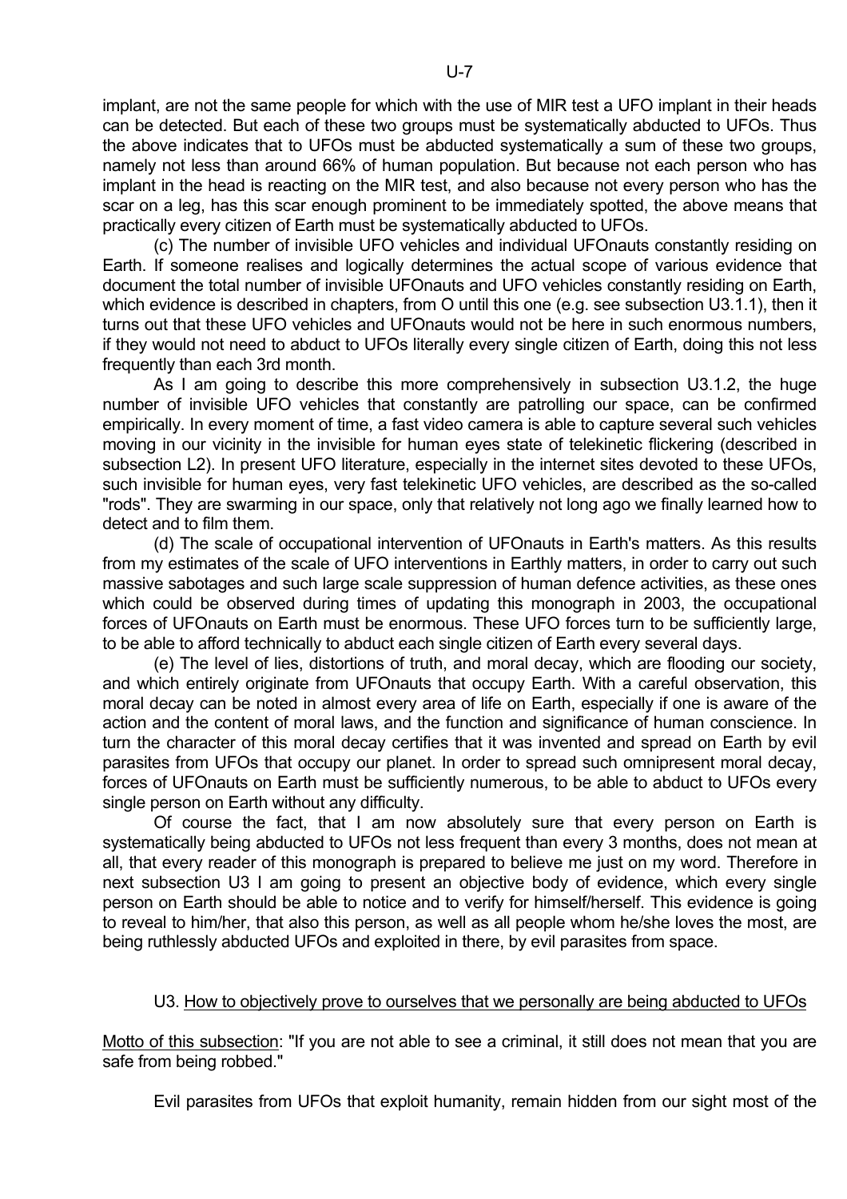implant, are not the same people for which with the use of MIR test a UFO implant in their heads can be detected. But each of these two groups must be systematically abducted to UFOs. Thus the above indicates that to UFOs must be abducted systematically a sum of these two groups, namely not less than around 66% of human population. But because not each person who has implant in the head is reacting on the MIR test, and also because not every person who has the scar on a leg, has this scar enough prominent to be immediately spotted, the above means that practically every citizen of Earth must be systematically abducted to UFOs.

(c) The number of invisible UFO vehicles and individual UFOnauts constantly residing on Earth. If someone realises and logically determines the actual scope of various evidence that document the total number of invisible UFOnauts and UFO vehicles constantly residing on Earth, which evidence is described in chapters, from O until this one (e.g. see subsection U3.1.1), then it turns out that these UFO vehicles and UFOnauts would not be here in such enormous numbers, if they would not need to abduct to UFOs literally every single citizen of Earth, doing this not less frequently than each 3rd month.

As I am going to describe this more comprehensively in subsection U3.1.2, the huge number of invisible UFO vehicles that constantly are patrolling our space, can be confirmed empirically. In every moment of time, a fast video camera is able to capture several such vehicles moving in our vicinity in the invisible for human eyes state of telekinetic flickering (described in subsection L2). In present UFO literature, especially in the internet sites devoted to these UFOs, such invisible for human eyes, very fast telekinetic UFO vehicles, are described as the so-called "rods". They are swarming in our space, only that relatively not long ago we finally learned how to detect and to film them.

(d) The scale of occupational intervention of UFOnauts in Earth's matters. As this results from my estimates of the scale of UFO interventions in Earthly matters, in order to carry out such massive sabotages and such large scale suppression of human defence activities, as these ones which could be observed during times of updating this monograph in 2003, the occupational forces of UFOnauts on Earth must be enormous. These UFO forces turn to be sufficiently large, to be able to afford technically to abduct each single citizen of Earth every several days.

(e) The level of lies, distortions of truth, and moral decay, which are flooding our society, and which entirely originate from UFOnauts that occupy Earth. With a careful observation, this moral decay can be noted in almost every area of life on Earth, especially if one is aware of the action and the content of moral laws, and the function and significance of human conscience. In turn the character of this moral decay certifies that it was invented and spread on Earth by evil parasites from UFOs that occupy our planet. In order to spread such omnipresent moral decay, forces of UFOnauts on Earth must be sufficiently numerous, to be able to abduct to UFOs every single person on Earth without any difficulty.

Of course the fact, that I am now absolutely sure that every person on Earth is systematically being abducted to UFOs not less frequent than every 3 months, does not mean at all, that every reader of this monograph is prepared to believe me just on my word. Therefore in next subsection U3 I am going to present an objective body of evidence, which every single person on Earth should be able to notice and to verify for himself/herself. This evidence is going to reveal to him/her, that also this person, as well as all people whom he/she loves the most, are being ruthlessly abducted UFOs and exploited in there, by evil parasites from space.

## U3. <u>How to objectively prove to ourselves that we personally are being abducted to UFOs</u>

<u>Motto of this subsection</u>: "If you are not able to see a criminal, it still does not mean that you are safe from being robbed."

Evil parasites from UFOs that exploit humanity, remain hidden from our sight most of the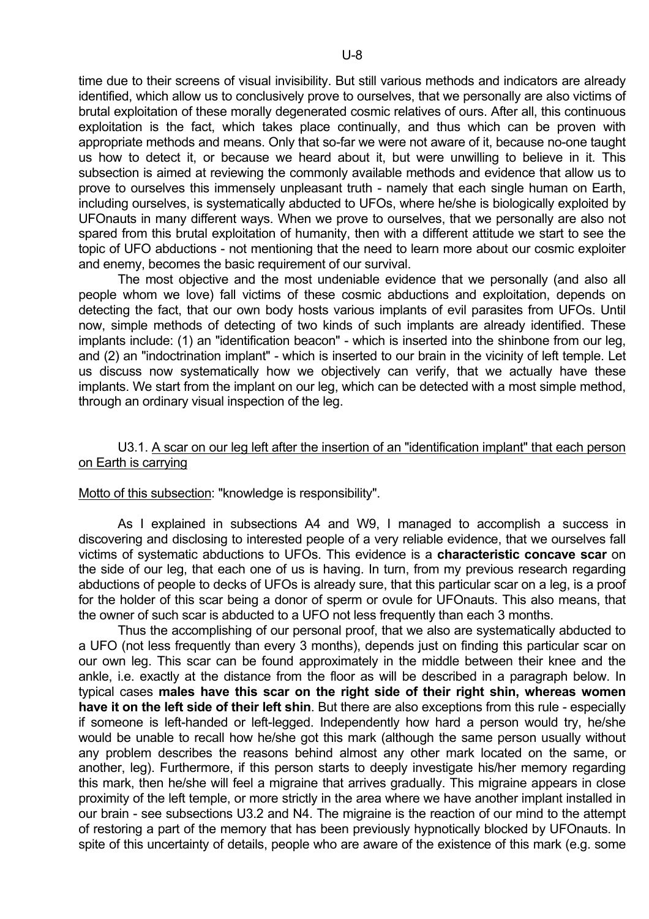time due to their screens of visual invisibility. But still various methods and indicators are already identified, which allow us to conclusively prove to ourselves, that we personally are also victims of brutal exploitation of these morally degenerated cosmic relatives of ours. After all, this continuous exploitation is the fact, which takes place continually, and thus which can be proven with appropriate methods and means. Only that so-far we were not aware of it, because no-one taught us how to detect it, or because we heard about it, but were unwilling to believe in it. This subsection is aimed at reviewing the commonly available methods and evidence that allow us to prove to ourselves this immensely unpleasant truth - namely that each single human on Earth, including ourselves, is systematically abducted to UFOs, where he/she is biologically exploited by UFOnauts in many different ways. When we prove to ourselves, that we personally are also not spared from this brutal exploitation of humanity, then with a different attitude we start to see the topic of UFO abductions - not mentioning that the need to learn more about our cosmic exploiter and enemy, becomes the basic requirement of our survival.

The most objective and the most undeniable evidence that we personally (and also all people whom we love) fall victims of these cosmic abductions and exploitation, depends on detecting the fact, that our own body hosts various implants of evil parasites from UFOs. Until now, simple methods of detecting of two kinds of such implants are already identified. These implants include: (1) an "identification beacon" - which is inserted into the shinbone from our leg, and (2) an "indoctrination implant" - which is inserted to our brain in the vicinity of left temple. Let us discuss now systematically how we objectively can verify, that we actually have these implants. We start from the implant on our leg, which can be detected with a most simple method, through an ordinary visual inspection of the leg.

### U3.1. A scar on our leg left after the insertion of an "identification implant" that each person on Earth is carrying

Motto of this subsection: "knowledge is responsibility".

As I explained in subsections A4 and W9, I managed to accomplish a success in discovering and disclosing to interested people of a very reliable evidence, that we ourselves fall victims of systematic abductions to UFOs. This evidence is a **characteristic concave scar** on the side of our leg, that each one of us is having. In turn, from my previous research regarding abductions of people to decks of UFOs is already sure, that this particular scar on a leg, is a proof for the holder of this scar being a donor of sperm or ovule for UFOnauts. This also means, that the owner of such scar is abducted to a UFO not less frequently than each 3 months.

Thus the accomplishing of our personal proof, that we also are systematically abducted to a UFO (not less frequently than every 3 months), depends just on finding this particular scar on our own leg. This scar can be found approximately in the middle between their knee and the ankle, i.e. exactly at the distance from the floor as will be described in a paragraph below. In typical cases **males have this scar on the right side of their right shin, whereas women have it on the left side of their left shin**. But there are also exceptions from this rule - especially if someone is left-handed or left-legged. Independently how hard a person would try, he/she would be unable to recall how he/she got this mark (although the same person usually without any problem describes the reasons behind almost any other mark located on the same, or another, leg). Furthermore, if this person starts to deeply investigate his/her memory regarding this mark, then he/she will feel a migraine that arrives gradually. This migraine appears in close proximity of the left temple, or more strictly in the area where we have another implant installed in our brain - see subsections U3.2 and N4. The migraine is the reaction of our mind to the attempt of restoring a part of the memory that has been previously hypnotically blocked by UFOnauts. In spite of this uncertainty of details, people who are aware of the existence of this mark (e.g. some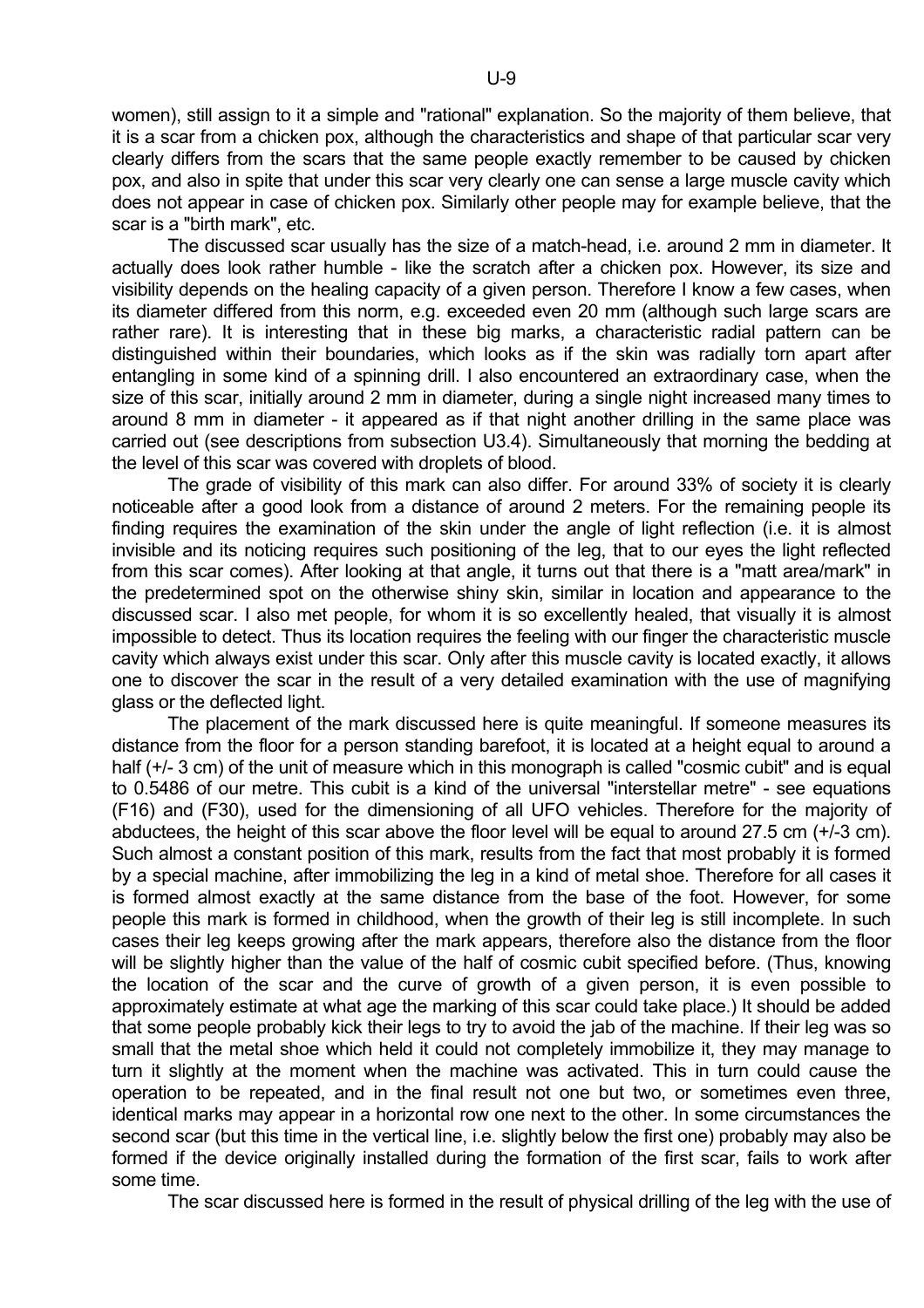women), still assign to it a simple and "rational" explanation. So the majority of them believe, that it is a scar from a chicken pox, although the characteristics and shape of that particular scar very clearly differs from the scars that the same people exactly remember to be caused by chicken pox, and also in spite that under this scar very clearly one can sense a large muscle cavity which does not appear in case of chicken pox. Similarly other people may for example believe, that the scar is a "birth mark", etc.

The discussed scar usually has the size of a match-head, i.e. around 2 mm in diameter. It actually does look rather humble - like the scratch after a chicken pox. However, its size and visibility depends on the healing capacity of a given person. Therefore I know a few cases, when its diameter differed from this norm, e.g. exceeded even 20 mm (although such large scars are rather rare). It is interesting that in these big marks, a characteristic radial pattern can be distinguished within their boundaries, which looks as if the skin was radially torn apart after entangling in some kind of a spinning drill. I also encountered an extraordinary case, when the size of this scar, initially around 2 mm in diameter, during a single night increased many times to around 8 mm in diameter - it appeared as if that night another drilling in the same place was carried out (see descriptions from subsection U3.4). Simultaneously that morning the bedding at the level of this scar was covered with droplets of blood.

The grade of visibility of this mark can also differ. For around 33% of society it is clearly noticeable after a good look from a distance of around 2 meters. For the remaining people its finding requires the examination of the skin under the angle of light reflection (i.e. it is almost invisible and its noticing requires such positioning of the leg, that to our eyes the light reflected from this scar comes). After looking at that angle, it turns out that there is a "matt area/mark" in the predetermined spot on the otherwise shiny skin, similar in location and appearance to the discussed scar. I also met people, for whom it is so excellently healed, that visually it is almost impossible to detect. Thus its location requires the feeling with our finger the characteristic muscle cavity which always exist under this scar. Only after this muscle cavity is located exactly, it allows one to discover the scar in the result of a very detailed examination with the use of magnifying glass or the deflected light.

The placement of the mark discussed here is quite meaningful. If someone measures its distance from the floor for a person standing barefoot, it is located at a height equal to around a half (+/- 3 cm) of the unit of measure which in this monograph is called "cosmic cubit" and is equal to 0.5486 of our metre. This cubit is a kind of the universal "interstellar metre" - see equations (F16) and (F30), used for the dimensioning of all UFO vehicles. Therefore for the majority of abductees, the height of this scar above the floor level will be equal to around 27.5 cm (+/-3 cm). Such almost a constant position of this mark, results from the fact that most probably it is formed by a special machine, after immobilizing the leg in a kind of metal shoe. Therefore for all cases it is formed almost exactly at the same distance from the base of the foot. However, for some people this mark is formed in childhood, when the growth of their leg is still incomplete. In such cases their leg keeps growing after the mark appears, therefore also the distance from the floor will be slightly higher than the value of the half of cosmic cubit specified before. (Thus, knowing the location of the scar and the curve of growth of a given person, it is even possible to approximately estimate at what age the marking of this scar could take place.) It should be added that some people probably kick their legs to try to avoid the jab of the machine. If their leg was so small that the metal shoe which held it could not completely immobilize it, they may manage to turn it slightly at the moment when the machine was activated. This in turn could cause the operation to be repeated, and in the final result not one but two, or sometimes even three, identical marks may appear in a horizontal row one next to the other. In some circumstances the second scar (but this time in the vertical line, i.e. slightly below the first one) probably may also be formed if the device originally installed during the formation of the first scar, fails to work after some time.

The scar discussed here is formed in the result of physical drilling of the leg with the use of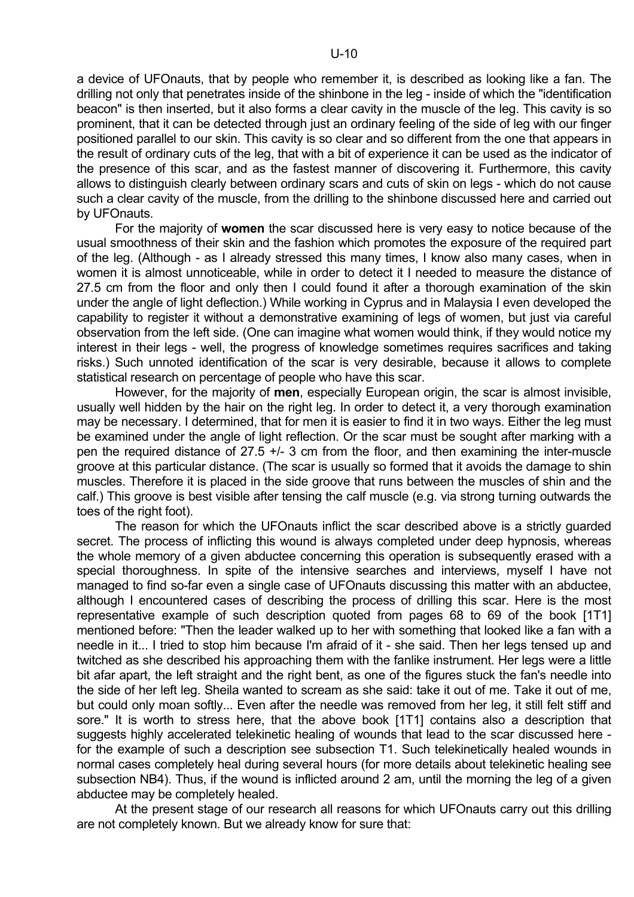a device of UFOnauts, that by people who remember it, is described as looking like a fan. The drilling not only that penetrates inside of the shinbone in the leg - inside of which the "identification beacon" is then inserted, but it also forms a clear cavity in the muscle of the leg. This cavity is so prominent, that it can be detected through just an ordinary feeling of the side of leg with our finger positioned parallel to our skin. This cavity is so clear and so different from the one that appears in the result of ordinary cuts of the leg, that with a bit of experience it can be used as the indicator of the presence of this scar, and as the fastest manner of discovering it. Furthermore, this cavity allows to distinguish clearly between ordinary scars and cuts of skin on legs - which do not cause such a clear cavity of the muscle, from the drilling to the shinbone discussed here and carried out by UFOnauts.

For the majority of **women** the scar discussed here is very easy to notice because of the usual smoothness of their skin and the fashion which promotes the exposure of the required part of the leg. (Although - as I already stressed this many times, I know also many cases, when in women it is almost unnoticeable, while in order to detect it I needed to measure the distance of 27.5 cm from the floor and only then I could found it after a thorough examination of the skin under the angle of light deflection.) While working in Cyprus and in Malaysia I even developed the capability to register it without a demonstrative examining of legs of women, but just via careful observation from the left side. (One can imagine what women would think, if they would notice my interest in their legs - well, the progress of knowledge sometimes requires sacrifices and taking risks.) Such unnoted identification of the scar is very desirable, because it allows to complete statistical research on percentage of people who have this scar.

However, for the majority of **men**, especially European origin, the scar is almost invisible, usually well hidden by the hair on the right leg. In order to detect it, a very thorough examination may be necessary. I determined, that for men it is easier to find it in two ways. Either the leg must be examined under the angle of light reflection. Or the scar must be sought after marking with a pen the required distance of 27.5 +/- 3 cm from the floor, and then examining the inter-muscle groove at this particular distance. (The scar is usually so formed that it avoids the damage to shin muscles. Therefore it is placed in the side groove that runs between the muscles of shin and the calf.) This groove is best visible after tensing the calf muscle (e.g. via strong turning outwards the toes of the right foot).

The reason for which the UFOnauts inflict the scar described above is a strictly guarded secret. The process of inflicting this wound is always completed under deep hypnosis, whereas the whole memory of a given abductee concerning this operation is subsequently erased with a special thoroughness. In spite of the intensive searches and interviews, myself I have not managed to find so-far even a single case of UFOnauts discussing this matter with an abductee, although I encountered cases of describing the process of drilling this scar. Here is the most representative example of such description quoted from pages 68 to 69 of the book [1T1] mentioned before: "Then the leader walked up to her with something that looked like a fan with a needle in it... I tried to stop him because I'm afraid of it - she said. Then her legs tensed up and twitched as she described his approaching them with the fanlike instrument. Her legs were a little bit afar apart, the left straight and the right bent, as one of the figures stuck the fan's needle into the side of her left leg. Sheila wanted to scream as she said: take it out of me. Take it out of me, but could only moan softly... Even after the needle was removed from her leg, it still felt stiff and sore." It is worth to stress here, that the above book [1T1] contains also a description that suggests highly accelerated telekinetic healing of wounds that lead to the scar discussed here - for the example of such a description see subsection T1. Such telekinetically healed wounds in normal cases completely heal during several hours (for more details about telekinetic healing see subsection NB4). Thus, if the wound is inflicted around 2 am, until the morning the leg of a given abductee may be completely healed.

At the present stage of our research all reasons for which UFOnauts carry out this drilling are not completely known. But we already know for sure that: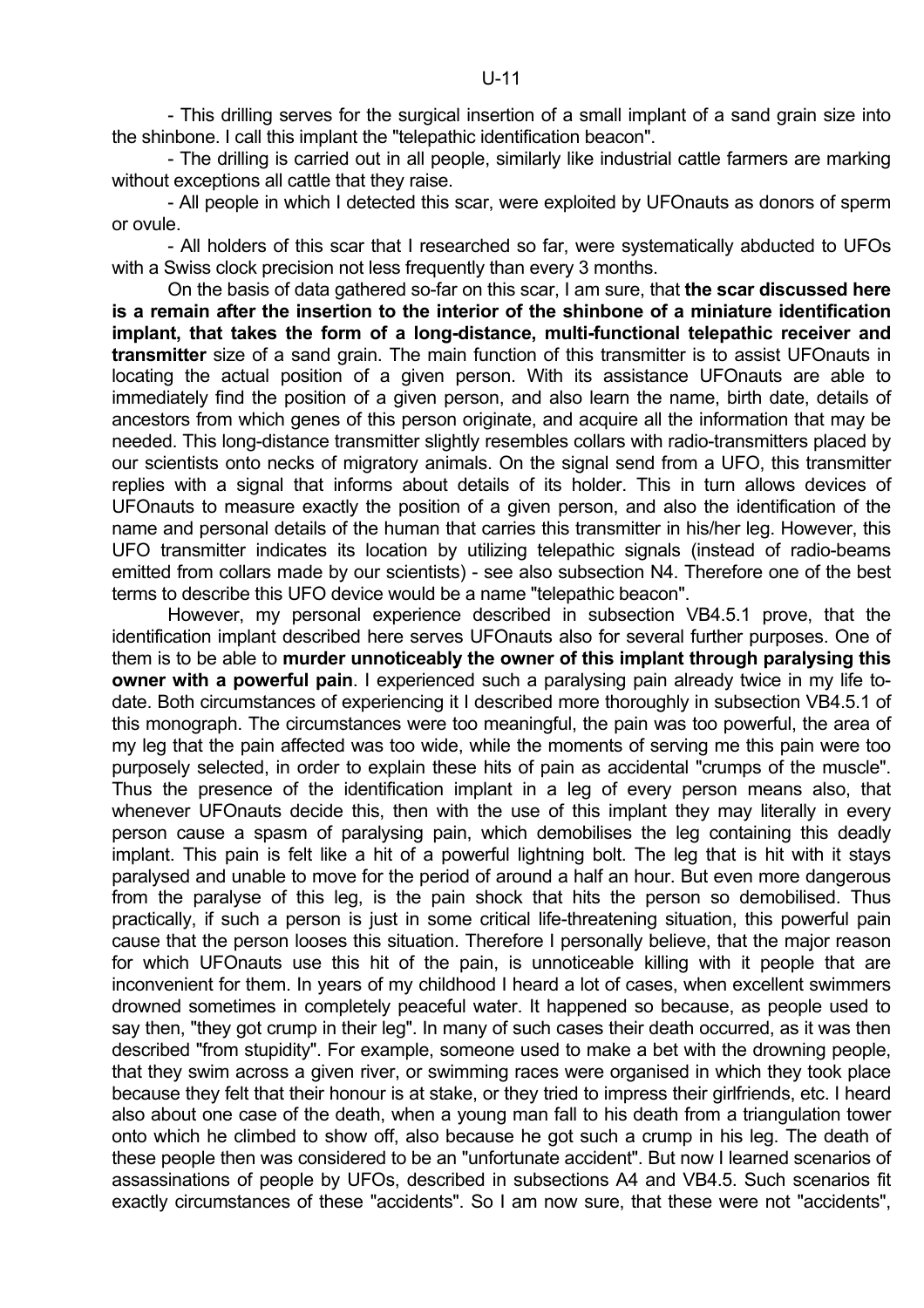- This drilling serves for the surgical insertion of a small implant of a sand grain size into the shinbone. I call this implant the "telepathic identification beacon".

- The drilling is carried out in all people, similarly like industrial cattle farmers are marking without exceptions all cattle that they raise.

- All people in which I detected this scar, were exploited by UFOnauts as donors of sperm or ovule.

- All holders of this scar that I researched so far, were systematically abducted to UFOs with a Swiss clock precision not less frequently than every 3 months.

On the basis of data gathered so-far on this scar, I am sure, that **the scar discussed here is a remain after the insertion to the interior of the shinbone of a miniature identification implant, that takes the form of a long-distance, multi-functional telepathic receiver and transmitter** size of a sand grain. The main function of this transmitter is to assist UFOnauts in locating the actual position of a given person. With its assistance UFOnauts are able to immediately find the position of a given person, and also learn the name, birth date, details of ancestors from which genes of this person originate, and acquire all the information that may be needed. This long-distance transmitter slightly resembles collars with radio-transmitters placed by our scientists onto necks of migratory animals. On the signal send from a UFO, this transmitter replies with a signal that informs about details of its holder. This in turn allows devices of UFOnauts to measure exactly the position of a given person, and also the identification of the name and personal details of the human that carries this transmitter in his/her leg. However, this UFO transmitter indicates its location by utilizing telepathic signals (instead of radio-beams emitted from collars made by our scientists) - see also subsection N4. Therefore one of the best terms to describe this UFO device would be a name "telepathic beacon".

However, my personal experience described in subsection VB4.5.1 prove, that the identification implant described here serves UFOnauts also for several further purposes. One of them is to be able to **murder unnoticeably the owner of this implant through paralysing this owner with a powerful pain**. I experienced such a paralysing pain already twice in my life to-date. Both circumstances of experiencing it I described more thoroughly in subsection VB4.5.1 of this monograph. The circumstances were too meaningful, the pain was too powerful, the area of my leg that the pain affected was too wide, while the moments of serving me this pain were too purposely selected, in order to explain these hits of pain as accidental "crumps of the muscle". Thus the presence of the identification implant in a leg of every person means also, that whenever UFOnauts decide this, then with the use of this implant they may literally in every person cause a spasm of paralysing pain, which demobilises the leg containing this deadly implant. This pain is felt like a hit of a powerful lightning bolt. The leg that is hit with it stays paralysed and unable to move for the period of around a half an hour. But even more dangerous from the paralyse of this leg, is the pain shock that hits the person so demobilised. Thus practically, if such a person is just in some critical life-threatening situation, this powerful pain cause that the person looses this situation. Therefore I personally believe, that the major reason for which UFOnauts use this hit of the pain, is unnoticeable killing with it people that are inconvenient for them. In years of my childhood I heard a lot of cases, when excellent swimmers drowned sometimes in completely peaceful water. It happened so because, as people used to say then, "they got crump in their leg". In many of such cases their death occurred, as it was then described "from stupidity". For example, someone used to make a bet with the drowning people, that they swim across a given river, or swimming races were organised in which they took place because they felt that their honour is at stake, or they tried to impress their girlfriends, etc. I heard also about one case of the death, when a young man fall to his death from a triangulation tower onto which he climbed to show off, also because he got such a crump in his leg. The death of these people then was considered to be an "unfortunate accident". But now I learned scenarios of assassinations of people by UFOs, described in subsections A4 and VB4.5. Such scenarios fit exactly circumstances of these "accidents". So I am now sure, that these were not "accidents",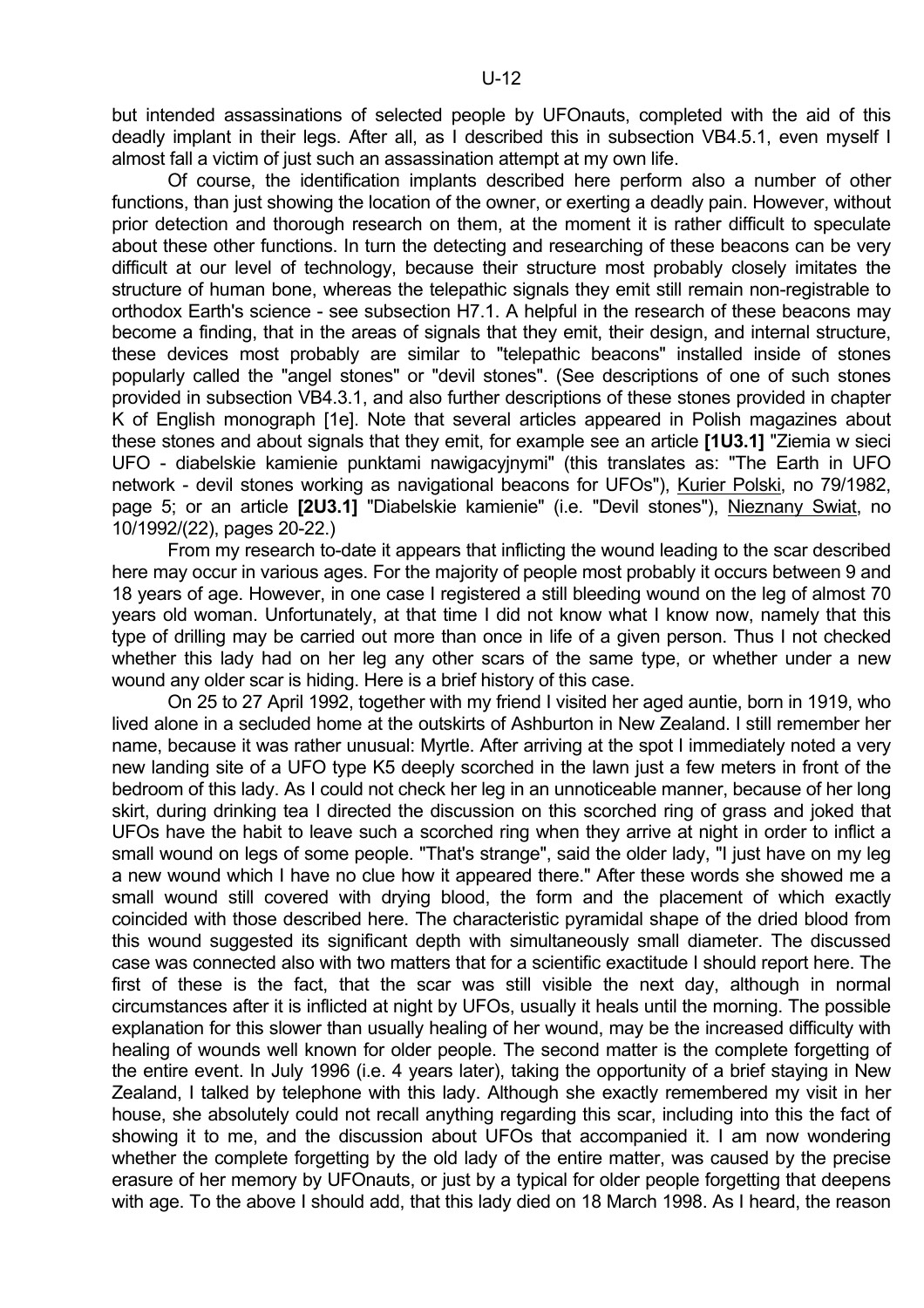but intended assassinations of selected people by UFOnauts, completed with the aid of this deadly implant in their legs. After all, as I described this in subsection VB4.5.1, even myself I almost fall a victim of just such an assassination attempt at my own life.

Of course, the identification implants described here perform also a number of other functions, than just showing the location of the owner, or exerting a deadly pain. However, without prior detection and thorough research on them, at the moment it is rather difficult to speculate about these other functions. In turn the detecting and researching of these beacons can be very difficult at our level of technology, because their structure most probably closely imitates the structure of human bone, whereas the telepathic signals they emit still remain non-registrable to orthodox Earth's science - see subsection H7.1. A helpful in the research of these beacons may become a finding, that in the areas of signals that they emit, their design, and internal structure, these devices most probably are similar to "telepathic beacons" installed inside of stones popularly called the "angel stones" or "devil stones". (See descriptions of one of such stones provided in subsection VB4.3.1, and also further descriptions of these stones provided in chapter K of English monograph [1e]. Note that several articles appeared in Polish magazines about these stones and about signals that they emit, for example see an article **[1U3.1]** "Ziemia w sieci UFO - diabelskie kamienie punktami nawigacyjnymi" (this translates as: "The Earth in UFO network - devil stones working as navigational beacons for UFOs"), Kurier Polski, no 79/1982, page 5; or an article **[2U3.1]** "Diabelskie kamienie" (i.e. "Devil stones"), Nieznany Swiat, no 10/1992/(22), pages 20-22.)

From my research to-date it appears that inflicting the wound leading to the scar described here may occur in various ages. For the majority of people most probably it occurs between 9 and 18 years of age. However, in one case I registered a still bleeding wound on the leg of almost 70 years old woman. Unfortunately, at that time I did not know what I know now, namely that this type of drilling may be carried out more than once in life of a given person. Thus I not checked whether this lady had on her leg any other scars of the same type, or whether under a new wound any older scar is hiding. Here is a brief history of this case.

On 25 to 27 April 1992, together with my friend I visited her aged auntie, born in 1919, who lived alone in a secluded home at the outskirts of Ashburton in New Zealand. I still remember her name, because it was rather unusual: Myrtle. After arriving at the spot I immediately noted a very new landing site of a UFO type K5 deeply scorched in the lawn just a few meters in front of the bedroom of this lady. As I could not check her leg in an unnoticeable manner, because of her long skirt, during drinking tea I directed the discussion on this scorched ring of grass and joked that UFOs have the habit to leave such a scorched ring when they arrive at night in order to inflict a small wound on legs of some people. "That's strange", said the older lady, "I just have on my leg a new wound which I have no clue how it appeared there." After these words she showed me a small wound still covered with drying blood, the form and the placement of which exactly coincided with those described here. The characteristic pyramidal shape of the dried blood from this wound suggested its significant depth with simultaneously small diameter. The discussed case was connected also with two matters that for a scientific exactitude I should report here. The first of these is the fact, that the scar was still visible the next day, although in normal circumstances after it is inflicted at night by UFOs, usually it heals until the morning. The possible explanation for this slower than usually healing of her wound, may be the increased difficulty with healing of wounds well known for older people. The second matter is the complete forgetting of the entire event. In July 1996 (i.e. 4 years later), taking the opportunity of a brief staying in New Zealand, I talked by telephone with this lady. Although she exactly remembered my visit in her house, she absolutely could not recall anything regarding this scar, including into this the fact of showing it to me, and the discussion about UFOs that accompanied it. I am now wondering whether the complete forgetting by the old lady of the entire matter, was caused by the precise erasure of her memory by UFOnauts, or just by a typical for older people forgetting that deepens with age. To the above I should add, that this lady died on 18 March 1998. As I heard, the reason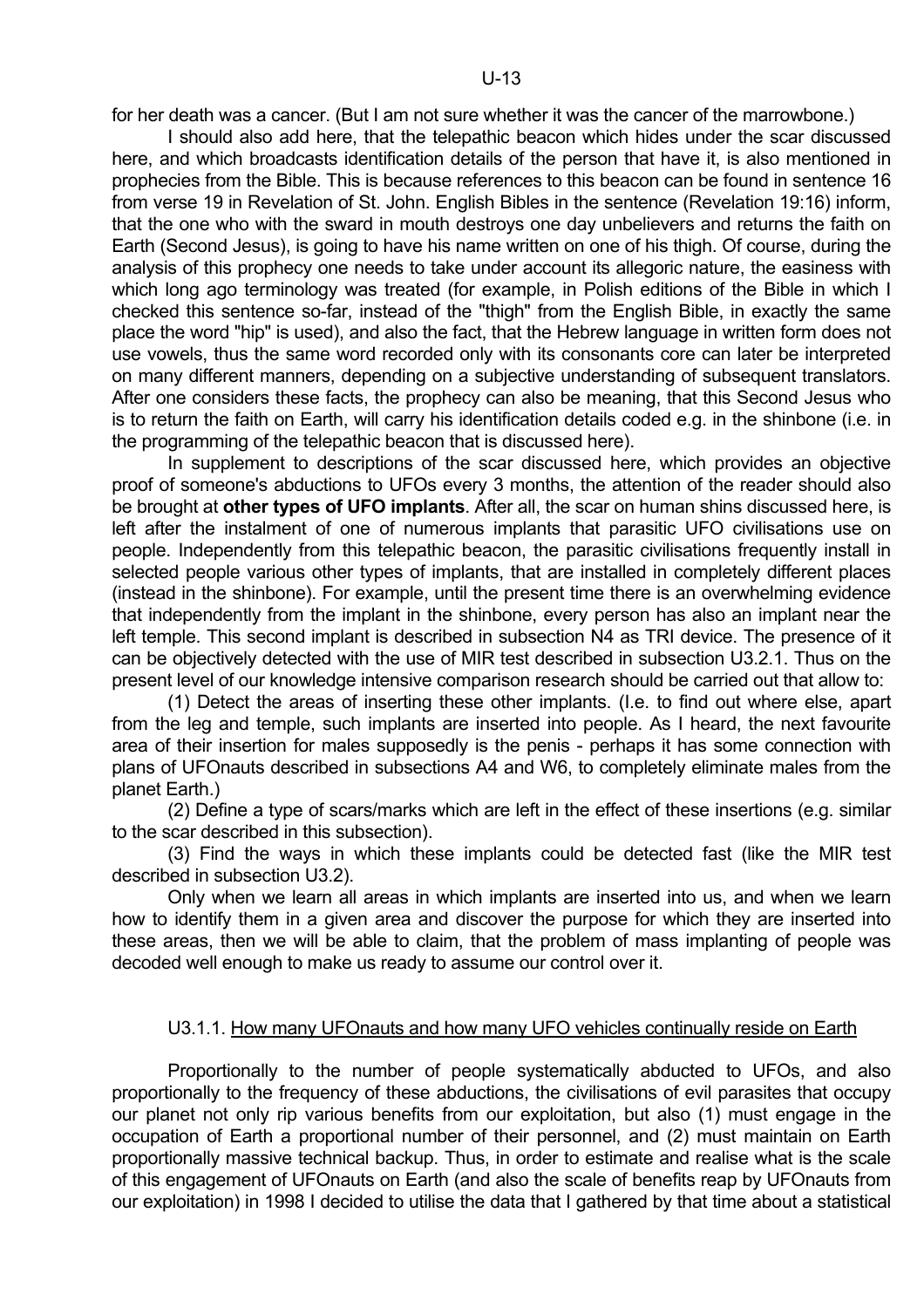for her death was a cancer. (But I am not sure whether it was the cancer of the marrowbone.)

I should also add here, that the telepathic beacon which hides under the scar discussed here, and which broadcasts identification details of the person that have it, is also mentioned in prophecies from the Bible. This is because references to this beacon can be found in sentence 16 from verse 19 in Revelation of St. John. English Bibles in the sentence (Revelation 19:16) inform, that the one who with the sward in mouth destroys one day unbelievers and returns the faith on Earth (Second Jesus), is going to have his name written on one of his thigh. Of course, during the analysis of this prophecy one needs to take under account its allegoric nature, the easiness with which long ago terminology was treated (for example, in Polish editions of the Bible in which I checked this sentence so-far, instead of the "thigh" from the English Bible, in exactly the same place the word "hip" is used), and also the fact, that the Hebrew language in written form does not use vowels, thus the same word recorded only with its consonants core can later be interpreted on many different manners, depending on a subjective understanding of subsequent translators. After one considers these facts, the prophecy can also be meaning, that this Second Jesus who is to return the faith on Earth, will carry his identification details coded e.g. in the shinbone (i.e. in the programming of the telepathic beacon that is discussed here).

In supplement to descriptions of the scar discussed here, which provides an objective proof of someone's abductions to UFOs every 3 months, the attention of the reader should also be brought at **other types of UFO implants**. After all, the scar on human shins discussed here, is left after the instalment of one of numerous implants that parasitic UFO civilisations use on people. Independently from this telepathic beacon, the parasitic civilisations frequently install in selected people various other types of implants, that are installed in completely different places (instead in the shinbone). For example, until the present time there is an overwhelming evidence that independently from the implant in the shinbone, every person has also an implant near the left temple. This second implant is described in subsection N4 as TRI device. The presence of it can be objectively detected with the use of MIR test described in subsection U3.2.1. Thus on the present level of our knowledge intensive comparison research should be carried out that allow to:

(1) Detect the areas of inserting these other implants. (I.e. to find out where else, apart from the leg and temple, such implants are inserted into people. As I heard, the next favourite area of their insertion for males supposedly is the penis - perhaps it has some connection with plans of UFOnauts described in subsections A4 and W6, to completely eliminate males from the planet Earth.)

(2) Define a type of scars/marks which are left in the effect of these insertions (e.g. similar to the scar described in this subsection).

(3) Find the ways in which these implants could be detected fast (like the MIR test described in subsection U3.2).

Only when we learn all areas in which implants are inserted into us, and when we learn how to identify them in a given area and discover the purpose for which they are inserted into these areas, then we will be able to claim, that the problem of mass implanting of people was decoded well enough to make us ready to assume our control over it.

### U3.1.1. How many UFOnauts and how many UFO vehicles continually reside on Earth

Proportionally to the number of people systematically abducted to UFOs, and also proportionally to the frequency of these abductions, the civilisations of evil parasites that occupy our planet not only rip various benefits from our exploitation, but also (1) must engage in the occupation of Earth a proportional number of their personnel, and (2) must maintain on Earth proportionally massive technical backup. Thus, in order to estimate and realise what is the scale of this engagement of UFOnauts on Earth (and also the scale of benefits reap by UFOnauts from our exploitation) in 1998 I decided to utilise the data that I gathered by that time about a statistical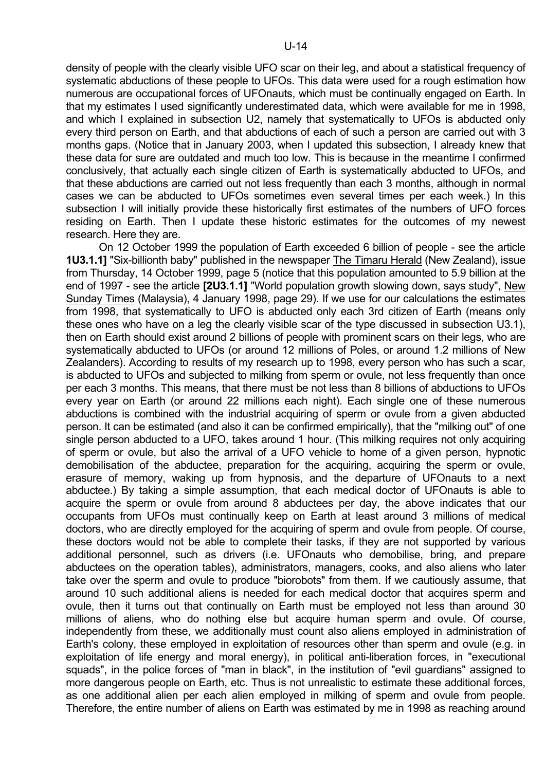density of people with the clearly visible UFO scar on their leg, and about a statistical frequency of systematic abductions of these people to UFOs. This data were used for a rough estimation how numerous are occupational forces of UFOnauts, which must be continually engaged on Earth. In that my estimates I used significantly underestimated data, which were available for me in 1998, and which I explained in subsection U2, namely that systematically to UFOs is abducted only every third person on Earth, and that abductions of each of such a person are carried out with 3 months gaps. (Notice that in January 2003, when I updated this subsection, I already knew that these data for sure are outdated and much too low. This is because in the meantime I confirmed conclusively, that actually each single citizen of Earth is systematically abducted to UFOs, and that these abductions are carried out not less frequently than each 3 months, although in normal cases we can be abducted to UFOs sometimes even several times per each week.) In this subsection I will initially provide these historically first estimates of the numbers of UFO forces residing on Earth. Then I update these historic estimates for the outcomes of my newest research. Here they are.

On 12 October 1999 the population of Earth exceeded 6 billion of people - see the article **1U3.1.1]** "Six-billionth baby" published in the newspaper The Timaru Herald (New Zealand), issue from Thursday, 14 October 1999, page 5 (notice that this population amounted to 5.9 billion at the end of 1997 - see the article **[2U3.1.1]** "World population growth slowing down, says study", New Sunday Times (Malaysia), 4 January 1998, page 29). If we use for our calculations the estimates from 1998, that systematically to UFO is abducted only each 3rd citizen of Earth (means only these ones who have on a leg the clearly visible scar of the type discussed in subsection U3.1), then on Earth should exist around 2 billions of people with prominent scars on their legs, who are systematically abducted to UFOs (or around 12 millions of Poles, or around 1.2 millions of New Zealanders). According to results of my research up to 1998, every person who has such a scar, is abducted to UFOs and subjected to milking from sperm or ovule, not less frequently than once per each 3 months. This means, that there must be not less than 8 billions of abductions to UFOs every year on Earth (or around 22 millions each night). Each single one of these numerous abductions is combined with the industrial acquiring of sperm or ovule from a given abducted person. It can be estimated (and also it can be confirmed empirically), that the "milking out" of one single person abducted to a UFO, takes around 1 hour. (This milking requires not only acquiring of sperm or ovule, but also the arrival of a UFO vehicle to home of a given person, hypnotic demobilisation of the abductee, preparation for the acquiring, acquiring the sperm or ovule, erasure of memory, waking up from hypnosis, and the departure of UFOnauts to a next abductee.) By taking a simple assumption, that each medical doctor of UFOnauts is able to acquire the sperm or ovule from around 8 abductees per day, the above indicates that our occupants from UFOs must continually keep on Earth at least around 3 millions of medical doctors, who are directly employed for the acquiring of sperm and ovule from people. Of course, these doctors would not be able to complete their tasks, if they are not supported by various additional personnel, such as drivers (i.e. UFOnauts who demobilise, bring, and prepare abductees on the operation tables), administrators, managers, cooks, and also aliens who later take over the sperm and ovule to produce "biorobots" from them. If we cautiously assume, that around 10 such additional aliens is needed for each medical doctor that acquires sperm and ovule, then it turns out that continually on Earth must be employed not less than around 30 millions of aliens, who do nothing else but acquire human sperm and ovule. Of course, independently from these, we additionally must count also aliens employed in administration of Earth's colony, these employed in exploitation of resources other than sperm and ovule (e.g. in exploitation of life energy and moral energy), in political anti-liberation forces, in "executional squads", in the police forces of "man in black", in the institution of "evil guardians" assigned to more dangerous people on Earth, etc. Thus is not unrealistic to estimate these additional forces, as one additional alien per each alien employed in milking of sperm and ovule from people. Therefore, the entire number of aliens on Earth was estimated by me in 1998 as reaching around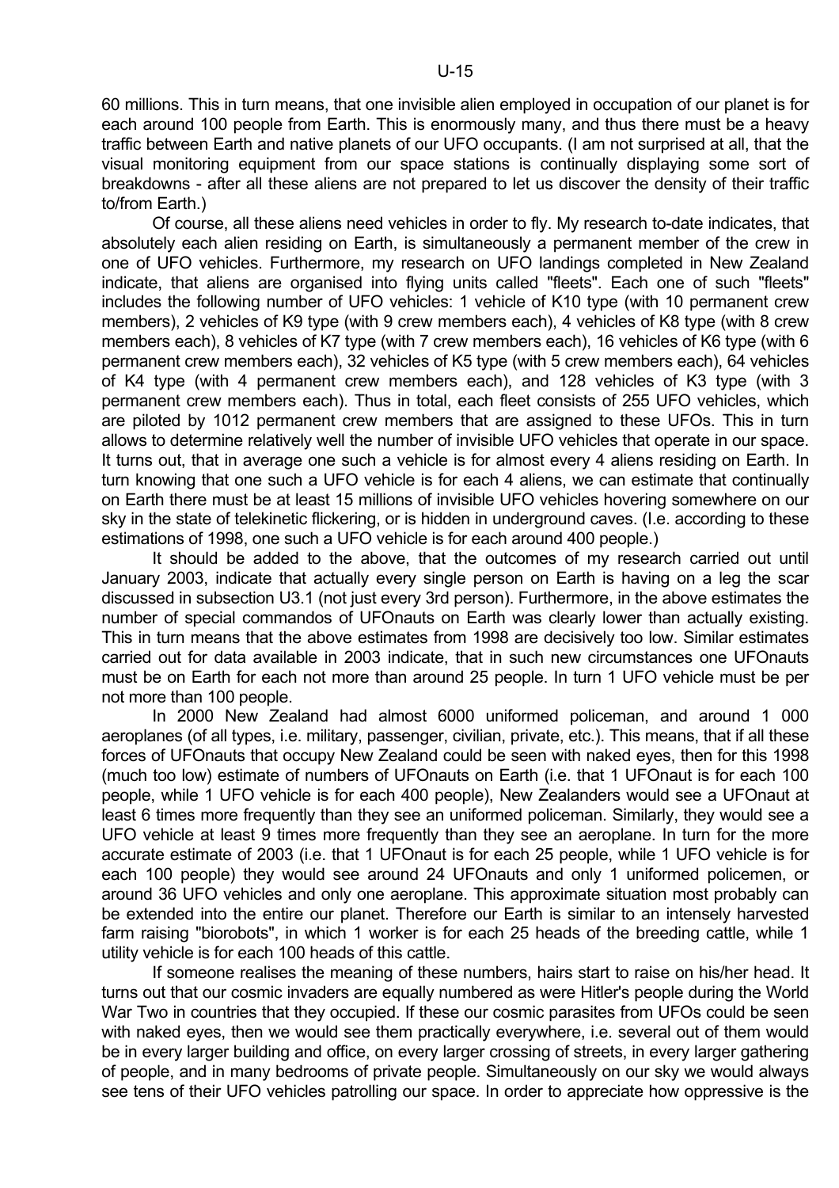60 millions. This in turn means, that one invisible alien employed in occupation of our planet is for each around 100 people from Earth. This is enormously many, and thus there must be a heavy traffic between Earth and native planets of our UFO occupants. (I am not surprised at all, that the visual monitoring equipment from our space stations is continually displaying some sort of breakdowns - after all these aliens are not prepared to let us discover the density of their traffic to/from Earth.)

Of course, all these aliens need vehicles in order to fly. My research to-date indicates, that absolutely each alien residing on Earth, is simultaneously a permanent member of the crew in one of UFO vehicles. Furthermore, my research on UFO landings completed in New Zealand indicate, that aliens are organised into flying units called "fleets". Each one of such "fleets" includes the following number of UFO vehicles: 1 vehicle of K10 type (with 10 permanent crew members), 2 vehicles of K9 type (with 9 crew members each), 4 vehicles of K8 type (with 8 crew members each), 8 vehicles of K7 type (with 7 crew members each), 16 vehicles of K6 type (with 6 permanent crew members each), 32 vehicles of K5 type (with 5 crew members each), 64 vehicles of K4 type (with 4 permanent crew members each), and 128 vehicles of K3 type (with 3 permanent crew members each). Thus in total, each fleet consists of 255 UFO vehicles, which are piloted by 1012 permanent crew members that are assigned to these UFOs. This in turn allows to determine relatively well the number of invisible UFO vehicles that operate in our space. It turns out, that in average one such a vehicle is for almost every 4 aliens residing on Earth. In turn knowing that one such a UFO vehicle is for each 4 aliens, we can estimate that continually on Earth there must be at least 15 millions of invisible UFO vehicles hovering somewhere on our sky in the state of telekinetic flickering, or is hidden in underground caves. (I.e. according to these estimations of 1998, one such a UFO vehicle is for each around 400 people.)

It should be added to the above, that the outcomes of my research carried out until January 2003, indicate that actually every single person on Earth is having on a leg the scar discussed in subsection U3.1 (not just every 3rd person). Furthermore, in the above estimates the number of special commandos of UFOnauts on Earth was clearly lower than actually existing. This in turn means that the above estimates from 1998 are decisively too low. Similar estimates carried out for data available in 2003 indicate, that in such new circumstances one UFOnauts must be on Earth for each not more than around 25 people. In turn 1 UFO vehicle must be per not more than 100 people.

In 2000 New Zealand had almost 6000 uniformed policeman, and around 1 000 aeroplanes (of all types, i.e. military, passenger, civilian, private, etc.). This means, that if all these forces of UFOnauts that occupy New Zealand could be seen with naked eyes, then for this 1998 (much too low) estimate of numbers of UFOnauts on Earth (i.e. that 1 UFOnaut is for each 100 people, while 1 UFO vehicle is for each 400 people), New Zealanders would see a UFOnaut at least 6 times more frequently than they see an uniformed policeman. Similarly, they would see a UFO vehicle at least 9 times more frequently than they see an aeroplane. In turn for the more accurate estimate of 2003 (i.e. that 1 UFOnaut is for each 25 people, while 1 UFO vehicle is for each 100 people) they would see around 24 UFOnauts and only 1 uniformed policemen, or around 36 UFO vehicles and only one aeroplane. This approximate situation most probably can be extended into the entire our planet. Therefore our Earth is similar to an intensely harvested farm raising "biorobots", in which 1 worker is for each 25 heads of the breeding cattle, while 1 utility vehicle is for each 100 heads of this cattle.

If someone realises the meaning of these numbers, hairs start to raise on his/her head. It turns out that our cosmic invaders are equally numbered as were Hitler's people during the World War Two in countries that they occupied. If these our cosmic parasites from UFOs could be seen with naked eyes, then we would see them practically everywhere, i.e. several out of them would be in every larger building and office, on every larger crossing of streets, in every larger gathering of people, and in many bedrooms of private people. Simultaneously on our sky we would always see tens of their UFO vehicles patrolling our space. In order to appreciate how oppressive is the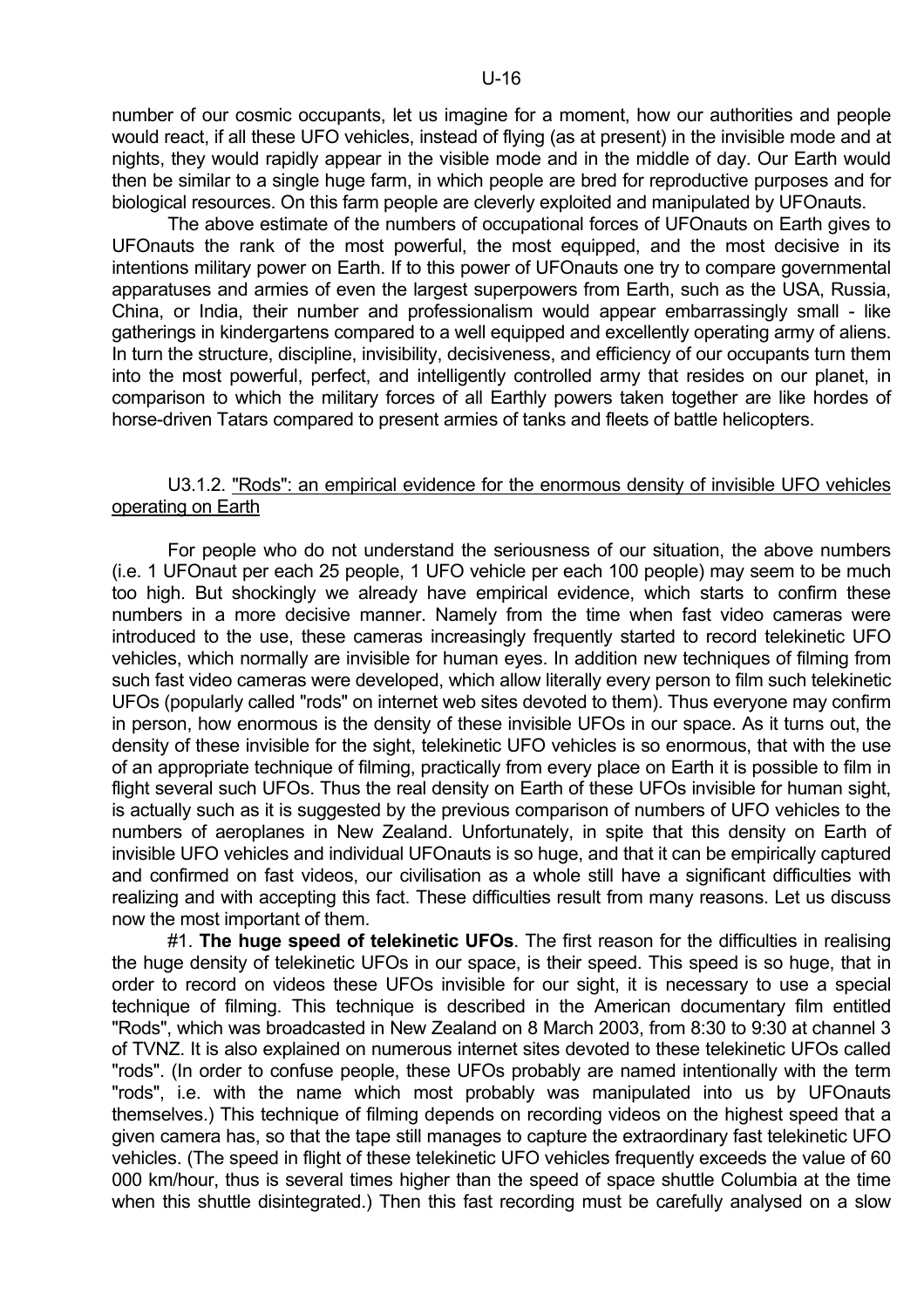number of our cosmic occupants, let us imagine for a moment, how our authorities and people would react, if all these UFO vehicles, instead of flying (as at present) in the invisible mode and at nights, they would rapidly appear in the visible mode and in the middle of day. Our Earth would then be similar to a single huge farm, in which people are bred for reproductive purposes and for biological resources. On this farm people are cleverly exploited and manipulated by UFOnauts.

The above estimate of the numbers of occupational forces of UFOnauts on Earth gives to UFOnauts the rank of the most powerful, the most equipped, and the most decisive in its intentions military power on Earth. If to this power of UFOnauts one try to compare governmental apparatuses and armies of even the largest superpowers from Earth, such as the USA, Russia, China, or India, their number and professionalism would appear embarrassingly small - like gatherings in kindergartens compared to a well equipped and excellently operating army of aliens. In turn the structure, discipline, invisibility, decisiveness, and efficiency of our occupants turn them into the most powerful, perfect, and intelligently controlled army that resides on our planet, in comparison to which the military forces of all Earthly powers taken together are like hordes of horse-driven Tatars compared to present armies of tanks and fleets of battle helicopters.

### U3.1.2. "Rods": an empirical evidence for the enormous density of invisible UFO vehicles operating on Earth

For people who do not understand the seriousness of our situation, the above numbers (i.e. 1 UFOnaut per each 25 people, 1 UFO vehicle per each 100 people) may seem to be much too high. But shockingly we already have empirical evidence, which starts to confirm these numbers in a more decisive manner. Namely from the time when fast video cameras were introduced to the use, these cameras increasingly frequently started to record telekinetic UFO vehicles, which normally are invisible for human eyes. In addition new techniques of filming from such fast video cameras were developed, which allow literally every person to film such telekinetic UFOs (popularly called "rods" on internet web sites devoted to them). Thus everyone may confirm in person, how enormous is the density of these invisible UFOs in our space. As it turns out, the density of these invisible for the sight, telekinetic UFO vehicles is so enormous, that with the use of an appropriate technique of filming, practically from every place on Earth it is possible to film in flight several such UFOs. Thus the real density on Earth of these UFOs invisible for human sight, is actually such as it is suggested by the previous comparison of numbers of UFO vehicles to the numbers of aeroplanes in New Zealand. Unfortunately, in spite that this density on Earth of invisible UFO vehicles and individual UFOnauts is so huge, and that it can be empirically captured and confirmed on fast videos, our civilisation as a whole still have a significant difficulties with realizing and with accepting this fact. These difficulties result from many reasons. Let us discuss now the most important of them.

#1. **The huge speed of telekinetic UFOs**. The first reason for the difficulties in realising the huge density of telekinetic UFOs in our space, is their speed. This speed is so huge, that in order to record on videos these UFOs invisible for our sight, it is necessary to use a special technique of filming. This technique is described in the American documentary film entitled "Rods", which was broadcasted in New Zealand on 8 March 2003, from 8:30 to 9:30 at channel 3 of TVNZ. It is also explained on numerous internet sites devoted to these telekinetic UFOs called "rods". (In order to confuse people, these UFOs probably are named intentionally with the term "rods", i.e. with the name which most probably was manipulated into us by UFOnauts themselves.) This technique of filming depends on recording videos on the highest speed that a given camera has, so that the tape still manages to capture the extraordinary fast telekinetic UFO vehicles. (The speed in flight of these telekinetic UFO vehicles frequently exceeds the value of 60 000 km/hour, thus is several times higher than the speed of space shuttle Columbia at the time when this shuttle disintegrated.) Then this fast recording must be carefully analysed on a slow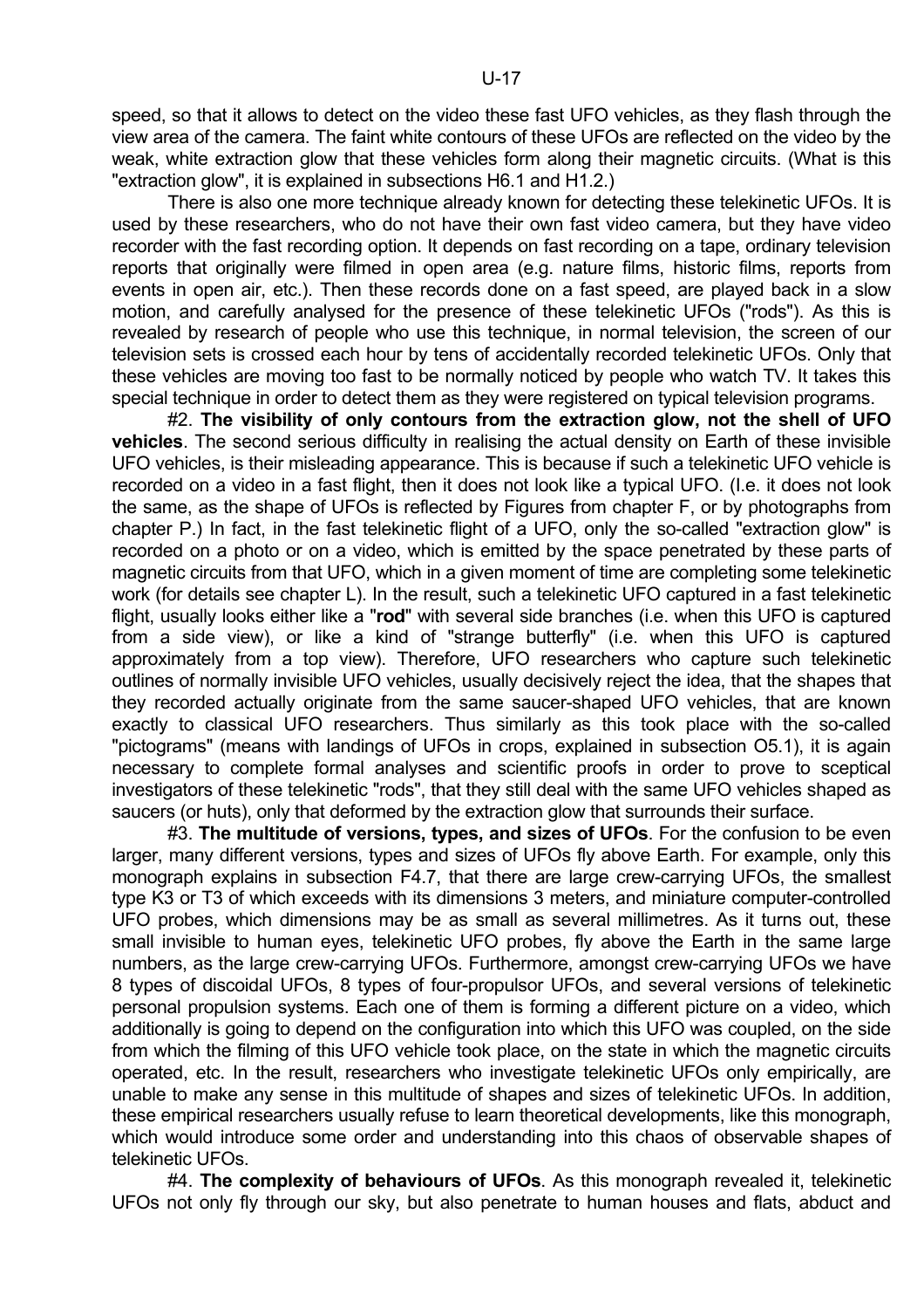speed, so that it allows to detect on the video these fast UFO vehicles, as they flash through the view area of the camera. The faint white contours of these UFOs are reflected on the video by the weak, white extraction glow that these vehicles form along their magnetic circuits. (What is this "extraction glow", it is explained in subsections H6.1 and H1.2.)

There is also one more technique already known for detecting these telekinetic UFOs. It is used by these researchers, who do not have their own fast video camera, but they have video recorder with the fast recording option. It depends on fast recording on a tape, ordinary television reports that originally were filmed in open area (e.g. nature films, historic films, reports from events in open air, etc.). Then these records done on a fast speed, are played back in a slow motion, and carefully analysed for the presence of these telekinetic UFOs ("rods"). As this is revealed by research of people who use this technique, in normal television, the screen of our television sets is crossed each hour by tens of accidentally recorded telekinetic UFOs. Only that these vehicles are moving too fast to be normally noticed by people who watch TV. It takes this special technique in order to detect them as they were registered on typical television programs.

#2. **The visibility of only contours from the extraction glow, not the shell of UFO vehicles**. The second serious difficulty in realising the actual density on Earth of these invisible UFO vehicles, is their misleading appearance. This is because if such a telekinetic UFO vehicle is recorded on a video in a fast flight, then it does not look like a typical UFO. (I.e. it does not look the same, as the shape of UFOs is reflected by Figures from chapter F, or by photographs from chapter P.) In fact, in the fast telekinetic flight of a UFO, only the so-called "extraction glow" is recorded on a photo or on a video, which is emitted by the space penetrated by these parts of magnetic circuits from that UFO, which in a given moment of time are completing some telekinetic work (for details see chapter L). In the result, such a telekinetic UFO captured in a fast telekinetic flight, usually looks either like a "**rod**" with several side branches (i.e. when this UFO is captured from a side view), or like a kind of "strange butterfly" (i.e. when this UFO is captured approximately from a top view). Therefore, UFO researchers who capture such telekinetic outlines of normally invisible UFO vehicles, usually decisively reject the idea, that the shapes that they recorded actually originate from the same saucer-shaped UFO vehicles, that are known exactly to classical UFO researchers. Thus similarly as this took place with the so-called "pictograms" (means with landings of UFOs in crops, explained in subsection O5.1), it is again necessary to complete formal analyses and scientific proofs in order to prove to sceptical investigators of these telekinetic "rods", that they still deal with the same UFO vehicles shaped as saucers (or huts), only that deformed by the extraction glow that surrounds their surface.

#3. **The multitude of versions, types, and sizes of UFOs**. For the confusion to be even larger, many different versions, types and sizes of UFOs fly above Earth. For example, only this monograph explains in subsection F4.7, that there are large crew-carrying UFOs, the smallest type K3 or T3 of which exceeds with its dimensions 3 meters, and miniature computer-controlled UFO probes, which dimensions may be as small as several millimetres. As it turns out, these small invisible to human eyes, telekinetic UFO probes, fly above the Earth in the same large numbers, as the large crew-carrying UFOs. Furthermore, amongst crew-carrying UFOs we have 8 types of discoidal UFOs, 8 types of four-propulsor UFOs, and several versions of telekinetic personal propulsion systems. Each one of them is forming a different picture on a video, which additionally is going to depend on the configuration into which this UFO was coupled, on the side from which the filming of this UFO vehicle took place, on the state in which the magnetic circuits operated, etc. In the result, researchers who investigate telekinetic UFOs only empirically, are unable to make any sense in this multitude of shapes and sizes of telekinetic UFOs. In addition, these empirical researchers usually refuse to learn theoretical developments, like this monograph, which would introduce some order and understanding into this chaos of observable shapes of telekinetic UFOs.

#4. **The complexity of behaviours of UFOs**. As this monograph revealed it, telekinetic UFOs not only fly through our sky, but also penetrate to human houses and flats, abduct and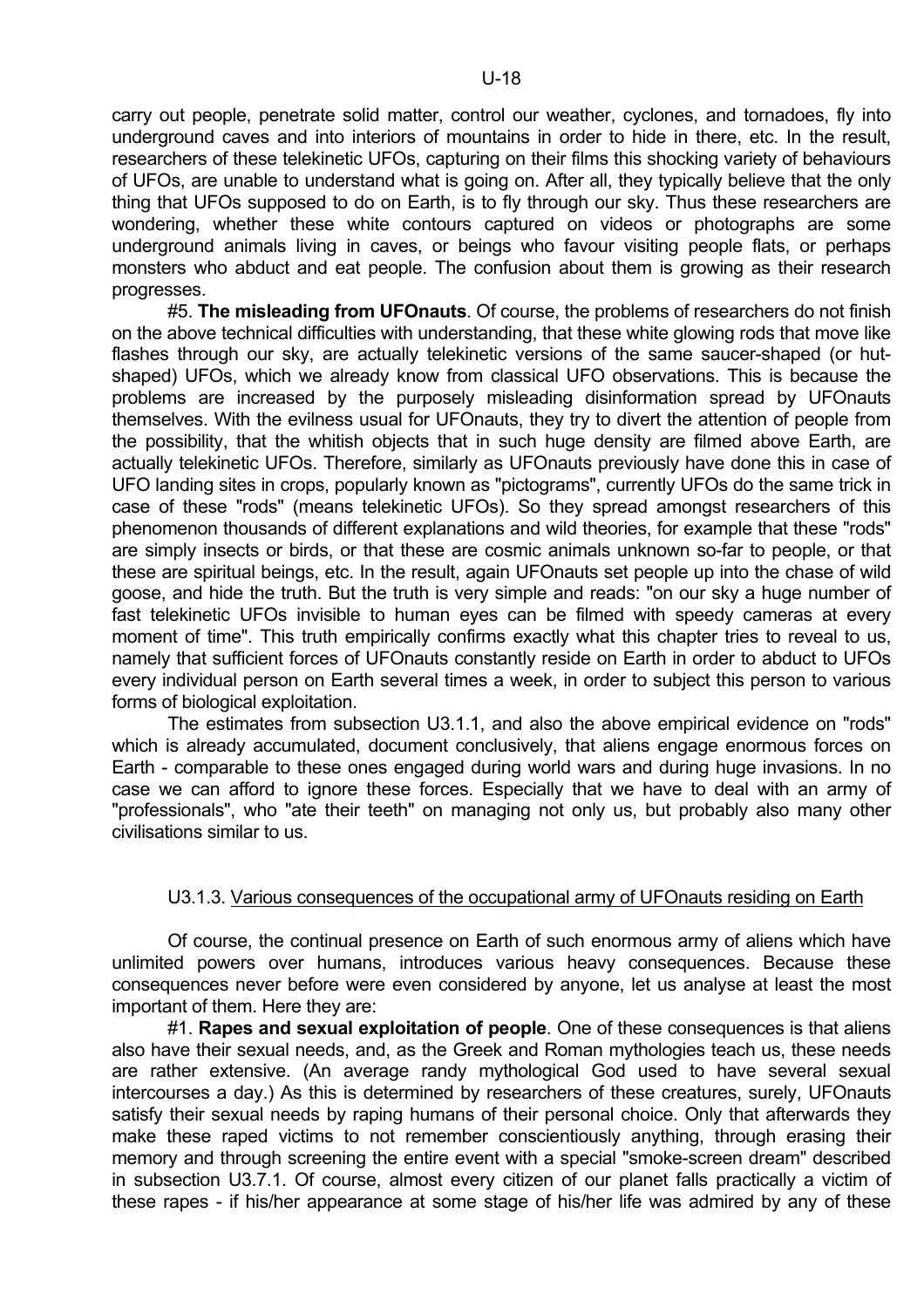carry out people, penetrate solid matter, control our weather, cyclones, and tornadoes, fly into underground caves and into interiors of mountains in order to hide in there, etc. In the result, researchers of these telekinetic UFOs, capturing on their films this shocking variety of behaviours of UFOs, are unable to understand what is going on. After all, they typically believe that the only thing that UFOs supposed to do on Earth, is to fly through our sky. Thus these researchers are wondering, whether these white contours captured on videos or photographs are some underground animals living in caves, or beings who favour visiting people flats, or perhaps monsters who abduct and eat people. The confusion about them is growing as their research progresses.

#5. **The misleading from UFOnauts**. Of course, the problems of researchers do not finish on the above technical difficulties with understanding, that these white glowing rods that move like flashes through our sky, are actually telekinetic versions of the same saucer-shaped (or hut-shaped) UFOs, which we already know from classical UFO observations. This is because the problems are increased by the purposely misleading disinformation spread by UFOnauts themselves. With the evilness usual for UFOnauts, they try to divert the attention of people from the possibility, that the whitish objects that in such huge density are filmed above Earth, are actually telekinetic UFOs. Therefore, similarly as UFOnauts previously have done this in case of UFO landing sites in crops, popularly known as "pictograms", currently UFOs do the same trick in case of these "rods" (means telekinetic UFOs). So they spread amongst researchers of this phenomenon thousands of different explanations and wild theories, for example that these "rods" are simply insects or birds, or that these are cosmic animals unknown so-far to people, or that these are spiritual beings, etc. In the result, again UFOnauts set people up into the chase of wild goose, and hide the truth. But the truth is very simple and reads: "on our sky a huge number of fast telekinetic UFOs invisible to human eyes can be filmed with speedy cameras at every moment of time". This truth empirically confirms exactly what this chapter tries to reveal to us, namely that sufficient forces of UFOnauts constantly reside on Earth in order to abduct to UFOs every individual person on Earth several times a week, in order to subject this person to various forms of biological exploitation.

The estimates from subsection U3.1.1, and also the above empirical evidence on "rods" which is already accumulated, document conclusively, that aliens engage enormous forces on Earth - comparable to these ones engaged during world wars and during huge invasions. In no case we can afford to ignore these forces. Especially that we have to deal with an army of "professionals", who "ate their teeth" on managing not only us, but probably also many other civilisations similar to us.

### U3.1.3. Various consequences of the occupational army of UFOnauts residing on Earth

Of course, the continual presence on Earth of such enormous army of aliens which have unlimited powers over humans, introduces various heavy consequences. Because these consequences never before were even considered by anyone, let us analyse at least the most important of them. Here they are:

#1. **Rapes and sexual exploitation of people**. One of these consequences is that aliens also have their sexual needs, and, as the Greek and Roman mythologies teach us, these needs are rather extensive. (An average randy mythological God used to have several sexual intercourses a day.) As this is determined by researchers of these creatures, surely, UFOnauts satisfy their sexual needs by raping humans of their personal choice. Only that afterwards they make these raped victims to not remember conscientiously anything, through erasing their memory and through screening the entire event with a special "smoke-screen dream" described in subsection U3.7.1. Of course, almost every citizen of our planet falls practically a victim of these rapes - if his/her appearance at some stage of his/her life was admired by any of these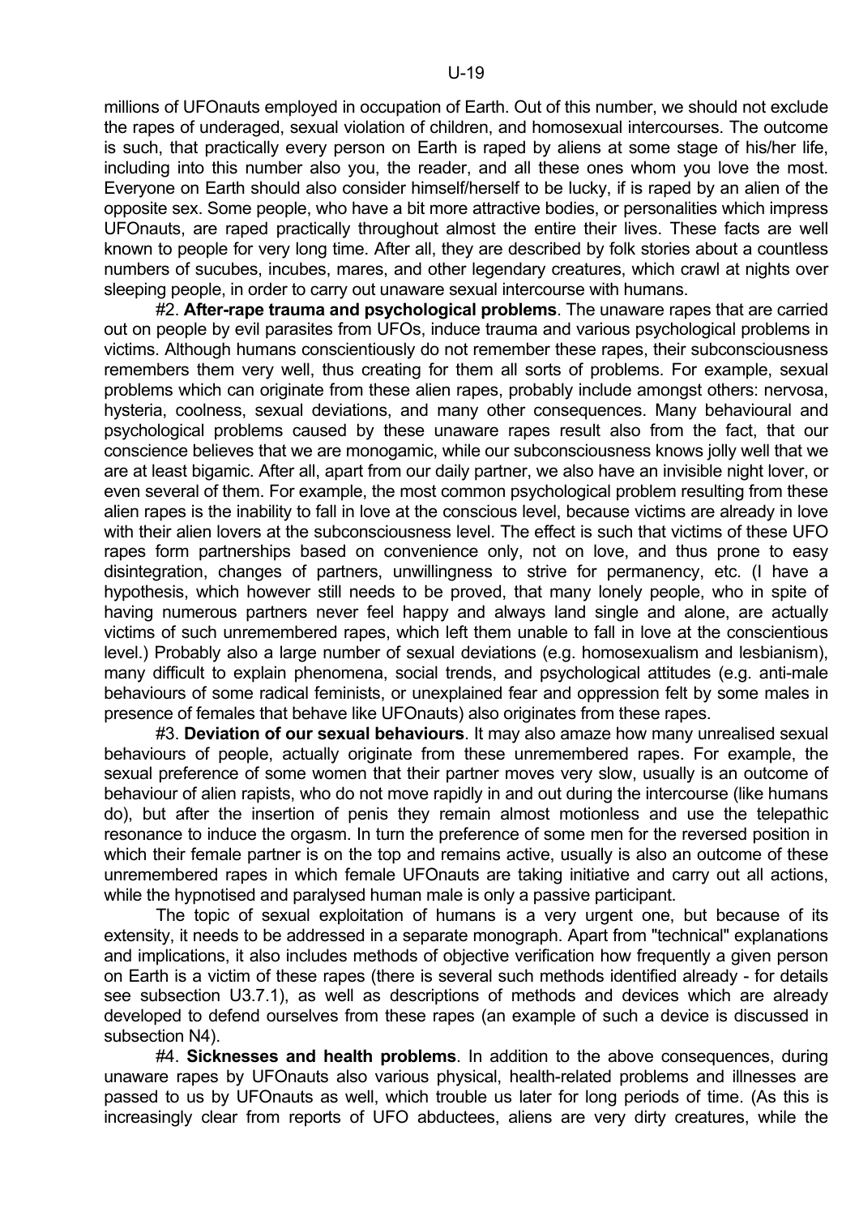millions of UFOnauts employed in occupation of Earth. Out of this number, we should not exclude the rapes of underaged, sexual violation of children, and homosexual intercourses. The outcome is such, that practically every person on Earth is raped by aliens at some stage of his/her life, including into this number also you, the reader, and all these ones whom you love the most. Everyone on Earth should also consider himself/herself to be lucky, if is raped by an alien of the opposite sex. Some people, who have a bit more attractive bodies, or personalities which impress UFOnauts, are raped practically throughout almost the entire their lives. These facts are well known to people for very long time. After all, they are described by folk stories about a countless numbers of sucubes, incubes, mares, and other legendary creatures, which crawl at nights over sleeping people, in order to carry out unaware sexual intercourse with humans.

#2. **After-rape trauma and psychological problems**. The unaware rapes that are carried out on people by evil parasites from UFOs, induce trauma and various psychological problems in victims. Although humans conscientiously do not remember these rapes, their subconsciousness remembers them very well, thus creating for them all sorts of problems. For example, sexual problems which can originate from these alien rapes, probably include amongst others: nervosa, hysteria, coolness, sexual deviations, and many other consequences. Many behavioural and psychological problems caused by these unaware rapes result also from the fact, that our conscience believes that we are monogamic, while our subconsciousness knows jolly well that we are at least bigamic. After all, apart from our daily partner, we also have an invisible night lover, or even several of them. For example, the most common psychological problem resulting from these alien rapes is the inability to fall in love at the conscious level, because victims are already in love with their alien lovers at the subconsciousness level. The effect is such that victims of these UFO rapes form partnerships based on convenience only, not on love, and thus prone to easy disintegration, changes of partners, unwillingness to strive for permanency, etc. (I have a hypothesis, which however still needs to be proved, that many lonely people, who in spite of having numerous partners never feel happy and always land single and alone, are actually victims of such unremembered rapes, which left them unable to fall in love at the conscientious level.) Probably also a large number of sexual deviations (e.g. homosexualism and lesbianism), many difficult to explain phenomena, social trends, and psychological attitudes (e.g. anti-male behaviours of some radical feminists, or unexplained fear and oppression felt by some males in presence of females that behave like UFOnauts) also originates from these rapes.

#3. **Deviation of our sexual behaviours**. It may also amaze how many unrealised sexual behaviours of people, actually originate from these unremembered rapes. For example, the sexual preference of some women that their partner moves very slow, usually is an outcome of behaviour of alien rapists, who do not move rapidly in and out during the intercourse (like humans do), but after the insertion of penis they remain almost motionless and use the telepathic resonance to induce the orgasm. In turn the preference of some men for the reversed position in which their female partner is on the top and remains active, usually is also an outcome of these unremembered rapes in which female UFOnauts are taking initiative and carry out all actions, while the hypnotised and paralysed human male is only a passive participant.

The topic of sexual exploitation of humans is a very urgent one, but because of its extensity, it needs to be addressed in a separate monograph. Apart from "technical" explanations and implications, it also includes methods of objective verification how frequently a given person on Earth is a victim of these rapes (there is several such methods identified already - for details see subsection U3.7.1), as well as descriptions of methods and devices which are already developed to defend ourselves from these rapes (an example of such a device is discussed in subsection N4).

#4. **Sicknesses and health problems**. In addition to the above consequences, during unaware rapes by UFOnauts also various physical, health-related problems and illnesses are passed to us by UFOnauts as well, which trouble us later for long periods of time. (As this is increasingly clear from reports of UFO abductees, aliens are very dirty creatures, while the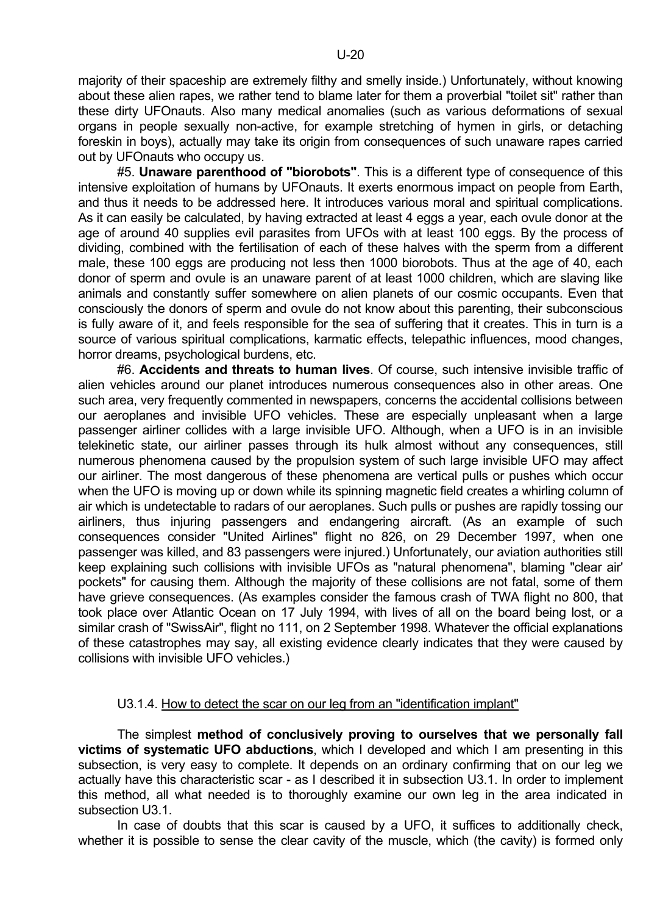majority of their spaceship are extremely filthy and smelly inside.) Unfortunately, without knowing about these alien rapes, we rather tend to blame later for them a proverbial "toilet sit" rather than these dirty UFOnauts. Also many medical anomalies (such as various deformations of sexual organs in people sexually non-active, for example stretching of hymen in girls, or detaching foreskin in boys), actually may take its origin from consequences of such unaware rapes carried out by UFOnauts who occupy us.

#5. **Unaware parenthood of "biorobots"**. This is a different type of consequence of this intensive exploitation of humans by UFOnauts. It exerts enormous impact on people from Earth, and thus it needs to be addressed here. It introduces various moral and spiritual complications. As it can easily be calculated, by having extracted at least 4 eggs a year, each ovule donor at the age of around 40 supplies evil parasites from UFOs with at least 100 eggs. By the process of dividing, combined with the fertilisation of each of these halves with the sperm from a different male, these 100 eggs are producing not less then 1000 biorobots. Thus at the age of 40, each donor of sperm and ovule is an unaware parent of at least 1000 children, which are slaving like animals and constantly suffer somewhere on alien planets of our cosmic occupants. Even that consciously the donors of sperm and ovule do not know about this parenting, their subconscious is fully aware of it, and feels responsible for the sea of suffering that it creates. This in turn is a source of various spiritual complications, karmatic effects, telepathic influences, mood changes, horror dreams, psychological burdens, etc.

#6. **Accidents and threats to human lives**. Of course, such intensive invisible traffic of alien vehicles around our planet introduces numerous consequences also in other areas. One such area, very frequently commented in newspapers, concerns the accidental collisions between our aeroplanes and invisible UFO vehicles. These are especially unpleasant when a large passenger airliner collides with a large invisible UFO. Although, when a UFO is in an invisible telekinetic state, our airliner passes through its hulk almost without any consequences, still numerous phenomena caused by the propulsion system of such large invisible UFO may affect our airliner. The most dangerous of these phenomena are vertical pulls or pushes which occur when the UFO is moving up or down while its spinning magnetic field creates a whirling column of air which is undetectable to radars of our aeroplanes. Such pulls or pushes are rapidly tossing our airliners, thus injuring passengers and endangering aircraft. (As an example of such consequences consider "United Airlines" flight no 826, on 29 December 1997, when one passenger was killed, and 83 passengers were injured.) Unfortunately, our aviation authorities still keep explaining such collisions with invisible UFOs as "natural phenomena", blaming "clear air' pockets" for causing them. Although the majority of these collisions are not fatal, some of them have grieve consequences. (As examples consider the famous crash of TWA flight no 800, that took place over Atlantic Ocean on 17 July 1994, with lives of all on the board being lost, or a similar crash of "SwissAir", flight no 111, on 2 September 1998. Whatever the official explanations of these catastrophes may say, all existing evidence clearly indicates that they were caused by collisions with invisible UFO vehicles.)

### U3.1.4. How to detect the scar on our leg from an "identification implant"

The simplest **method of conclusively proving to ourselves that we personally fall victims of systematic UFO abductions**, which I developed and which I am presenting in this subsection, is very easy to complete. It depends on an ordinary confirming that on our leg we actually have this characteristic scar - as I described it in subsection U3.1. In order to implement this method, all what needed is to thoroughly examine our own leg in the area indicated in subsection U3.1.

In case of doubts that this scar is caused by a UFO, it suffices to additionally check, whether it is possible to sense the clear cavity of the muscle, which (the cavity) is formed only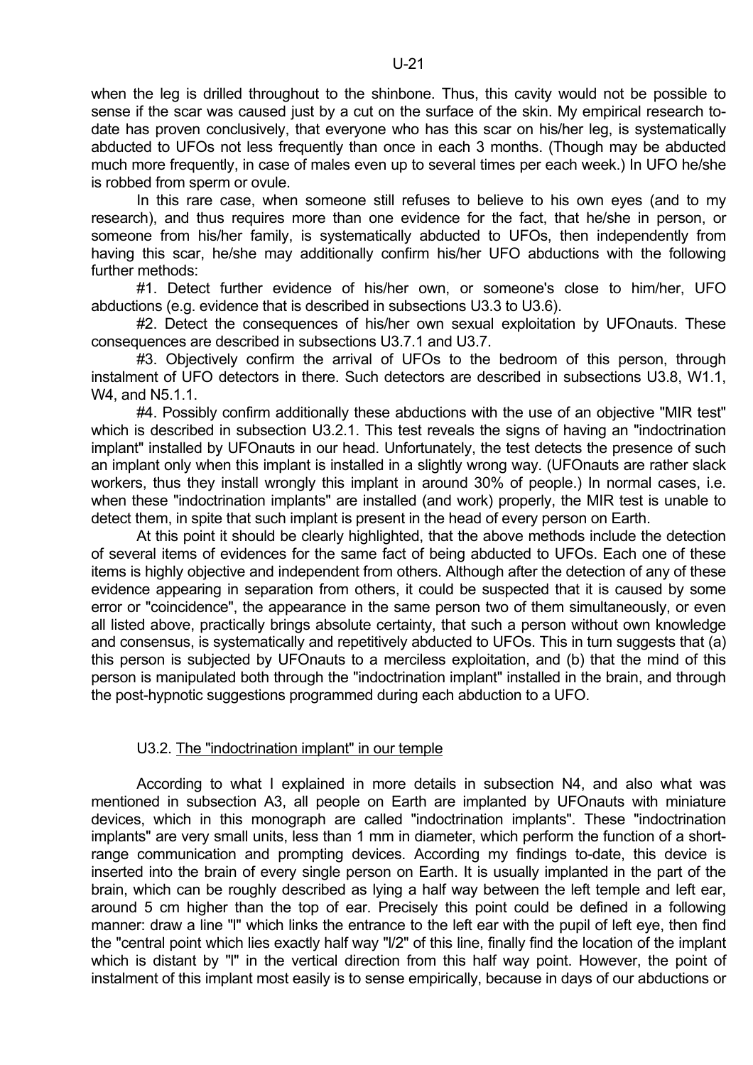when the leg is drilled throughout to the shinbone. Thus, this cavity would not be possible to sense if the scar was caused just by a cut on the surface of the skin. My empirical research to-date has proven conclusively, that everyone who has this scar on his/her leg, is systematically abducted to UFOs not less frequently than once in each 3 months. (Though may be abducted much more frequently, in case of males even up to several times per each week.) In UFO he/she is robbed from sperm or ovule.

In this rare case, when someone still refuses to believe to his own eyes (and to my research), and thus requires more than one evidence for the fact, that he/she in person, or someone from his/her family, is systematically abducted to UFOs, then independently from having this scar, he/she may additionally confirm his/her UFO abductions with the following further methods:

#1. Detect further evidence of his/her own, or someone's close to him/her, UFO abductions (e.g. evidence that is described in subsections U3.3 to U3.6).

#2. Detect the consequences of his/her own sexual exploitation by UFOnauts. These consequences are described in subsections U3.7.1 and U3.7.

#3. Objectively confirm the arrival of UFOs to the bedroom of this person, through instalment of UFO detectors in there. Such detectors are described in subsections U3.8, W1.1, W4, and N5.1.1.

#4. Possibly confirm additionally these abductions with the use of an objective "MIR test" which is described in subsection U3.2.1. This test reveals the signs of having an "indoctrination implant" installed by UFOnauts in our head. Unfortunately, the test detects the presence of such an implant only when this implant is installed in a slightly wrong way. (UFOnauts are rather slack workers, thus they install wrongly this implant in around 30% of people.) In normal cases, i.e. when these "indoctrination implants" are installed (and work) properly, the MIR test is unable to detect them, in spite that such implant is present in the head of every person on Earth.

At this point it should be clearly highlighted, that the above methods include the detection of several items of evidences for the same fact of being abducted to UFOs. Each one of these items is highly objective and independent from others. Although after the detection of any of these evidence appearing in separation from others, it could be suspected that it is caused by some error or "coincidence", the appearance in the same person two of them simultaneously, or even all listed above, practically brings absolute certainty, that such a person without own knowledge and consensus, is systematically and repetitively abducted to UFOs. This in turn suggests that (a) this person is subjected by UFOnauts to a merciless exploitation, and (b) that the mind of this person is manipulated both through the "indoctrination implant" installed in the brain, and through the post-hypnotic suggestions programmed during each abduction to a UFO.

### U3.2. The "indoctrination implant" in our temple

According to what I explained in more details in subsection N4, and also what was mentioned in subsection A3, all people on Earth are implanted by UFOnauts with miniature devices, which in this monograph are called "indoctrination implants". These "indoctrination implants" are very small units, less than 1 mm in diameter, which perform the function of a short-range communication and prompting devices. According my findings to-date, this device is inserted into the brain of every single person on Earth. It is usually implanted in the part of the brain, which can be roughly described as lying a half way between the left temple and left ear, around 5 cm higher than the top of ear. Precisely this point could be defined in a following manner: draw a line "l" which links the entrance to the left ear with the pupil of left eye, then find the "central point which lies exactly half way "l/2" of this line, finally find the location of the implant which is distant by "l" in the vertical direction from this half way point. However, the point of instalment of this implant most easily is to sense empirically, because in days of our abductions or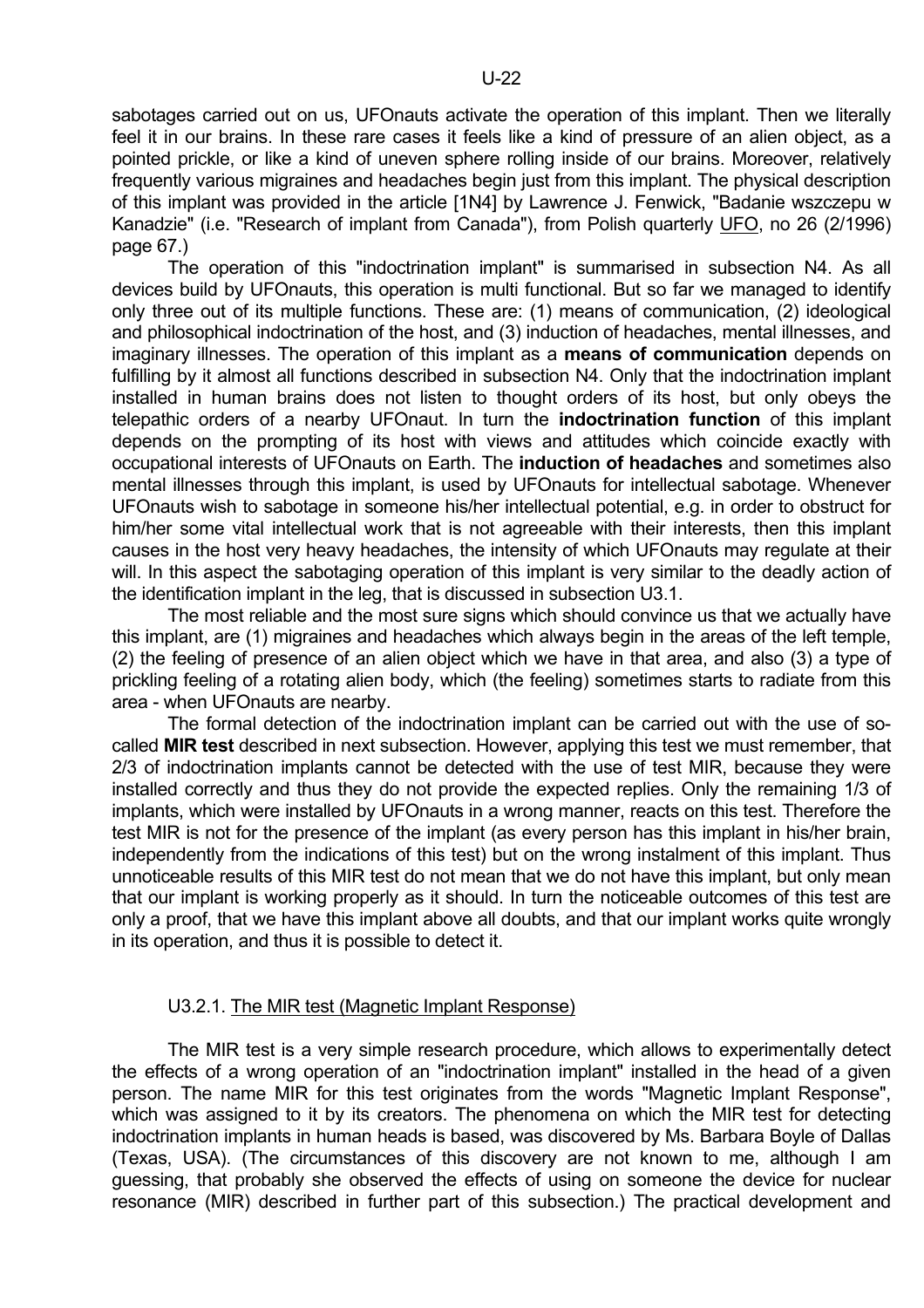sabotages carried out on us, UFOnauts activate the operation of this implant. Then we literally feel it in our brains. In these rare cases it feels like a kind of pressure of an alien object, as a pointed prickle, or like a kind of uneven sphere rolling inside of our brains. Moreover, relatively frequently various migraines and headaches begin just from this implant. The physical description of this implant was provided in the article [1N4] by Lawrence J. Fenwick, "Badanie wszczepu w Kanadzie" (i.e. "Research of implant from Canada"), from Polish quarterly UFO, no 26 (2/1996) page 67.)

The operation of this "indoctrination implant" is summarised in subsection N4. As all devices build by UFOnauts, this operation is multi functional. But so far we managed to identify only three out of its multiple functions. These are: (1) means of communication, (2) ideological and philosophical indoctrination of the host, and (3) induction of headaches, mental illnesses, and imaginary illnesses. The operation of this implant as a **means of communication** depends on fulfilling by it almost all functions described in subsection N4. Only that the indoctrination implant installed in human brains does not listen to thought orders of its host, but only obeys the telepathic orders of a nearby UFOnaut. In turn the **indoctrination function** of this implant depends on the prompting of its host with views and attitudes which coincide exactly with occupational interests of UFOnauts on Earth. The **induction of headaches** and sometimes also mental illnesses through this implant, is used by UFOnauts for intellectual sabotage. Whenever UFOnauts wish to sabotage in someone his/her intellectual potential, e.g. in order to obstruct for him/her some vital intellectual work that is not agreeable with their interests, then this implant causes in the host very heavy headaches, the intensity of which UFOnauts may regulate at their will. In this aspect the sabotaging operation of this implant is very similar to the deadly action of the identification implant in the leg, that is discussed in subsection U3.1.

The most reliable and the most sure signs which should convince us that we actually have this implant, are (1) migraines and headaches which always begin in the areas of the left temple, (2) the feeling of presence of an alien object which we have in that area, and also (3) a type of prickling feeling of a rotating alien body, which (the feeling) sometimes starts to radiate from this area - when UFOnauts are nearby.

The formal detection of the indoctrination implant can be carried out with the use of so-called **MIR test** described in next subsection. However, applying this test we must remember, that 2/3 of indoctrination implants cannot be detected with the use of test MIR, because they were installed correctly and thus they do not provide the expected replies. Only the remaining 1/3 of implants, which were installed by UFOnauts in a wrong manner, reacts on this test. Therefore the test MIR is not for the presence of the implant (as every person has this implant in his/her brain, independently from the indications of this test) but on the wrong instalment of this implant. Thus unnoticeable results of this MIR test do not mean that we do not have this implant, but only mean that our implant is working properly as it should. In turn the noticeable outcomes of this test are only a proof, that we have this implant above all doubts, and that our implant works quite wrongly in its operation, and thus it is possible to detect it.

### U3.2.1. The MIR test (Magnetic Implant Response)

The MIR test is a very simple research procedure, which allows to experimentally detect the effects of a wrong operation of an "indoctrination implant" installed in the head of a given person. The name MIR for this test originates from the words "Magnetic Implant Response", which was assigned to it by its creators. The phenomena on which the MIR test for detecting indoctrination implants in human heads is based, was discovered by Ms. Barbara Boyle of Dallas (Texas, USA). (The circumstances of this discovery are not known to me, although I am guessing, that probably she observed the effects of using on someone the device for nuclear resonance (MIR) described in further part of this subsection.) The practical development and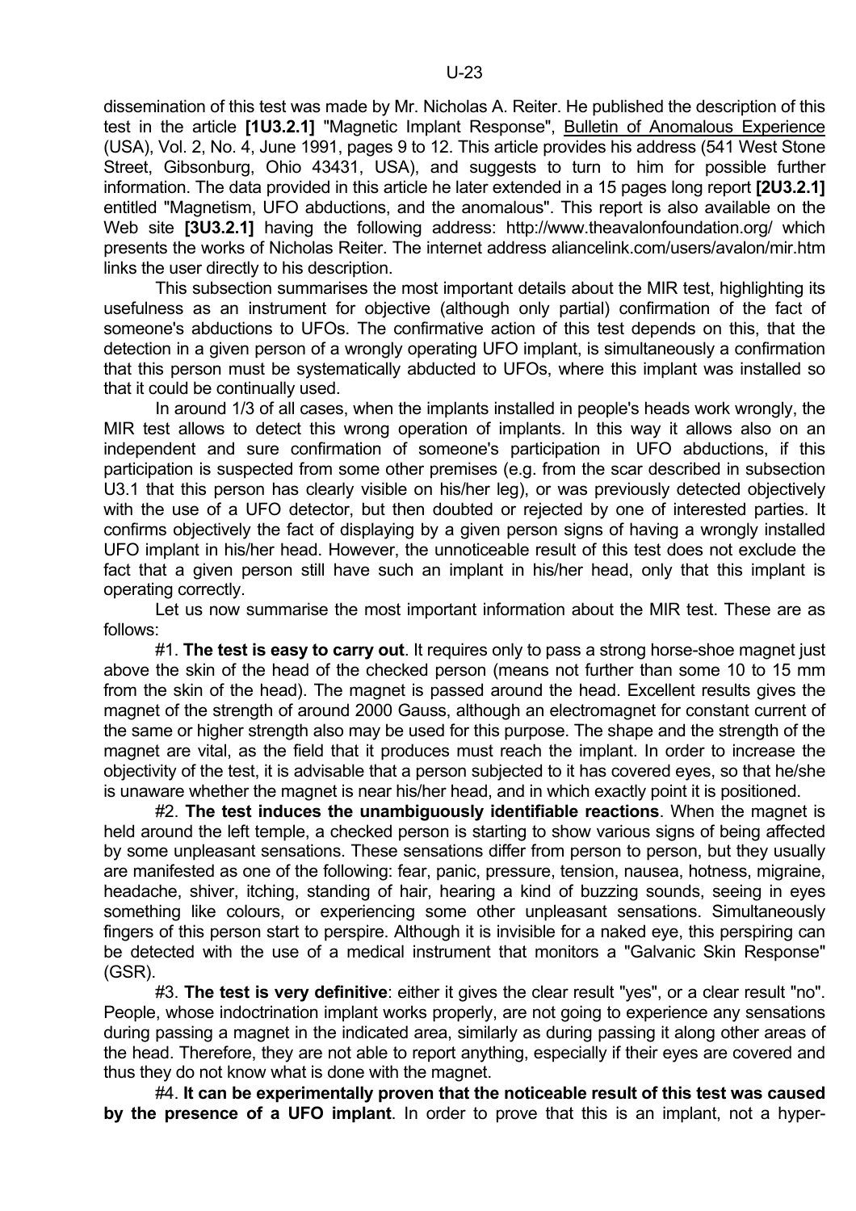dissemination of this test was made by Mr. Nicholas A. Reiter. He published the description of this test in the article **[1U3.2.1]** "Magnetic Implant Response", Bulletin of Anomalous Experience (USA), Vol. 2, No. 4, June 1991, pages 9 to 12. This article provides his address (541 West Stone Street, Gibsonburg, Ohio 43431, USA), and suggests to turn to him for possible further information. The data provided in this article he later extended in a 15 pages long report **[2U3.2.1]** entitled "Magnetism, UFO abductions, and the anomalous". This report is also available on the Web site **[3U3.2.1]** having the following address: http://www.theavalonfoundation.org/ which presents the works of Nicholas Reiter. The internet address aliancelink.com/users/avalon/mir.htm links the user directly to his description.

This subsection summarises the most important details about the MIR test, highlighting its usefulness as an instrument for objective (although only partial) confirmation of the fact of someone's abductions to UFOs. The confirmative action of this test depends on this, that the detection in a given person of a wrongly operating UFO implant, is simultaneously a confirmation that this person must be systematically abducted to UFOs, where this implant was installed so that it could be continually used.

In around 1/3 of all cases, when the implants installed in people's heads work wrongly, the MIR test allows to detect this wrong operation of implants. In this way it allows also on an independent and sure confirmation of someone's participation in UFO abductions, if this participation is suspected from some other premises (e.g. from the scar described in subsection U3.1 that this person has clearly visible on his/her leg), or was previously detected objectively with the use of a UFO detector, but then doubted or rejected by one of interested parties. It confirms objectively the fact of displaying by a given person signs of having a wrongly installed UFO implant in his/her head. However, the unnoticeable result of this test does not exclude the fact that a given person still have such an implant in his/her head, only that this implant is operating correctly.

Let us now summarise the most important information about the MIR test. These are as follows:

#1. **The test is easy to carry out**. It requires only to pass a strong horse-shoe magnet just above the skin of the head of the checked person (means not further than some 10 to 15 mm from the skin of the head). The magnet is passed around the head. Excellent results gives the magnet of the strength of around 2000 Gauss, although an electromagnet for constant current of the same or higher strength also may be used for this purpose. The shape and the strength of the magnet are vital, as the field that it produces must reach the implant. In order to increase the objectivity of the test, it is advisable that a person subjected to it has covered eyes, so that he/she is unaware whether the magnet is near his/her head, and in which exactly point it is positioned.

#2. **The test induces the unambiguously identifiable reactions**. When the magnet is held around the left temple, a checked person is starting to show various signs of being affected by some unpleasant sensations. These sensations differ from person to person, but they usually are manifested as one of the following: fear, panic, pressure, tension, nausea, hotness, migraine, headache, shiver, itching, standing of hair, hearing a kind of buzzing sounds, seeing in eyes something like colours, or experiencing some other unpleasant sensations. Simultaneously fingers of this person start to perspire. Although it is invisible for a naked eye, this perspiring can be detected with the use of a medical instrument that monitors a "Galvanic Skin Response" (GSR).

#3. **The test is very definitive**: either it gives the clear result "yes", or a clear result "no". People, whose indoctrination implant works properly, are not going to experience any sensations during passing a magnet in the indicated area, similarly as during passing it along other areas of the head. Therefore, they are not able to report anything, especially if their eyes are covered and thus they do not know what is done with the magnet.

#4. **It can be experimentally proven that the noticeable result of this test was caused by the presence of a UFO implant**. In order to prove that this is an implant, not a hyper-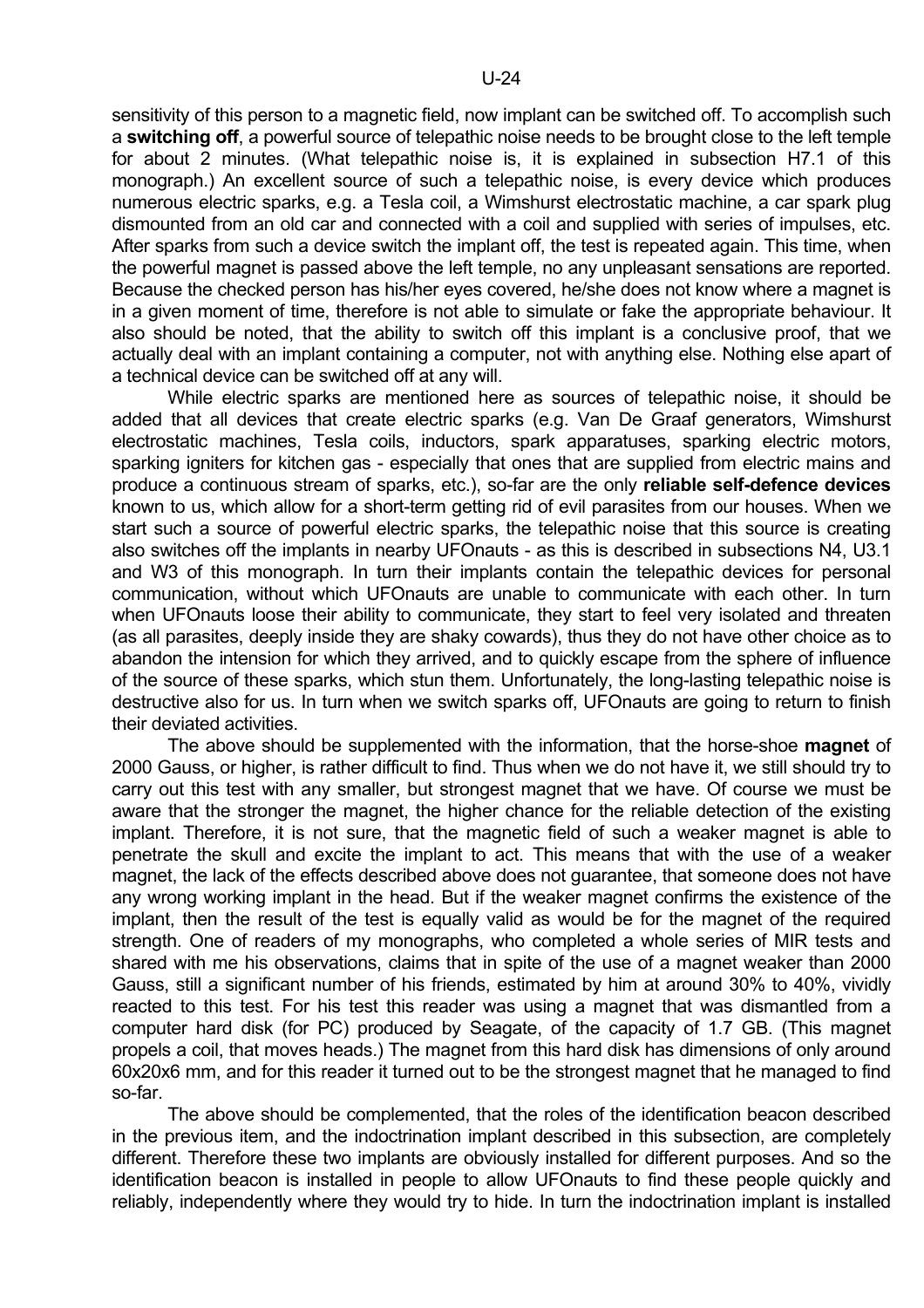sensitivity of this person to a magnetic field, now implant can be switched off. To accomplish such a **switching off**, a powerful source of telepathic noise needs to be brought close to the left temple for about 2 minutes. (What telepathic noise is, it is explained in subsection H7.1 of this monograph.) An excellent source of such a telepathic noise, is every device which produces numerous electric sparks, e.g. a Tesla coil, a Wimshurst electrostatic machine, a car spark plug dismounted from an old car and connected with a coil and supplied with series of impulses, etc. After sparks from such a device switch the implant off, the test is repeated again. This time, when the powerful magnet is passed above the left temple, no any unpleasant sensations are reported. Because the checked person has his/her eyes covered, he/she does not know where a magnet is in a given moment of time, therefore is not able to simulate or fake the appropriate behaviour. It also should be noted, that the ability to switch off this implant is a conclusive proof, that we actually deal with an implant containing a computer, not with anything else. Nothing else apart of a technical device can be switched off at any will.

While electric sparks are mentioned here as sources of telepathic noise, it should be added that all devices that create electric sparks (e.g. Van De Graaf generators, Wimshurst electrostatic machines, Tesla coils, inductors, spark apparatuses, sparking electric motors, sparking igniters for kitchen gas - especially that ones that are supplied from electric mains and produce a continuous stream of sparks, etc.), so-far are the only **reliable self-defence devices** known to us, which allow for a short-term getting rid of evil parasites from our houses. When we start such a source of powerful electric sparks, the telepathic noise that this source is creating also switches off the implants in nearby UFOnauts - as this is described in subsections N4, U3.1 and W3 of this monograph. In turn their implants contain the telepathic devices for personal communication, without which UFOnauts are unable to communicate with each other. In turn when UFOnauts loose their ability to communicate, they start to feel very isolated and threaten (as all parasites, deeply inside they are shaky cowards), thus they do not have other choice as to abandon the intension for which they arrived, and to quickly escape from the sphere of influence of the source of these sparks, which stun them. Unfortunately, the long-lasting telepathic noise is destructive also for us. In turn when we switch sparks off, UFOnauts are going to return to finish their deviated activities.

The above should be supplemented with the information, that the horse-shoe **magnet** of 2000 Gauss, or higher, is rather difficult to find. Thus when we do not have it, we still should try to carry out this test with any smaller, but strongest magnet that we have. Of course we must be aware that the stronger the magnet, the higher chance for the reliable detection of the existing implant. Therefore, it is not sure, that the magnetic field of such a weaker magnet is able to penetrate the skull and excite the implant to act. This means that with the use of a weaker magnet, the lack of the effects described above does not guarantee, that someone does not have any wrong working implant in the head. But if the weaker magnet confirms the existence of the implant, then the result of the test is equally valid as would be for the magnet of the required strength. One of readers of my monographs, who completed a whole series of MIR tests and shared with me his observations, claims that in spite of the use of a magnet weaker than 2000 Gauss, still a significant number of his friends, estimated by him at around 30% to 40%, vividly reacted to this test. For his test this reader was using a magnet that was dismantled from a computer hard disk (for PC) produced by Seagate, of the capacity of 1.7 GB. (This magnet propels a coil, that moves heads.) The magnet from this hard disk has dimensions of only around 60x20x6 mm, and for this reader it turned out to be the strongest magnet that he managed to find so-far.

The above should be complemented, that the roles of the identification beacon described in the previous item, and the indoctrination implant described in this subsection, are completely different. Therefore these two implants are obviously installed for different purposes. And so the identification beacon is installed in people to allow UFOnauts to find these people quickly and reliably, independently where they would try to hide. In turn the indoctrination implant is installed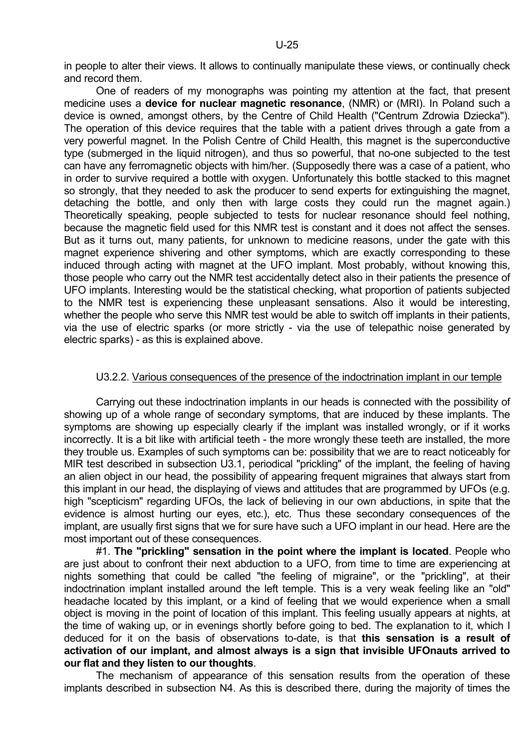in people to alter their views. It allows to continually manipulate these views, or continually check and record them.

One of readers of my monographs was pointing my attention at the fact, that present medicine uses a **device for nuclear magnetic resonance**, (NMR) or (MRI). In Poland such a device is owned, amongst others, by the Centre of Child Health ("Centrum Zdrowia Dziecka"). The operation of this device requires that the table with a patient drives through a gate from a very powerful magnet. In the Polish Centre of Child Health, this magnet is the superconductive type (submerged in the liquid nitrogen), and thus so powerful, that no-one subjected to the test can have any ferromagnetic objects with him/her. (Supposedly there was a case of a patient, who in order to survive required a bottle with oxygen. Unfortunately this bottle stacked to this magnet so strongly, that they needed to ask the producer to send experts for extinguishing the magnet, detaching the bottle, and only then with large costs they could run the magnet again.) Theoretically speaking, people subjected to tests for nuclear resonance should feel nothing, because the magnetic field used for this NMR test is constant and it does not affect the senses. But as it turns out, many patients, for unknown to medicine reasons, under the gate with this magnet experience shivering and other symptoms, which are exactly corresponding to these induced through acting with magnet at the UFO implant. Most probably, without knowing this, those people who carry out the NMR test accidentally detect also in their patients the presence of UFO implants. Interesting would be the statistical checking, what proportion of patients subjected to the NMR test is experiencing these unpleasant sensations. Also it would be interesting, whether the people who serve this NMR test would be able to switch off implants in their patients, via the use of electric sparks (or more strictly - via the use of telepathic noise generated by electric sparks) - as this is explained above.

### U3.2.2. Various consequences of the presence of the indoctrination implant in our temple

Carrying out these indoctrination implants in our heads is connected with the possibility of showing up of a whole range of secondary symptoms, that are induced by these implants. The symptoms are showing up especially clearly if the implant was installed wrongly, or if it works incorrectly. It is a bit like with artificial teeth - the more wrongly these teeth are installed, the more they trouble us. Examples of such symptoms can be: possibility that we are to react noticeably for MIR test described in subsection U3.1, periodical "prickling" of the implant, the feeling of having an alien object in our head, the possibility of appearing frequent migraines that always start from this implant in our head, the displaying of views and attitudes that are programmed by UFOs (e.g. high "scepticism" regarding UFOs, the lack of believing in our own abductions, in spite that the evidence is almost hurting our eyes, etc.), etc. Thus these secondary consequences of the implant, are usually first signs that we for sure have such a UFO implant in our head. Here are the most important out of these consequences.

#1. **The "prickling" sensation in the point where the implant is located**. People who are just about to confront their next abduction to a UFO, from time to time are experiencing at nights something that could be called "the feeling of migraine", or the "prickling", at their indoctrination implant installed around the left temple. This is a very weak feeling like an "old" headache located by this implant, or a kind of feeling that we would experience when a small object is moving in the point of location of this implant. This feeling usually appears at nights, at the time of waking up, or in evenings shortly before going to bed. The explanation to it, which I deduced for it on the basis of observations to-date, is that **this sensation is a result of activation of our implant, and almost always is a sign that invisible UFOnauts arrived to our flat and they listen to our thoughts**.

The mechanism of appearance of this sensation results from the operation of these implants described in subsection N4. As this is described there, during the majority of times the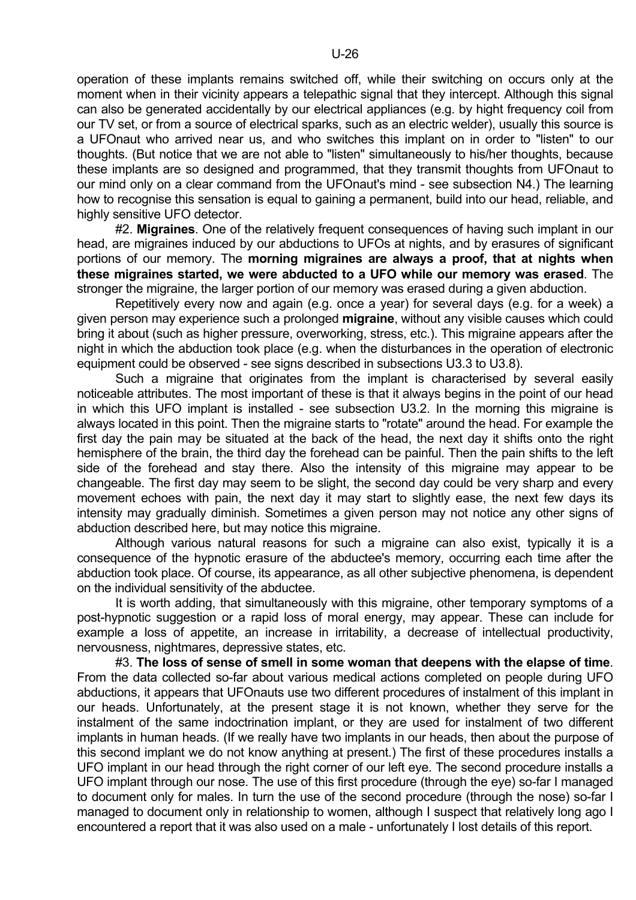operation of these implants remains switched off, while their switching on occurs only at the moment when in their vicinity appears a telepathic signal that they intercept. Although this signal can also be generated accidentally by our electrical appliances (e.g. by hight frequency coil from our TV set, or from a source of electrical sparks, such as an electric welder), usually this source is a UFOnaut who arrived near us, and who switches this implant on in order to "listen" to our thoughts. (But notice that we are not able to "listen" simultaneously to his/her thoughts, because these implants are so designed and programmed, that they transmit thoughts from UFOnaut to our mind only on a clear command from the UFOnaut's mind - see subsection N4.) The learning how to recognise this sensation is equal to gaining a permanent, build into our head, reliable, and highly sensitive UFO detector.

#2. **Migraines**. One of the relatively frequent consequences of having such implant in our head, are migraines induced by our abductions to UFOs at nights, and by erasures of significant portions of our memory. The **morning migraines are always a proof, that at nights when these migraines started, we were abducted to a UFO while our memory was erased**. The stronger the migraine, the larger portion of our memory was erased during a given abduction.

Repetitively every now and again (e.g. once a year) for several days (e.g. for a week) a given person may experience such a prolonged **migraine**, without any visible causes which could bring it about (such as higher pressure, overworking, stress, etc.). This migraine appears after the night in which the abduction took place (e.g. when the disturbances in the operation of electronic equipment could be observed - see signs described in subsections U3.3 to U3.8).

Such a migraine that originates from the implant is characterised by several easily noticeable attributes. The most important of these is that it always begins in the point of our head in which this UFO implant is installed - see subsection U3.2. In the morning this migraine is always located in this point. Then the migraine starts to "rotate" around the head. For example the first day the pain may be situated at the back of the head, the next day it shifts onto the right hemisphere of the brain, the third day the forehead can be painful. Then the pain shifts to the left side of the forehead and stay there. Also the intensity of this migraine may appear to be changeable. The first day may seem to be slight, the second day could be very sharp and every movement echoes with pain, the next day it may start to slightly ease, the next few days its intensity may gradually diminish. Sometimes a given person may not notice any other signs of abduction described here, but may notice this migraine.

Although various natural reasons for such a migraine can also exist, typically it is a consequence of the hypnotic erasure of the abductee's memory, occurring each time after the abduction took place. Of course, its appearance, as all other subjective phenomena, is dependent on the individual sensitivity of the abductee.

It is worth adding, that simultaneously with this migraine, other temporary symptoms of a post-hypnotic suggestion or a rapid loss of moral energy, may appear. These can include for example a loss of appetite, an increase in irritability, a decrease of intellectual productivity, nervousness, nightmares, depressive states, etc.

#3. **The loss of sense of smell in some woman that deepens with the elapse of time**. From the data collected so-far about various medical actions completed on people during UFO abductions, it appears that UFOnauts use two different procedures of instalment of this implant in our heads. Unfortunately, at the present stage it is not known, whether they serve for the instalment of the same indoctrination implant, or they are used for instalment of two different implants in human heads. (If we really have two implants in our heads, then about the purpose of this second implant we do not know anything at present.) The first of these procedures installs a UFO implant in our head through the right corner of our left eye. The second procedure installs a UFO implant through our nose. The use of this first procedure (through the eye) so-far I managed to document only for males. In turn the use of the second procedure (through the nose) so-far I managed to document only in relationship to women, although I suspect that relatively long ago I encountered a report that it was also used on a male - unfortunately I lost details of this report.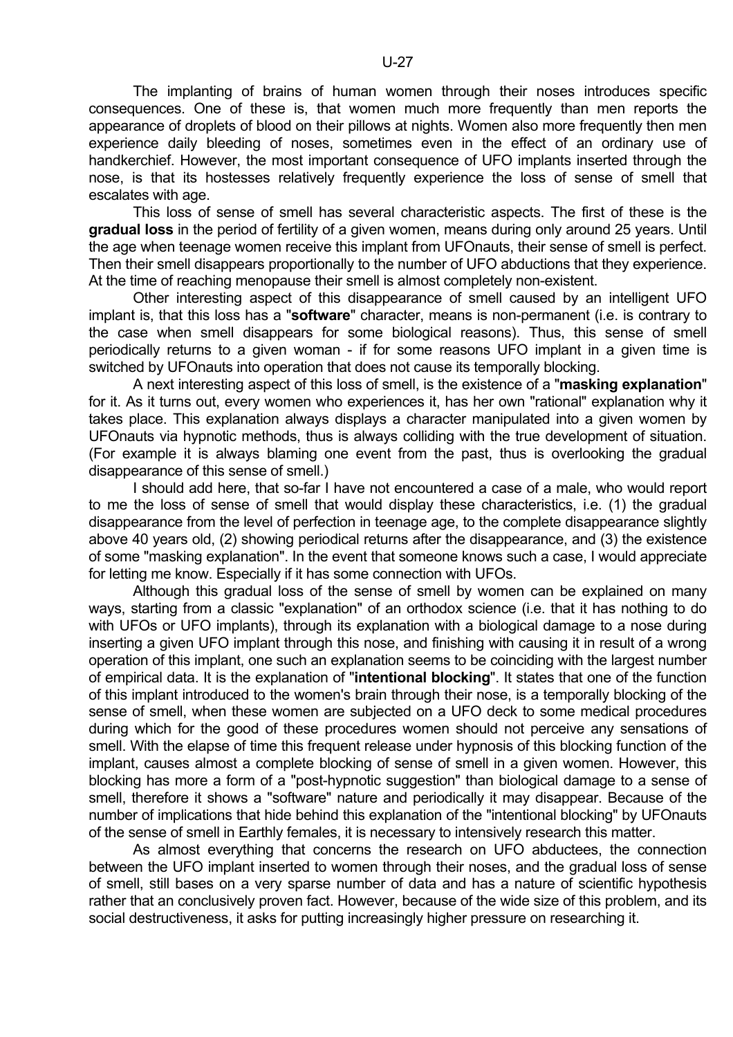The implanting of brains of human women through their noses introduces specific consequences. One of these is, that women much more frequently than men reports the appearance of droplets of blood on their pillows at nights. Women also more frequently then men experience daily bleeding of noses, sometimes even in the effect of an ordinary use of handkerchief. However, the most important consequence of UFO implants inserted through the nose, is that its hostesses relatively frequently experience the loss of sense of smell that escalates with age.

This loss of sense of smell has several characteristic aspects. The first of these is the **gradual loss** in the period of fertility of a given women, means during only around 25 years. Until the age when teenage women receive this implant from UFOnauts, their sense of smell is perfect. Then their smell disappears proportionally to the number of UFO abductions that they experience. At the time of reaching menopause their smell is almost completely non-existent.

Other interesting aspect of this disappearance of smell caused by an intelligent UFO implant is, that this loss has a "**software**" character, means is non-permanent (i.e. is contrary to the case when smell disappears for some biological reasons). Thus, this sense of smell periodically returns to a given woman - if for some reasons UFO implant in a given time is switched by UFOnauts into operation that does not cause its temporally blocking.

A next interesting aspect of this loss of smell, is the existence of a "**masking explanation**" for it. As it turns out, every women who experiences it, has her own "rational" explanation why it takes place. This explanation always displays a character manipulated into a given women by UFOnauts via hypnotic methods, thus is always colliding with the true development of situation. (For example it is always blaming one event from the past, thus is overlooking the gradual disappearance of this sense of smell.)

I should add here, that so-far I have not encountered a case of a male, who would report to me the loss of sense of smell that would display these characteristics, i.e. (1) the gradual disappearance from the level of perfection in teenage age, to the complete disappearance slightly above 40 years old, (2) showing periodical returns after the disappearance, and (3) the existence of some "masking explanation". In the event that someone knows such a case, I would appreciate for letting me know. Especially if it has some connection with UFOs.

Although this gradual loss of the sense of smell by women can be explained on many ways, starting from a classic "explanation" of an orthodox science (i.e. that it has nothing to do with UFOs or UFO implants), through its explanation with a biological damage to a nose during inserting a given UFO implant through this nose, and finishing with causing it in result of a wrong operation of this implant, one such an explanation seems to be coinciding with the largest number of empirical data. It is the explanation of "**intentional blocking**". It states that one of the function of this implant introduced to the women's brain through their nose, is a temporally blocking of the sense of smell, when these women are subjected on a UFO deck to some medical procedures during which for the good of these procedures women should not perceive any sensations of smell. With the elapse of time this frequent release under hypnosis of this blocking function of the implant, causes almost a complete blocking of sense of smell in a given women. However, this blocking has more a form of a "post-hypnotic suggestion" than biological damage to a sense of smell, therefore it shows a "software" nature and periodically it may disappear. Because of the number of implications that hide behind this explanation of the "intentional blocking" by UFOnauts of the sense of smell in Earthly females, it is necessary to intensively research this matter.

As almost everything that concerns the research on UFO abductees, the connection between the UFO implant inserted to women through their noses, and the gradual loss of sense of smell, still bases on a very sparse number of data and has a nature of scientific hypothesis rather that an conclusively proven fact. However, because of the wide size of this problem, and its social destructiveness, it asks for putting increasingly higher pressure on researching it.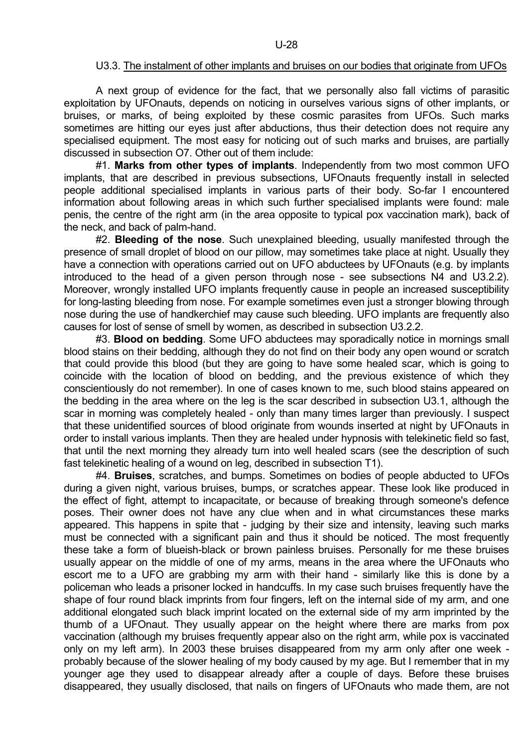### U3.3. The instalment of other implants and bruises on our bodies that originate from UFOs

A next group of evidence for the fact, that we personally also fall victims of parasitic exploitation by UFOnauts, depends on noticing in ourselves various signs of other implants, or bruises, or marks, of being exploited by these cosmic parasites from UFOs. Such marks sometimes are hitting our eyes just after abductions, thus their detection does not require any specialised equipment. The most easy for noticing out of such marks and bruises, are partially discussed in subsection O7. Other out of them include:

#1. **Marks from other types of implants**. Independently from two most common UFO implants, that are described in previous subsections, UFOnauts frequently install in selected people additional specialised implants in various parts of their body. So-far I encountered information about following areas in which such further specialised implants were found: male penis, the centre of the right arm (in the area opposite to typical pox vaccination mark), back of the neck, and back of palm-hand.

#2. **Bleeding of the nose**. Such unexplained bleeding, usually manifested through the presence of small droplet of blood on our pillow, may sometimes take place at night. Usually they have a connection with operations carried out on UFO abductees by UFOnauts (e.g. by implants introduced to the head of a given person through nose - see subsections N4 and U3.2.2). Moreover, wrongly installed UFO implants frequently cause in people an increased susceptibility for long-lasting bleeding from nose. For example sometimes even just a stronger blowing through nose during the use of handkerchief may cause such bleeding. UFO implants are frequently also causes for lost of sense of smell by women, as described in subsection U3.2.2.

#3. **Blood on bedding**. Some UFO abductees may sporadically notice in mornings small blood stains on their bedding, although they do not find on their body any open wound or scratch that could provide this blood (but they are going to have some healed scar, which is going to coincide with the location of blood on bedding, and the previous existence of which they conscientiously do not remember). In one of cases known to me, such blood stains appeared on the bedding in the area where on the leg is the scar described in subsection U3.1, although the scar in morning was completely healed - only than many times larger than previously. I suspect that these unidentified sources of blood originate from wounds inserted at night by UFOnauts in order to install various implants. Then they are healed under hypnosis with telekinetic field so fast, that until the next morning they already turn into well healed scars (see the description of such fast telekinetic healing of a wound on leg, described in subsection T1).

#4. **Bruises**, scratches, and bumps. Sometimes on bodies of people abducted to UFOs during a given night, various bruises, bumps, or scratches appear. These look like produced in the effect of fight, attempt to incapacitate, or because of breaking through someone's defence poses. Their owner does not have any clue when and in what circumstances these marks appeared. This happens in spite that - judging by their size and intensity, leaving such marks must be connected with a significant pain and thus it should be noticed. The most frequently these take a form of blueish-black or brown painless bruises. Personally for me these bruises usually appear on the middle of one of my arms, means in the area where the UFOnauts who escort me to a UFO are grabbing my arm with their hand - similarly like this is done by a policeman who leads a prisoner locked in handcuffs. In my case such bruises frequently have the shape of four round black imprints from four fingers, left on the internal side of my arm, and one additional elongated such black imprint located on the external side of my arm imprinted by the thumb of a UFOnaut. They usually appear on the height where there are marks from pox vaccination (although my bruises frequently appear also on the right arm, while pox is vaccinated only on my left arm). In 2003 these bruises disappeared from my arm only after one week - probably because of the slower healing of my body caused by my age. But I remember that in my younger age they used to disappear already after a couple of days. Before these bruises disappeared, they usually disclosed, that nails on fingers of UFOnauts who made them, are not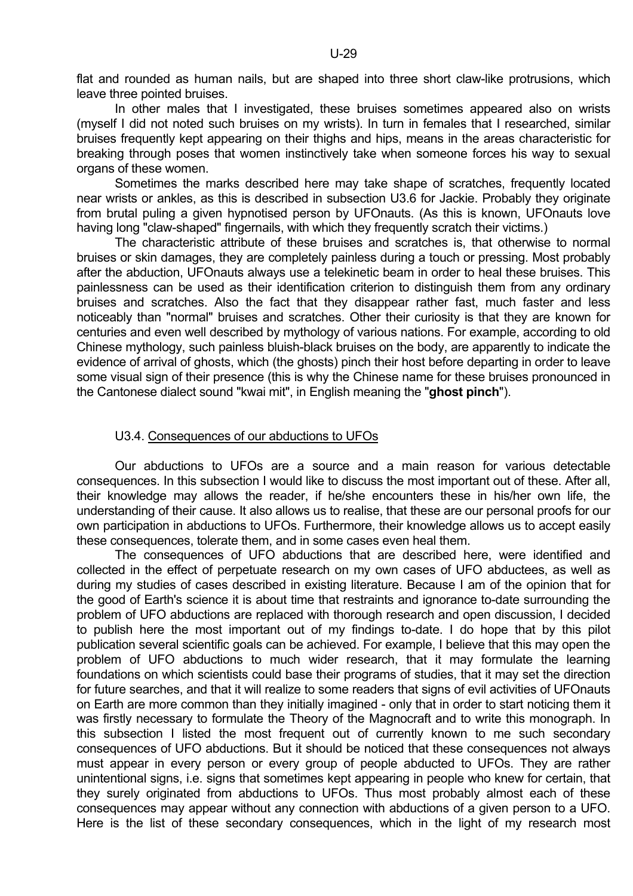flat and rounded as human nails, but are shaped into three short claw-like protrusions, which leave three pointed bruises.

In other males that I investigated, these bruises sometimes appeared also on wrists (myself I did not noted such bruises on my wrists). In turn in females that I researched, similar bruises frequently kept appearing on their thighs and hips, means in the areas characteristic for breaking through poses that women instinctively take when someone forces his way to sexual organs of these women.

Sometimes the marks described here may take shape of scratches, frequently located near wrists or ankles, as this is described in subsection U3.6 for Jackie. Probably they originate from brutal puling a given hypnotised person by UFOnauts. (As this is known, UFOnauts love having long "claw-shaped" fingernails, with which they frequently scratch their victims.)

The characteristic attribute of these bruises and scratches is, that otherwise to normal bruises or skin damages, they are completely painless during a touch or pressing. Most probably after the abduction, UFOnauts always use a telekinetic beam in order to heal these bruises. This painlessness can be used as their identification criterion to distinguish them from any ordinary bruises and scratches. Also the fact that they disappear rather fast, much faster and less noticeably than "normal" bruises and scratches. Other their curiosity is that they are known for centuries and even well described by mythology of various nations. For example, according to old Chinese mythology, such painless bluish-black bruises on the body, are apparently to indicate the evidence of arrival of ghosts, which (the ghosts) pinch their host before departing in order to leave some visual sign of their presence (this is why the Chinese name for these bruises pronounced in the Cantonese dialect sound "kwai mit", in English meaning the "**ghost pinch**").

### U3.4. Consequences of our abductions to UFOs

Our abductions to UFOs are a source and a main reason for various detectable consequences. In this subsection I would like to discuss the most important out of these. After all, their knowledge may allows the reader, if he/she encounters these in his/her own life, the understanding of their cause. It also allows us to realise, that these are our personal proofs for our own participation in abductions to UFOs. Furthermore, their knowledge allows us to accept easily these consequences, tolerate them, and in some cases even heal them.

The consequences of UFO abductions that are described here, were identified and collected in the effect of perpetuate research on my own cases of UFO abductees, as well as during my studies of cases described in existing literature. Because I am of the opinion that for the good of Earth's science it is about time that restraints and ignorance to-date surrounding the problem of UFO abductions are replaced with thorough research and open discussion, I decided to publish here the most important out of my findings to-date. I do hope that by this pilot publication several scientific goals can be achieved. For example, I believe that this may open the problem of UFO abductions to much wider research, that it may formulate the learning foundations on which scientists could base their programs of studies, that it may set the direction for future searches, and that it will realize to some readers that signs of evil activities of UFOnauts on Earth are more common than they initially imagined - only that in order to start noticing them it was firstly necessary to formulate the Theory of the Magnocraft and to write this monograph. In this subsection I listed the most frequent out of currently known to me such secondary consequences of UFO abductions. But it should be noticed that these consequences not always must appear in every person or every group of people abducted to UFOs. They are rather unintentional signs, i.e. signs that sometimes kept appearing in people who knew for certain, that they surely originated from abductions to UFOs. Thus most probably almost each of these consequences may appear without any connection with abductions of a given person to a UFO. Here is the list of these secondary consequences, which in the light of my research most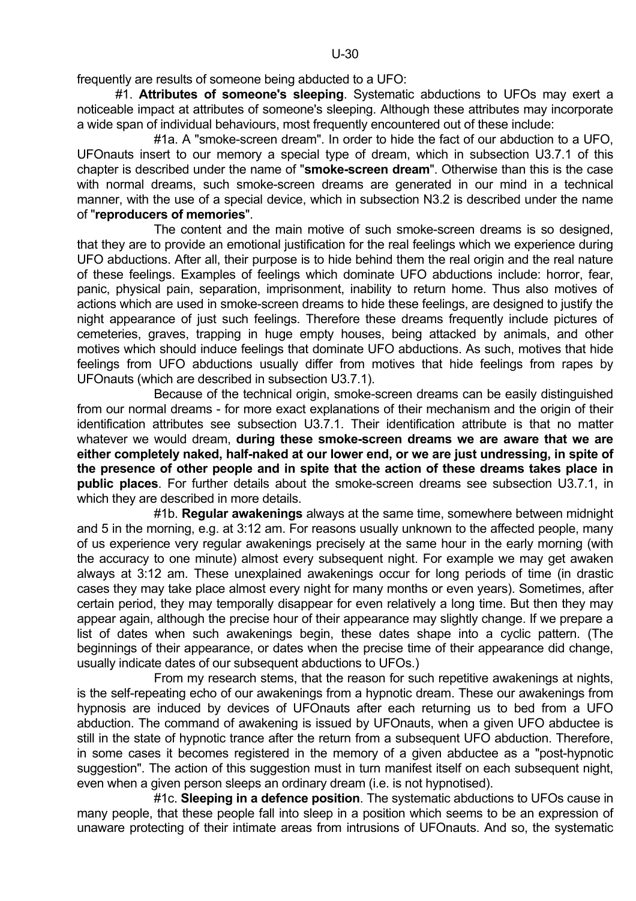frequently are results of someone being abducted to a UFO:

#1. **Attributes of someone's sleeping**. Systematic abductions to UFOs may exert a noticeable impact at attributes of someone's sleeping. Although these attributes may incorporate a wide span of individual behaviours, most frequently encountered out of these include:

#1a. A "smoke-screen dream". In order to hide the fact of our abduction to a UFO, UFOnauts insert to our memory a special type of dream, which in subsection U3.7.1 of this chapter is described under the name of "**smoke-screen dream**". Otherwise than this is the case with normal dreams, such smoke-screen dreams are generated in our mind in a technical manner, with the use of a special device, which in subsection N3.2 is described under the name of "**reproducers of memories**".

The content and the main motive of such smoke-screen dreams is so designed, that they are to provide an emotional justification for the real feelings which we experience during UFO abductions. After all, their purpose is to hide behind them the real origin and the real nature of these feelings. Examples of feelings which dominate UFO abductions include: horror, fear, panic, physical pain, separation, imprisonment, inability to return home. Thus also motives of actions which are used in smoke-screen dreams to hide these feelings, are designed to justify the night appearance of just such feelings. Therefore these dreams frequently include pictures of cemeteries, graves, trapping in huge empty houses, being attacked by animals, and other motives which should induce feelings that dominate UFO abductions. As such, motives that hide feelings from UFO abductions usually differ from motives that hide feelings from rapes by UFOnauts (which are described in subsection U3.7.1).

Because of the technical origin, smoke-screen dreams can be easily distinguished from our normal dreams - for more exact explanations of their mechanism and the origin of their identification attributes see subsection U3.7.1. Their identification attribute is that no matter whatever we would dream, **during these smoke-screen dreams we are aware that we are either completely naked, half-naked at our lower end, or we are just undressing, in spite of the presence of other people and in spite that the action of these dreams takes place in public places**. For further details about the smoke-screen dreams see subsection U3.7.1, in which they are described in more details.

#1b. **Regular awakenings** always at the same time, somewhere between midnight and 5 in the morning, e.g. at 3:12 am. For reasons usually unknown to the affected people, many of us experience very regular awakenings precisely at the same hour in the early morning (with the accuracy to one minute) almost every subsequent night. For example we may get awaken always at 3:12 am. These unexplained awakenings occur for long periods of time (in drastic cases they may take place almost every night for many months or even years). Sometimes, after certain period, they may temporally disappear for even relatively a long time. But then they may appear again, although the precise hour of their appearance may slightly change. If we prepare a list of dates when such awakenings begin, these dates shape into a cyclic pattern. (The beginnings of their appearance, or dates when the precise time of their appearance did change, usually indicate dates of our subsequent abductions to UFOs.)

From my research stems, that the reason for such repetitive awakenings at nights, is the self-repeating echo of our awakenings from a hypnotic dream. These our awakenings from hypnosis are induced by devices of UFOnauts after each returning us to bed from a UFO abduction. The command of awakening is issued by UFOnauts, when a given UFO abductee is still in the state of hypnotic trance after the return from a subsequent UFO abduction. Therefore, in some cases it becomes registered in the memory of a given abductee as a "post-hypnotic suggestion". The action of this suggestion must in turn manifest itself on each subsequent night, even when a given person sleeps an ordinary dream (i.e. is not hypnotised).

#1c. **Sleeping in a defence position**. The systematic abductions to UFOs cause in many people, that these people fall into sleep in a position which seems to be an expression of unaware protecting of their intimate areas from intrusions of UFOnauts. And so, the systematic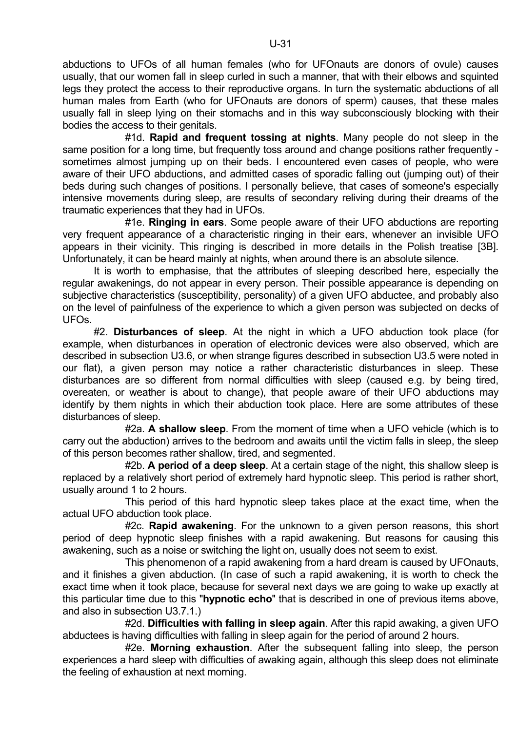abductions to UFOs of all human females (who for UFOnauts are donors of ovule) causes usually, that our women fall in sleep curled in such a manner, that with their elbows and squinted legs they protect the access to their reproductive organs. In turn the systematic abductions of all human males from Earth (who for UFOnauts are donors of sperm) causes, that these males usually fall in sleep lying on their stomachs and in this way subconsciously blocking with their bodies the access to their genitals.

#1d. **Rapid and frequent tossing at nights**. Many people do not sleep in the same position for a long time, but frequently toss around and change positions rather frequently - sometimes almost jumping up on their beds. I encountered even cases of people, who were aware of their UFO abductions, and admitted cases of sporadic falling out (jumping out) of their beds during such changes of positions. I personally believe, that cases of someone's especially intensive movements during sleep, are results of secondary reliving during their dreams of the traumatic experiences that they had in UFOs.

#1e. **Ringing in ears**. Some people aware of their UFO abductions are reporting very frequent appearance of a characteristic ringing in their ears, whenever an invisible UFO appears in their vicinity. This ringing is described in more details in the Polish treatise [3B]. Unfortunately, it can be heard mainly at nights, when around there is an absolute silence.

It is worth to emphasise, that the attributes of sleeping described here, especially the regular awakenings, do not appear in every person. Their possible appearance is depending on subjective characteristics (susceptibility, personality) of a given UFO abductee, and probably also on the level of painfulness of the experience to which a given person was subjected on decks of UFOs.

#2. **Disturbances of sleep**. At the night in which a UFO abduction took place (for example, when disturbances in operation of electronic devices were also observed, which are described in subsection U3.6, or when strange figures described in subsection U3.5 were noted in our flat), a given person may notice a rather characteristic disturbances in sleep. These disturbances are so different from normal difficulties with sleep (caused e.g. by being tired, overeaten, or weather is about to change), that people aware of their UFO abductions may identify by them nights in which their abduction took place. Here are some attributes of these disturbances of sleep.

#2a. **A shallow sleep**. From the moment of time when a UFO vehicle (which is to carry out the abduction) arrives to the bedroom and awaits until the victim falls in sleep, the sleep of this person becomes rather shallow, tired, and segmented.

#2b. **A period of a deep sleep**. At a certain stage of the night, this shallow sleep is replaced by a relatively short period of extremely hard hypnotic sleep. This period is rather short, usually around 1 to 2 hours.

This period of this hard hypnotic sleep takes place at the exact time, when the actual UFO abduction took place.

#2c. **Rapid awakening**. For the unknown to a given person reasons, this short period of deep hypnotic sleep finishes with a rapid awakening. But reasons for causing this awakening, such as a noise or switching the light on, usually does not seem to exist.

This phenomenon of a rapid awakening from a hard dream is caused by UFOnauts, and it finishes a given abduction. (In case of such a rapid awakening, it is worth to check the exact time when it took place, because for several next days we are going to wake up exactly at this particular time due to this "**hypnotic echo**" that is described in one of previous items above, and also in subsection U3.7.1.)

#2d. **Difficulties with falling in sleep again**. After this rapid awaking, a given UFO abductees is having difficulties with falling in sleep again for the period of around 2 hours.

#2e. **Morning exhaustion**. After the subsequent falling into sleep, the person experiences a hard sleep with difficulties of awaking again, although this sleep does not eliminate the feeling of exhaustion at next morning.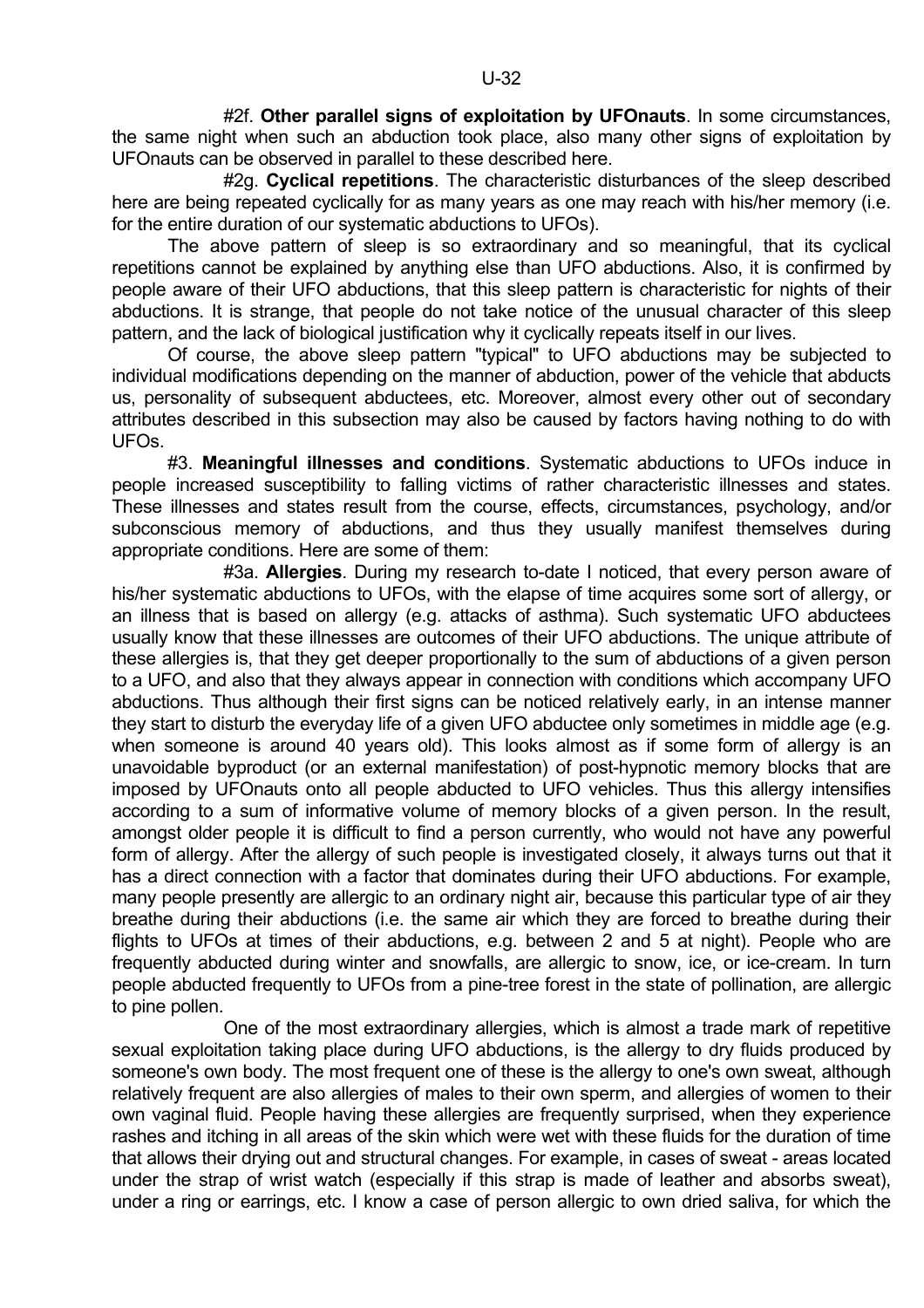#2f. **Other parallel signs of exploitation by UFOnauts**. In some circumstances, the same night when such an abduction took place, also many other signs of exploitation by UFOnauts can be observed in parallel to these described here.

#2g. **Cyclical repetitions**. The characteristic disturbances of the sleep described here are being repeated cyclically for as many years as one may reach with his/her memory (i.e. for the entire duration of our systematic abductions to UFOs).

The above pattern of sleep is so extraordinary and so meaningful, that its cyclical repetitions cannot be explained by anything else than UFO abductions. Also, it is confirmed by people aware of their UFO abductions, that this sleep pattern is characteristic for nights of their abductions. It is strange, that people do not take notice of the unusual character of this sleep pattern, and the lack of biological justification why it cyclically repeats itself in our lives.

Of course, the above sleep pattern "typical" to UFO abductions may be subjected to individual modifications depending on the manner of abduction, power of the vehicle that abducts us, personality of subsequent abductees, etc. Moreover, almost every other out of secondary attributes described in this subsection may also be caused by factors having nothing to do with UFOs.

#3. **Meaningful illnesses and conditions**. Systematic abductions to UFOs induce in people increased susceptibility to falling victims of rather characteristic illnesses and states. These illnesses and states result from the course, effects, circumstances, psychology, and/or subconscious memory of abductions, and thus they usually manifest themselves during appropriate conditions. Here are some of them:

#3a. **Allergies**. During my research to-date I noticed, that every person aware of his/her systematic abductions to UFOs, with the elapse of time acquires some sort of allergy, or an illness that is based on allergy (e.g. attacks of asthma). Such systematic UFO abductees usually know that these illnesses are outcomes of their UFO abductions. The unique attribute of these allergies is, that they get deeper proportionally to the sum of abductions of a given person to a UFO, and also that they always appear in connection with conditions which accompany UFO abductions. Thus although their first signs can be noticed relatively early, in an intense manner they start to disturb the everyday life of a given UFO abductee only sometimes in middle age (e.g. when someone is around 40 years old). This looks almost as if some form of allergy is an unavoidable byproduct (or an external manifestation) of post-hypnotic memory blocks that are imposed by UFOnauts onto all people abducted to UFO vehicles. Thus this allergy intensifies according to a sum of informative volume of memory blocks of a given person. In the result, amongst older people it is difficult to find a person currently, who would not have any powerful form of allergy. After the allergy of such people is investigated closely, it always turns out that it has a direct connection with a factor that dominates during their UFO abductions. For example, many people presently are allergic to an ordinary night air, because this particular type of air they breathe during their abductions (i.e. the same air which they are forced to breathe during their flights to UFOs at times of their abductions, e.g. between 2 and 5 at night). People who are frequently abducted during winter and snowfalls, are allergic to snow, ice, or ice-cream. In turn people abducted frequently to UFOs from a pine-tree forest in the state of pollination, are allergic to pine pollen.

One of the most extraordinary allergies, which is almost a trade mark of repetitive sexual exploitation taking place during UFO abductions, is the allergy to dry fluids produced by someone's own body. The most frequent one of these is the allergy to one's own sweat, although relatively frequent are also allergies of males to their own sperm, and allergies of women to their own vaginal fluid. People having these allergies are frequently surprised, when they experience rashes and itching in all areas of the skin which were wet with these fluids for the duration of time that allows their drying out and structural changes. For example, in cases of sweat - areas located under the strap of wrist watch (especially if this strap is made of leather and absorbs sweat), under a ring or earrings, etc. I know a case of person allergic to own dried saliva, for which the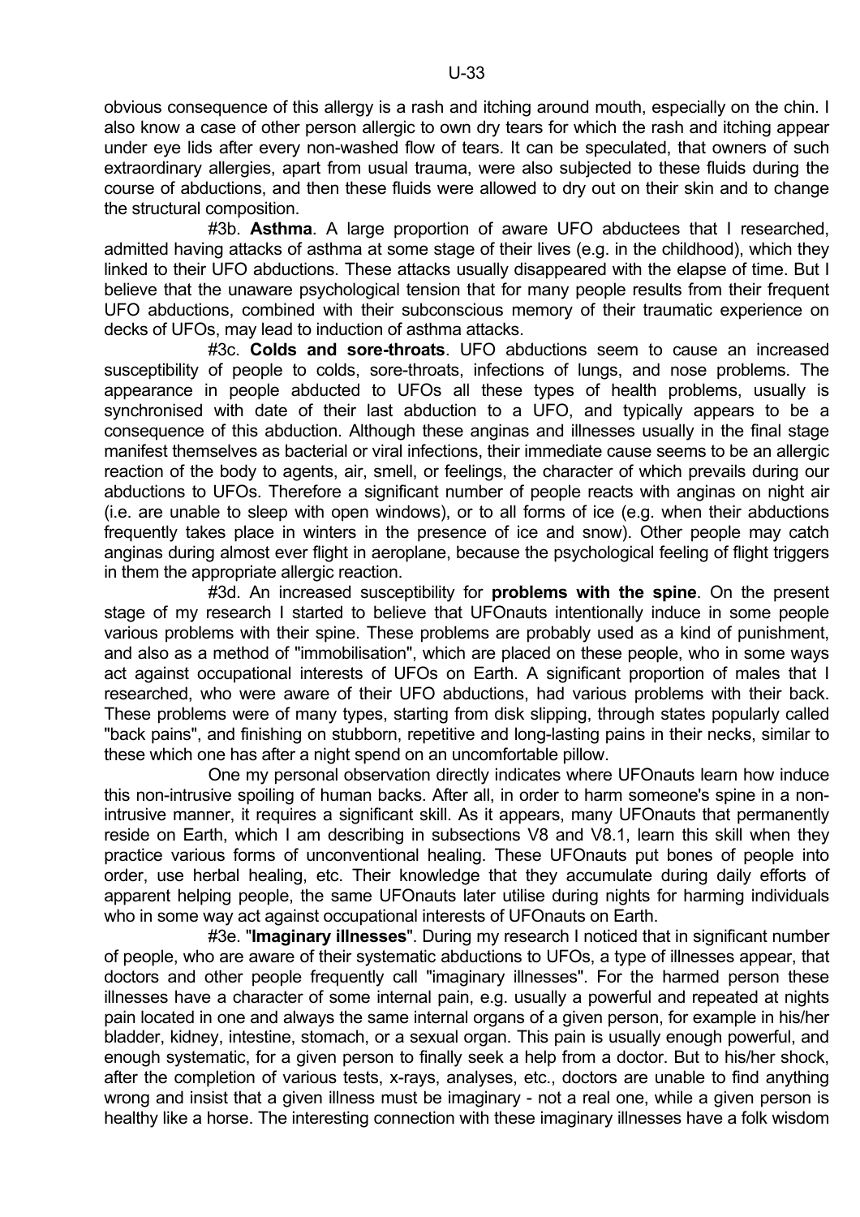obvious consequence of this allergy is a rash and itching around mouth, especially on the chin. I also know a case of other person allergic to own dry tears for which the rash and itching appear under eye lids after every non-washed flow of tears. It can be speculated, that owners of such extraordinary allergies, apart from usual trauma, were also subjected to these fluids during the course of abductions, and then these fluids were allowed to dry out on their skin and to change the structural composition.

#3b. **Asthma**. A large proportion of aware UFO abductees that I researched, admitted having attacks of asthma at some stage of their lives (e.g. in the childhood), which they linked to their UFO abductions. These attacks usually disappeared with the elapse of time. But I believe that the unaware psychological tension that for many people results from their frequent UFO abductions, combined with their subconscious memory of their traumatic experience on decks of UFOs, may lead to induction of asthma attacks.

#3c. **Colds and sore-throats**. UFO abductions seem to cause an increased susceptibility of people to colds, sore-throats, infections of lungs, and nose problems. The appearance in people abducted to UFOs all these types of health problems, usually is synchronised with date of their last abduction to a UFO, and typically appears to be a consequence of this abduction. Although these anginas and illnesses usually in the final stage manifest themselves as bacterial or viral infections, their immediate cause seems to be an allergic reaction of the body to agents, air, smell, or feelings, the character of which prevails during our abductions to UFOs. Therefore a significant number of people reacts with anginas on night air (i.e. are unable to sleep with open windows), or to all forms of ice (e.g. when their abductions frequently takes place in winters in the presence of ice and snow). Other people may catch anginas during almost ever flight in aeroplane, because the psychological feeling of flight triggers in them the appropriate allergic reaction.

#3d. An increased susceptibility for **problems with the spine**. On the present stage of my research I started to believe that UFOnauts intentionally induce in some people various problems with their spine. These problems are probably used as a kind of punishment, and also as a method of "immobilisation", which are placed on these people, who in some ways act against occupational interests of UFOs on Earth. A significant proportion of males that I researched, who were aware of their UFO abductions, had various problems with their back. These problems were of many types, starting from disk slipping, through states popularly called "back pains", and finishing on stubborn, repetitive and long-lasting pains in their necks, similar to these which one has after a night spend on an uncomfortable pillow.

One my personal observation directly indicates where UFOnauts learn how induce this non-intrusive spoiling of human backs. After all, in order to harm someone's spine in a non-intrusive manner, it requires a significant skill. As it appears, many UFOnauts that permanently reside on Earth, which I am describing in subsections V8 and V8.1, learn this skill when they practice various forms of unconventional healing. These UFOnauts put bones of people into order, use herbal healing, etc. Their knowledge that they accumulate during daily efforts of apparent helping people, the same UFOnauts later utilise during nights for harming individuals who in some way act against occupational interests of UFOnauts on Earth.

#3e. "**Imaginary illnesses**". During my research I noticed that in significant number of people, who are aware of their systematic abductions to UFOs, a type of illnesses appear, that doctors and other people frequently call "imaginary illnesses". For the harmed person these illnesses have a character of some internal pain, e.g. usually a powerful and repeated at nights pain located in one and always the same internal organs of a given person, for example in his/her bladder, kidney, intestine, stomach, or a sexual organ. This pain is usually enough powerful, and enough systematic, for a given person to finally seek a help from a doctor. But to his/her shock, after the completion of various tests, x-rays, analyses, etc., doctors are unable to find anything wrong and insist that a given illness must be imaginary - not a real one, while a given person is healthy like a horse. The interesting connection with these imaginary illnesses have a folk wisdom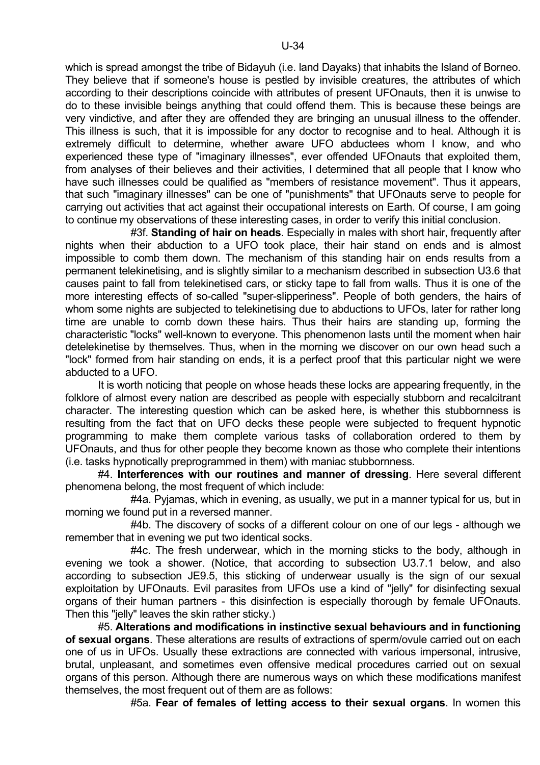which is spread amongst the tribe of Bidayuh (i.e. land Dayaks) that inhabits the Island of Borneo. They believe that if someone's house is pestled by invisible creatures, the attributes of which according to their descriptions coincide with attributes of present UFOnauts, then it is unwise to do to these invisible beings anything that could offend them. This is because these beings are very vindictive, and after they are offended they are bringing an unusual illness to the offender. This illness is such, that it is impossible for any doctor to recognise and to heal. Although it is extremely difficult to determine, whether aware UFO abductees whom I know, and who experienced these type of "imaginary illnesses", ever offended UFOnauts that exploited them, from analyses of their believes and their activities, I determined that all people that I know who have such illnesses could be qualified as "members of resistance movement". Thus it appears, that such "imaginary illnesses" can be one of "punishments" that UFOnauts serve to people for carrying out activities that act against their occupational interests on Earth. Of course, I am going to continue my observations of these interesting cases, in order to verify this initial conclusion.

#3f. **Standing of hair on heads**. Especially in males with short hair, frequently after nights when their abduction to a UFO took place, their hair stand on ends and is almost impossible to comb them down. The mechanism of this standing hair on ends results from a permanent telekinetising, and is slightly similar to a mechanism described in subsection U3.6 that causes paint to fall from telekinetised cars, or sticky tape to fall from walls. Thus it is one of the more interesting effects of so-called "super-slipperiness". People of both genders, the hairs of whom some nights are subjected to telekinetising due to abductions to UFOs, later for rather long time are unable to comb down these hairs. Thus their hairs are standing up, forming the characteristic "locks" well-known to everyone. This phenomenon lasts until the moment when hair detelekinetise by themselves. Thus, when in the morning we discover on our own head such a "lock" formed from hair standing on ends, it is a perfect proof that this particular night we were abducted to a UFO.

It is worth noticing that people on whose heads these locks are appearing frequently, in the folklore of almost every nation are described as people with especially stubborn and recalcitrant character. The interesting question which can be asked here, is whether this stubbornness is resulting from the fact that on UFO decks these people were subjected to frequent hypnotic programming to make them complete various tasks of collaboration ordered to them by UFOnauts, and thus for other people they become known as those who complete their intentions (i.e. tasks hypnotically preprogrammed in them) with maniac stubbornness.

#4. **Interferences with our routines and manner of dressing**. Here several different phenomena belong, the most frequent of which include:

#4a. Pyjamas, which in evening, as usually, we put in a manner typical for us, but in morning we found put in a reversed manner.

#4b. The discovery of socks of a different colour on one of our legs - although we remember that in evening we put two identical socks.

#4c. The fresh underwear, which in the morning sticks to the body, although in evening we took a shower. (Notice, that according to subsection U3.7.1 below, and also according to subsection JE9.5, this sticking of underwear usually is the sign of our sexual exploitation by UFOnauts. Evil parasites from UFOs use a kind of "jelly" for disinfecting sexual organs of their human partners - this disinfection is especially thorough by female UFOnauts. Then this "jelly" leaves the skin rather sticky.)

#5. **Alterations and modifications in instinctive sexual behaviours and in functioning of sexual organs**. These alterations are results of extractions of sperm/ovule carried out on each one of us in UFOs. Usually these extractions are connected with various impersonal, intrusive, brutal, unpleasant, and sometimes even offensive medical procedures carried out on sexual organs of this person. Although there are numerous ways on which these modifications manifest themselves, the most frequent out of them are as follows:

#5a. **Fear of females of letting access to their sexual organs**. In women this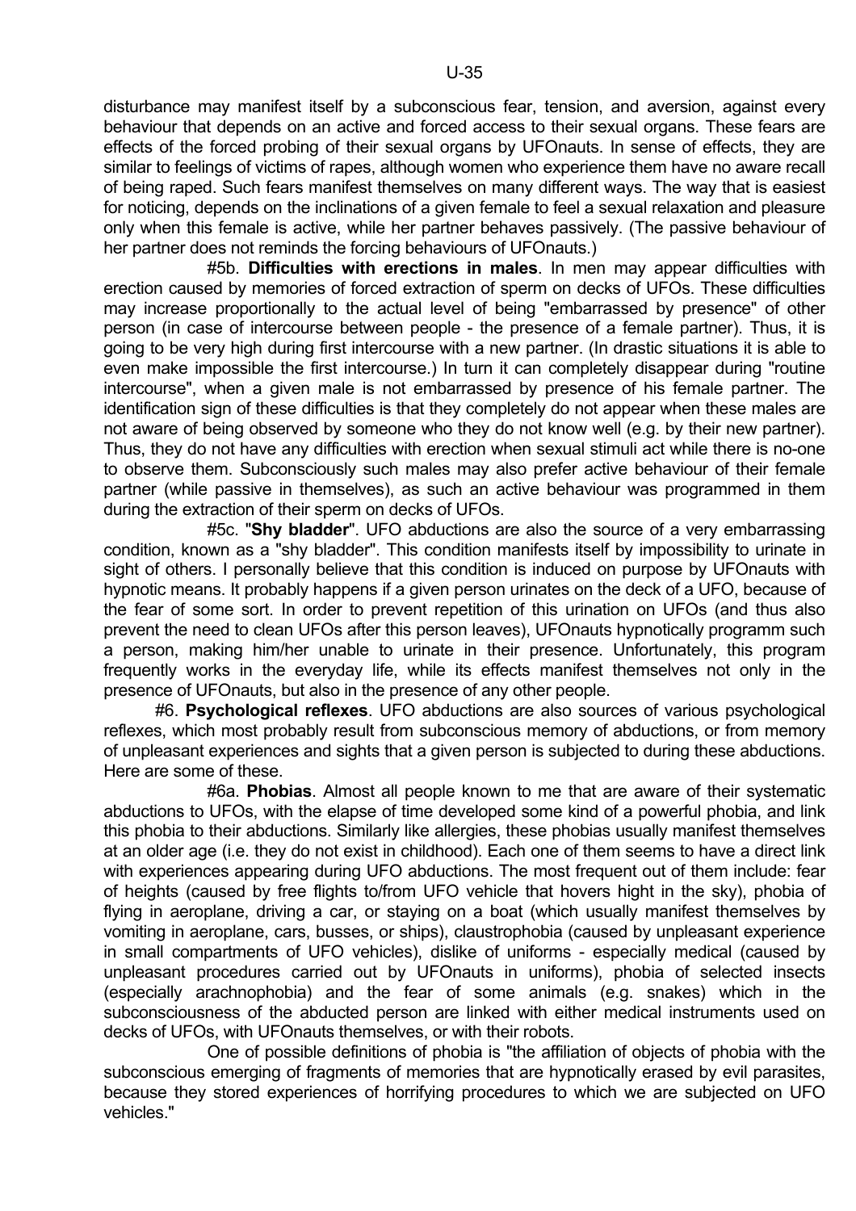disturbance may manifest itself by a subconscious fear, tension, and aversion, against every behaviour that depends on an active and forced access to their sexual organs. These fears are effects of the forced probing of their sexual organs by UFOnauts. In sense of effects, they are similar to feelings of victims of rapes, although women who experience them have no aware recall of being raped. Such fears manifest themselves on many different ways. The way that is easiest for noticing, depends on the inclinations of a given female to feel a sexual relaxation and pleasure only when this female is active, while her partner behaves passively. (The passive behaviour of her partner does not reminds the forcing behaviours of UFOnauts.)

#5b. **Difficulties with erections in males**. In men may appear difficulties with erection caused by memories of forced extraction of sperm on decks of UFOs. These difficulties may increase proportionally to the actual level of being "embarrassed by presence" of other person (in case of intercourse between people - the presence of a female partner). Thus, it is going to be very high during first intercourse with a new partner. (In drastic situations it is able to even make impossible the first intercourse.) In turn it can completely disappear during "routine intercourse", when a given male is not embarrassed by presence of his female partner. The identification sign of these difficulties is that they completely do not appear when these males are not aware of being observed by someone who they do not know well (e.g. by their new partner). Thus, they do not have any difficulties with erection when sexual stimuli act while there is no-one to observe them. Subconsciously such males may also prefer active behaviour of their female partner (while passive in themselves), as such an active behaviour was programmed in them during the extraction of their sperm on decks of UFOs.

#5c. "**Shy bladder**". UFO abductions are also the source of a very embarrassing condition, known as a "shy bladder". This condition manifests itself by impossibility to urinate in sight of others. I personally believe that this condition is induced on purpose by UFOnauts with hypnotic means. It probably happens if a given person urinates on the deck of a UFO, because of the fear of some sort. In order to prevent repetition of this urination on UFOs (and thus also prevent the need to clean UFOs after this person leaves), UFOnauts hypnotically programm such a person, making him/her unable to urinate in their presence. Unfortunately, this program frequently works in the everyday life, while its effects manifest themselves not only in the presence of UFOnauts, but also in the presence of any other people.

#6. **Psychological reflexes**. UFO abductions are also sources of various psychological reflexes, which most probably result from subconscious memory of abductions, or from memory of unpleasant experiences and sights that a given person is subjected to during these abductions. Here are some of these.

#6a. **Phobias**. Almost all people known to me that are aware of their systematic abductions to UFOs, with the elapse of time developed some kind of a powerful phobia, and link this phobia to their abductions. Similarly like allergies, these phobias usually manifest themselves at an older age (i.e. they do not exist in childhood). Each one of them seems to have a direct link with experiences appearing during UFO abductions. The most frequent out of them include: fear of heights (caused by free flights to/from UFO vehicle that hovers hight in the sky), phobia of flying in aeroplane, driving a car, or staying on a boat (which usually manifest themselves by vomiting in aeroplane, cars, busses, or ships), claustrophobia (caused by unpleasant experience in small compartments of UFO vehicles), dislike of uniforms - especially medical (caused by unpleasant procedures carried out by UFOnauts in uniforms), phobia of selected insects (especially arachnophobia) and the fear of some animals (e.g. snakes) which in the subconsciousness of the abducted person are linked with either medical instruments used on decks of UFOs, with UFOnauts themselves, or with their robots.

One of possible definitions of phobia is "the affiliation of objects of phobia with the subconscious emerging of fragments of memories that are hypnotically erased by evil parasites, because they stored experiences of horrifying procedures to which we are subjected on UFO vehicles."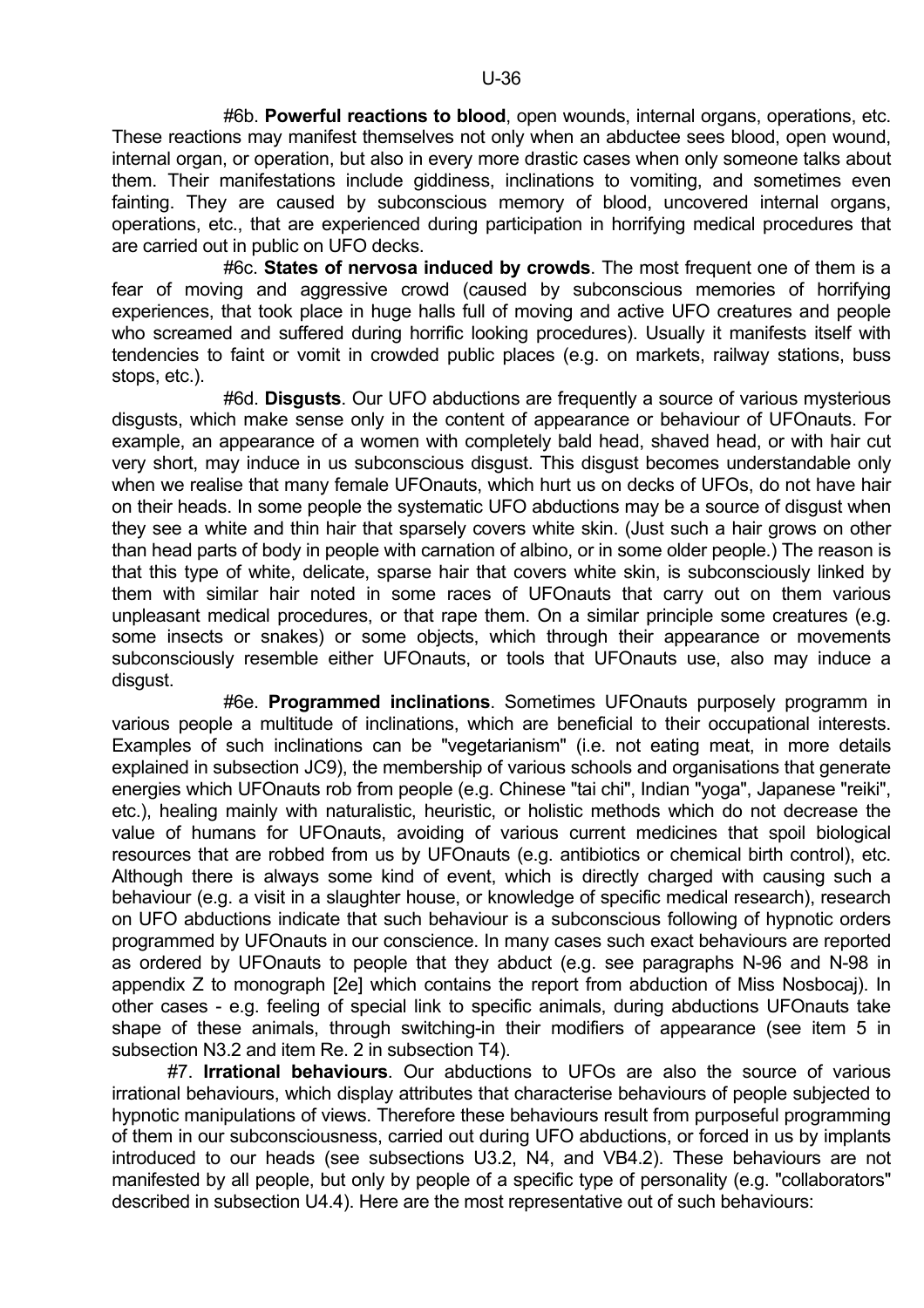#6b. **Powerful reactions to blood**, open wounds, internal organs, operations, etc. These reactions may manifest themselves not only when an abductee sees blood, open wound, internal organ, or operation, but also in every more drastic cases when only someone talks about them. Their manifestations include giddiness, inclinations to vomiting, and sometimes even fainting. They are caused by subconscious memory of blood, uncovered internal organs, operations, etc., that are experienced during participation in horrifying medical procedures that are carried out in public on UFO decks.

#6c. **States of nervosa induced by crowds**. The most frequent one of them is a fear of moving and aggressive crowd (caused by subconscious memories of horrifying experiences, that took place in huge halls full of moving and active UFO creatures and people who screamed and suffered during horrific looking procedures). Usually it manifests itself with tendencies to faint or vomit in crowded public places (e.g. on markets, railway stations, buss stops, etc.).

#6d. **Disgusts**. Our UFO abductions are frequently a source of various mysterious disgusts, which make sense only in the content of appearance or behaviour of UFOnauts. For example, an appearance of a women with completely bald head, shaved head, or with hair cut very short, may induce in us subconscious disgust. This disgust becomes understandable only when we realise that many female UFOnauts, which hurt us on decks of UFOs, do not have hair on their heads. In some people the systematic UFO abductions may be a source of disgust when they see a white and thin hair that sparsely covers white skin. (Just such a hair grows on other than head parts of body in people with carnation of albino, or in some older people.) The reason is that this type of white, delicate, sparse hair that covers white skin, is subconsciously linked by them with similar hair noted in some races of UFOnauts that carry out on them various unpleasant medical procedures, or that rape them. On a similar principle some creatures (e.g. some insects or snakes) or some objects, which through their appearance or movements subconsciously resemble either UFOnauts, or tools that UFOnauts use, also may induce a disgust.

#6e. **Programmed inclinations**. Sometimes UFOnauts purposely programm in various people a multitude of inclinations, which are beneficial to their occupational interests. Examples of such inclinations can be "vegetarianism" (i.e. not eating meat, in more details explained in subsection JC9), the membership of various schools and organisations that generate energies which UFOnauts rob from people (e.g. Chinese "tai chi", Indian "yoga", Japanese "reiki", etc.), healing mainly with naturalistic, heuristic, or holistic methods which do not decrease the value of humans for UFOnauts, avoiding of various current medicines that spoil biological resources that are robbed from us by UFOnauts (e.g. antibiotics or chemical birth control), etc. Although there is always some kind of event, which is directly charged with causing such a behaviour (e.g. a visit in a slaughter house, or knowledge of specific medical research), research on UFO abductions indicate that such behaviour is a subconscious following of hypnotic orders programmed by UFOnauts in our conscience. In many cases such exact behaviours are reported as ordered by UFOnauts to people that they abduct (e.g. see paragraphs N-96 and N-98 in appendix Z to monograph [2e] which contains the report from abduction of Miss Nosbocaj). In other cases - e.g. feeling of special link to specific animals, during abductions UFOnauts take shape of these animals, through switching-in their modifiers of appearance (see item 5 in subsection N3.2 and item Re. 2 in subsection T4).

#7. **Irrational behaviours**. Our abductions to UFOs are also the source of various irrational behaviours, which display attributes that characterise behaviours of people subjected to hypnotic manipulations of views. Therefore these behaviours result from purposeful programming of them in our subconsciousness, carried out during UFO abductions, or forced in us by implants introduced to our heads (see subsections U3.2, N4, and VB4.2). These behaviours are not manifested by all people, but only by people of a specific type of personality (e.g. "collaborators" described in subsection U4.4). Here are the most representative out of such behaviours: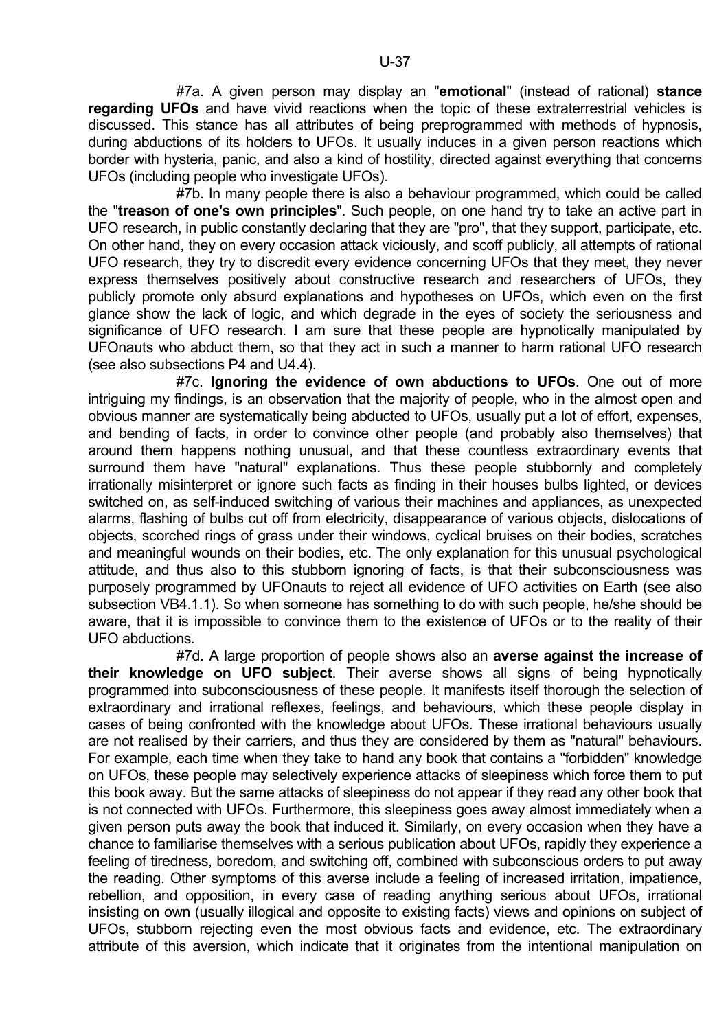#7a. A given person may display an "**emotional**" (instead of rational) **stance regarding UFOs** and have vivid reactions when the topic of these extraterrestrial vehicles is discussed. This stance has all attributes of being preprogrammed with methods of hypnosis, during abductions of its holders to UFOs. It usually induces in a given person reactions which border with hysteria, panic, and also a kind of hostility, directed against everything that concerns UFOs (including people who investigate UFOs).

#7b. In many people there is also a behaviour programmed, which could be called the "**treason of one's own principles**". Such people, on one hand try to take an active part in UFO research, in public constantly declaring that they are "pro", that they support, participate, etc. On other hand, they on every occasion attack viciously, and scoff publicly, all attempts of rational UFO research, they try to discredit every evidence concerning UFOs that they meet, they never express themselves positively about constructive research and researchers of UFOs, they publicly promote only absurd explanations and hypotheses on UFOs, which even on the first glance show the lack of logic, and which degrade in the eyes of society the seriousness and significance of UFO research. I am sure that these people are hypnotically manipulated by UFOnauts who abduct them, so that they act in such a manner to harm rational UFO research (see also subsections P4 and U4.4).

#7c. **Ignoring the evidence of own abductions to UFOs**. One out of more intriguing my findings, is an observation that the majority of people, who in the almost open and obvious manner are systematically being abducted to UFOs, usually put a lot of effort, expenses, and bending of facts, in order to convince other people (and probably also themselves) that around them happens nothing unusual, and that these countless extraordinary events that surround them have "natural" explanations. Thus these people stubbornly and completely irrationally misinterpret or ignore such facts as finding in their houses bulbs lighted, or devices switched on, as self-induced switching of various their machines and appliances, as unexpected alarms, flashing of bulbs cut off from electricity, disappearance of various objects, dislocations of objects, scorched rings of grass under their windows, cyclical bruises on their bodies, scratches and meaningful wounds on their bodies, etc. The only explanation for this unusual psychological attitude, and thus also to this stubborn ignoring of facts, is that their subconsciousness was purposely programmed by UFOnauts to reject all evidence of UFO activities on Earth (see also subsection VB4.1.1). So when someone has something to do with such people, he/she should be aware, that it is impossible to convince them to the existence of UFOs or to the reality of their UFO abductions.

#7d. A large proportion of people shows also an **averse against the increase of their knowledge on UFO subject**. Their averse shows all signs of being hypnotically programmed into subconsciousness of these people. It manifests itself thorough the selection of extraordinary and irrational reflexes, feelings, and behaviours, which these people display in cases of being confronted with the knowledge about UFOs. These irrational behaviours usually are not realised by their carriers, and thus they are considered by them as "natural" behaviours. For example, each time when they take to hand any book that contains a "forbidden" knowledge on UFOs, these people may selectively experience attacks of sleepiness which force them to put this book away. But the same attacks of sleepiness do not appear if they read any other book that is not connected with UFOs. Furthermore, this sleepiness goes away almost immediately when a given person puts away the book that induced it. Similarly, on every occasion when they have a chance to familiarise themselves with a serious publication about UFOs, rapidly they experience a feeling of tiredness, boredom, and switching off, combined with subconscious orders to put away the reading. Other symptoms of this averse include a feeling of increased irritation, impatience, rebellion, and opposition, in every case of reading anything serious about UFOs, irrational insisting on own (usually illogical and opposite to existing facts) views and opinions on subject of UFOs, stubborn rejecting even the most obvious facts and evidence, etc. The extraordinary attribute of this aversion, which indicate that it originates from the intentional manipulation on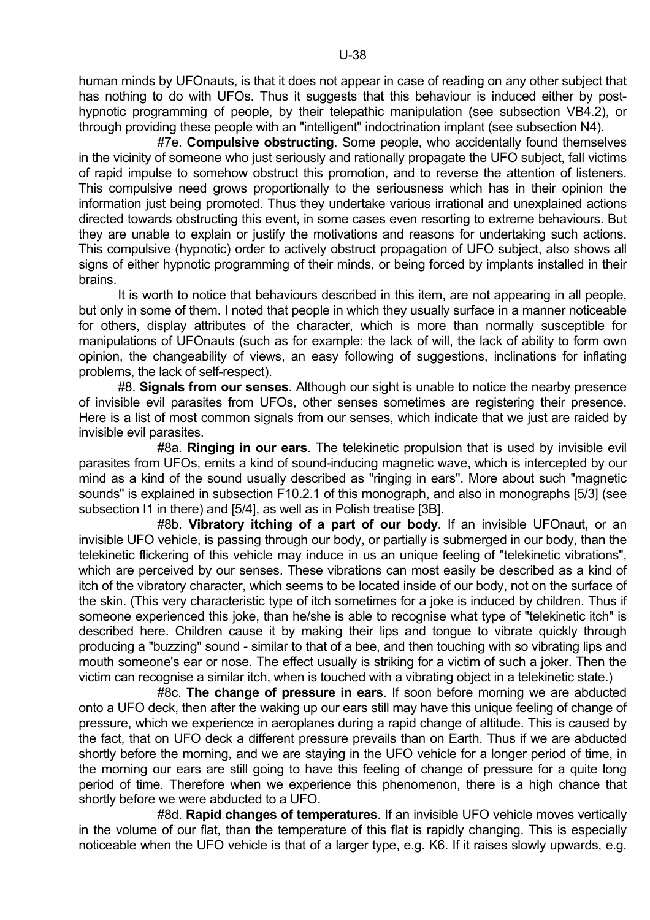human minds by UFOnauts, is that it does not appear in case of reading on any other subject that has nothing to do with UFOs. Thus it suggests that this behaviour is induced either by post-hypnotic programming of people, by their telepathic manipulation (see subsection VB4.2), or through providing these people with an "intelligent" indoctrination implant (see subsection N4).

#7e. **Compulsive obstructing**. Some people, who accidentally found themselves in the vicinity of someone who just seriously and rationally propagate the UFO subject, fall victims of rapid impulse to somehow obstruct this promotion, and to reverse the attention of listeners. This compulsive need grows proportionally to the seriousness which has in their opinion the information just being promoted. Thus they undertake various irrational and unexplained actions directed towards obstructing this event, in some cases even resorting to extreme behaviours. But they are unable to explain or justify the motivations and reasons for undertaking such actions. This compulsive (hypnotic) order to actively obstruct propagation of UFO subject, also shows all signs of either hypnotic programming of their minds, or being forced by implants installed in their brains.

It is worth to notice that behaviours described in this item, are not appearing in all people, but only in some of them. I noted that people in which they usually surface in a manner noticeable for others, display attributes of the character, which is more than normally susceptible for manipulations of UFOnauts (such as for example: the lack of will, the lack of ability to form own opinion, the changeability of views, an easy following of suggestions, inclinations for inflating problems, the lack of self-respect).

#8. **Signals from our senses**. Although our sight is unable to notice the nearby presence of invisible evil parasites from UFOs, other senses sometimes are registering their presence. Here is a list of most common signals from our senses, which indicate that we just are raided by invisible evil parasites.

#8a. **Ringing in our ears**. The telekinetic propulsion that is used by invisible evil parasites from UFOs, emits a kind of sound-inducing magnetic wave, which is intercepted by our mind as a kind of the sound usually described as "ringing in ears". More about such "magnetic sounds" is explained in subsection F10.2.1 of this monograph, and also in monographs [5/3] (see subsection I1 in there) and [5/4], as well as in Polish treatise [3B].

#8b. **Vibratory itching of a part of our body**. If an invisible UFOnaut, or an invisible UFO vehicle, is passing through our body, or partially is submerged in our body, than the telekinetic flickering of this vehicle may induce in us an unique feeling of "telekinetic vibrations", which are perceived by our senses. These vibrations can most easily be described as a kind of itch of the vibratory character, which seems to be located inside of our body, not on the surface of the skin. (This very characteristic type of itch sometimes for a joke is induced by children. Thus if someone experienced this joke, than he/she is able to recognise what type of "telekinetic itch" is described here. Children cause it by making their lips and tongue to vibrate quickly through producing a "buzzing" sound - similar to that of a bee, and then touching with so vibrating lips and mouth someone's ear or nose. The effect usually is striking for a victim of such a joker. Then the victim can recognise a similar itch, when is touched with a vibrating object in a telekinetic state.)

#8c. **The change of pressure in ears**. If soon before morning we are abducted onto a UFO deck, then after the waking up our ears still may have this unique feeling of change of pressure, which we experience in aeroplanes during a rapid change of altitude. This is caused by the fact, that on UFO deck a different pressure prevails than on Earth. Thus if we are abducted shortly before the morning, and we are staying in the UFO vehicle for a longer period of time, in the morning our ears are still going to have this feeling of change of pressure for a quite long period of time. Therefore when we experience this phenomenon, there is a high chance that shortly before we were abducted to a UFO.

#8d. **Rapid changes of temperatures**. If an invisible UFO vehicle moves vertically in the volume of our flat, than the temperature of this flat is rapidly changing. This is especially noticeable when the UFO vehicle is that of a larger type, e.g. K6. If it raises slowly upwards, e.g.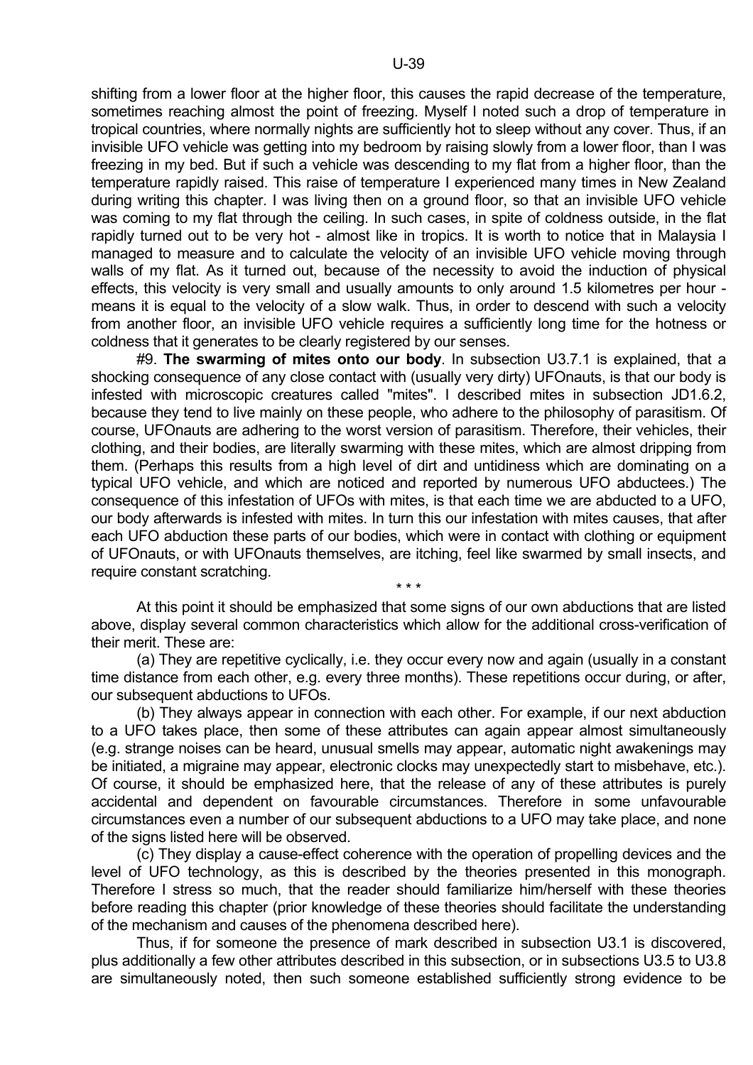shifting from a lower floor at the higher floor, this causes the rapid decrease of the temperature, sometimes reaching almost the point of freezing. Myself I noted such a drop of temperature in tropical countries, where normally nights are sufficiently hot to sleep without any cover. Thus, if an invisible UFO vehicle was getting into my bedroom by raising slowly from a lower floor, than I was freezing in my bed. But if such a vehicle was descending to my flat from a higher floor, than the temperature rapidly raised. This raise of temperature I experienced many times in New Zealand during writing this chapter. I was living then on a ground floor, so that an invisible UFO vehicle was coming to my flat through the ceiling. In such cases, in spite of coldness outside, in the flat rapidly turned out to be very hot - almost like in tropics. It is worth to notice that in Malaysia I managed to measure and to calculate the velocity of an invisible UFO vehicle moving through walls of my flat. As it turned out, because of the necessity to avoid the induction of physical effects, this velocity is very small and usually amounts to only around 1.5 kilometres per hour - means it is equal to the velocity of a slow walk. Thus, in order to descend with such a velocity from another floor, an invisible UFO vehicle requires a sufficiently long time for the hotness or coldness that it generates to be clearly registered by our senses.

#9. **The swarming of mites onto our body**. In subsection U3.7.1 is explained, that a shocking consequence of any close contact with (usually very dirty) UFOnauts, is that our body is infested with microscopic creatures called "mites". I described mites in subsection JD1.6.2, because they tend to live mainly on these people, who adhere to the philosophy of parasitism. Of course, UFOnauts are adhering to the worst version of parasitism. Therefore, their vehicles, their clothing, and their bodies, are literally swarming with these mites, which are almost dripping from them. (Perhaps this results from a high level of dirt and untidiness which are dominating on a typical UFO vehicle, and which are noticed and reported by numerous UFO abductees.) The consequence of this infestation of UFOs with mites, is that each time we are abducted to a UFO, our body afterwards is infested with mites. In turn this our infestation with mites causes, that after each UFO abduction these parts of our bodies, which were in contact with clothing or equipment of UFOnauts, or with UFOnauts themselves, are itching, feel like swarmed by small insects, and require constant scratching.

\* \* \*

At this point it should be emphasized that some signs of our own abductions that are listed above, display several common characteristics which allow for the additional cross-verification of their merit. These are:

(a) They are repetitive cyclically, i.e. they occur every now and again (usually in a constant time distance from each other, e.g. every three months). These repetitions occur during, or after, our subsequent abductions to UFOs.

(b) They always appear in connection with each other. For example, if our next abduction to a UFO takes place, then some of these attributes can again appear almost simultaneously (e.g. strange noises can be heard, unusual smells may appear, automatic night awakenings may be initiated, a migraine may appear, electronic clocks may unexpectedly start to misbehave, etc.). Of course, it should be emphasized here, that the release of any of these attributes is purely accidental and dependent on favourable circumstances. Therefore in some unfavourable circumstances even a number of our subsequent abductions to a UFO may take place, and none of the signs listed here will be observed.

(c) They display a cause-effect coherence with the operation of propelling devices and the level of UFO technology, as this is described by the theories presented in this monograph. Therefore I stress so much, that the reader should familiarize him/herself with these theories before reading this chapter (prior knowledge of these theories should facilitate the understanding of the mechanism and causes of the phenomena described here).

Thus, if for someone the presence of mark described in subsection U3.1 is discovered, plus additionally a few other attributes described in this subsection, or in subsections U3.5 to U3.8 are simultaneously noted, then such someone established sufficiently strong evidence to be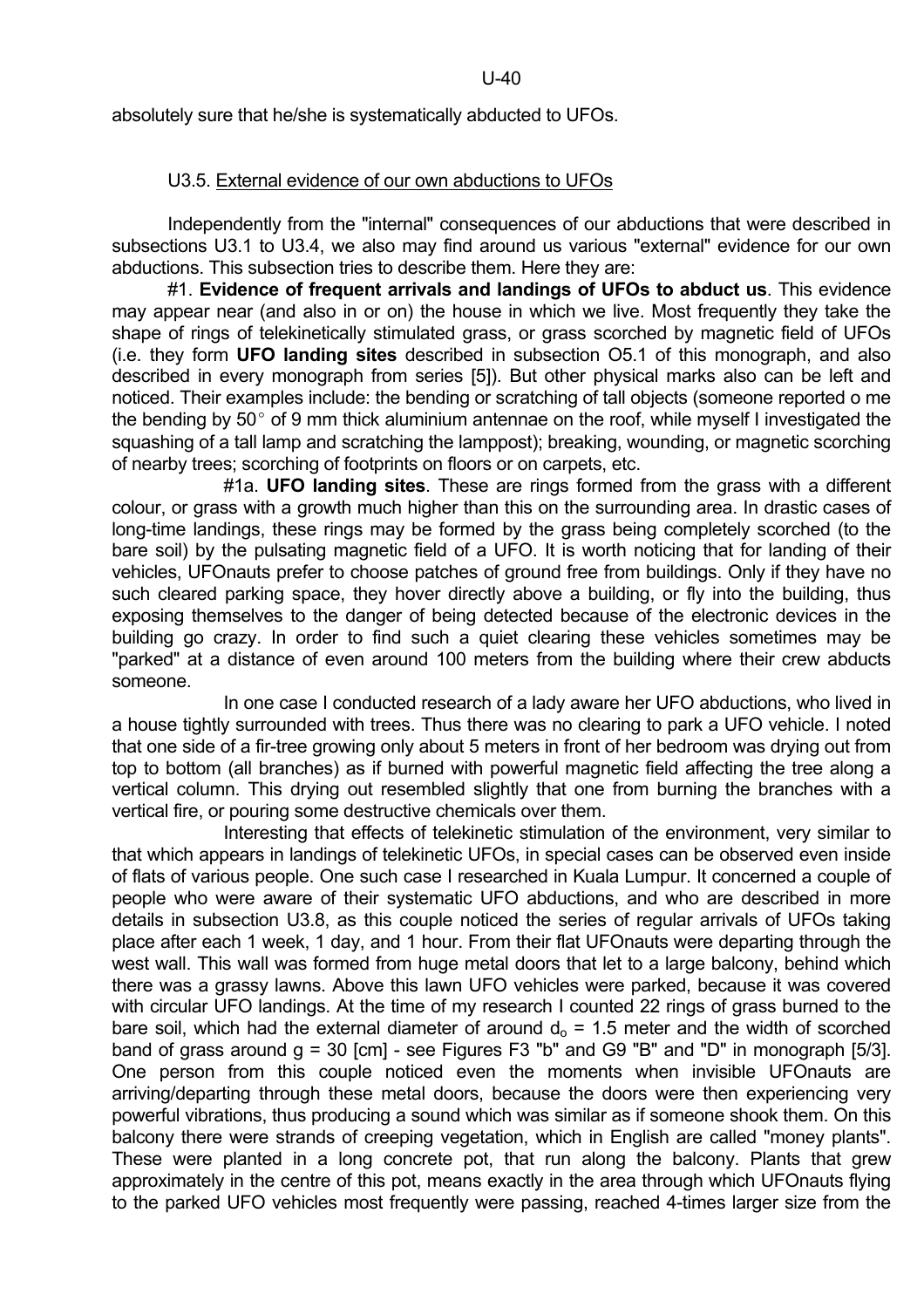absolutely sure that he/she is systematically abducted to UFOs.

## U3.5. External evidence of our own abductions to UFOs

Independently from the "internal" consequences of our abductions that were described in subsections U3.1 to U3.4, we also may find around us various "external" evidence for our own abductions. This subsection tries to describe them. Here they are:

#1. **Evidence of frequent arrivals and landings of UFOs to abduct us**. This evidence may appear near (and also in or on) the house in which we live. Most frequently they take the shape of rings of telekinetically stimulated grass, or grass scorched by magnetic field of UFOs (i.e. they form **UFO landing sites** described in subsection O5.1 of this monograph, and also described in every monograph from series [5]). But other physical marks also can be left and noticed. Their examples include: the bending or scratching of tall objects (someone reported o me the bending by 50° of 9 mm thick aluminium antennae on the roof, while myself I investigated the squashing of a tall lamp and scratching the lamppost); breaking, wounding, or magnetic scorching of nearby trees; scorching of footprints on floors or on carpets, etc.

#1a. **UFO landing sites**. These are rings formed from the grass with a different colour, or grass with a growth much higher than this on the surrounding area. In drastic cases of long-time landings, these rings may be formed by the grass being completely scorched (to the bare soil) by the pulsating magnetic field of a UFO. It is worth noticing that for landing of their vehicles, UFOnauts prefer to choose patches of ground free from buildings. Only if they have no such cleared parking space, they hover directly above a building, or fly into the building, thus exposing themselves to the danger of being detected because of the electronic devices in the building go crazy. In order to find such a quiet clearing these vehicles sometimes may be "parked" at a distance of even around 100 meters from the building where their crew abducts someone.

In one case I conducted research of a lady aware her UFO abductions, who lived in a house tightly surrounded with trees. Thus there was no clearing to park a UFO vehicle. I noted that one side of a fir-tree growing only about 5 meters in front of her bedroom was drying out from top to bottom (all branches) as if burned with powerful magnetic field affecting the tree along a vertical column. This drying out resembled slightly that one from burning the branches with a vertical fire, or pouring some destructive chemicals over them.

Interesting that effects of telekinetic stimulation of the environment, very similar to that which appears in landings of telekinetic UFOs, in special cases can be observed even inside of flats of various people. One such case I researched in Kuala Lumpur. It concerned a couple of people who were aware of their systematic UFO abductions, and who are described in more details in subsection U3.8, as this couple noticed the series of regular arrivals of UFOs taking place after each 1 week, 1 day, and 1 hour. From their flat UFOnauts were departing through the west wall. This wall was formed from huge metal doors that let to a large balcony, behind which there was a grassy lawns. Above this lawn UFO vehicles were parked, because it was covered with circular UFO landings. At the time of my research I counted 22 rings of grass burned to the bare soil, which had the external diameter of around $d_o$ = 1.5 meter and the width of scorched band of grass around g = 30 [cm] - see Figures F3 "b" and G9 "B" and "D" in monograph [5/3]. One person from this couple noticed even the moments when invisible UFOnauts are arriving/departing through these metal doors, because the doors were then experiencing very powerful vibrations, thus producing a sound which was similar as if someone shook them. On this balcony there were strands of creeping vegetation, which in English are called "money plants". These were planted in a long concrete pot, that run along the balcony. Plants that grew approximately in the centre of this pot, means exactly in the area through which UFOnauts flying to the parked UFO vehicles most frequently were passing, reached 4-times larger size from the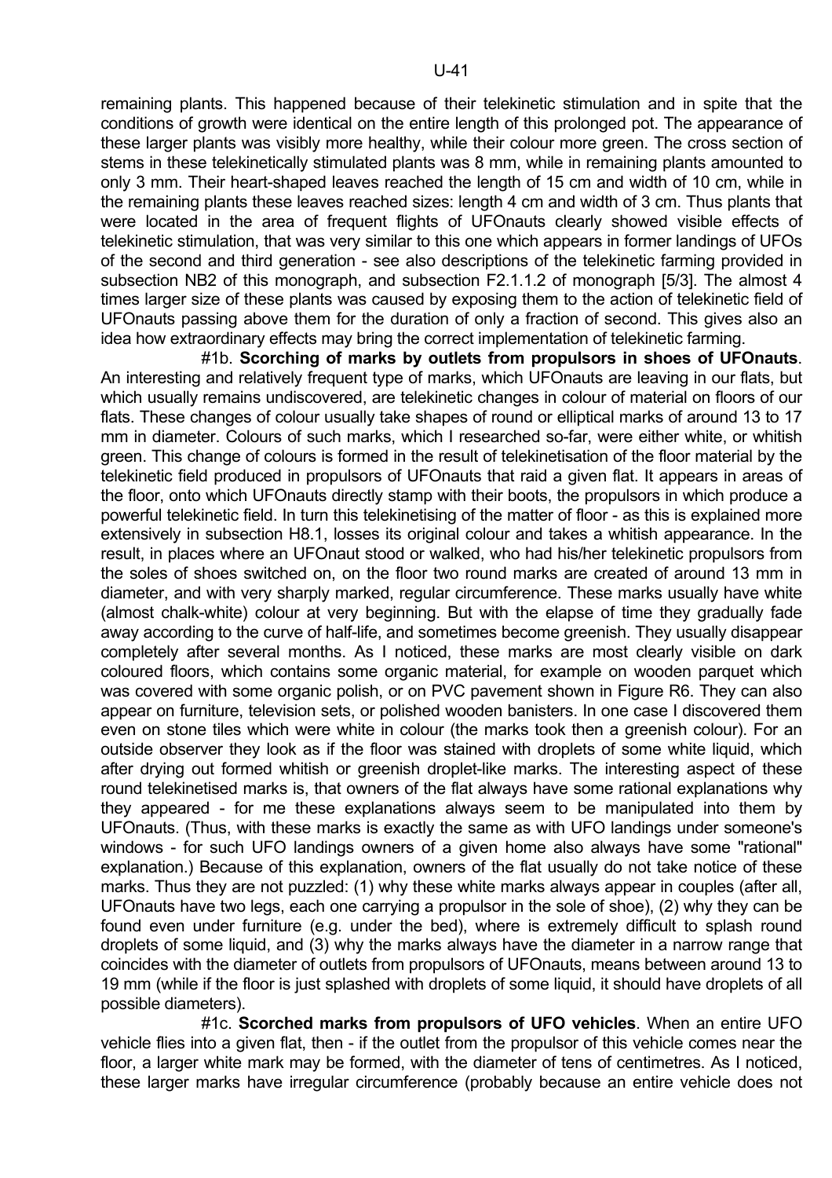remaining plants. This happened because of their telekinetic stimulation and in spite that the conditions of growth were identical on the entire length of this prolonged pot. The appearance of these larger plants was visibly more healthy, while their colour more green. The cross section of stems in these telekinetically stimulated plants was 8 mm, while in remaining plants amounted to only 3 mm. Their heart-shaped leaves reached the length of 15 cm and width of 10 cm, while in the remaining plants these leaves reached sizes: length 4 cm and width of 3 cm. Thus plants that were located in the area of frequent flights of UFOnauts clearly showed visible effects of telekinetic stimulation, that was very similar to this one which appears in former landings of UFOs of the second and third generation - see also descriptions of the telekinetic farming provided in subsection NB2 of this monograph, and subsection F2.1.1.2 of monograph [5/3]. The almost 4 times larger size of these plants was caused by exposing them to the action of telekinetic field of UFOnauts passing above them for the duration of only a fraction of second. This gives also an idea how extraordinary effects may bring the correct implementation of telekinetic farming.

#1b. **Scorching of marks by outlets from propulsors in shoes of UFOnauts**. An interesting and relatively frequent type of marks, which UFOnauts are leaving in our flats, but which usually remains undiscovered, are telekinetic changes in colour of material on floors of our flats. These changes of colour usually take shapes of round or elliptical marks of around 13 to 17 mm in diameter. Colours of such marks, which I researched so-far, were either white, or whitish green. This change of colours is formed in the result of telekinetisation of the floor material by the telekinetic field produced in propulsors of UFOnauts that raid a given flat. It appears in areas of the floor, onto which UFOnauts directly stamp with their boots, the propulsors in which produce a powerful telekinetic field. In turn this telekinetising of the matter of floor - as this is explained more extensively in subsection H8.1, losses its original colour and takes a whitish appearance. In the result, in places where an UFOnaut stood or walked, who had his/her telekinetic propulsors from the soles of shoes switched on, on the floor two round marks are created of around 13 mm in diameter, and with very sharply marked, regular circumference. These marks usually have white (almost chalk-white) colour at very beginning. But with the elapse of time they gradually fade away according to the curve of half-life, and sometimes become greenish. They usually disappear completely after several months. As I noticed, these marks are most clearly visible on dark coloured floors, which contains some organic material, for example on wooden parquet which was covered with some organic polish, or on PVC pavement shown in Figure R6. They can also appear on furniture, television sets, or polished wooden banisters. In one case I discovered them even on stone tiles which were white in colour (the marks took then a greenish colour). For an outside observer they look as if the floor was stained with droplets of some white liquid, which after drying out formed whitish or greenish droplet-like marks. The interesting aspect of these round telekinetised marks is, that owners of the flat always have some rational explanations why they appeared - for me these explanations always seem to be manipulated into them by UFOnauts. (Thus, with these marks is exactly the same as with UFO landings under someone's windows - for such UFO landings owners of a given home also always have some "rational" explanation.) Because of this explanation, owners of the flat usually do not take notice of these marks. Thus they are not puzzled: (1) why these white marks always appear in couples (after all, UFOnauts have two legs, each one carrying a propulsor in the sole of shoe), (2) why they can be found even under furniture (e.g. under the bed), where is extremely difficult to splash round droplets of some liquid, and (3) why the marks always have the diameter in a narrow range that coincides with the diameter of outlets from propulsors of UFOnauts, means between around 13 to 19 mm (while if the floor is just splashed with droplets of some liquid, it should have droplets of all possible diameters).

#1c. **Scorched marks from propulsors of UFO vehicles**. When an entire UFO vehicle flies into a given flat, then - if the outlet from the propulsor of this vehicle comes near the floor, a larger white mark may be formed, with the diameter of tens of centimetres. As I noticed, these larger marks have irregular circumference (probably because an entire vehicle does not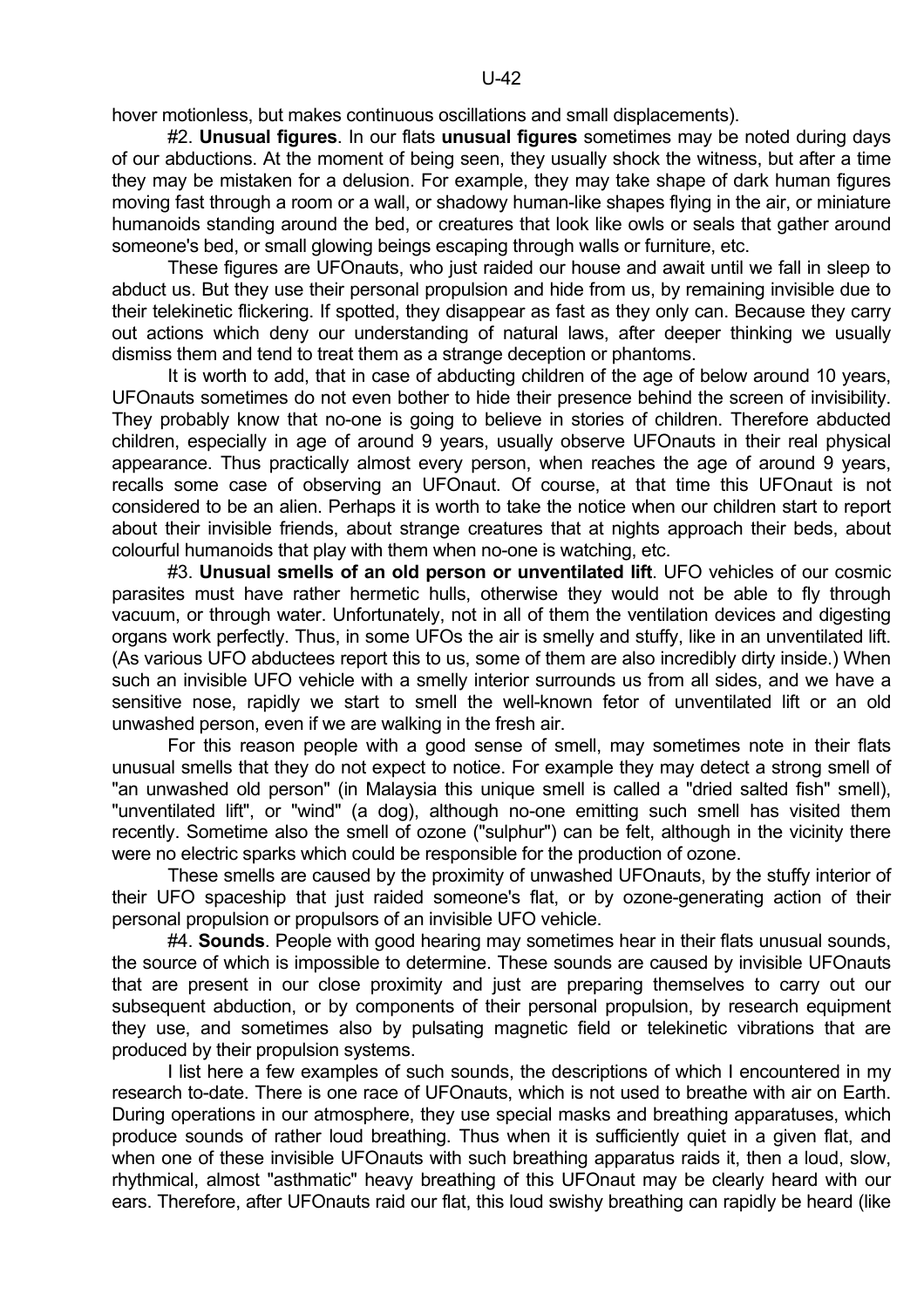hover motionless, but makes continuous oscillations and small displacements).

#2. **Unusual figures**. In our flats **unusual figures** sometimes may be noted during days of our abductions. At the moment of being seen, they usually shock the witness, but after a time they may be mistaken for a delusion. For example, they may take shape of dark human figures moving fast through a room or a wall, or shadowy human-like shapes flying in the air, or miniature humanoids standing around the bed, or creatures that look like owls or seals that gather around someone's bed, or small glowing beings escaping through walls or furniture, etc.

These figures are UFOnauts, who just raided our house and await until we fall in sleep to abduct us. But they use their personal propulsion and hide from us, by remaining invisible due to their telekinetic flickering. If spotted, they disappear as fast as they only can. Because they carry out actions which deny our understanding of natural laws, after deeper thinking we usually dismiss them and tend to treat them as a strange deception or phantoms.

It is worth to add, that in case of abducting children of the age of below around 10 years, UFOnauts sometimes do not even bother to hide their presence behind the screen of invisibility. They probably know that no-one is going to believe in stories of children. Therefore abducted children, especially in age of around 9 years, usually observe UFOnauts in their real physical appearance. Thus practically almost every person, when reaches the age of around 9 years, recalls some case of observing an UFOnaut. Of course, at that time this UFOnaut is not considered to be an alien. Perhaps it is worth to take the notice when our children start to report about their invisible friends, about strange creatures that at nights approach their beds, about colourful humanoids that play with them when no-one is watching, etc.

#3. **Unusual smells of an old person or unventilated lift**. UFO vehicles of our cosmic parasites must have rather hermetic hulls, otherwise they would not be able to fly through vacuum, or through water. Unfortunately, not in all of them the ventilation devices and digesting organs work perfectly. Thus, in some UFOs the air is smelly and stuffy, like in an unventilated lift. (As various UFO abductees report this to us, some of them are also incredibly dirty inside.) When such an invisible UFO vehicle with a smelly interior surrounds us from all sides, and we have a sensitive nose, rapidly we start to smell the well-known fetor of unventilated lift or an old unwashed person, even if we are walking in the fresh air.

For this reason people with a good sense of smell, may sometimes note in their flats unusual smells that they do not expect to notice. For example they may detect a strong smell of "an unwashed old person" (in Malaysia this unique smell is called a "dried salted fish" smell), "unventilated lift", or "wind" (a dog), although no-one emitting such smell has visited them recently. Sometime also the smell of ozone ("sulphur") can be felt, although in the vicinity there were no electric sparks which could be responsible for the production of ozone.

These smells are caused by the proximity of unwashed UFOnauts, by the stuffy interior of their UFO spaceship that just raided someone's flat, or by ozone-generating action of their personal propulsion or propulsors of an invisible UFO vehicle.

#4. **Sounds**. People with good hearing may sometimes hear in their flats unusual sounds, the source of which is impossible to determine. These sounds are caused by invisible UFOnauts that are present in our close proximity and just are preparing themselves to carry out our subsequent abduction, or by components of their personal propulsion, by research equipment they use, and sometimes also by pulsating magnetic field or telekinetic vibrations that are produced by their propulsion systems.

I list here a few examples of such sounds, the descriptions of which I encountered in my research to-date. There is one race of UFOnauts, which is not used to breathe with air on Earth. During operations in our atmosphere, they use special masks and breathing apparatuses, which produce sounds of rather loud breathing. Thus when it is sufficiently quiet in a given flat, and when one of these invisible UFOnauts with such breathing apparatus raids it, then a loud, slow, rhythmical, almost "asthmatic" heavy breathing of this UFOnaut may be clearly heard with our ears. Therefore, after UFOnauts raid our flat, this loud swishy breathing can rapidly be heard (like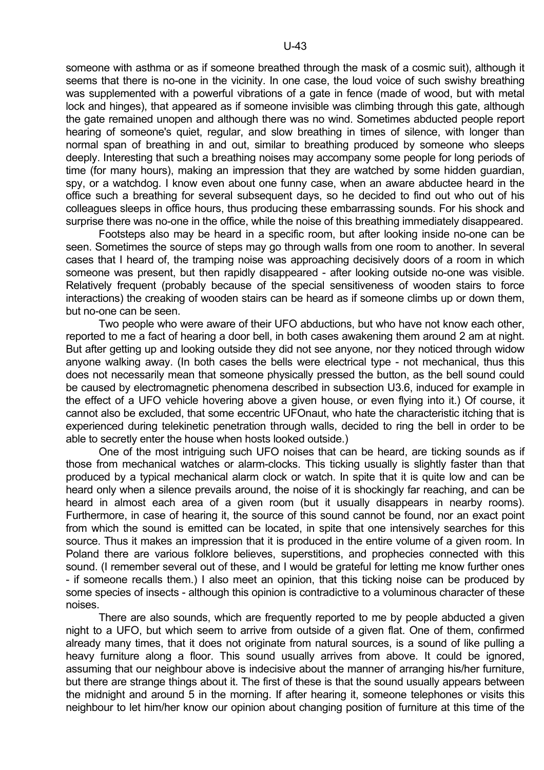someone with asthma or as if someone breathed through the mask of a cosmic suit), although it seems that there is no-one in the vicinity. In one case, the loud voice of such swishy breathing was supplemented with a powerful vibrations of a gate in fence (made of wood, but with metal lock and hinges), that appeared as if someone invisible was climbing through this gate, although the gate remained unopen and although there was no wind. Sometimes abducted people report hearing of someone's quiet, regular, and slow breathing in times of silence, with longer than normal span of breathing in and out, similar to breathing produced by someone who sleeps deeply. Interesting that such a breathing noises may accompany some people for long periods of time (for many hours), making an impression that they are watched by some hidden guardian, spy, or a watchdog. I know even about one funny case, when an aware abductee heard in the office such a breathing for several subsequent days, so he decided to find out who out of his colleagues sleeps in office hours, thus producing these embarrassing sounds. For his shock and surprise there was no-one in the office, while the noise of this breathing immediately disappeared.

Footsteps also may be heard in a specific room, but after looking inside no-one can be seen. Sometimes the source of steps may go through walls from one room to another. In several cases that I heard of, the tramping noise was approaching decisively doors of a room in which someone was present, but then rapidly disappeared - after looking outside no-one was visible. Relatively frequent (probably because of the special sensitiveness of wooden stairs to force interactions) the creaking of wooden stairs can be heard as if someone climbs up or down them, but no-one can be seen.

Two people who were aware of their UFO abductions, but who have not know each other, reported to me a fact of hearing a door bell, in both cases awakening them around 2 am at night. But after getting up and looking outside they did not see anyone, nor they noticed through widow anyone walking away. (In both cases the bells were electrical type - not mechanical, thus this does not necessarily mean that someone physically pressed the button, as the bell sound could be caused by electromagnetic phenomena described in subsection U3.6, induced for example in the effect of a UFO vehicle hovering above a given house, or even flying into it.) Of course, it cannot also be excluded, that some eccentric UFOnaut, who hate the characteristic itching that is experienced during telekinetic penetration through walls, decided to ring the bell in order to be able to secretly enter the house when hosts looked outside.)

One of the most intriguing such UFO noises that can be heard, are ticking sounds as if those from mechanical watches or alarm-clocks. This ticking usually is slightly faster than that produced by a typical mechanical alarm clock or watch. In spite that it is quite low and can be heard only when a silence prevails around, the noise of it is shockingly far reaching, and can be heard in almost each area of a given room (but it usually disappears in nearby rooms). Furthermore, in case of hearing it, the source of this sound cannot be found, nor an exact point from which the sound is emitted can be located, in spite that one intensively searches for this source. Thus it makes an impression that it is produced in the entire volume of a given room. In Poland there are various folklore believes, superstitions, and prophecies connected with this sound. (I remember several out of these, and I would be grateful for letting me know further ones - if someone recalls them.) I also meet an opinion, that this ticking noise can be produced by some species of insects - although this opinion is contradictive to a voluminous character of these noises.

There are also sounds, which are frequently reported to me by people abducted a given night to a UFO, but which seem to arrive from outside of a given flat. One of them, confirmed already many times, that it does not originate from natural sources, is a sound of like pulling a heavy furniture along a floor. This sound usually arrives from above. It could be ignored, assuming that our neighbour above is indecisive about the manner of arranging his/her furniture, but there are strange things about it. The first of these is that the sound usually appears between the midnight and around 5 in the morning. If after hearing it, someone telephones or visits this neighbour to let him/her know our opinion about changing position of furniture at this time of the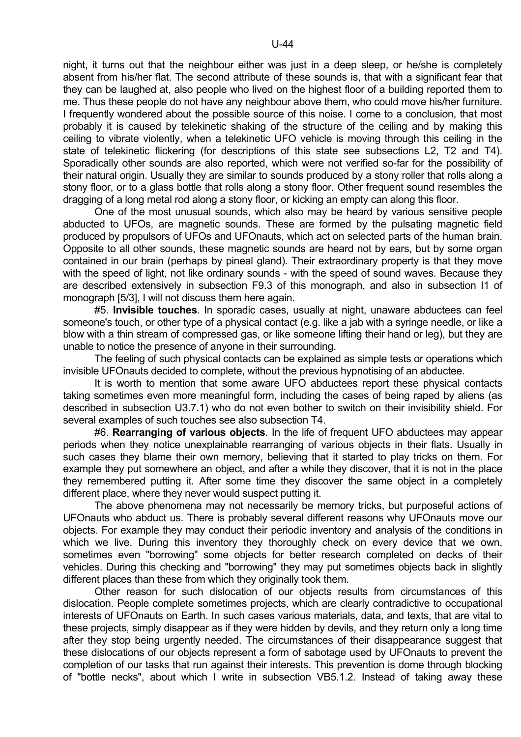night, it turns out that the neighbour either was just in a deep sleep, or he/she is completely absent from his/her flat. The second attribute of these sounds is, that with a significant fear that they can be laughed at, also people who lived on the highest floor of a building reported them to me. Thus these people do not have any neighbour above them, who could move his/her furniture. I frequently wondered about the possible source of this noise. I come to a conclusion, that most probably it is caused by telekinetic shaking of the structure of the ceiling and by making this ceiling to vibrate violently, when a telekinetic UFO vehicle is moving through this ceiling in the state of telekinetic flickering (for descriptions of this state see subsections L2, T2 and T4). Sporadically other sounds are also reported, which were not verified so-far for the possibility of their natural origin. Usually they are similar to sounds produced by a stony roller that rolls along a stony floor, or to a glass bottle that rolls along a stony floor. Other frequent sound resembles the dragging of a long metal rod along a stony floor, or kicking an empty can along this floor.

One of the most unusual sounds, which also may be heard by various sensitive people abducted to UFOs, are magnetic sounds. These are formed by the pulsating magnetic field produced by propulsors of UFOs and UFOnauts, which act on selected parts of the human brain. Opposite to all other sounds, these magnetic sounds are heard not by ears, but by some organ contained in our brain (perhaps by pineal gland). Their extraordinary property is that they move with the speed of light, not like ordinary sounds - with the speed of sound waves. Because they are described extensively in subsection F9.3 of this monograph, and also in subsection I1 of monograph [5/3], I will not discuss them here again.

#5. **Invisible touches**. In sporadic cases, usually at night, unaware abductees can feel someone's touch, or other type of a physical contact (e.g. like a jab with a syringe needle, or like a blow with a thin stream of compressed gas, or like someone lifting their hand or leg), but they are unable to notice the presence of anyone in their surrounding.

The feeling of such physical contacts can be explained as simple tests or operations which invisible UFOnauts decided to complete, without the previous hypnotising of an abductee.

It is worth to mention that some aware UFO abductees report these physical contacts taking sometimes even more meaningful form, including the cases of being raped by aliens (as described in subsection U3.7.1) who do not even bother to switch on their invisibility shield. For several examples of such touches see also subsection T4.

#6. **Rearranging of various objects**. In the life of frequent UFO abductees may appear periods when they notice unexplainable rearranging of various objects in their flats. Usually in such cases they blame their own memory, believing that it started to play tricks on them. For example they put somewhere an object, and after a while they discover, that it is not in the place they remembered putting it. After some time they discover the same object in a completely different place, where they never would suspect putting it.

The above phenomena may not necessarily be memory tricks, but purposeful actions of UFOnauts who abduct us. There is probably several different reasons why UFOnauts move our objects. For example they may conduct their periodic inventory and analysis of the conditions in which we live. During this inventory they thoroughly check on every device that we own, sometimes even "borrowing" some objects for better research completed on decks of their vehicles. During this checking and "borrowing" they may put sometimes objects back in slightly different places than these from which they originally took them.

Other reason for such dislocation of our objects results from circumstances of this dislocation. People complete sometimes projects, which are clearly contradictive to occupational interests of UFOnauts on Earth. In such cases various materials, data, and texts, that are vital to these projects, simply disappear as if they were hidden by devils, and they return only a long time after they stop being urgently needed. The circumstances of their disappearance suggest that these dislocations of our objects represent a form of sabotage used by UFOnauts to prevent the completion of our tasks that run against their interests. This prevention is dome through blocking of "bottle necks", about which I write in subsection VB5.1.2. Instead of taking away these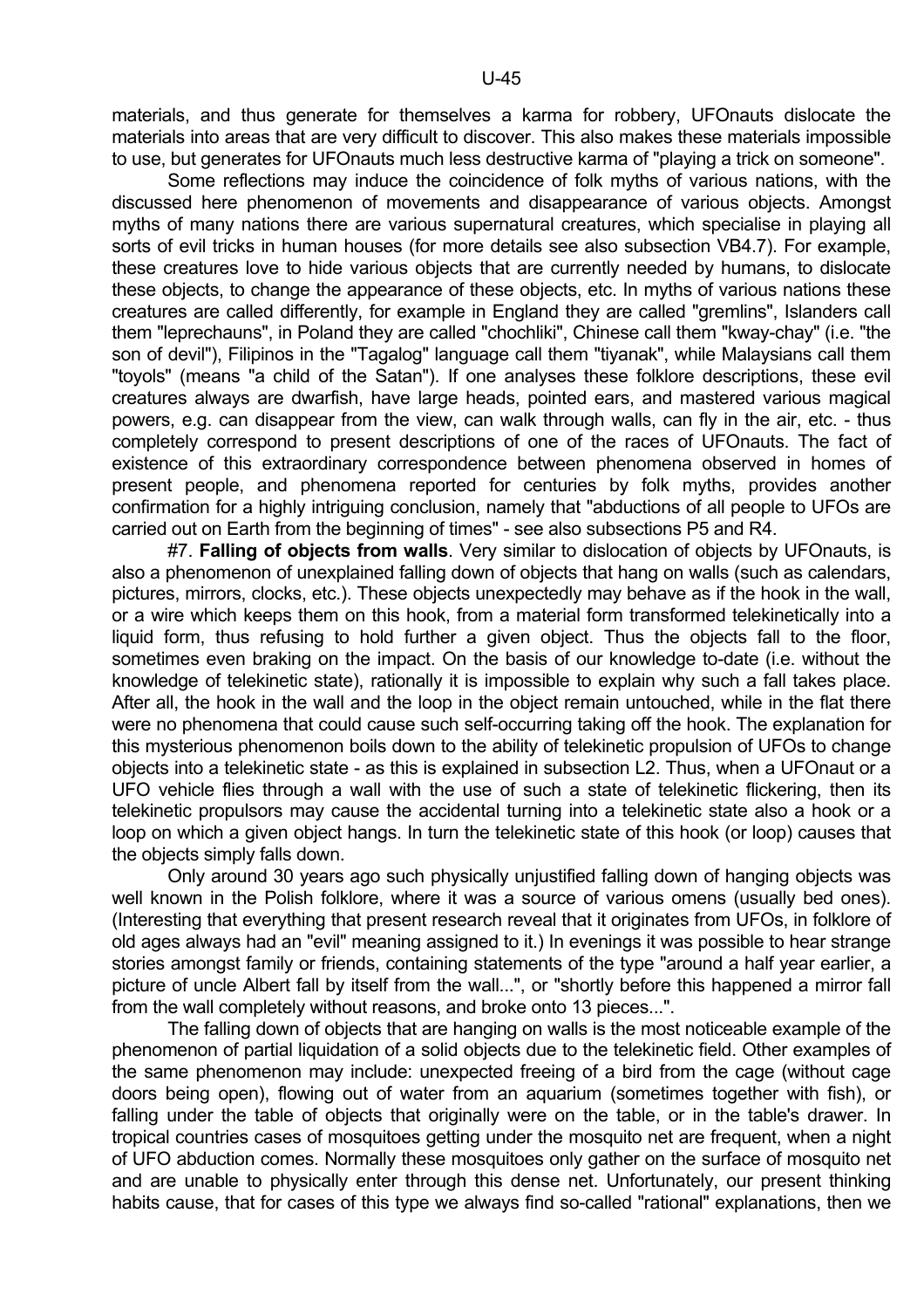materials, and thus generate for themselves a karma for robbery, UFOnauts dislocate the materials into areas that are very difficult to discover. This also makes these materials impossible to use, but generates for UFOnauts much less destructive karma of "playing a trick on someone".

Some reflections may induce the coincidence of folk myths of various nations, with the discussed here phenomenon of movements and disappearance of various objects. Amongst myths of many nations there are various supernatural creatures, which specialise in playing all sorts of evil tricks in human houses (for more details see also subsection VB4.7). For example, these creatures love to hide various objects that are currently needed by humans, to dislocate these objects, to change the appearance of these objects, etc. In myths of various nations these creatures are called differently, for example in England they are called "gremlins", Islanders call them "leprechauns", in Poland they are called "chochliki", Chinese call them "kway-chay" (i.e. "the son of devil"), Filipinos in the "Tagalog" language call them "tiyanak", while Malaysians call them "toyols" (means "a child of the Satan"). If one analyses these folklore descriptions, these evil creatures always are dwarfish, have large heads, pointed ears, and mastered various magical powers, e.g. can disappear from the view, can walk through walls, can fly in the air, etc. - thus completely correspond to present descriptions of one of the races of UFOnauts. The fact of existence of this extraordinary correspondence between phenomena observed in homes of present people, and phenomena reported for centuries by folk myths, provides another confirmation for a highly intriguing conclusion, namely that "abductions of all people to UFOs are carried out on Earth from the beginning of times" - see also subsections P5 and R4.

#7. **Falling of objects from walls**. Very similar to dislocation of objects by UFOnauts, is also a phenomenon of unexplained falling down of objects that hang on walls (such as calendars, pictures, mirrors, clocks, etc.). These objects unexpectedly may behave as if the hook in the wall, or a wire which keeps them on this hook, from a material form transformed telekinetically into a liquid form, thus refusing to hold further a given object. Thus the objects fall to the floor, sometimes even braking on the impact. On the basis of our knowledge to-date (i.e. without the knowledge of telekinetic state), rationally it is impossible to explain why such a fall takes place. After all, the hook in the wall and the loop in the object remain untouched, while in the flat there were no phenomena that could cause such self-occurring taking off the hook. The explanation for this mysterious phenomenon boils down to the ability of telekinetic propulsion of UFOs to change objects into a telekinetic state - as this is explained in subsection L2. Thus, when a UFOnaut or a UFO vehicle flies through a wall with the use of such a state of telekinetic flickering, then its telekinetic propulsors may cause the accidental turning into a telekinetic state also a hook or a loop on which a given object hangs. In turn the telekinetic state of this hook (or loop) causes that the objects simply falls down.

Only around 30 years ago such physically unjustified falling down of hanging objects was well known in the Polish folklore, where it was a source of various omens (usually bed ones). (Interesting that everything that present research reveal that it originates from UFOs, in folklore of old ages always had an "evil" meaning assigned to it.) In evenings it was possible to hear strange stories amongst family or friends, containing statements of the type "around a half year earlier, a picture of uncle Albert fall by itself from the wall...", or "shortly before this happened a mirror fall from the wall completely without reasons, and broke onto 13 pieces...".

The falling down of objects that are hanging on walls is the most noticeable example of the phenomenon of partial liquidation of a solid objects due to the telekinetic field. Other examples of the same phenomenon may include: unexpected freeing of a bird from the cage (without cage doors being open), flowing out of water from an aquarium (sometimes together with fish), or falling under the table of objects that originally were on the table, or in the table's drawer. In tropical countries cases of mosquitoes getting under the mosquito net are frequent, when a night of UFO abduction comes. Normally these mosquitoes only gather on the surface of mosquito net and are unable to physically enter through this dense net. Unfortunately, our present thinking habits cause, that for cases of this type we always find so-called "rational" explanations, then we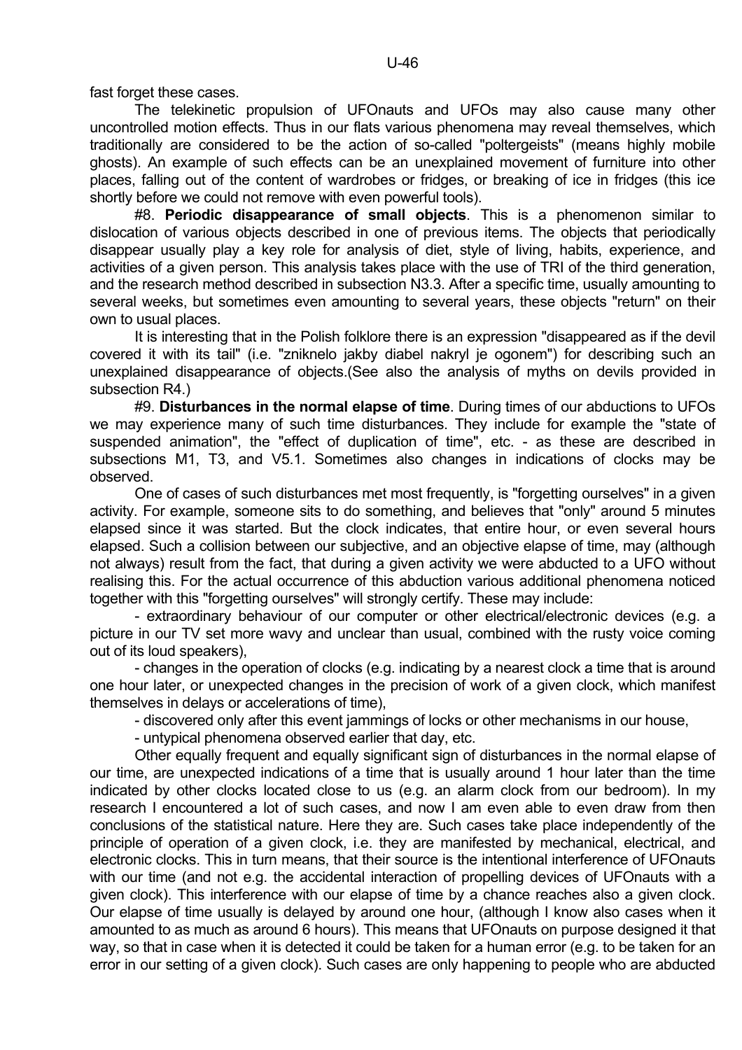fast forget these cases.

The telekinetic propulsion of UFOnauts and UFOs may also cause many other uncontrolled motion effects. Thus in our flats various phenomena may reveal themselves, which traditionally are considered to be the action of so-called "poltergeists" (means highly mobile ghosts). An example of such effects can be an unexplained movement of furniture into other places, falling out of the content of wardrobes or fridges, or breaking of ice in fridges (this ice shortly before we could not remove with even powerful tools).

#8. **Periodic disappearance of small objects**. This is a phenomenon similar to dislocation of various objects described in one of previous items. The objects that periodically disappear usually play a key role for analysis of diet, style of living, habits, experience, and activities of a given person. This analysis takes place with the use of TRI of the third generation, and the research method described in subsection N3.3. After a specific time, usually amounting to several weeks, but sometimes even amounting to several years, these objects "return" on their own to usual places.

It is interesting that in the Polish folklore there is an expression "disappeared as if the devil covered it with its tail" (i.e. "zniknelo jakby diabel nakryl je ogonem") for describing such an unexplained disappearance of objects.(See also the analysis of myths on devils provided in subsection R4.)

#9. **Disturbances in the normal elapse of time**. During times of our abductions to UFOs we may experience many of such time disturbances. They include for example the "state of suspended animation", the "effect of duplication of time", etc. - as these are described in subsections M1, T3, and V5.1. Sometimes also changes in indications of clocks may be observed.

One of cases of such disturbances met most frequently, is "forgetting ourselves" in a given activity. For example, someone sits to do something, and believes that "only" around 5 minutes elapsed since it was started. But the clock indicates, that entire hour, or even several hours elapsed. Such a collision between our subjective, and an objective elapse of time, may (although not always) result from the fact, that during a given activity we were abducted to a UFO without realising this. For the actual occurrence of this abduction various additional phenomena noticed together with this "forgetting ourselves" will strongly certify. These may include:

- extraordinary behaviour of our computer or other electrical/electronic devices (e.g. a picture in our TV set more wavy and unclear than usual, combined with the rusty voice coming out of its loud speakers),
- changes in the operation of clocks (e.g. indicating by a nearest clock a time that is around one hour later, or unexpected changes in the precision of work of a given clock, which manifest themselves in delays or accelerations of time),
- discovered only after this event jammings of locks or other mechanisms in our house,
- untypical phenomena observed earlier that day, etc.

Other equally frequent and equally significant sign of disturbances in the normal elapse of our time, are unexpected indications of a time that is usually around 1 hour later than the time indicated by other clocks located close to us (e.g. an alarm clock from our bedroom). In my research I encountered a lot of such cases, and now I am even able to even draw from then conclusions of the statistical nature. Here they are. Such cases take place independently of the principle of operation of a given clock, i.e. they are manifested by mechanical, electrical, and electronic clocks. This in turn means, that their source is the intentional interference of UFOnauts with our time (and not e.g. the accidental interaction of propelling devices of UFOnauts with a given clock). This interference with our elapse of time by a chance reaches also a given clock. Our elapse of time usually is delayed by around one hour, (although I know also cases when it amounted to as much as around 6 hours). This means that UFOnauts on purpose designed it that way, so that in case when it is detected it could be taken for a human error (e.g. to be taken for an error in our setting of a given clock). Such cases are only happening to people who are abducted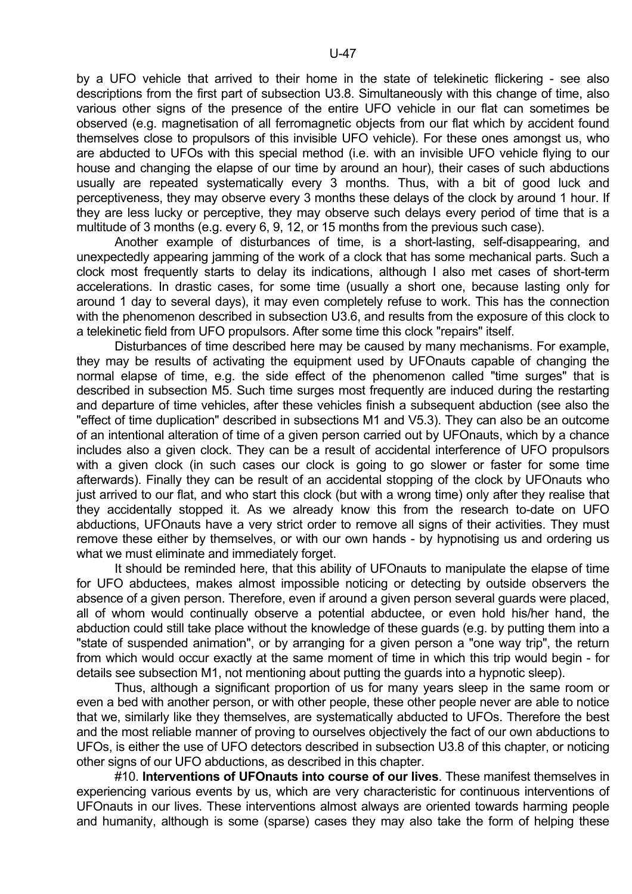by a UFO vehicle that arrived to their home in the state of telekinetic flickering - see also descriptions from the first part of subsection U3.8. Simultaneously with this change of time, also various other signs of the presence of the entire UFO vehicle in our flat can sometimes be observed (e.g. magnetisation of all ferromagnetic objects from our flat which by accident found themselves close to propulsors of this invisible UFO vehicle). For these ones amongst us, who are abducted to UFOs with this special method (i.e. with an invisible UFO vehicle flying to our house and changing the elapse of our time by around an hour), their cases of such abductions usually are repeated systematically every 3 months. Thus, with a bit of good luck and perceptiveness, they may observe every 3 months these delays of the clock by around 1 hour. If they are less lucky or perceptive, they may observe such delays every period of time that is a multitude of 3 months (e.g. every 6, 9, 12, or 15 months from the previous such case).

Another example of disturbances of time, is a short-lasting, self-disappearing, and unexpectedly appearing jamming of the work of a clock that has some mechanical parts. Such a clock most frequently starts to delay its indications, although I also met cases of short-term accelerations. In drastic cases, for some time (usually a short one, because lasting only for around 1 day to several days), it may even completely refuse to work. This has the connection with the phenomenon described in subsection U3.6, and results from the exposure of this clock to a telekinetic field from UFO propulsors. After some time this clock "repairs" itself.

Disturbances of time described here may be caused by many mechanisms. For example, they may be results of activating the equipment used by UFOnauts capable of changing the normal elapse of time, e.g. the side effect of the phenomenon called "time surges" that is described in subsection M5. Such time surges most frequently are induced during the restarting and departure of time vehicles, after these vehicles finish a subsequent abduction (see also the "effect of time duplication" described in subsections M1 and V5.3). They can also be an outcome of an intentional alteration of time of a given person carried out by UFOnauts, which by a chance includes also a given clock. They can be a result of accidental interference of UFO propulsors with a given clock (in such cases our clock is going to go slower or faster for some time afterwards). Finally they can be result of an accidental stopping of the clock by UFOnauts who just arrived to our flat, and who start this clock (but with a wrong time) only after they realise that they accidentally stopped it. As we already know this from the research to-date on UFO abductions, UFOnauts have a very strict order to remove all signs of their activities. They must remove these either by themselves, or with our own hands - by hypnotising us and ordering us what we must eliminate and immediately forget.

It should be reminded here, that this ability of UFOnauts to manipulate the elapse of time for UFO abductees, makes almost impossible noticing or detecting by outside observers the absence of a given person. Therefore, even if around a given person several guards were placed, all of whom would continually observe a potential abductee, or even hold his/her hand, the abduction could still take place without the knowledge of these guards (e.g. by putting them into a "state of suspended animation", or by arranging for a given person a "one way trip", the return from which would occur exactly at the same moment of time in which this trip would begin - for details see subsection M1, not mentioning about putting the guards into a hypnotic sleep).

Thus, although a significant proportion of us for many years sleep in the same room or even a bed with another person, or with other people, these other people never are able to notice that we, similarly like they themselves, are systematically abducted to UFOs. Therefore the best and the most reliable manner of proving to ourselves objectively the fact of our own abductions to UFOs, is either the use of UFO detectors described in subsection U3.8 of this chapter, or noticing other signs of our UFO abductions, as described in this chapter.

#10. **Interventions of UFOnauts into course of our lives**. These manifest themselves in experiencing various events by us, which are very characteristic for continuous interventions of UFOnauts in our lives. These interventions almost always are oriented towards harming people and humanity, although is some (sparse) cases they may also take the form of helping these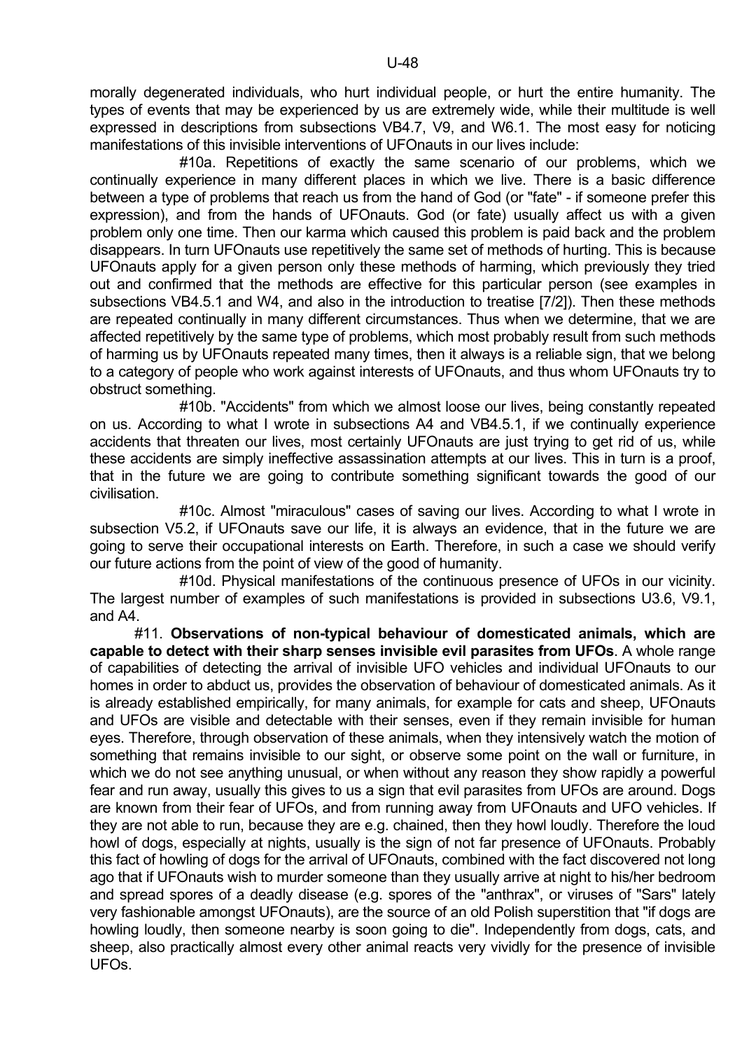morally degenerated individuals, who hurt individual people, or hurt the entire humanity. The types of events that may be experienced by us are extremely wide, while their multitude is well expressed in descriptions from subsections VB4.7, V9, and W6.1. The most easy for noticing manifestations of this invisible interventions of UFOnauts in our lives include:

#10a. Repetitions of exactly the same scenario of our problems, which we continually experience in many different places in which we live. There is a basic difference between a type of problems that reach us from the hand of God (or "fate" - if someone prefer this expression), and from the hands of UFOnauts. God (or fate) usually affect us with a given problem only one time. Then our karma which caused this problem is paid back and the problem disappears. In turn UFOnauts use repetitively the same set of methods of hurting. This is because UFOnauts apply for a given person only these methods of harming, which previously they tried out and confirmed that the methods are effective for this particular person (see examples in subsections VB4.5.1 and W4, and also in the introduction to treatise [7/2]). Then these methods are repeated continually in many different circumstances. Thus when we determine, that we are affected repetitively by the same type of problems, which most probably result from such methods of harming us by UFOnauts repeated many times, then it always is a reliable sign, that we belong to a category of people who work against interests of UFOnauts, and thus whom UFOnauts try to obstruct something.

#10b. "Accidents" from which we almost loose our lives, being constantly repeated on us. According to what I wrote in subsections A4 and VB4.5.1, if we continually experience accidents that threaten our lives, most certainly UFOnauts are just trying to get rid of us, while these accidents are simply ineffective assassination attempts at our lives. This in turn is a proof, that in the future we are going to contribute something significant towards the good of our civilisation.

#10c. Almost "miraculous" cases of saving our lives. According to what I wrote in subsection V5.2, if UFOnauts save our life, it is always an evidence, that in the future we are going to serve their occupational interests on Earth. Therefore, in such a case we should verify our future actions from the point of view of the good of humanity.

#10d. Physical manifestations of the continuous presence of UFOs in our vicinity. The largest number of examples of such manifestations is provided in subsections U3.6, V9.1, and A4.

#11. **Observations of non-typical behaviour of domesticated animals, which are capable to detect with their sharp senses invisible evil parasites from UFOs**. A whole range of capabilities of detecting the arrival of invisible UFO vehicles and individual UFOnauts to our homes in order to abduct us, provides the observation of behaviour of domesticated animals. As it is already established empirically, for many animals, for example for cats and sheep, UFOnauts and UFOs are visible and detectable with their senses, even if they remain invisible for human eyes. Therefore, through observation of these animals, when they intensively watch the motion of something that remains invisible to our sight, or observe some point on the wall or furniture, in which we do not see anything unusual, or when without any reason they show rapidly a powerful fear and run away, usually this gives to us a sign that evil parasites from UFOs are around. Dogs are known from their fear of UFOs, and from running away from UFOnauts and UFO vehicles. If they are not able to run, because they are e.g. chained, then they howl loudly. Therefore the loud howl of dogs, especially at nights, usually is the sign of not far presence of UFOnauts. Probably this fact of howling of dogs for the arrival of UFOnauts, combined with the fact discovered not long ago that if UFOnauts wish to murder someone than they usually arrive at night to his/her bedroom and spread spores of a deadly disease (e.g. spores of the "anthrax", or viruses of "Sars" lately very fashionable amongst UFOnauts), are the source of an old Polish superstition that "if dogs are howling loudly, then someone nearby is soon going to die". Independently from dogs, cats, and sheep, also practically almost every other animal reacts very vividly for the presence of invisible UFOs.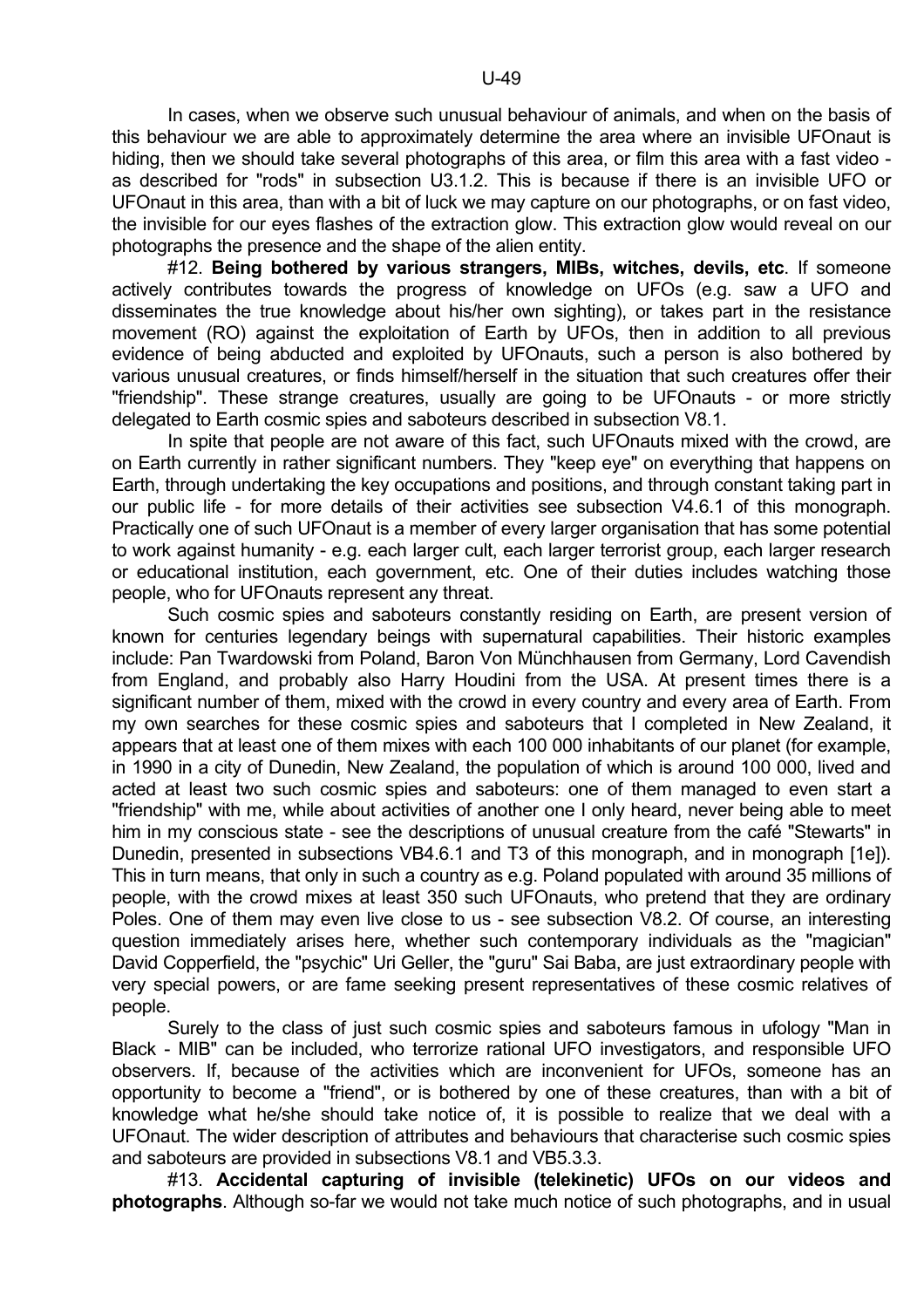In cases, when we observe such unusual behaviour of animals, and when on the basis of this behaviour we are able to approximately determine the area where an invisible UFOnaut is hiding, then we should take several photographs of this area, or film this area with a fast video - as described for "rods" in subsection U3.1.2. This is because if there is an invisible UFO or UFOnaut in this area, than with a bit of luck we may capture on our photographs, or on fast video, the invisible for our eyes flashes of the extraction glow. This extraction glow would reveal on our photographs the presence and the shape of the alien entity.

#12. **Being bothered by various strangers, MIBs, witches, devils, etc**. If someone actively contributes towards the progress of knowledge on UFOs (e.g. saw a UFO and disseminates the true knowledge about his/her own sighting), or takes part in the resistance movement (RO) against the exploitation of Earth by UFOs, then in addition to all previous evidence of being abducted and exploited by UFOnauts, such a person is also bothered by various unusual creatures, or finds himself/herself in the situation that such creatures offer their "friendship". These strange creatures, usually are going to be UFOnauts - or more strictly delegated to Earth cosmic spies and saboteurs described in subsection V8.1.

In spite that people are not aware of this fact, such UFOnauts mixed with the crowd, are on Earth currently in rather significant numbers. They "keep eye" on everything that happens on Earth, through undertaking the key occupations and positions, and through constant taking part in our public life - for more details of their activities see subsection V4.6.1 of this monograph. Practically one of such UFOnaut is a member of every larger organisation that has some potential to work against humanity - e.g. each larger cult, each larger terrorist group, each larger research or educational institution, each government, etc. One of their duties includes watching those people, who for UFOnauts represent any threat.

Such cosmic spies and saboteurs constantly residing on Earth, are present version of known for centuries legendary beings with supernatural capabilities. Their historic examples include: Pan Twardowski from Poland, Baron Von Münchhausen from Germany, Lord Cavendish from England, and probably also Harry Houdini from the USA. At present times there is a significant number of them, mixed with the crowd in every country and every area of Earth. From my own searches for these cosmic spies and saboteurs that I completed in New Zealand, it appears that at least one of them mixes with each 100 000 inhabitants of our planet (for example, in 1990 in a city of Dunedin, New Zealand, the population of which is around 100 000, lived and acted at least two such cosmic spies and saboteurs: one of them managed to even start a "friendship" with me, while about activities of another one I only heard, never being able to meet him in my conscious state - see the descriptions of unusual creature from the café "Stewarts" in Dunedin, presented in subsections VB4.6.1 and T3 of this monograph, and in monograph [1e]). This in turn means, that only in such a country as e.g. Poland populated with around 35 millions of people, with the crowd mixes at least 350 such UFOnauts, who pretend that they are ordinary Poles. One of them may even live close to us - see subsection V8.2. Of course, an interesting question immediately arises here, whether such contemporary individuals as the "magician" David Copperfield, the "psychic" Uri Geller, the "guru" Sai Baba, are just extraordinary people with very special powers, or are fame seeking present representatives of these cosmic relatives of people.

Surely to the class of just such cosmic spies and saboteurs famous in ufology "Man in Black - MIB" can be included, who terrorize rational UFO investigators, and responsible UFO observers. If, because of the activities which are inconvenient for UFOs, someone has an opportunity to become a "friend", or is bothered by one of these creatures, than with a bit of knowledge what he/she should take notice of, it is possible to realize that we deal with a UFOnaut. The wider description of attributes and behaviours that characterise such cosmic spies and saboteurs are provided in subsections V8.1 and VB5.3.3.

#13. **Accidental capturing of invisible (telekinetic) UFOs on our videos and photographs**. Although so-far we would not take much notice of such photographs, and in usual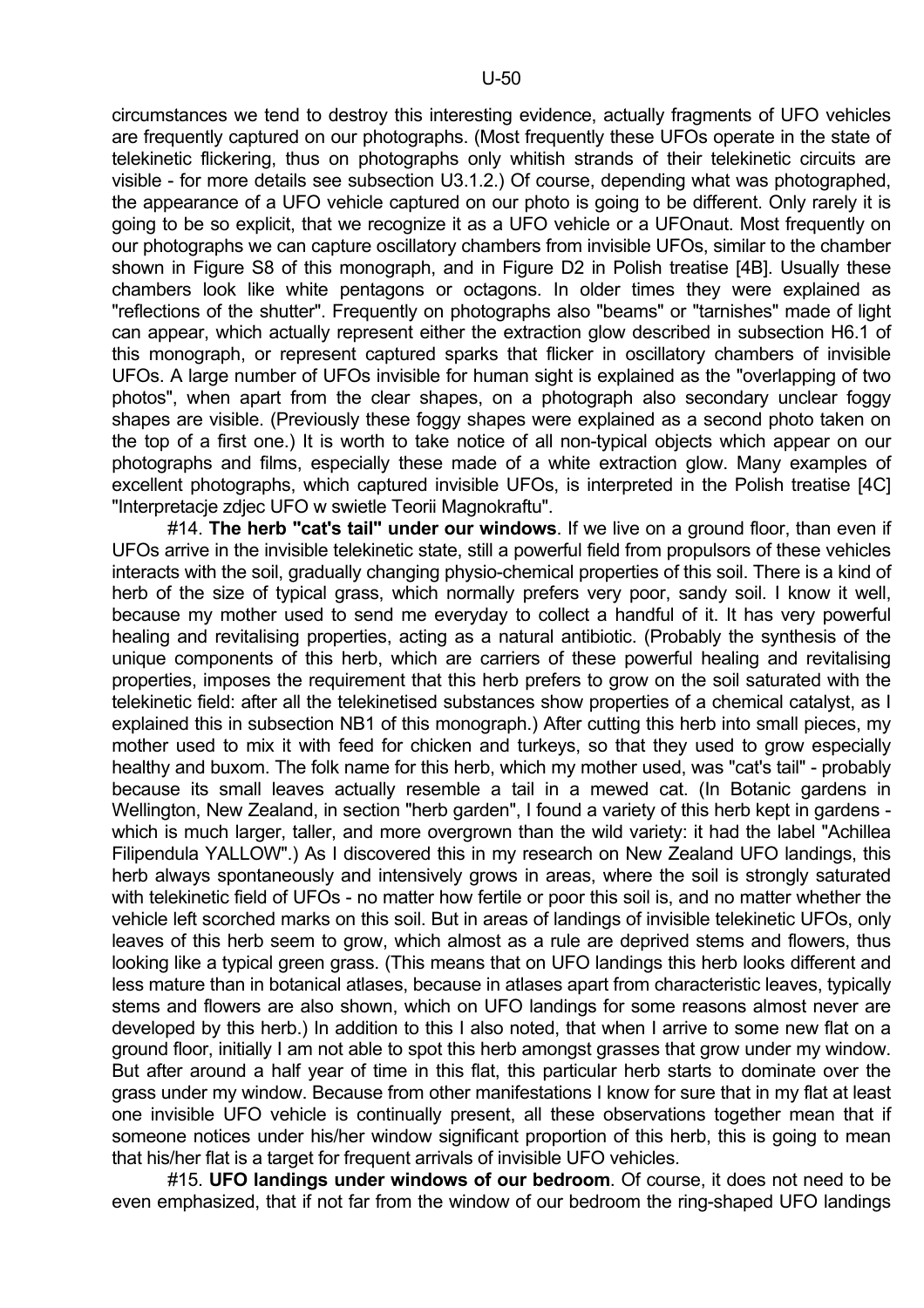circumstances we tend to destroy this interesting evidence, actually fragments of UFO vehicles are frequently captured on our photographs. (Most frequently these UFOs operate in the state of telekinetic flickering, thus on photographs only whitish strands of their telekinetic circuits are visible - for more details see subsection U3.1.2.) Of course, depending what was photographed, the appearance of a UFO vehicle captured on our photo is going to be different. Most rarely it is going to be so explicit, that we recognize it as a UFO vehicle or a UFOnaut. Most frequently on our photographs we can capture oscillatory chambers from invisible UFOs, similar to the chamber shown in Figure S8 of this monograph, and in Figure D2 in Polish treatise [4B]. Usually these chambers look like white pentagons or octagons. In older times they were explained as "reflections of the shutter". Frequently on photographs also "beams" or "tarnishes" made of light can appear, which actually represent either the extraction glow described in subsection H6.1 of this monograph, or represent captured sparks that flicker in oscillatory chambers of invisible UFOs. A large number of UFOs invisible for human sight is explained as the "overlapping of two photos", when apart from the clear shapes, on a photograph also secondary unclear foggy shapes are visible. (Previously these foggy shapes were explained as a second photo taken on the top of a first one.) It is worth to take notice of all non-typical objects which appear on our photographs and films, especially these made of a white extraction glow. Many examples of excellent photographs, which captured invisible UFOs, is interpreted in the Polish treatise [4C] "Interpretacje zdjec UFO w swietle Teorii Magnokraftu".

#14. **The herb "cat's tail" under our windows**. If we live on a ground floor, than even if UFOs arrive in the invisible telekinetic state, still a powerful field from propulsors of these vehicles interacts with the soil, gradually changing physio-chemical properties of this soil. There is a kind of herb of the size of typical grass, which normally prefers very poor, sandy soil. I know it well, because my mother used to send me everyday to collect a handful of it. It has very powerful healing and revitalising properties, acting as a natural antibiotic. (Probably the synthesis of the unique components of this herb, which are carriers of these powerful healing and revitalising properties, imposes the requirement that this herb prefers to grow on the soil saturated with the telekinetic field: after all the telekinetised substances show properties of a chemical catalyst, as I explained this in subsection NB1 of this monograph.) After cutting this herb into small pieces, my mother used to mix it with feed for chicken and turkeys, so that they used to grow especially healthy and buxom. The folk name for this herb, which my mother used, was "cat's tail" - probably because its small leaves actually resemble a tail in a mewed cat. (In Botanic gardens in Wellington, New Zealand, in section "herb garden", I found a variety of this herb kept in gardens - which is much larger, taller, and more overgrown than the wild variety: it had the label "Achillea Filipendula YALLOW".) As I discovered this in my research on New Zealand UFO landings, this herb always spontaneously and intensively grows in areas, where the soil is strongly saturated with telekinetic field of UFOs - no matter how fertile or poor this soil is, and no matter whether the vehicle left scorched marks on this soil. But in areas of landings of invisible telekinetic UFOs, only leaves of this herb seem to grow, which almost as a rule are deprived stems and flowers, thus looking like a typical green grass. (This means that on UFO landings this herb looks different and less mature than in botanical atlases, because in atlases apart from characteristic leaves, typically stems and flowers are also shown, which on UFO landings for some reasons almost never are developed by this herb.) In addition to this I also noted, that when I arrive to some new flat on a ground floor, initially I am not able to spot this herb amongst grasses that grow under my window. But after around a half year of time in this flat, this particular herb starts to dominate over the grass under my window. Because from other manifestations I know for sure that in my flat at least one invisible UFO vehicle is continually present, all these observations together mean that if someone notices under his/her window significant proportion of this herb, this is going to mean that his/her flat is a target for frequent arrivals of invisible UFO vehicles.

#15. **UFO landings under windows of our bedroom**. Of course, it does not need to be even emphasized, that if not far from the window of our bedroom the ring-shaped UFO landings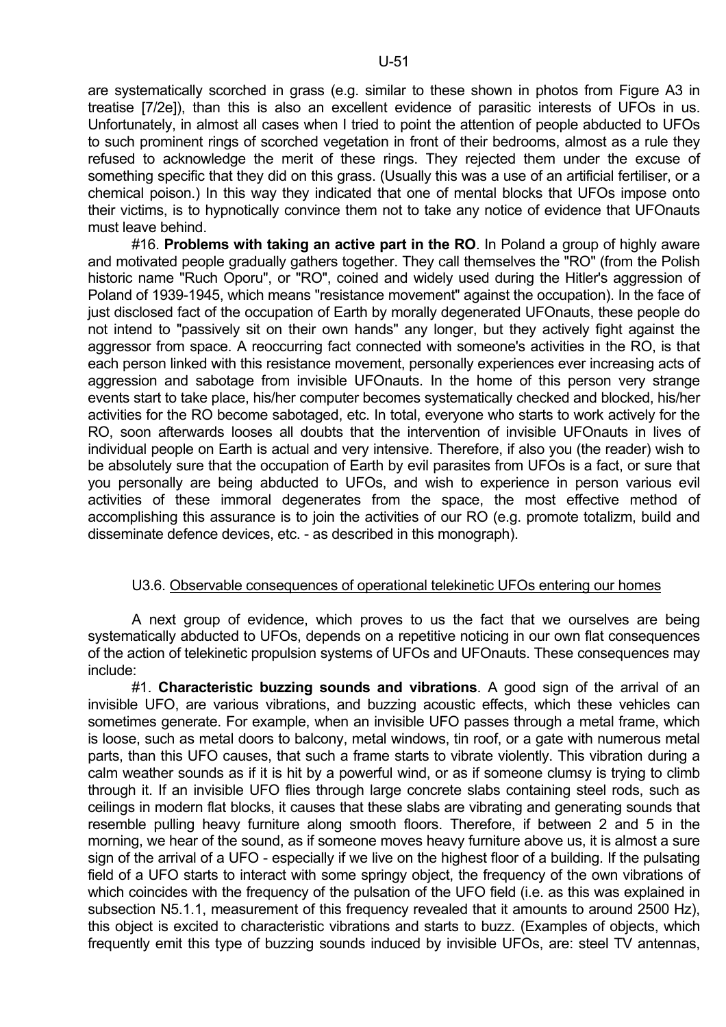are systematically scorched in grass (e.g. similar to these shown in photos from Figure A3 in treatise [7/2e]), than this is also an excellent evidence of parasitic interests of UFOs in us. Unfortunately, in almost all cases when I tried to point the attention of people abducted to UFOs to such prominent rings of scorched vegetation in front of their bedrooms, almost as a rule they refused to acknowledge the merit of these rings. They rejected them under the excuse of something specific that they did on this grass. (Usually this was a use of an artificial fertiliser, or a chemical poison.) In this way they indicated that one of mental blocks that UFOs impose onto their victims, is to hypnotically convince them not to take any notice of evidence that UFOnauts must leave behind.

#16. **Problems with taking an active part in the RO**. In Poland a group of highly aware and motivated people gradually gathers together. They call themselves the "RO" (from the Polish historic name "Ruch Oporu", or "RO", coined and widely used during the Hitler's aggression of Poland of 1939-1945, which means "resistance movement" against the occupation). In the face of just disclosed fact of the occupation of Earth by morally degenerated UFOnauts, these people do not intend to "passively sit on their own hands" any longer, but they actively fight against the aggressor from space. A reoccurring fact connected with someone's activities in the RO, is that each person linked with this resistance movement, personally experiences ever increasing acts of aggression and sabotage from invisible UFOnauts. In the home of this person very strange events start to take place, his/her computer becomes systematically checked and blocked, his/her activities for the RO become sabotaged, etc. In total, everyone who starts to work actively for the RO, soon afterwards looses all doubts that the intervention of invisible UFOnauts in lives of individual people on Earth is actual and very intensive. Therefore, if also you (the reader) wish to be absolutely sure that the occupation of Earth by evil parasites from UFOs is a fact, or sure that you personally are being abducted to UFOs, and wish to experience in person various evil activities of these immoral degenerates from the space, the most effective method of accomplishing this assurance is to join the activities of our RO (e.g. promote totalizm, build and disseminate defence devices, etc. - as described in this monograph).

### U3.6. Observable consequences of operational telekinetic UFOs entering our homes

A next group of evidence, which proves to us the fact that we ourselves are being systematically abducted to UFOs, depends on a repetitive noticing in our own flat consequences of the action of telekinetic propulsion systems of UFOs and UFOnauts. These consequences may include:

#1. **Characteristic buzzing sounds and vibrations**. A good sign of the arrival of an invisible UFO, are various vibrations, and buzzing acoustic effects, which these vehicles can sometimes generate. For example, when an invisible UFO passes through a metal frame, which is loose, such as metal doors to balcony, metal windows, tin roof, or a gate with numerous metal parts, than this UFO causes, that such a frame starts to vibrate violently. This vibration during a calm weather sounds as if it is hit by a powerful wind, or as if someone clumsy is trying to climb through it. If an invisible UFO flies through large concrete slabs containing steel rods, such as ceilings in modern flat blocks, it causes that these slabs are vibrating and generating sounds that resemble pulling heavy furniture along smooth floors. Therefore, if between 2 and 5 in the morning, we hear of the sound, as if someone moves heavy furniture above us, it is almost a sure sign of the arrival of a UFO - especially if we live on the highest floor of a building. If the pulsating field of a UFO starts to interact with some springy object, the frequency of the own vibrations of which coincides with the frequency of the pulsation of the UFO field (i.e. as this was explained in subsection N5.1.1, measurement of this frequency revealed that it amounts to around 2500 Hz), this object is excited to characteristic vibrations and starts to buzz. (Examples of objects, which frequently emit this type of buzzing sounds induced by invisible UFOs, are: steel TV antennas,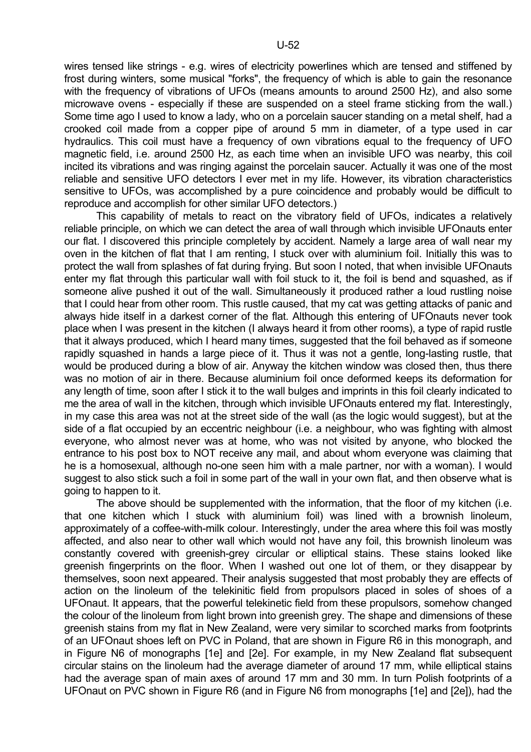wires tensed like strings - e.g. wires of electricity powerlines which are tensed and stiffened by frost during winters, some musical "forks", the frequency of which is able to gain the resonance with the frequency of vibrations of UFOs (means amounts to around 2500 Hz), and also some microwave ovens - especially if these are suspended on a steel frame sticking from the wall.) Some time ago I used to know a lady, who on a porcelain saucer standing on a metal shelf, had a crooked coil made from a copper pipe of around 5 mm in diameter, of a type used in car hydraulics. This coil must have a frequency of own vibrations equal to the frequency of UFO magnetic field, i.e. around 2500 Hz, as each time when an invisible UFO was nearby, this coil incited its vibrations and was ringing against the porcelain saucer. Actually it was one of the most reliable and sensitive UFO detectors I ever met in my life. However, its vibration characteristics sensitive to UFOs, was accomplished by a pure coincidence and probably would be difficult to reproduce and accomplish for other similar UFO detectors.)

This capability of metals to react on the vibratory field of UFOs, indicates a relatively reliable principle, on which we can detect the area of wall through which invisible UFOnauts enter our flat. I discovered this principle completely by accident. Namely a large area of wall near my oven in the kitchen of flat that I am renting, I stuck over with aluminium foil. Initially this was to protect the wall from splashes of fat during frying. But soon I noted, that when invisible UFOnauts enter my flat through this particular wall with foil stuck to it, the foil is bend and squashed, as if someone alive pushed it out of the wall. Simultaneously it produced rather a loud rustling noise that I could hear from other room. This rustle caused, that my cat was getting attacks of panic and always hide itself in a darkest corner of the flat. Although this entering of UFOnauts never took place when I was present in the kitchen (I always heard it from other rooms), a type of rapid rustle that it always produced, which I heard many times, suggested that the foil behaved as if someone rapidly squashed in hands a large piece of it. Thus it was not a gentle, long-lasting rustle, that would be produced during a blow of air. Anyway the kitchen window was closed then, thus there was no motion of air in there. Because aluminium foil once deformed keeps its deformation for any length of time, soon after I stick it to the wall bulges and imprints in this foil clearly indicated to me the area of wall in the kitchen, through which invisible UFOnauts entered my flat. Interestingly, in my case this area was not at the street side of the wall (as the logic would suggest), but at the side of a flat occupied by an eccentric neighbour (i.e. a neighbour, who was fighting with almost everyone, who almost never was at home, who was not visited by anyone, who blocked the entrance to his post box to NOT receive any mail, and about whom everyone was claiming that he is a homosexual, although no-one seen him with a male partner, nor with a woman). I would suggest to also stick such a foil in some part of the wall in your own flat, and then observe what is going to happen to it.

The above should be supplemented with the information, that the floor of my kitchen (i.e. that one kitchen which I stuck with aluminium foil) was lined with a brownish linoleum, approximately of a coffee-with-milk colour. Interestingly, under the area where this foil was mostly affected, and also near to other wall which would not have any foil, this brownish linoleum was constantly covered with greenish-grey circular or elliptical stains. These stains looked like greenish fingerprints on the floor. When I washed out one lot of them, or they disappear by themselves, soon next appeared. Their analysis suggested that most probably they are effects of action on the linoleum of the telekinitic field from propulsors placed in soles of shoes of a UFOnaut. It appears, that the powerful telekinetic field from these propulsors, somehow changed the colour of the linoleum from light brown into greenish grey. The shape and dimensions of these greenish stains from my flat in New Zealand, were very similar to scorched marks from footprints of an UFOnaut shoes left on PVC in Poland, that are shown in Figure R6 in this monograph, and in Figure N6 of monographs [1e] and [2e]. For example, in my New Zealand flat subsequent circular stains on the linoleum had the average diameter of around 17 mm, while elliptical stains had the average span of main axes of around 17 mm and 30 mm. In turn Polish footprints of a UFOnaut on PVC shown in Figure R6 (and in Figure N6 from monographs [1e] and [2e]), had the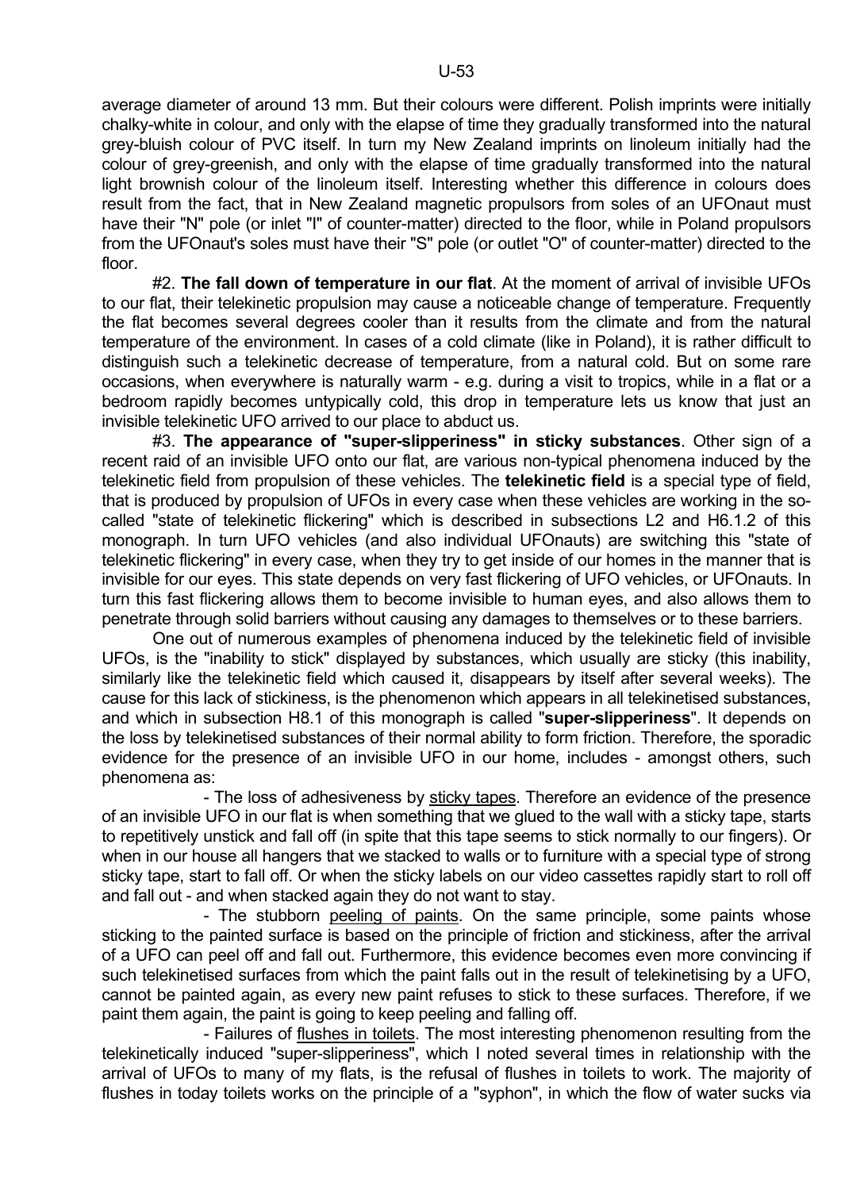average diameter of around 13 mm. But their colours were different. Polish imprints were initially chalky-white in colour, and only with the elapse of time they gradually transformed into the natural grey-bluish colour of PVC itself. In turn my New Zealand imprints on linoleum initially had the colour of grey-greenish, and only with the elapse of time gradually transformed into the natural light brownish colour of the linoleum itself. Interesting whether this difference in colours does result from the fact, that in New Zealand magnetic propulsors from soles of an UFOnaut must have their "N" pole (or inlet "I" of counter-matter) directed to the floor, while in Poland propulsors from the UFOnaut's soles must have their "S" pole (or outlet "O" of counter-matter) directed to the floor.

#2. **The fall down of temperature in our flat**. At the moment of arrival of invisible UFOs to our flat, their telekinetic propulsion may cause a noticeable change of temperature. Frequently the flat becomes several degrees cooler than it results from the climate and from the natural temperature of the environment. In cases of a cold climate (like in Poland), it is rather difficult to distinguish such a telekinetic decrease of temperature, from a natural cold. But on some rare occasions, when everywhere is naturally warm - e.g. during a visit to tropics, while in a flat or a bedroom rapidly becomes untypically cold, this drop in temperature lets us know that just an invisible telekinetic UFO arrived to our place to abduct us.

#3. **The appearance of "super-slipperiness" in sticky substances**. Other sign of a recent raid of an invisible UFO onto our flat, are various non-typical phenomena induced by the telekinetic field from propulsion of these vehicles. The **telekinetic field** is a special type of field, that is produced by propulsion of UFOs in every case when these vehicles are working in the so-called "state of telekinetic flickering" which is described in subsections L2 and H6.1.2 of this monograph. In turn UFO vehicles (and also individual UFOnauts) are switching this "state of telekinetic flickering" in every case, when they try to get inside of our homes in the manner that is invisible for our eyes. This state depends on very fast flickering of UFO vehicles, or UFOnauts. In turn this fast flickering allows them to become invisible to human eyes, and also allows them to penetrate through solid barriers without causing any damages to themselves or to these barriers.

One out of numerous examples of phenomena induced by the telekinetic field of invisible UFOs, is the "inability to stick" displayed by substances, which usually are sticky (this inability, similarly like the telekinetic field which caused it, disappears by itself after several weeks). The cause for this lack of stickiness, is the phenomenon which appears in all telekinetised substances, and which in subsection H8.1 of this monograph is called "**super-slipperiness**". It depends on the loss by telekinetised substances of their normal ability to form friction. Therefore, the sporadic evidence for the presence of an invisible UFO in our home, includes - amongst others, such phenomena as:

- The loss of adhesiveness by sticky tapes. Therefore an evidence of the presence of an invisible UFO in our flat is when something that we glued to the wall with a sticky tape, starts to repetitively unstick and fall off (in spite that this tape seems to stick normally to our fingers). Or when in our house all hangers that we stacked to walls or to furniture with a special type of strong sticky tape, start to fall off. Or when the sticky labels on our video cassettes rapidly start to roll off and fall out - and when stacked again they do not want to stay.

- The stubborn peeling of paints. On the same principle, some paints whose sticking to the painted surface is based on the principle of friction and stickiness, after the arrival of a UFO can peel off and fall out. Furthermore, this evidence becomes even more convincing if such telekinetised surfaces from which the paint falls out in the result of telekinetising by a UFO, cannot be painted again, as every new paint refuses to stick to these surfaces. Therefore, if we paint them again, the paint is going to keep peeling and falling off.

- Failures of flushes in toilets. The most interesting phenomenon resulting from the telekinetically induced "super-slipperiness", which I noted several times in relationship with the arrival of UFOs to many of my flats, is the refusal of flushes in toilets to work. The majority of flushes in today toilets works on the principle of a "syphon", in which the flow of water sucks via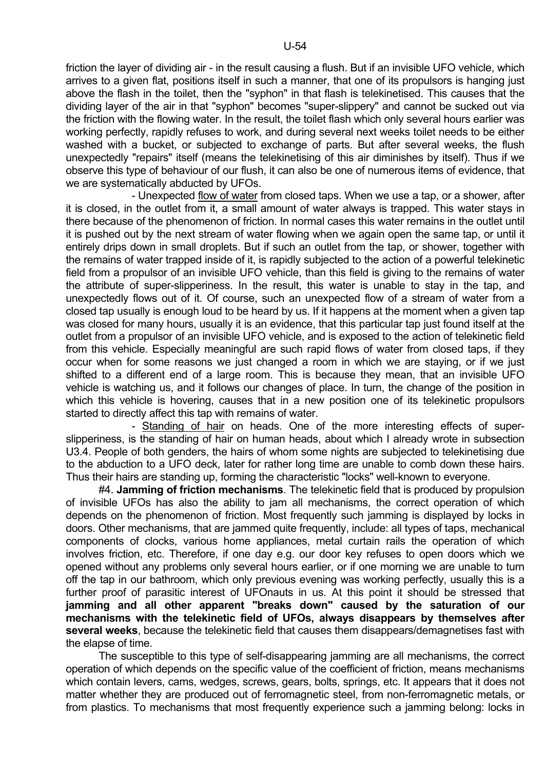friction the layer of dividing air - in the result causing a flush. But if an invisible UFO vehicle, which arrives to a given flat, positions itself in such a manner, that one of its propulsors is hanging just above the flash in the toilet, then the "syphon" in that flash is telekinetised. This causes that the dividing layer of the air in that "syphon" becomes "super-slippery" and cannot be sucked out via the friction with the flowing water. In the result, the toilet flash which only several hours earlier was working perfectly, rapidly refuses to work, and during several next weeks toilet needs to be either washed with a bucket, or subjected to exchange of parts. But after several weeks, the flush unexpectedly "repairs" itself (means the telekinetising of this air diminishes by itself). Thus if we observe this type of behaviour of our flush, it can also be one of numerous items of evidence, that we are systematically abducted by UFOs.

- Unexpected flow of water from closed taps. When we use a tap, or a shower, after it is closed, in the outlet from it, a small amount of water always is trapped. This water stays in there because of the phenomenon of friction. In normal cases this water remains in the outlet until it is pushed out by the next stream of water flowing when we again open the same tap, or until it entirely drips down in small droplets. But if such an outlet from the tap, or shower, together with the remains of water trapped inside of it, is rapidly subjected to the action of a powerful telekinetic field from a propulsor of an invisible UFO vehicle, than this field is giving to the remains of water the attribute of super-slipperiness. In the result, this water is unable to stay in the tap, and unexpectedly flows out of it. Of course, such an unexpected flow of a stream of water from a closed tap usually is enough loud to be heard by us. If it happens at the moment when a given tap was closed for many hours, usually it is an evidence, that this particular tap just found itself at the outlet from a propulsor of an invisible UFO vehicle, and is exposed to the action of telekinetic field from this vehicle. Especially meaningful are such rapid flows of water from closed taps, if they occur when for some reasons we just changed a room in which we are staying, or if we just shifted to a different end of a large room. This is because they mean, that an invisible UFO vehicle is watching us, and it follows our changes of place. In turn, the change of the position in which this vehicle is hovering, causes that in a new position one of its telekinetic propulsors started to directly affect this tap with remains of water.

- Standing of hair on heads. One of the more interesting effects of super-slipperiness, is the standing of hair on human heads, about which I already wrote in subsection U3.4. People of both genders, the hairs of whom some nights are subjected to telekinetising due to the abduction to a UFO deck, later for rather long time are unable to comb down these hairs. Thus their hairs are standing up, forming the characteristic "locks" well-known to everyone.

#4. **Jamming of friction mechanisms**. The telekinetic field that is produced by propulsion of invisible UFOs has also the ability to jam all mechanisms, the correct operation of which depends on the phenomenon of friction. Most frequently such jamming is displayed by locks in doors. Other mechanisms, that are jammed quite frequently, include: all types of taps, mechanical components of clocks, various home appliances, metal curtain rails the operation of which involves friction, etc. Therefore, if one day e.g. our door key refuses to open doors which we opened without any problems only several hours earlier, or if one morning we are unable to turn off the tap in our bathroom, which only previous evening was working perfectly, usually this is a further proof of parasitic interest of UFOnauts in us. At this point it should be stressed that **jamming and all other apparent "breaks down" caused by the saturation of our mechanisms with the telekinetic field of UFOs, always disappears by themselves after several weeks**, because the telekinetic field that causes them disappears/demagnetises fast with the elapse of time.

The susceptible to this type of self-disappearing jamming are all mechanisms, the correct operation of which depends on the specific value of the coefficient of friction, means mechanisms which contain levers, cams, wedges, screws, gears, bolts, springs, etc. It appears that it does not matter whether they are produced out of ferromagnetic steel, from non-ferromagnetic metals, or from plastics. To mechanisms that most frequently experience such a jamming belong: locks in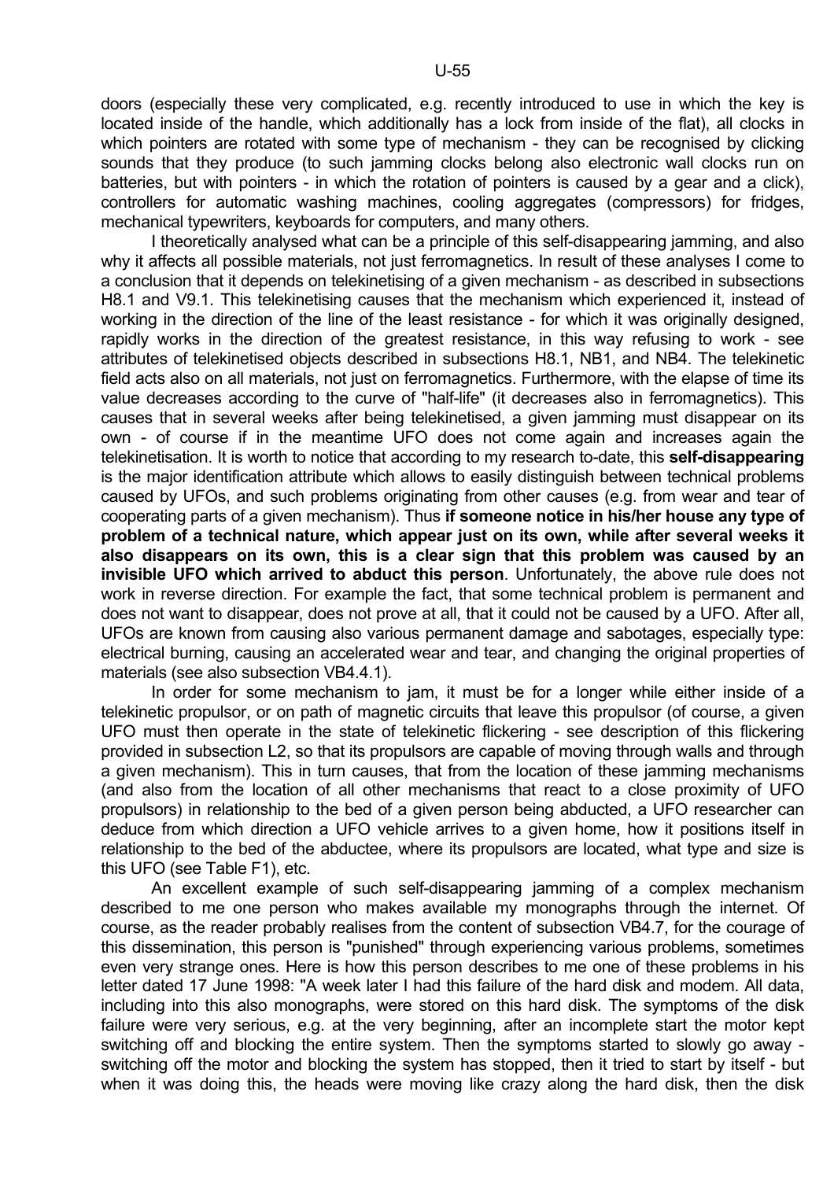doors (especially these very complicated, e.g. recently introduced to use in which the key is located inside of the handle, which additionally has a lock from inside of the flat), all clocks in which pointers are rotated with some type of mechanism - they can be recognised by clicking sounds that they produce (to such jamming clocks belong also electronic wall clocks run on batteries, but with pointers - in which the rotation of pointers is caused by a gear and a click), controllers for automatic washing machines, cooling aggregates (compressors) for fridges, mechanical typewriters, keyboards for computers, and many others.

I theoretically analysed what can be a principle of this self-disappearing jamming, and also why it affects all possible materials, not just ferromagnetics. In result of these analyses I come to a conclusion that it depends on telekinetising of a given mechanism - as described in subsections H8.1 and V9.1. This telekinetising causes that the mechanism which experienced it, instead of working in the direction of the line of the least resistance - for which it was originally designed, rapidly works in the direction of the greatest resistance, in this way refusing to work - see attributes of telekinetised objects described in subsections H8.1, NB1, and NB4. The telekinetic field acts also on all materials, not just on ferromagnetics. Furthermore, with the elapse of time its value decreases according to the curve of "half-life" (it decreases also in ferromagnetics). This causes that in several weeks after being telekinetised, a given jamming must disappear on its own - of course if in the meantime UFO does not come again and increases again the telekinetisation. It is worth to notice that according to my research to-date, this **self-disappearing** is the major identification attribute which allows to easily distinguish between technical problems caused by UFOs, and such problems originating from other causes (e.g. from wear and tear of cooperating parts of a given mechanism). Thus **if someone notice in his/her house any type of problem of a technical nature, which appear just on its own, while after several weeks it also disappears on its own, this is a clear sign that this problem was caused by an invisible UFO which arrived to abduct this person**. Unfortunately, the above rule does not work in reverse direction. For example the fact, that some technical problem is permanent and does not want to disappear, does not prove at all, that it could not be caused by a UFO. After all, UFOs are known from causing also various permanent damage and sabotages, especially type: electrical burning, causing an accelerated wear and tear, and changing the original properties of materials (see also subsection VB4.4.1).

In order for some mechanism to jam, it must be for a longer while either inside of a telekinetic propulsor, or on path of magnetic circuits that leave this propulsor (of course, a given UFO must then operate in the state of telekinetic flickering - see description of this flickering provided in subsection L2, so that its propulsors are capable of moving through walls and through a given mechanism). This in turn causes, that from the location of these jamming mechanisms (and also from the location of all other mechanisms that react to a close proximity of UFO propulsors) in relationship to the bed of a given person being abducted, a UFO researcher can deduce from which direction a UFO vehicle arrives to a given home, how it positions itself in relationship to the bed of the abductee, where its propulsors are located, what type and size is this UFO (see Table F1), etc.

An excellent example of such self-disappearing jamming of a complex mechanism described to me one person who makes available my monographs through the internet. Of course, as the reader probably realises from the content of subsection VB4.7, for the courage of this dissemination, this person is "punished" through experiencing various problems, sometimes even very strange ones. Here is how this person describes to me one of these problems in his letter dated 17 June 1998: "A week later I had this failure of the hard disk and modem. All data, including into this also monographs, were stored on this hard disk. The symptoms of the disk failure were very serious, e.g. at the very beginning, after an incomplete start the motor kept switching off and blocking the entire system. Then the symptoms started to slowly go away - switching off the motor and blocking the system has stopped, then it tried to start by itself - but when it was doing this, the heads were moving like crazy along the hard disk, then the disk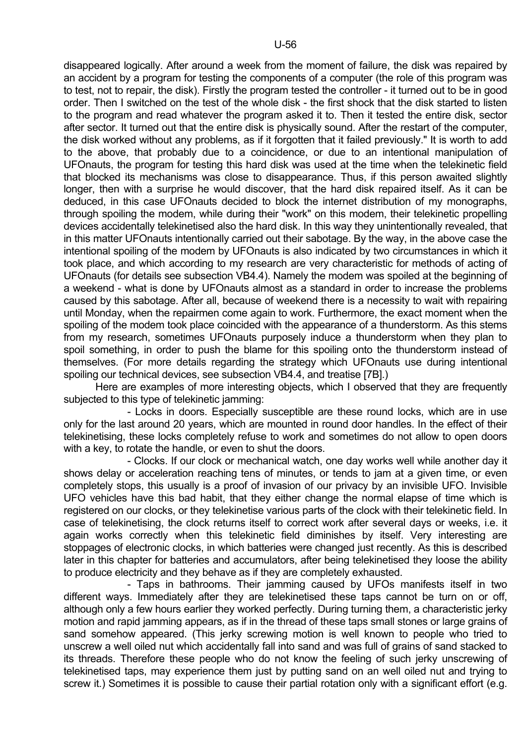disappeared logically. After around a week from the moment of failure, the disk was repaired by an accident by a program for testing the components of a computer (the role of this program was to test, not to repair, the disk). Firstly the program tested the controller - it turned out to be in good order. Then I switched on the test of the whole disk - the first shock that the disk started to listen to the program and read whatever the program asked it to. Then it tested the entire disk, sector after sector. It turned out that the entire disk is physically sound. After the restart of the computer, the disk worked without any problems, as if it forgotten that it failed previously." It is worth to add to the above, that probably due to a coincidence, or due to an intentional manipulation of UFOnauts, the program for testing this hard disk was used at the time when the telekinetic field that blocked its mechanisms was close to disappearance. Thus, if this person awaited slightly longer, then with a surprise he would discover, that the hard disk repaired itself. As it can be deduced, in this case UFOnauts decided to block the internet distribution of my monographs, through spoiling the modem, while during their "work" on this modem, their telekinetic propelling devices accidentally telekinetised also the hard disk. In this way they unintentionally revealed, that in this matter UFOnauts intentionally carried out their sabotage. By the way, in the above case the intentional spoiling of the modem by UFOnauts is also indicated by two circumstances in which it took place, and which according to my research are very characteristic for methods of acting of UFOnauts (for details see subsection VB4.4). Namely the modem was spoiled at the beginning of a weekend - what is done by UFOnauts almost as a standard in order to increase the problems caused by this sabotage. After all, because of weekend there is a necessity to wait with repairing until Monday, when the repairmen come again to work. Furthermore, the exact moment when the spoiling of the modem took place coincided with the appearance of a thunderstorm. As this stems from my research, sometimes UFOnauts purposely induce a thunderstorm when they plan to spoil something, in order to push the blame for this spoiling onto the thunderstorm instead of themselves. (For more details regarding the strategy which UFOnauts use during intentional spoiling our technical devices, see subsection VB4.4, and treatise [7B].)

Here are examples of more interesting objects, which I observed that they are frequently subjected to this type of telekinetic jamming:

- Locks in doors. Especially susceptible are these round locks, which are in use only for the last around 20 years, which are mounted in round door handles. In the effect of their telekinetising, these locks completely refuse to work and sometimes do not allow to open doors with a key, to rotate the handle, or even to shut the doors.

- Clocks. If our clock or mechanical watch, one day works well while another day it shows delay or acceleration reaching tens of minutes, or tends to jam at a given time, or even completely stops, this usually is a proof of invasion of our privacy by an invisible UFO. Invisible UFO vehicles have this bad habit, that they either change the normal elapse of time which is registered on our clocks, or they telekinetise various parts of the clock with their telekinetic field. In case of telekinetising, the clock returns itself to correct work after several days or weeks, i.e. it again works correctly when this telekinetic field diminishes by itself. Very interesting are stoppages of electronic clocks, in which batteries were changed just recently. As this is described later in this chapter for batteries and accumulators, after being telekinetised they loose the ability to produce electricity and they behave as if they are completely exhausted.

- Taps in bathrooms. Their jamming caused by UFOs manifests itself in two different ways. Immediately after they are telekinetised these taps cannot be turn on or off, although only a few hours earlier they worked perfectly. During turning them, a characteristic jerky motion and rapid jamming appears, as if in the thread of these taps small stones or large grains of sand somehow appeared. (This jerky screwing motion is well known to people who tried to unscrew a well oiled nut which accidentally fall into sand and was full of grains of sand stacked to its threads. Therefore these people who do not know the feeling of such jerky unscrewing of telekinetised taps, may experience them just by putting sand on an well oiled nut and trying to screw it.) Sometimes it is possible to cause their partial rotation only with a significant effort (e.g.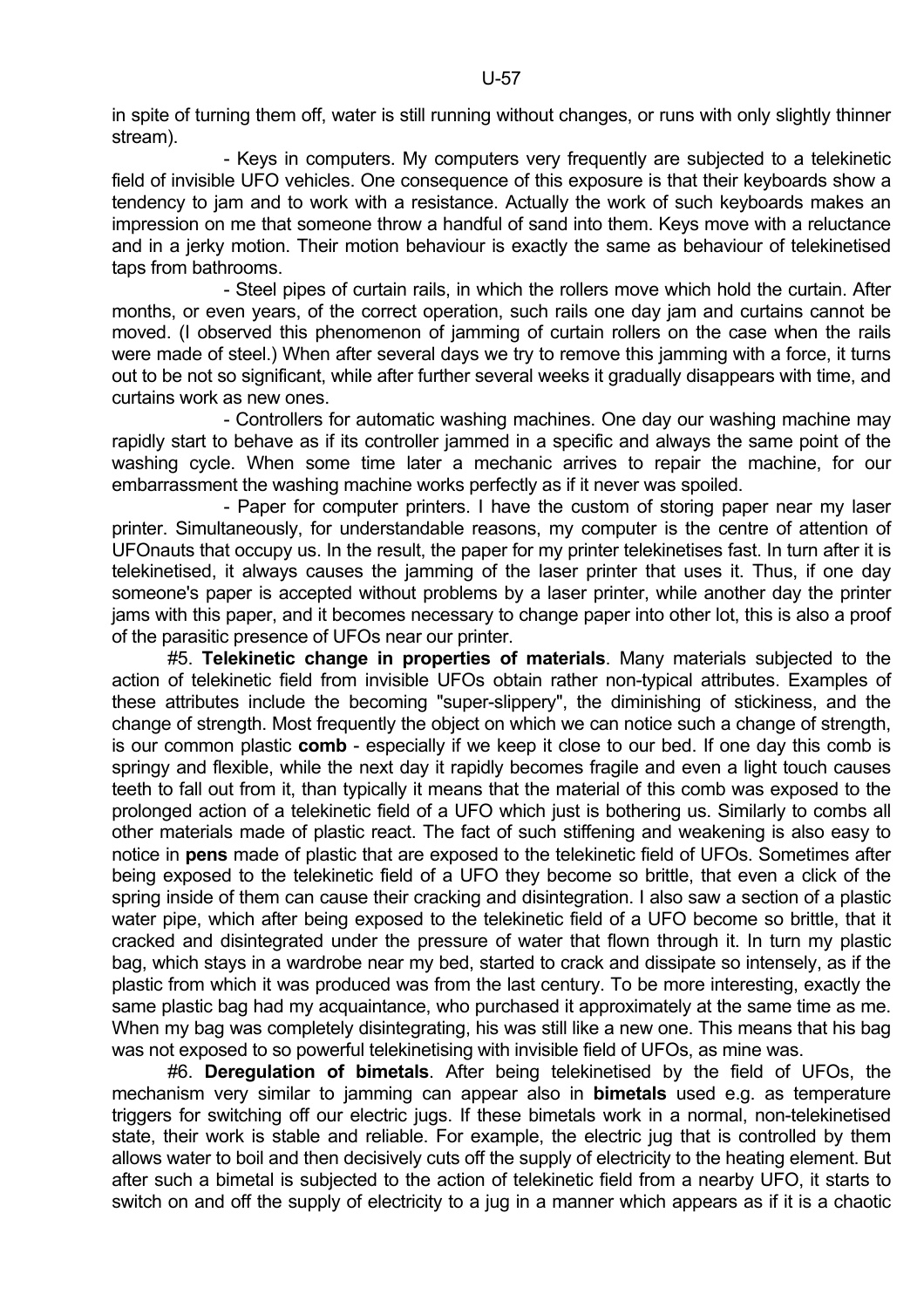in spite of turning them off, water is still running without changes, or runs with only slightly thinner stream).

- Keys in computers. My computers very frequently are subjected to a telekinetic field of invisible UFO vehicles. One consequence of this exposure is that their keyboards show a tendency to jam and to work with a resistance. Actually the work of such keyboards makes an impression on me that someone throw a handful of sand into them. Keys move with a reluctance and in a jerky motion. Their motion behaviour is exactly the same as behaviour of telekinetised taps from bathrooms.

- Steel pipes of curtain rails, in which the rollers move which hold the curtain. After months, or even years, of the correct operation, such rails one day jam and curtains cannot be moved. (I observed this phenomenon of jamming of curtain rollers on the case when the rails were made of steel.) When after several days we try to remove this jamming with a force, it turns out to be not so significant, while after further several weeks it gradually disappears with time, and curtains work as new ones.

- Controllers for automatic washing machines. One day our washing machine may rapidly start to behave as if its controller jammed in a specific and always the same point of the washing cycle. When some time later a mechanic arrives to repair the machine, for our embarrassment the washing machine works perfectly as if it never was spoiled.

- Paper for computer printers. I have the custom of storing paper near my laser printer. Simultaneously, for understandable reasons, my computer is the centre of attention of UFOnauts that occupy us. In the result, the paper for my printer telekinetises fast. In turn after it is telekinetised, it always causes the jamming of the laser printer that uses it. Thus, if one day someone's paper is accepted without problems by a laser printer, while another day the printer jams with this paper, and it becomes necessary to change paper into other lot, this is also a proof of the parasitic presence of UFOs near our printer.

#5. **Telekinetic change in properties of materials**. Many materials subjected to the action of telekinetic field from invisible UFOs obtain rather non-typical attributes. Examples of these attributes include the becoming "super-slippery", the diminishing of stickiness, and the change of strength. Most frequently the object on which we can notice such a change of strength, is our common plastic **comb** - especially if we keep it close to our bed. If one day this comb is springy and flexible, while the next day it rapidly becomes fragile and even a light touch causes teeth to fall out from it, than typically it means that the material of this comb was exposed to the prolonged action of a telekinetic field of a UFO which just is bothering us. Similarly to combs all other materials made of plastic react. The fact of such stiffening and weakening is also easy to notice in **pens** made of plastic that are exposed to the telekinetic field of UFOs. Sometimes after being exposed to the telekinetic field of a UFO they become so brittle, that even a click of the spring inside of them can cause their cracking and disintegration. I also saw a section of a plastic water pipe, which after being exposed to the telekinetic field of a UFO become so brittle, that it cracked and disintegrated under the pressure of water that flown through it. In turn my plastic bag, which stays in a wardrobe near my bed, started to crack and dissipate so intensely, as if the plastic from which it was produced was from the last century. To be more interesting, exactly the same plastic bag had my acquaintance, who purchased it approximately at the same time as me. When my bag was completely disintegrating, his was still like a new one. This means that his bag was not exposed to so powerful telekinetising with invisible field of UFOs, as mine was.

#6. **Deregulation of bimetals**. After being telekinetised by the field of UFOs, the mechanism very similar to jamming can appear also in **bimetals** used e.g. as temperature triggers for switching off our electric jugs. If these bimetals work in a normal, non-telekinetised state, their work is stable and reliable. For example, the electric jug that is controlled by them allows water to boil and then decisively cuts off the supply of electricity to the heating element. But after such a bimetal is subjected to the action of telekinetic field from a nearby UFO, it starts to switch on and off the supply of electricity to a jug in a manner which appears as if it is a chaotic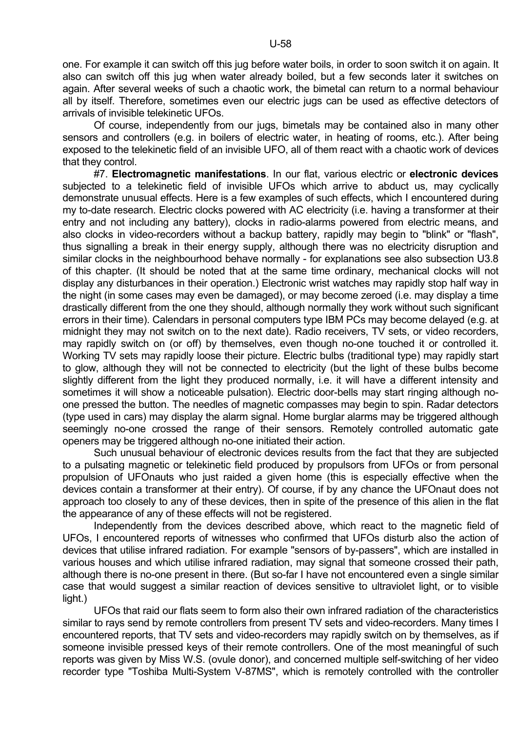one. For example it can switch off this jug before water boils, in order to soon switch it on again. It also can switch off this jug when water already boiled, but a few seconds later it switches on again. After several weeks of such a chaotic work, the bimetal can return to a normal behaviour all by itself. Therefore, sometimes even our electric jugs can be used as effective detectors of arrivals of invisible telekinetic UFOs.

Of course, independently from our jugs, bimetals may be contained also in many other sensors and controllers (e.g. in boilers of electric water, in heating of rooms, etc.). After being exposed to the telekinetic field of an invisible UFO, all of them react with a chaotic work of devices that they control.

#7. **Electromagnetic manifestations**. In our flat, various electric or **electronic devices** subjected to a telekinetic field of invisible UFOs which arrive to abduct us, may cyclically demonstrate unusual effects. Here is a few examples of such effects, which I encountered during my to-date research. Electric clocks powered with AC electricity (i.e. having a transformer at their entry and not including any battery), clocks in radio-alarms powered from electric means, and also clocks in video-recorders without a backup battery, rapidly may begin to "blink" or "flash", thus signalling a break in their energy supply, although there was no electricity disruption and similar clocks in the neighbourhood behave normally - for explanations see also subsection U3.8 of this chapter. (It should be noted that at the same time ordinary, mechanical clocks will not display any disturbances in their operation.) Electronic wrist watches may rapidly stop half way in the night (in some cases may even be damaged), or may become zeroed (i.e. may display a time drastically different from the one they should, although normally they work without such significant errors in their time). Calendars in personal computers type IBM PCs may become delayed (e.g. at midnight they may not switch on to the next date). Radio receivers, TV sets, or video recorders, may rapidly switch on (or off) by themselves, even though no-one touched it or controlled it. Working TV sets may rapidly loose their picture. Electric bulbs (traditional type) may rapidly start to glow, although they will not be connected to electricity (but the light of these bulbs become slightly different from the light they produced normally, i.e. it will have a different intensity and sometimes it will show a noticeable pulsation). Electric door-bells may start ringing although no-one pressed the button. The needles of magnetic compasses may begin to spin. Radar detectors (type used in cars) may display the alarm signal. Home burglar alarms may be triggered although seemingly no-one crossed the range of their sensors. Remotely controlled automatic gate openers may be triggered although no-one initiated their action.

Such unusual behaviour of electronic devices results from the fact that they are subjected to a pulsating magnetic or telekinetic field produced by propulsors from UFOs or from personal propulsion of UFOnauts who just raided a given home (this is especially effective when the devices contain a transformer at their entry). Of course, if by any chance the UFOnaut does not approach too closely to any of these devices, then in spite of the presence of this alien in the flat the appearance of any of these effects will not be registered.

Independently from the devices described above, which react to the magnetic field of UFOs, I encountered reports of witnesses who confirmed that UFOs disturb also the action of devices that utilise infrared radiation. For example "sensors of by-passers", which are installed in various houses and which utilise infrared radiation, may signal that someone crossed their path, although there is no-one present in there. (But so-far I have not encountered even a single similar case that would suggest a similar reaction of devices sensitive to ultraviolet light, or to visible light.)

UFOs that raid our flats seem to form also their own infrared radiation of the characteristics similar to rays send by remote controllers from present TV sets and video-recorders. Many times I encountered reports, that TV sets and video-recorders may rapidly switch on by themselves, as if someone invisible pressed keys of their remote controllers. One of the most meaningful of such reports was given by Miss W.S. (ovule donor), and concerned multiple self-switching of her video recorder type "Toshiba Multi-System V-87MS", which is remotely controlled with the controller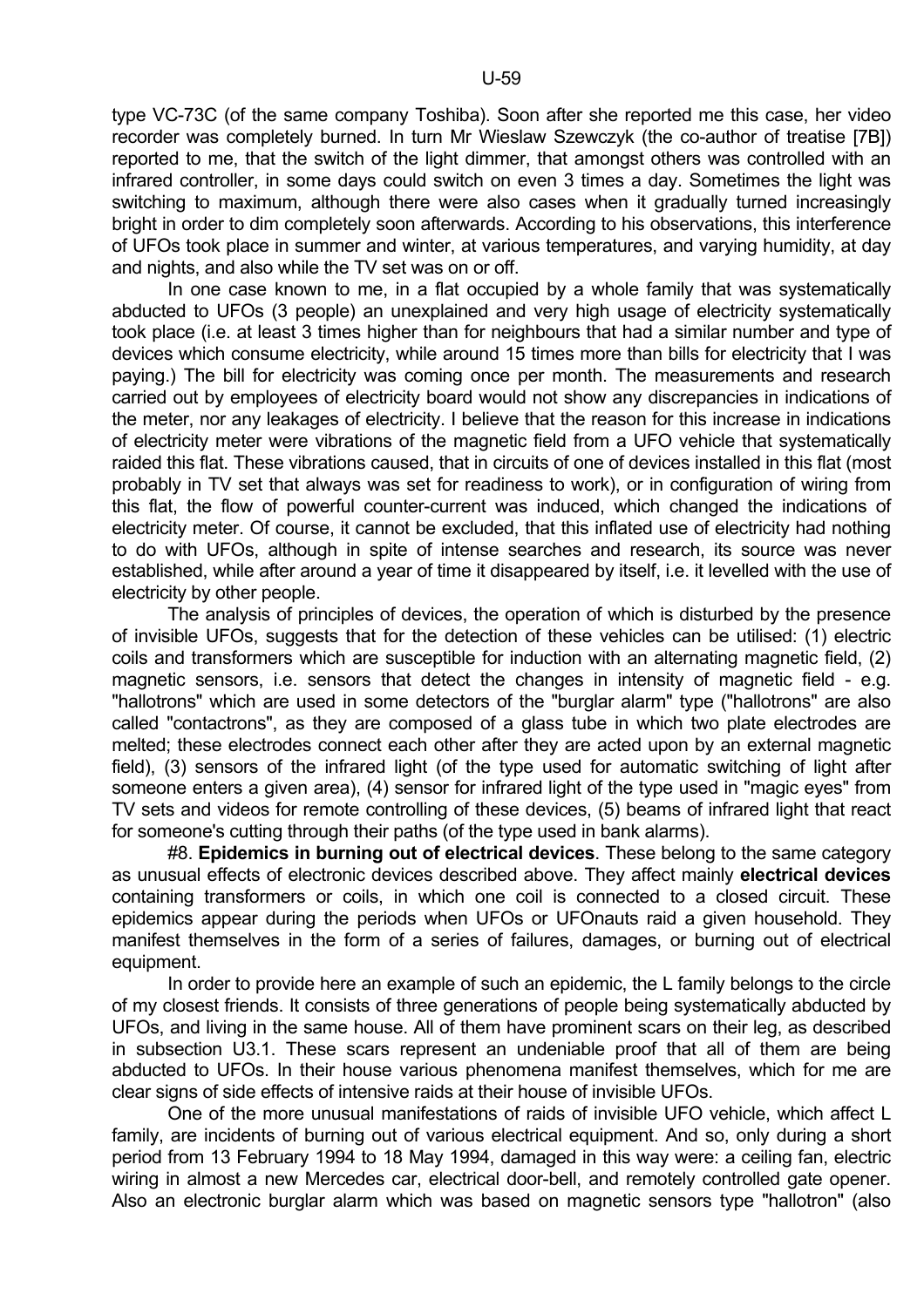type VC-73C (of the same company Toshiba). Soon after she reported me this case, her video recorder was completely burned. In turn Mr Wieslaw Szewczyk (the co-author of treatise [7B]) reported to me, that the switch of the light dimmer, that amongst others was controlled with an infrared controller, in some days could switch on even 3 times a day. Sometimes the light was switching to maximum, although there were also cases when it gradually turned increasingly bright in order to dim completely soon afterwards. According to his observations, this interference of UFOs took place in summer and winter, at various temperatures, and varying humidity, at day and nights, and also while the TV set was on or off.

In one case known to me, in a flat occupied by a whole family that was systematically abducted to UFOs (3 people) an unexplained and very high usage of electricity systematically took place (i.e. at least 3 times higher than for neighbours that had a similar number and type of devices which consume electricity, while around 15 times more than bills for electricity that I was paying.) The bill for electricity was coming once per month. The measurements and research carried out by employees of electricity board would not show any discrepancies in indications of the meter, nor any leakages of electricity. I believe that the reason for this increase in indications of electricity meter were vibrations of the magnetic field from a UFO vehicle that systematically raided this flat. These vibrations caused, that in circuits of one of devices installed in this flat (most probably in TV set that always was set for readiness to work), or in configuration of wiring from this flat, the flow of powerful counter-current was induced, which changed the indications of electricity meter. Of course, it cannot be excluded, that this inflated use of electricity had nothing to do with UFOs, although in spite of intense searches and research, its source was never established, while after around a year of time it disappeared by itself, i.e. it levelled with the use of electricity by other people.

The analysis of principles of devices, the operation of which is disturbed by the presence of invisible UFOs, suggests that for the detection of these vehicles can be utilised: (1) electric coils and transformers which are susceptible for induction with an alternating magnetic field, (2) magnetic sensors, i.e. sensors that detect the changes in intensity of magnetic field - e.g. "hallotrons" which are used in some detectors of the "burglar alarm" type ("hallotrons" are also called "contactrons", as they are composed of a glass tube in which two plate electrodes are melted; these electrodes connect each other after they are acted upon by an external magnetic field), (3) sensors of the infrared light (of the type used for automatic switching of light after someone enters a given area), (4) sensor for infrared light of the type used in "magic eyes" from TV sets and videos for remote controlling of these devices, (5) beams of infrared light that react for someone's cutting through their paths (of the type used in bank alarms).

#8. **Epidemics in burning out of electrical devices**. These belong to the same category as unusual effects of electronic devices described above. They affect mainly **electrical devices** containing transformers or coils, in which one coil is connected to a closed circuit. These epidemics appear during the periods when UFOs or UFOnauts raid a given household. They manifest themselves in the form of a series of failures, damages, or burning out of electrical equipment.

In order to provide here an example of such an epidemic, the L family belongs to the circle of my closest friends. It consists of three generations of people being systematically abducted by UFOs, and living in the same house. All of them have prominent scars on their leg, as described in subsection U3.1. These scars represent an undeniable proof that all of them are being abducted to UFOs. In their house various phenomena manifest themselves, which for me are clear signs of side effects of intensive raids at their house of invisible UFOs.

One of the more unusual manifestations of raids of invisible UFO vehicle, which affect L family, are incidents of burning out of various electrical equipment. And so, only during a short period from 13 February 1994 to 18 May 1994, damaged in this way were: a ceiling fan, electric wiring in almost a new Mercedes car, electrical door-bell, and remotely controlled gate opener. Also an electronic burglar alarm which was based on magnetic sensors type "hallotron" (also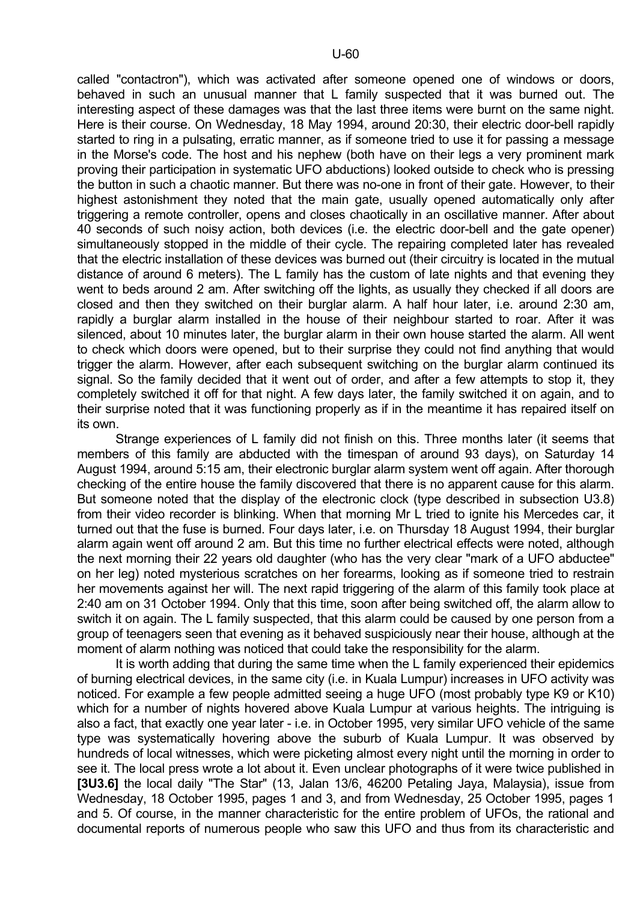called "contactron"), which was activated after someone opened one of windows or doors, behaved in such an unusual manner that L family suspected that it was burned out. The interesting aspect of these damages was that the last three items were burnt on the same night. Here is their course. On Wednesday, 18 May 1994, around 20:30, their electric door-bell rapidly started to ring in a pulsating, erratic manner, as if someone tried to use it for passing a message in the Morse's code. The host and his nephew (both have on their legs a very prominent mark proving their participation in systematic UFO abductions) looked outside to check who is pressing the button in such a chaotic manner. But there was no-one in front of their gate. However, to their highest astonishment they noted that the main gate, usually opened automatically only after triggering a remote controller, opens and closes chaotically in an oscillative manner. After about 40 seconds of such noisy action, both devices (i.e. the electric door-bell and the gate opener) simultaneously stopped in the middle of their cycle. The repairing completed later has revealed that the electric installation of these devices was burned out (their circuitry is located in the mutual distance of around 6 meters). The L family has the custom of late nights and that evening they went to beds around 2 am. After switching off the lights, as usually they checked if all doors are closed and then they switched on their burglar alarm. A half hour later, i.e. around 2:30 am, rapidly a burglar alarm installed in the house of their neighbour started to roar. After it was silenced, about 10 minutes later, the burglar alarm in their own house started the alarm. All went to check which doors were opened, but to their surprise they could not find anything that would trigger the alarm. However, after each subsequent switching on the burglar alarm continued its signal. So the family decided that it went out of order, and after a few attempts to stop it, they completely switched it off for that night. A few days later, the family switched it on again, and to their surprise noted that it was functioning properly as if in the meantime it has repaired itself on its own.

Strange experiences of L family did not finish on this. Three months later (it seems that members of this family are abducted with the timespan of around 93 days), on Saturday 14 August 1994, around 5:15 am, their electronic burglar alarm system went off again. After thorough checking of the entire house the family discovered that there is no apparent cause for this alarm. But someone noted that the display of the electronic clock (type described in subsection U3.8) from their video recorder is blinking. When that morning Mr L tried to ignite his Mercedes car, it turned out that the fuse is burned. Four days later, i.e. on Thursday 18 August 1994, their burglar alarm again went off around 2 am. But this time no further electrical effects were noted, although the next morning their 22 years old daughter (who has the very clear "mark of a UFO abductee" on her leg) noted mysterious scratches on her forearms, looking as if someone tried to restrain her movements against her will. The next rapid triggering of the alarm of this family took place at 2:40 am on 31 October 1994. Only that this time, soon after being switched off, the alarm allow to switch it on again. The L family suspected, that this alarm could be caused by one person from a group of teenagers seen that evening as it behaved suspiciously near their house, although at the moment of alarm nothing was noticed that could take the responsibility for the alarm.

It is worth adding that during the same time when the L family experienced their epidemics of burning electrical devices, in the same city (i.e. in Kuala Lumpur) increases in UFO activity was noticed. For example a few people admitted seeing a huge UFO (most probably type K9 or K10) which for a number of nights hovered above Kuala Lumpur at various heights. The intriguing is also a fact, that exactly one year later - i.e. in October 1995, very similar UFO vehicle of the same type was systematically hovering above the suburb of Kuala Lumpur. It was observed by hundreds of local witnesses, which were picketing almost every night until the morning in order to see it. The local press wrote a lot about it. Even unclear photographs of it were twice published in **[3U3.6]** the local daily "The Star" (13, Jalan 13/6, 46200 Petaling Jaya, Malaysia), issue from Wednesday, 18 October 1995, pages 1 and 3, and from Wednesday, 25 October 1995, pages 1 and 5. Of course, in the manner characteristic for the entire problem of UFOs, the rational and documental reports of numerous people who saw this UFO and thus from its characteristic and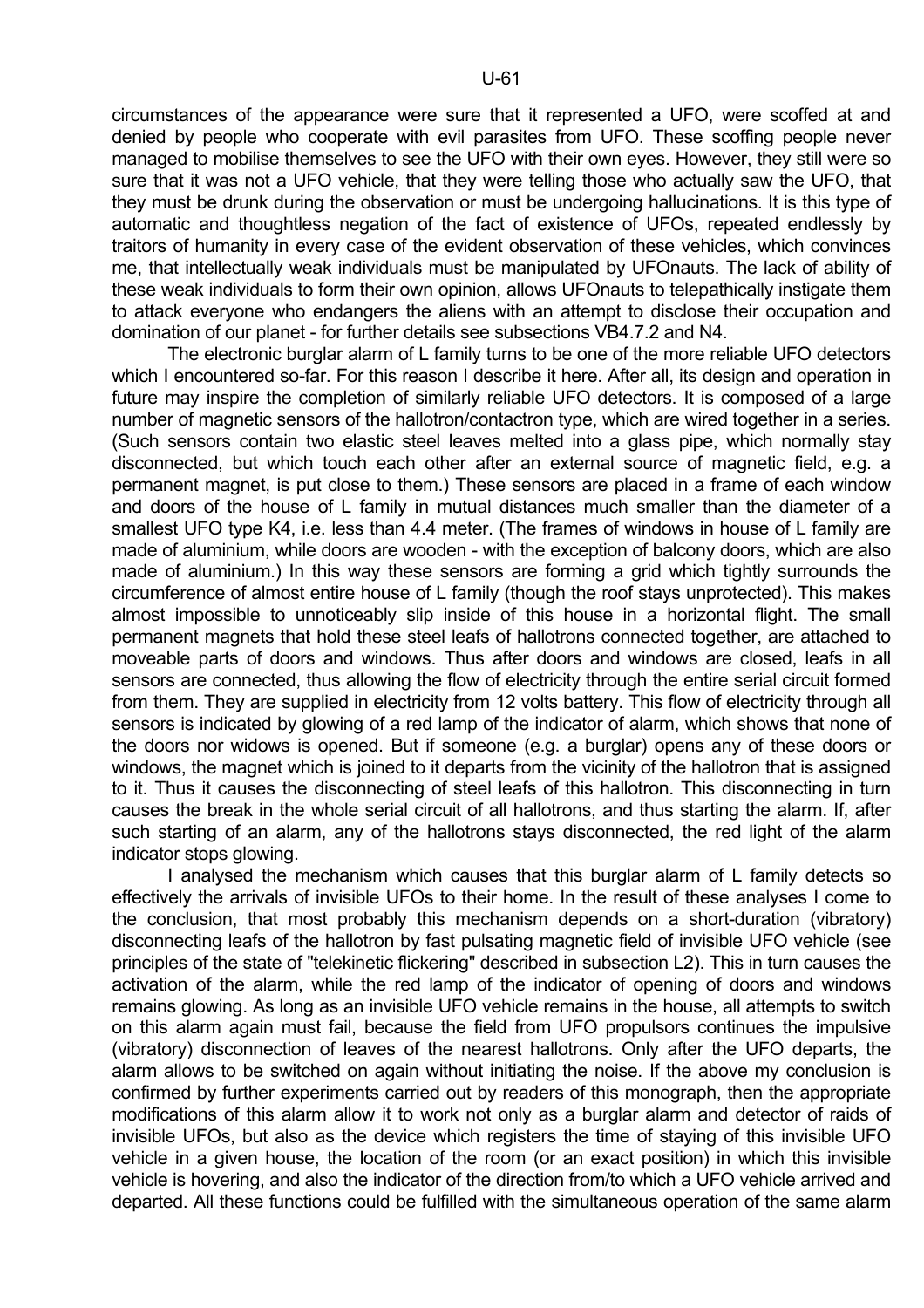circumstances of the appearance were sure that it represented a UFO, were scoffed at and denied by people who cooperate with evil parasites from UFO. These scoffing people never managed to mobilise themselves to see the UFO with their own eyes. However, they still were so sure that it was not a UFO vehicle, that they were telling those who actually saw the UFO, that they must be drunk during the observation or must be undergoing hallucinations. It is this type of automatic and thoughtless negation of the fact of existence of UFOs, repeated endlessly by traitors of humanity in every case of the evident observation of these vehicles, which convinces me, that intellectually weak individuals must be manipulated by UFOnauts. The lack of ability of these weak individuals to form their own opinion, allows UFOnauts to telepathically instigate them to attack everyone who endangers the aliens with an attempt to disclose their occupation and domination of our planet - for further details see subsections VB4.7.2 and N4.

The electronic burglar alarm of L family turns to be one of the more reliable UFO detectors which I encountered so-far. For this reason I describe it here. After all, its design and operation in future may inspire the completion of similarly reliable UFO detectors. It is composed of a large number of magnetic sensors of the hallotron/contactron type, which are wired together in a series. (Such sensors contain two elastic steel leaves melted into a glass pipe, which normally stay disconnected, but which touch each other after an external source of magnetic field, e.g. a permanent magnet, is put close to them.) These sensors are placed in a frame of each window and doors of the house of L family in mutual distances much smaller than the diameter of a smallest UFO type K4, i.e. less than 4.4 meter. (The frames of windows in house of L family are made of aluminium, while doors are wooden - with the exception of balcony doors, which are also made of aluminium.) In this way these sensors are forming a grid which tightly surrounds the circumference of almost entire house of L family (though the roof stays unprotected). This makes almost impossible to unnoticeably slip inside of this house in a horizontal flight. The small permanent magnets that hold these steel leafs of hallotrons connected together, are attached to moveable parts of doors and windows. Thus after doors and windows are closed, leafs in all sensors are connected, thus allowing the flow of electricity through the entire serial circuit formed from them. They are supplied in electricity from 12 volts battery. This flow of electricity through all sensors is indicated by glowing of a red lamp of the indicator of alarm, which shows that none of the doors nor widows is opened. But if someone (e.g. a burglar) opens any of these doors or windows, the magnet which is joined to it departs from the vicinity of the hallotron that is assigned to it. Thus it causes the disconnecting of steel leafs of this hallotron. This disconnecting in turn causes the break in the whole serial circuit of all hallotrons, and thus starting the alarm. If, after such starting of an alarm, any of the hallotrons stays disconnected, the red light of the alarm indicator stops glowing.

I analysed the mechanism which causes that this burglar alarm of L family detects so effectively the arrivals of invisible UFOs to their home. In the result of these analyses I come to the conclusion, that most probably this mechanism depends on a short-duration (vibratory) disconnecting leafs of the hallotron by fast pulsating magnetic field of invisible UFO vehicle (see principles of the state of "telekinetic flickering" described in subsection L2). This in turn causes the activation of the alarm, while the red lamp of the indicator of opening of doors and windows remains glowing. As long as an invisible UFO vehicle remains in the house, all attempts to switch on this alarm again must fail, because the field from UFO propulsors continues the impulsive (vibratory) disconnection of leaves of the nearest hallotrons. Only after the UFO departs, the alarm allows to be switched on again without initiating the noise. If the above my conclusion is confirmed by further experiments carried out by readers of this monograph, then the appropriate modifications of this alarm allow it to work not only as a burglar alarm and detector of raids of invisible UFOs, but also as the device which registers the time of staying of this invisible UFO vehicle in a given house, the location of the room (or an exact position) in which this invisible vehicle is hovering, and also the indicator of the direction from/to which a UFO vehicle arrived and departed. All these functions could be fulfilled with the simultaneous operation of the same alarm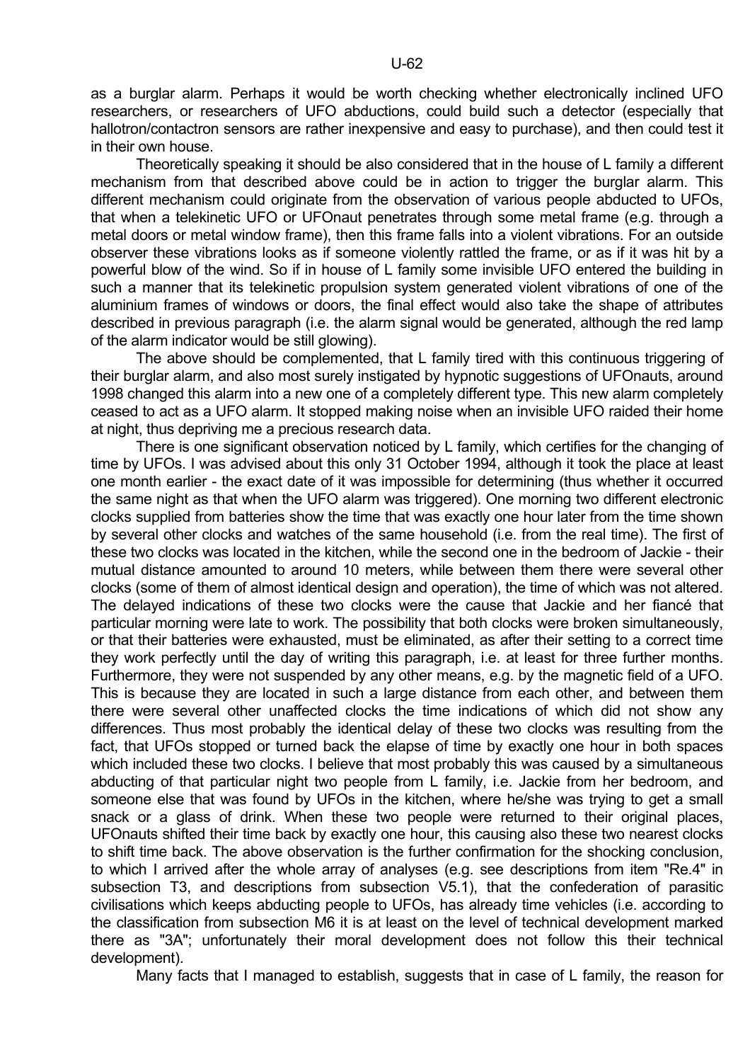as a burglar alarm. Perhaps it would be worth checking whether electronically inclined UFO researchers, or researchers of UFO abductions, could build such a detector (especially that hallotron/contactron sensors are rather inexpensive and easy to purchase), and then could test it in their own house.

Theoretically speaking it should be also considered that in the house of L family a different mechanism from that described above could be in action to trigger the burglar alarm. This different mechanism could originate from the observation of various people abducted to UFOs, that when a telekinetic UFO or UFOnaut penetrates through some metal frame (e.g. through a metal doors or metal window frame), then this frame falls into a violent vibrations. For an outside observer these vibrations looks as if someone violently rattled the frame, or as if it was hit by a powerful blow of the wind. So if in house of L family some invisible UFO entered the building in such a manner that its telekinetic propulsion system generated violent vibrations of one of the aluminium frames of windows or doors, the final effect would also take the shape of attributes described in previous paragraph (i.e. the alarm signal would be generated, although the red lamp of the alarm indicator would be still glowing).

The above should be complemented, that L family tired with this continuous triggering of their burglar alarm, and also most surely instigated by hypnotic suggestions of UFOnauts, around 1998 changed this alarm into a new one of a completely different type. This new alarm completely ceased to act as a UFO alarm. It stopped making noise when an invisible UFO raided their home at night, thus depriving me a precious research data.

There is one significant observation noticed by L family, which certifies for the changing of time by UFOs. I was advised about this only 31 October 1994, although it took the place at least one month earlier - the exact date of it was impossible for determining (thus whether it occurred the same night as that when the UFO alarm was triggered). One morning two different electronic clocks supplied from batteries show the time that was exactly one hour later from the time shown by several other clocks and watches of the same household (i.e. from the real time). The first of these two clocks was located in the kitchen, while the second one in the bedroom of Jackie - their mutual distance amounted to around 10 meters, while between them there were several other clocks (some of them of almost identical design and operation), the time of which was not altered. The delayed indications of these two clocks were the cause that Jackie and her fiancé that particular morning were late to work. The possibility that both clocks were broken simultaneously, or that their batteries were exhausted, must be eliminated, as after their setting to a correct time they work perfectly until the day of writing this paragraph, i.e. at least for three further months. Furthermore, they were not suspended by any other means, e.g. by the magnetic field of a UFO. This is because they are located in such a large distance from each other, and between them there were several other unaffected clocks the time indications of which did not show any differences. Thus most probably the identical delay of these two clocks was resulting from the fact, that UFOs stopped or turned back the elapse of time by exactly one hour in both spaces which included these two clocks. I believe that most probably this was caused by a simultaneous abducting of that particular night two people from L family, i.e. Jackie from her bedroom, and someone else that was found by UFOs in the kitchen, where he/she was trying to get a small snack or a glass of drink. When these two people were returned to their original places, UFOnauts shifted their time back by exactly one hour, this causing also these two nearest clocks to shift time back. The above observation is the further confirmation for the shocking conclusion, to which I arrived after the whole array of analyses (e.g. see descriptions from item "Re.4" in subsection T3, and descriptions from subsection V5.1), that the confederation of parasitic civilisations which keeps abducting people to UFOs, has already time vehicles (i.e. according to the classification from subsection M6 it is at least on the level of technical development marked there as "3A"; unfortunately their moral development does not follow this their technical development).

Many facts that I managed to establish, suggests that in case of L family, the reason for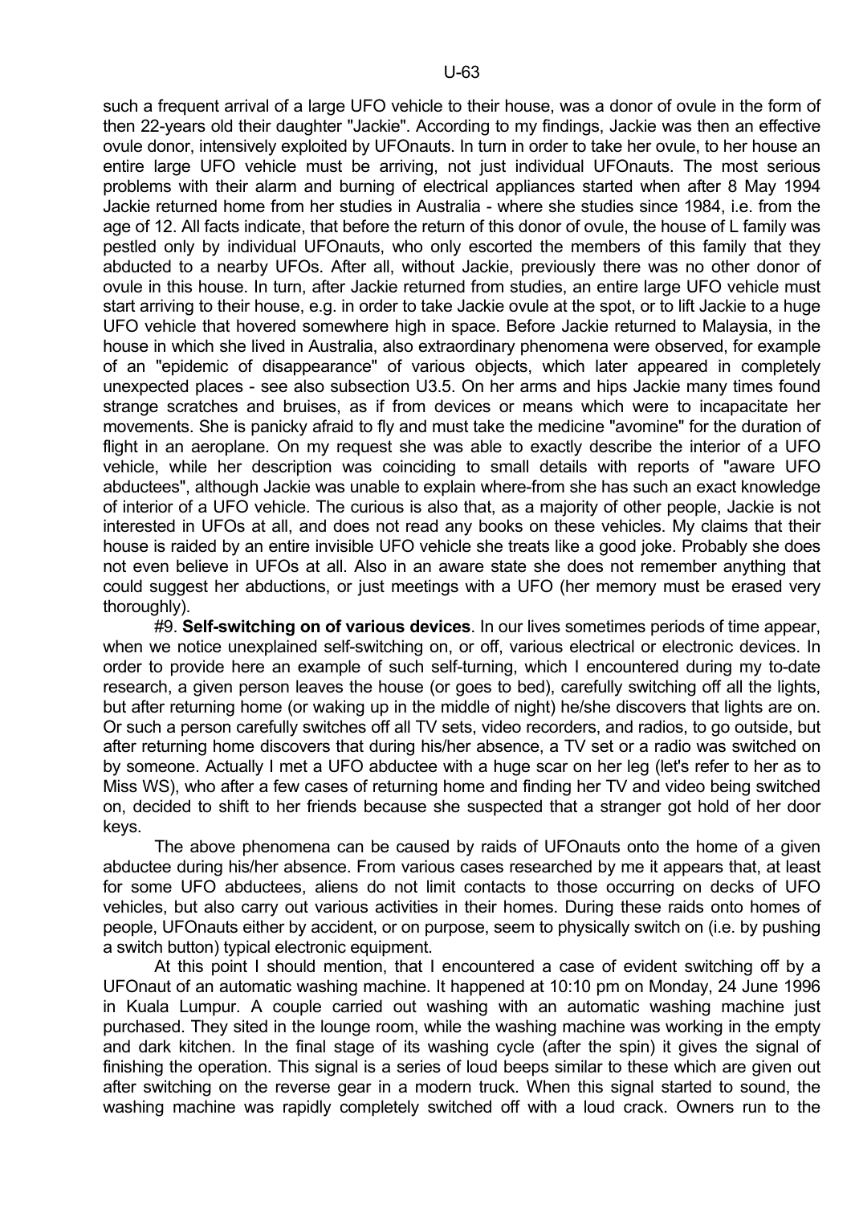such a frequent arrival of a large UFO vehicle to their house, was a donor of ovule in the form of then 22-years old their daughter "Jackie". According to my findings, Jackie was then an effective ovule donor, intensively exploited by UFOnauts. In turn in order to take her ovule, to her house an entire large UFO vehicle must be arriving, not just individual UFOnauts. The most serious problems with their alarm and burning of electrical appliances started when after 8 May 1994 Jackie returned home from her studies in Australia - where she studies since 1984, i.e. from the age of 12. All facts indicate, that before the return of this donor of ovule, the house of L family was pestled only by individual UFOnauts, who only escorted the members of this family that they abducted to a nearby UFOs. After all, without Jackie, previously there was no other donor of ovule in this house. In turn, after Jackie returned from studies, an entire large UFO vehicle must start arriving to their house, e.g. in order to take Jackie ovule at the spot, or to lift Jackie to a huge UFO vehicle that hovered somewhere high in space. Before Jackie returned to Malaysia, in the house in which she lived in Australia, also extraordinary phenomena were observed, for example of an "epidemic of disappearance" of various objects, which later appeared in completely unexpected places - see also subsection U3.5. On her arms and hips Jackie many times found strange scratches and bruises, as if from devices or means which were to incapacitate her movements. She is panicky afraid to fly and must take the medicine "avomine" for the duration of flight in an aeroplane. On my request she was able to exactly describe the interior of a UFO vehicle, while her description was coinciding to small details with reports of "aware UFO abductees", although Jackie was unable to explain where-from she has such an exact knowledge of interior of a UFO vehicle. The curious is also that, as a majority of other people, Jackie is not interested in UFOs at all, and does not read any books on these vehicles. My claims that their house is raided by an entire invisible UFO vehicle she treats like a good joke. Probably she does not even believe in UFOs at all. Also in an aware state she does not remember anything that could suggest her abductions, or just meetings with a UFO (her memory must be erased very thoroughly).

#9. **Self-switching on of various devices**. In our lives sometimes periods of time appear, when we notice unexplained self-switching on, or off, various electrical or electronic devices. In order to provide here an example of such self-turning, which I encountered during my to-date research, a given person leaves the house (or goes to bed), carefully switching off all the lights, but after returning home (or waking up in the middle of night) he/she discovers that lights are on. Or such a person carefully switches off all TV sets, video recorders, and radios, to go outside, but after returning home discovers that during his/her absence, a TV set or a radio was switched on by someone. Actually I met a UFO abductee with a huge scar on her leg (let's refer to her as to Miss WS), who after a few cases of returning home and finding her TV and video being switched on, decided to shift to her friends because she suspected that a stranger got hold of her door keys.

The above phenomena can be caused by raids of UFOnauts onto the home of a given abductee during his/her absence. From various cases researched by me it appears that, at least for some UFO abductees, aliens do not limit contacts to those occurring on decks of UFO vehicles, but also carry out various activities in their homes. During these raids onto homes of people, UFOnauts either by accident, or on purpose, seem to physically switch on (i.e. by pushing a switch button) typical electronic equipment.

At this point I should mention, that I encountered a case of evident switching off by a UFOnaut of an automatic washing machine. It happened at 10:10 pm on Monday, 24 June 1996 in Kuala Lumpur. A couple carried out washing with an automatic washing machine just purchased. They sited in the lounge room, while the washing machine was working in the empty and dark kitchen. In the final stage of its washing cycle (after the spin) it gives the signal of finishing the operation. This signal is a series of loud beeps similar to these which are given out after switching on the reverse gear in a modern truck. When this signal started to sound, the washing machine was rapidly completely switched off with a loud crack. Owners run to the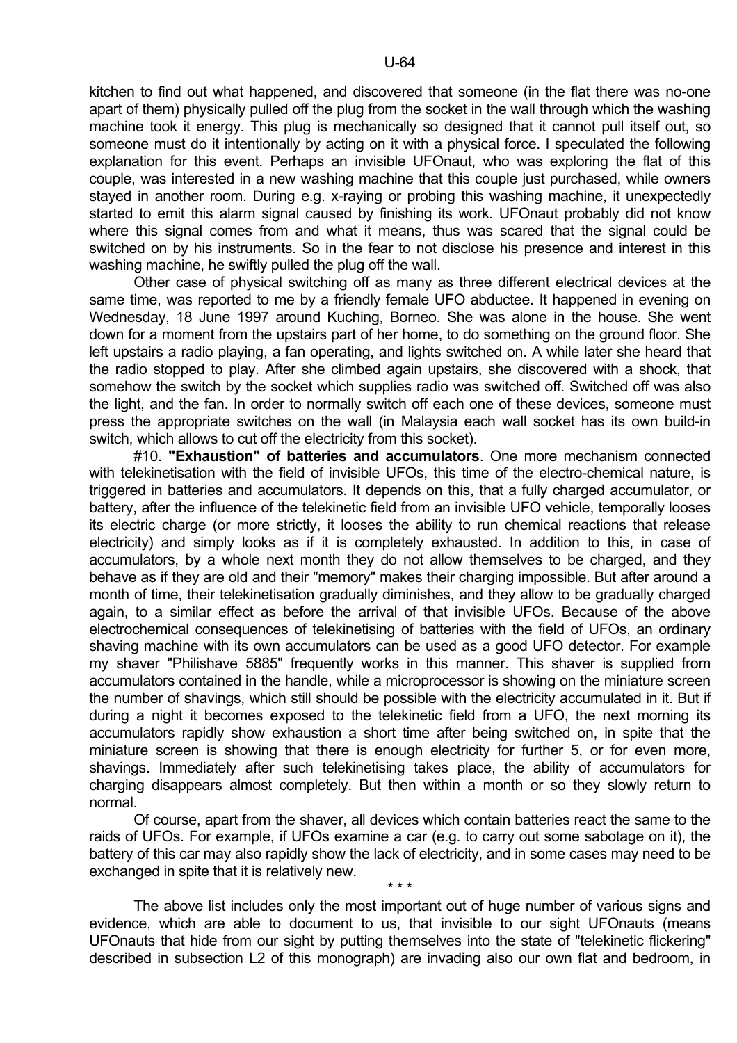kitchen to find out what happened, and discovered that someone (in the flat there was no-one apart of them) physically pulled off the plug from the socket in the wall through which the washing machine took it energy. This plug is mechanically so designed that it cannot pull itself out, so someone must do it intentionally by acting on it with a physical force. I speculated the following explanation for this event. Perhaps an invisible UFOnaut, who was exploring the flat of this couple, was interested in a new washing machine that this couple just purchased, while owners stayed in another room. During e.g. x-raying or probing this washing machine, it unexpectedly started to emit this alarm signal caused by finishing its work. UFOnaut probably did not know where this signal comes from and what it means, thus was scared that the signal could be switched on by his instruments. So in the fear to not disclose his presence and interest in this washing machine, he swiftly pulled the plug off the wall.

Other case of physical switching off as many as three different electrical devices at the same time, was reported to me by a friendly female UFO abductee. It happened in evening on Wednesday, 18 June 1997 around Kuching, Borneo. She was alone in the house. She went down for a moment from the upstairs part of her home, to do something on the ground floor. She left upstairs a radio playing, a fan operating, and lights switched on. A while later she heard that the radio stopped to play. After she climbed again upstairs, she discovered with a shock, that somehow the switch by the socket which supplies radio was switched off. Switched off was also the light, and the fan. In order to normally switch off each one of these devices, someone must press the appropriate switches on the wall (in Malaysia each wall socket has its own build-in switch, which allows to cut off the electricity from this socket).

#10. **"Exhaustion" of batteries and accumulators**. One more mechanism connected with telekinetisation with the field of invisible UFOs, this time of the electro-chemical nature, is triggered in batteries and accumulators. It depends on this, that a fully charged accumulator, or battery, after the influence of the telekinetic field from an invisible UFO vehicle, temporally looses its electric charge (or more strictly, it looses the ability to run chemical reactions that release electricity) and simply looks as if it is completely exhausted. In addition to this, in case of accumulators, by a whole next month they do not allow themselves to be charged, and they behave as if they are old and their "memory" makes their charging impossible. But after around a month of time, their telekinetisation gradually diminishes, and they allow to be gradually charged again, to a similar effect as before the arrival of that invisible UFOs. Because of the above electrochemical consequences of telekinetising of batteries with the field of UFOs, an ordinary shaving machine with its own accumulators can be used as a good UFO detector. For example my shaver "Philishave 5885" frequently works in this manner. This shaver is supplied from accumulators contained in the handle, while a microprocessor is showing on the miniature screen the number of shavings, which still should be possible with the electricity accumulated in it. But if during a night it becomes exposed to the telekinetic field from a UFO, the next morning its accumulators rapidly show exhaustion a short time after being switched on, in spite that the miniature screen is showing that there is enough electricity for further 5, or for even more, shavings. Immediately after such telekinetising takes place, the ability of accumulators for charging disappears almost completely. But then within a month or so they slowly return to normal.

Of course, apart from the shaver, all devices which contain batteries react the same to the raids of UFOs. For example, if UFOs examine a car (e.g. to carry out some sabotage on it), the battery of this car may also rapidly show the lack of electricity, and in some cases may need to be exchanged in spite that it is relatively new.

\* \* \*

The above list includes only the most important out of huge number of various signs and evidence, which are able to document to us, that invisible to our sight UFOnauts (means UFOnauts that hide from our sight by putting themselves into the state of "telekinetic flickering" described in subsection L2 of this monograph) are invading also our own flat and bedroom, in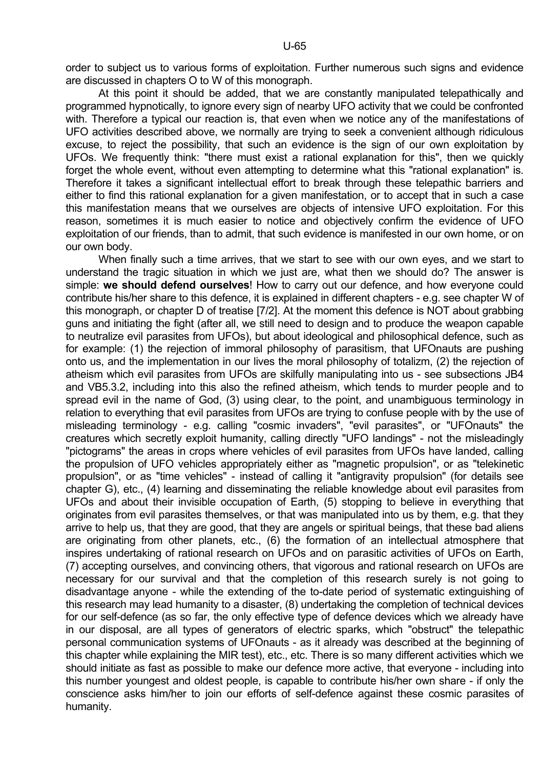order to subject us to various forms of exploitation. Further numerous such signs and evidence are discussed in chapters O to W of this monograph.

At this point it should be added, that we are constantly manipulated telepathically and programmed hypnotically, to ignore every sign of nearby UFO activity that we could be confronted with. Therefore a typical our reaction is, that even when we notice any of the manifestations of UFO activities described above, we normally are trying to seek a convenient although ridiculous excuse, to reject the possibility, that such an evidence is the sign of our own exploitation by UFOs. We frequently think: "there must exist a rational explanation for this", then we quickly forget the whole event, without even attempting to determine what this "rational explanation" is. Therefore it takes a significant intellectual effort to break through these telepathic barriers and either to find this rational explanation for a given manifestation, or to accept that in such a case this manifestation means that we ourselves are objects of intensive UFO exploitation. For this reason, sometimes it is much easier to notice and objectively confirm the evidence of UFO exploitation of our friends, than to admit, that such evidence is manifested in our own home, or on our own body.

When finally such a time arrives, that we start to see with our own eyes, and we start to understand the tragic situation in which we just are, what then we should do? The answer is simple: **we should defend ourselves**! How to carry out our defence, and how everyone could contribute his/her share to this defence, it is explained in different chapters - e.g. see chapter W of this monograph, or chapter D of treatise [7/2]. At the moment this defence is NOT about grabbing guns and initiating the fight (after all, we still need to design and to produce the weapon capable to neutralize evil parasites from UFOs), but about ideological and philosophical defence, such as for example: (1) the rejection of immoral philosophy of parasitism, that UFOnauts are pushing onto us, and the implementation in our lives the moral philosophy of totalizm, (2) the rejection of atheism which evil parasites from UFOs are skilfully manipulating into us - see subsections JB4 and VB5.3.2, including into this also the refined atheism, which tends to murder people and to spread evil in the name of God, (3) using clear, to the point, and unambiguous terminology in relation to everything that evil parasites from UFOs are trying to confuse people with by the use of misleading terminology - e.g. calling "cosmic invaders", "evil parasites", or "UFOnauts" the creatures which secretly exploit humanity, calling directly "UFO landings" - not the misleadingly "pictograms" the areas in crops where vehicles of evil parasites from UFOs have landed, calling the propulsion of UFO vehicles appropriately either as "magnetic propulsion", or as "telekinetic propulsion", or as "time vehicles" - instead of calling it "antigravity propulsion" (for details see chapter G), etc., (4) learning and disseminating the reliable knowledge about evil parasites from UFOs and about their invisible occupation of Earth, (5) stopping to believe in everything that originates from evil parasites themselves, or that was manipulated into us by them, e.g. that they arrive to help us, that they are good, that they are angels or spiritual beings, that these bad aliens are originating from other planets, etc., (6) the formation of an intellectual atmosphere that inspires undertaking of rational research on UFOs and on parasitic activities of UFOs on Earth, (7) accepting ourselves, and convincing others, that vigorous and rational research on UFOs are necessary for our survival and that the completion of this research surely is not going to disadvantage anyone - while the extending of the to-date period of systematic extinguishing of this research may lead humanity to a disaster, (8) undertaking the completion of technical devices for our self-defence (as so far, the only effective type of defence devices which we already have in our disposal, are all types of generators of electric sparks, which "obstruct" the telepathic personal communication systems of UFOnauts - as it already was described at the beginning of this chapter while explaining the MIR test), etc., etc. There is so many different activities which we should initiate as fast as possible to make our defence more active, that everyone - including into this number youngest and oldest people, is capable to contribute his/her own share - if only the conscience asks him/her to join our efforts of self-defence against these cosmic parasites of humanity.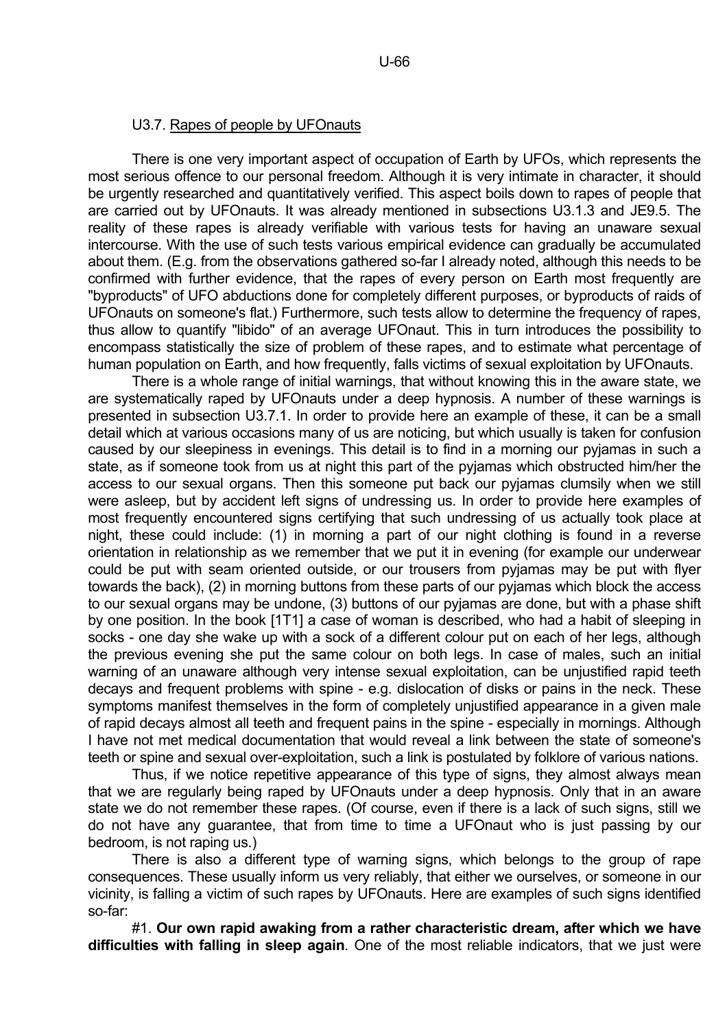### U3.7. Rapes of people by UFOnauts

There is one very important aspect of occupation of Earth by UFOs, which represents the most serious offence to our personal freedom. Although it is very intimate in character, it should be urgently researched and quantitatively verified. This aspect boils down to rapes of people that are carried out by UFOnauts. It was already mentioned in subsections U3.1.3 and JE9.5. The reality of these rapes is already verifiable with various tests for having an unaware sexual intercourse. With the use of such tests various empirical evidence can gradually be accumulated about them. (E.g. from the observations gathered so-far I already noted, although this needs to be confirmed with further evidence, that the rapes of every person on Earth most frequently are "byproducts" of UFO abductions done for completely different purposes, or byproducts of raids of UFOnauts on someone's flat.) Furthermore, such tests allow to determine the frequency of rapes, thus allow to quantify "libido" of an average UFOnaut. This in turn introduces the possibility to encompass statistically the size of problem of these rapes, and to estimate what percentage of human population on Earth, and how frequently, falls victims of sexual exploitation by UFOnauts.

There is a whole range of initial warnings, that without knowing this in the aware state, we are systematically raped by UFOnauts under a deep hypnosis. A number of these warnings is presented in subsection U3.7.1. In order to provide here an example of these, it can be a small detail which at various occasions many of us are noticing, but which usually is taken for confusion caused by our sleepiness in evenings. This detail is to find in a morning our pyjamas in such a state, as if someone took from us at night this part of the pyjamas which obstructed him/her the access to our sexual organs. Then this someone put back our pyjamas clumsily when we still were asleep, but by accident left signs of undressing us. In order to provide here examples of most frequently encountered signs certifying that such undressing of us actually took place at night, these could include: (1) in morning a part of our night clothing is found in a reverse orientation in relationship as we remember that we put it in evening (for example our underwear could be put with seam oriented outside, or our trousers from pyjamas may be put with flyer towards the back), (2) in morning buttons from these parts of our pyjamas which block the access to our sexual organs may be undone, (3) buttons of our pyjamas are done, but with a phase shift by one position. In the book [1T1] a case of woman is described, who had a habit of sleeping in socks - one day she wake up with a sock of a different colour put on each of her legs, although the previous evening she put the same colour on both legs. In case of males, such an initial warning of an unaware although very intense sexual exploitation, can be unjustified rapid teeth decays and frequent problems with spine - e.g. dislocation of disks or pains in the neck. These symptoms manifest themselves in the form of completely unjustified appearance in a given male of rapid decays almost all teeth and frequent pains in the spine - especially in mornings. Although I have not met medical documentation that would reveal a link between the state of someone's teeth or spine and sexual over-exploitation, such a link is postulated by folklore of various nations.

Thus, if we notice repetitive appearance of this type of signs, they almost always mean that we are regularly being raped by UFOnauts under a deep hypnosis. Only that in an aware state we do not remember these rapes. (Of course, even if there is a lack of such signs, still we do not have any guarantee, that from time to time a UFOnaut who is just passing by our bedroom, is not raping us.)

There is also a different type of warning signs, which belongs to the group of rape consequences. These usually inform us very reliably, that either we ourselves, or someone in our vicinity, is falling a victim of such rapes by UFOnauts. Here are examples of such signs identified so-far:

#1. **Our own rapid awaking from a rather characteristic dream, after which we have difficulties with falling in sleep again**. One of the most reliable indicators, that we just were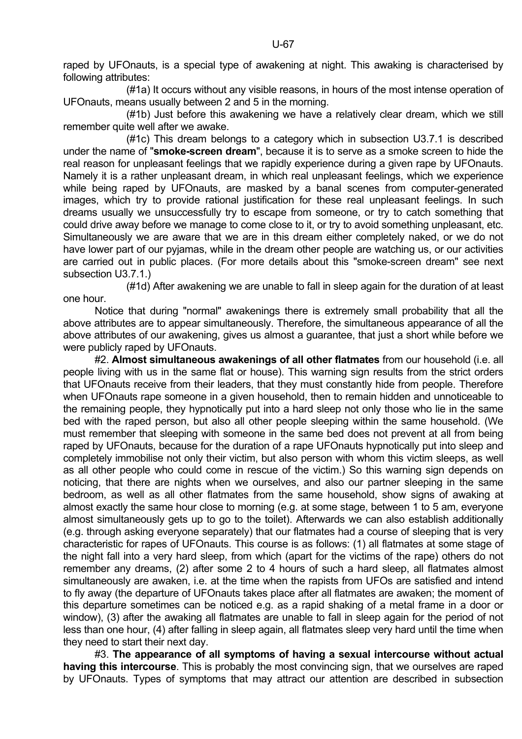raped by UFOnauts, is a special type of awakening at night. This awaking is characterised by following attributes:

(#1a) It occurs without any visible reasons, in hours of the most intense operation of UFOnauts, means usually between 2 and 5 in the morning.

(#1b) Just before this awakening we have a relatively clear dream, which we still remember quite well after we awake.

(#1c) This dream belongs to a category which in subsection U3.7.1 is described under the name of "**smoke-screen dream**", because it is to serve as a smoke screen to hide the real reason for unpleasant feelings that we rapidly experience during a given rape by UFOnauts. Namely it is a rather unpleasant dream, in which real unpleasant feelings, which we experience while being raped by UFOnauts, are masked by a banal scenes from computer-generated images, which try to provide rational justification for these real unpleasant feelings. In such dreams usually we unsuccessfully try to escape from someone, or try to catch something that could drive away before we manage to come close to it, or try to avoid something unpleasant, etc. Simultaneously we are aware that we are in this dream either completely naked, or we do not have lower part of our pyjamas, while in the dream other people are watching us, or our activities are carried out in public places. (For more details about this "smoke-screen dream" see next subsection U3.7.1.)

(#1d) After awakening we are unable to fall in sleep again for the duration of at least one hour.

Notice that during "normal" awakenings there is extremely small probability that all the above attributes are to appear simultaneously. Therefore, the simultaneous appearance of all the above attributes of our awakening, gives us almost a guarantee, that just a short while before we were publicly raped by UFOnauts.

#2. **Almost simultaneous awakenings of all other flatmates** from our household (i.e. all people living with us in the same flat or house). This warning sign results from the strict orders that UFOnauts receive from their leaders, that they must constantly hide from people. Therefore when UFOnauts rape someone in a given household, then to remain hidden and unnoticeable to the remaining people, they hypnotically put into a hard sleep not only those who lie in the same bed with the raped person, but also all other people sleeping within the same household. (We must remember that sleeping with someone in the same bed does not prevent at all from being raped by UFOnauts, because for the duration of a rape UFOnauts hypnotically put into sleep and completely immobilise not only their victim, but also person with whom this victim sleeps, as well as all other people who could come in rescue of the victim.) So this warning sign depends on noticing, that there are nights when we ourselves, and also our partner sleeping in the same bedroom, as well as all other flatmates from the same household, show signs of awaking at almost exactly the same hour close to morning (e.g. at some stage, between 1 to 5 am, everyone almost simultaneously gets up to go to the toilet). Afterwards we can also establish additionally (e.g. through asking everyone separately) that our flatmates had a course of sleeping that is very characteristic for rapes of UFOnauts. This course is as follows: (1) all flatmates at some stage of the night fall into a very hard sleep, from which (apart for the victims of the rape) others do not remember any dreams, (2) after some 2 to 4 hours of such a hard sleep, all flatmates almost simultaneously are awaken, i.e. at the time when the rapists from UFOs are satisfied and intend to fly away (the departure of UFOnauts takes place after all flatmates are awaken; the moment of this departure sometimes can be noticed e.g. as a rapid shaking of a metal frame in a door or window), (3) after the awaking all flatmates are unable to fall in sleep again for the period of not less than one hour, (4) after falling in sleep again, all flatmates sleep very hard until the time when they need to start their next day.

#3. **The appearance of all symptoms of having a sexual intercourse without actual having this intercourse**. This is probably the most convincing sign, that we ourselves are raped by UFOnauts. Types of symptoms that may attract our attention are described in subsection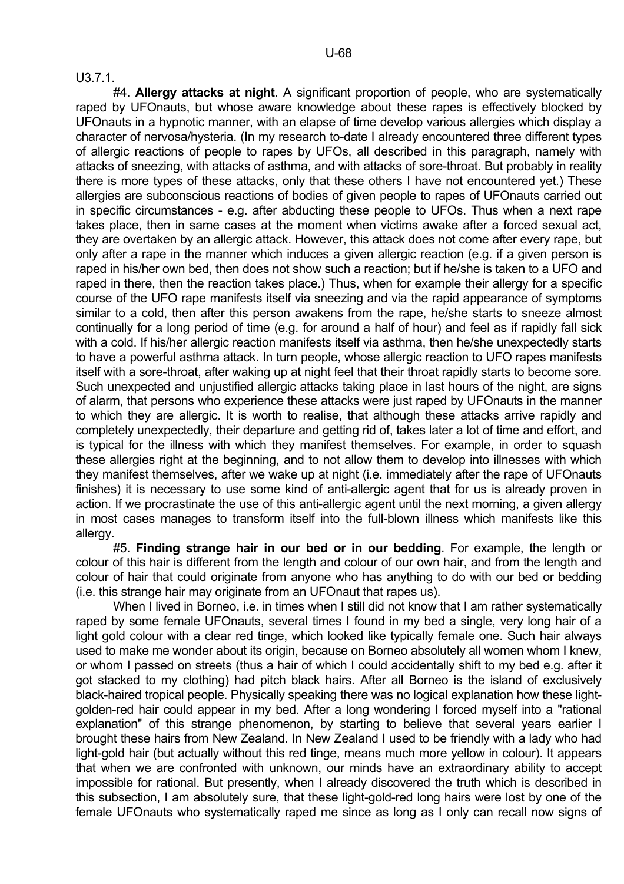U3.7.1.

#4. **Allergy attacks at night**. A significant proportion of people, who are systematically raped by UFOnauts, but whose aware knowledge about these rapes is effectively blocked by UFOnauts in a hypnotic manner, with an elapse of time develop various allergies which display a character of nervosa/hysteria. (In my research to-date I already encountered three different types of allergic reactions of people to rapes by UFOs, all described in this paragraph, namely with attacks of sneezing, with attacks of asthma, and with attacks of sore-throat. But probably in reality there is more types of these attacks, only that these others I have not encountered yet.) These allergies are subconscious reactions of bodies of given people to rapes of UFOnauts carried out in specific circumstances - e.g. after abducting these people to UFOs. Thus when a next rape takes place, then in same cases at the moment when victims awake after a forced sexual act, they are overtaken by an allergic attack. However, this attack does not come after every rape, but only after a rape in the manner which induces a given allergic reaction (e.g. if a given person is raped in his/her own bed, then does not show such a reaction; but if he/she is taken to a UFO and raped in there, then the reaction takes place.) Thus, when for example their allergy for a specific course of the UFO rape manifests itself via sneezing and via the rapid appearance of symptoms similar to a cold, then after this person awakens from the rape, he/she starts to sneeze almost continually for a long period of time (e.g. for around a half of hour) and feel as if rapidly fall sick with a cold. If his/her allergic reaction manifests itself via asthma, then he/she unexpectedly starts to have a powerful asthma attack. In turn people, whose allergic reaction to UFO rapes manifests itself with a sore-throat, after waking up at night feel that their throat rapidly starts to become sore. Such unexpected and unjustified allergic attacks taking place in last hours of the night, are signs of alarm, that persons who experience these attacks were just raped by UFOnauts in the manner to which they are allergic. It is worth to realise, that although these attacks arrive rapidly and completely unexpectedly, their departure and getting rid of, takes later a lot of time and effort, and is typical for the illness with which they manifest themselves. For example, in order to squash these allergies right at the beginning, and to not allow them to develop into illnesses with which they manifest themselves, after we wake up at night (i.e. immediately after the rape of UFOnauts finishes) it is necessary to use some kind of anti-allergic agent that for us is already proven in action. If we procrastinate the use of this anti-allergic agent until the next morning, a given allergy in most cases manages to transform itself into the full-blown illness which manifests like this allergy.

#5. **Finding strange hair in our bed or in our bedding**. For example, the length or colour of this hair is different from the length and colour of our own hair, and from the length and colour of hair that could originate from anyone who has anything to do with our bed or bedding (i.e. this strange hair may originate from an UFOnaut that rapes us).

When I lived in Borneo, i.e. in times when I still did not know that I am rather systematically raped by some female UFOnauts, several times I found in my bed a single, very long hair of a light gold colour with a clear red tinge, which looked like typically female one. Such hair always used to make me wonder about its origin, because on Borneo absolutely all women whom I knew, or whom I passed on streets (thus a hair of which I could accidentally shift to my bed e.g. after it got stacked to my clothing) had pitch black hairs. After all Borneo is the island of exclusively black-haired tropical people. Physically speaking there was no logical explanation how these light-golden-red hair could appear in my bed. After a long wondering I forced myself into a "rational explanation" of this strange phenomenon, by starting to believe that several years earlier I brought these hairs from New Zealand. In New Zealand I used to be friendly with a lady who had light-gold hair (but actually without this red tinge, means much more yellow in colour). It appears that when we are confronted with unknown, our minds have an extraordinary ability to accept impossible for rational. But presently, when I already discovered the truth which is described in this subsection, I am absolutely sure, that these light-gold-red long hairs were lost by one of the female UFOnauts who systematically raped me since as long as I only can recall now signs of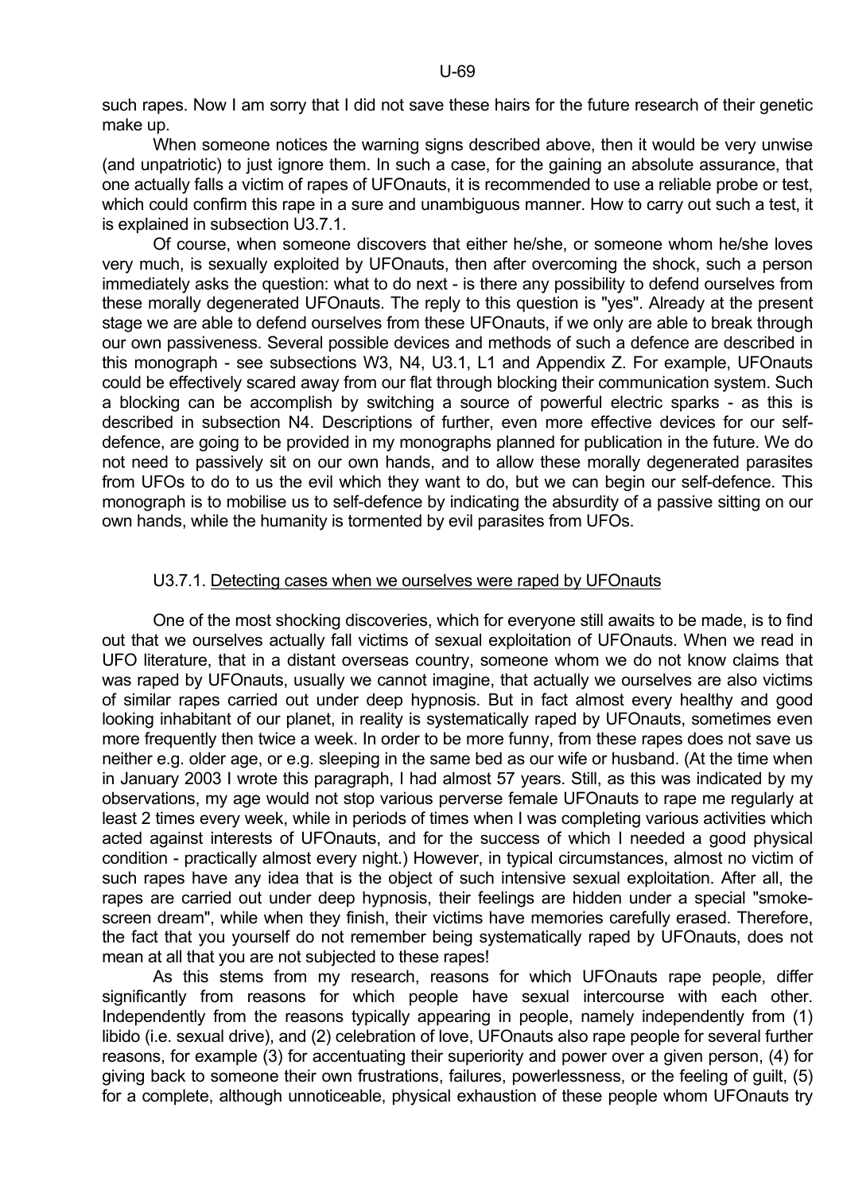such rapes. Now I am sorry that I did not save these hairs for the future research of their genetic make up.

When someone notices the warning signs described above, then it would be very unwise (and unpatriotic) to just ignore them. In such a case, for the gaining an absolute assurance, that one actually falls a victim of rapes of UFOnauts, it is recommended to use a reliable probe or test, which could confirm this rape in a sure and unambiguous manner. How to carry out such a test, it is explained in subsection U3.7.1.

Of course, when someone discovers that either he/she, or someone whom he/she loves very much, is sexually exploited by UFOnauts, then after overcoming the shock, such a person immediately asks the question: what to do next - is there any possibility to defend ourselves from these morally degenerated UFOnauts. The reply to this question is "yes". Already at the present stage we are able to defend ourselves from these UFOnauts, if we only are able to break through our own passiveness. Several possible devices and methods of such a defence are described in this monograph - see subsections W3, N4, U3.1, L1 and Appendix Z. For example, UFOnauts could be effectively scared away from our flat through blocking their communication system. Such a blocking can be accomplish by switching a source of powerful electric sparks - as this is described in subsection N4. Descriptions of further, even more effective devices for our self-defence, are going to be provided in my monographs planned for publication in the future. We do not need to passively sit on our own hands, and to allow these morally degenerated parasites from UFOs to do to us the evil which they want to do, but we can begin our self-defence. This monograph is to mobilise us to self-defence by indicating the absurdity of a passive sitting on our own hands, while the humanity is tormented by evil parasites from UFOs.

### U3.7.1. Detecting cases when we ourselves were raped by UFOnauts

One of the most shocking discoveries, which for everyone still awaits to be made, is to find out that we ourselves actually fall victims of sexual exploitation of UFOnauts. When we read in UFO literature, that in a distant overseas country, someone whom we do not know claims that was raped by UFOnauts, usually we cannot imagine, that actually we ourselves are also victims of similar rapes carried out under deep hypnosis. But in fact almost every healthy and good looking inhabitant of our planet, in reality is systematically raped by UFOnauts, sometimes even more frequently then twice a week. In order to be more funny, from these rapes does not save us neither e.g. older age, or e.g. sleeping in the same bed as our wife or husband. (At the time when in January 2003 I wrote this paragraph, I had almost 57 years. Still, as this was indicated by my observations, my age would not stop various perverse female UFOnauts to rape me regularly at least 2 times every week, while in periods of times when I was completing various activities which acted against interests of UFOnauts, and for the success of which I needed a good physical condition - practically almost every night.) However, in typical circumstances, almost no victim of such rapes have any idea that is the object of such intensive sexual exploitation. After all, the rapes are carried out under deep hypnosis, their feelings are hidden under a special "smoke-screen dream", while when they finish, their victims have memories carefully erased. Therefore, the fact that you yourself do not remember being systematically raped by UFOnauts, does not mean at all that you are not subjected to these rapes!

As this stems from my research, reasons for which UFOnauts rape people, differ significantly from reasons for which people have sexual intercourse with each other. Independently from the reasons typically appearing in people, namely independently from (1) libido (i.e. sexual drive), and (2) celebration of love, UFOnauts also rape people for several further reasons, for example (3) for accentuating their superiority and power over a given person, (4) for giving back to someone their own frustrations, failures, powerlessness, or the feeling of guilt, (5) for a complete, although unnoticeable, physical exhaustion of these people whom UFOnauts try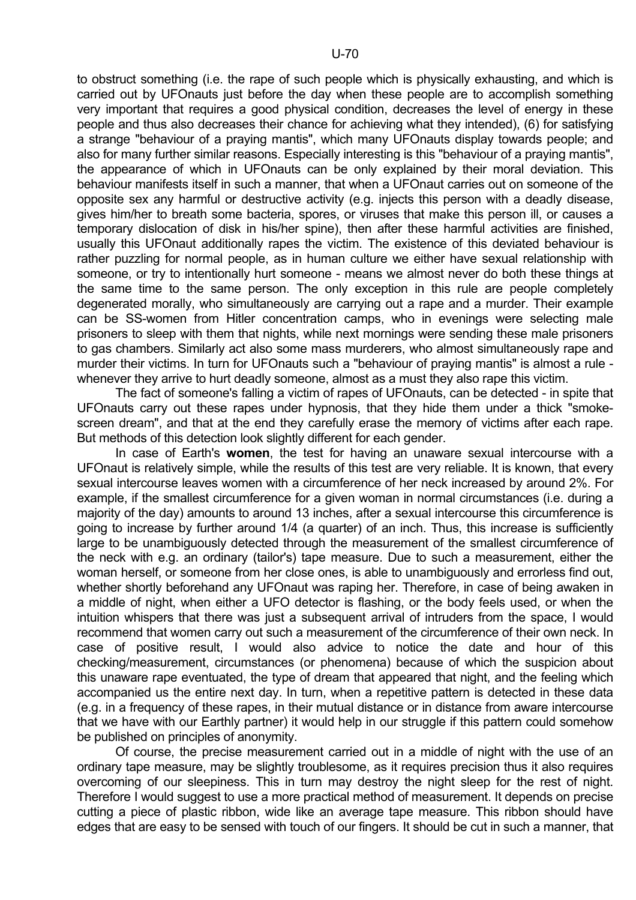to obstruct something (i.e. the rape of such people which is physically exhausting, and which is carried out by UFOnauts just before the day when these people are to accomplish something very important that requires a good physical condition, decreases the level of energy in these people and thus also decreases their chance for achieving what they intended), (6) for satisfying a strange "behaviour of a praying mantis", which many UFOnauts display towards people; and also for many further similar reasons. Especially interesting is this "behaviour of a praying mantis", the appearance of which in UFOnauts can be only explained by their moral deviation. This behaviour manifests itself in such a manner, that when a UFOnaut carries out on someone of the opposite sex any harmful or destructive activity (e.g. injects this person with a deadly disease, gives him/her to breath some bacteria, spores, or viruses that make this person ill, or causes a temporary dislocation of disk in his/her spine), then after these harmful activities are finished, usually this UFOnaut additionally rapes the victim. The existence of this deviated behaviour is rather puzzling for normal people, as in human culture we either have sexual relationship with someone, or try to intentionally hurt someone - means we almost never do both these things at the same time to the same person. The only exception in this rule are people completely degenerated morally, who simultaneously are carrying out a rape and a murder. Their example can be SS-women from Hitler concentration camps, who in evenings were selecting male prisoners to sleep with them that nights, while next mornings were sending these male prisoners to gas chambers. Similarly act also some mass murderers, who almost simultaneously rape and murder their victims. In turn for UFOnauts such a "behaviour of praying mantis" is almost a rule - whenever they arrive to hurt deadly someone, almost as a must they also rape this victim.

The fact of someone's falling a victim of rapes of UFOnauts, can be detected - in spite that UFOnauts carry out these rapes under hypnosis, that they hide them under a thick "smoke-screen dream", and that at the end they carefully erase the memory of victims after each rape. But methods of this detection look slightly different for each gender.

In case of Earth's **women**, the test for having an unaware sexual intercourse with a UFOnaut is relatively simple, while the results of this test are very reliable. It is known, that every sexual intercourse leaves women with a circumference of her neck increased by around 2%. For example, if the smallest circumference for a given woman in normal circumstances (i.e. during a majority of the day) amounts to around 13 inches, after a sexual intercourse this circumference is going to increase by further around 1/4 (a quarter) of an inch. Thus, this increase is sufficiently large to be unambiguously detected through the measurement of the smallest circumference of the neck with e.g. an ordinary (tailor's) tape measure. Due to such a measurement, either the woman herself, or someone from her close ones, is able to unambiguously and errorless find out, whether shortly beforehand any UFOnaut was raping her. Therefore, in case of being awaken in a middle of night, when either a UFO detector is flashing, or the body feels used, or when the intuition whispers that there was just a subsequent arrival of intruders from the space, I would recommend that women carry out such a measurement of the circumference of their own neck. In case of positive result, I would also advice to notice the date and hour of this checking/measurement, circumstances (or phenomena) because of which the suspicion about this unaware rape eventuated, the type of dream that appeared that night, and the feeling which accompanied us the entire next day. In turn, when a repetitive pattern is detected in these data (e.g. in a frequency of these rapes, in their mutual distance or in distance from aware intercourse that we have with our Earthly partner) it would help in our struggle if this pattern could somehow be published on principles of anonymity.

Of course, the precise measurement carried out in a middle of night with the use of an ordinary tape measure, may be slightly troublesome, as it requires precision thus it also requires overcoming of our sleepiness. This in turn may destroy the night sleep for the rest of night. Therefore I would suggest to use a more practical method of measurement. It depends on precise cutting a piece of plastic ribbon, wide like an average tape measure. This ribbon should have edges that are easy to be sensed with touch of our fingers. It should be cut in such a manner, that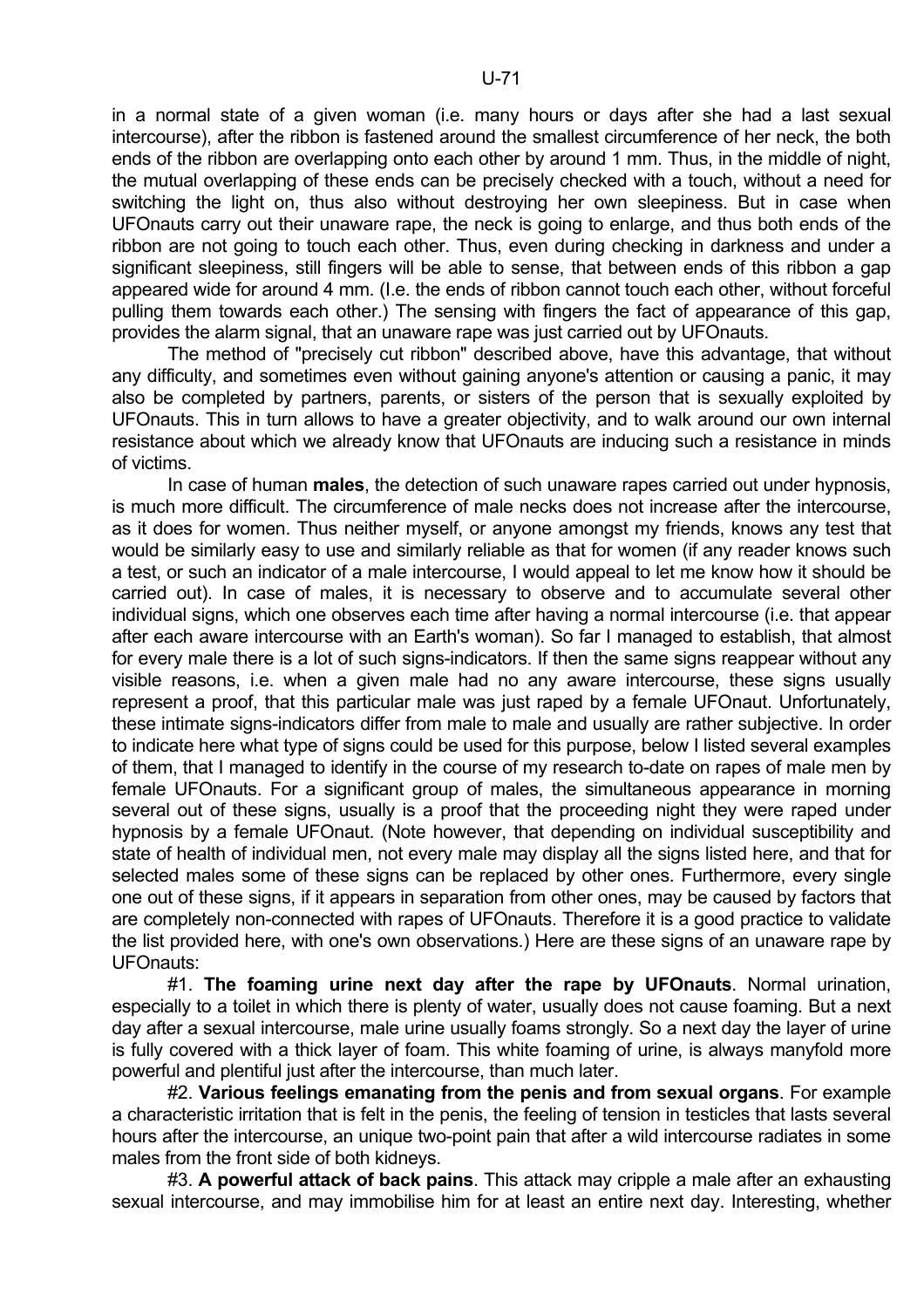in a normal state of a given woman (i.e. many hours or days after she had a last sexual intercourse), after the ribbon is fastened around the smallest circumference of her neck, the both ends of the ribbon are overlapping onto each other by around 1 mm. Thus, in the middle of night, the mutual overlapping of these ends can be precisely checked with a touch, without a need for switching the light on, thus also without destroying her own sleepiness. But in case when UFOnauts carry out their unaware rape, the neck is going to enlarge, and thus both ends of the ribbon are not going to touch each other. Thus, even during checking in darkness and under a significant sleepiness, still fingers will be able to sense, that between ends of this ribbon a gap appeared wide for around 4 mm. (I.e. the ends of ribbon cannot touch each other, without forceful pulling them towards each other.) The sensing with fingers the fact of appearance of this gap, provides the alarm signal, that an unaware rape was just carried out by UFOnauts.

The method of "precisely cut ribbon" described above, have this advantage, that without any difficulty, and sometimes even without gaining anyone's attention or causing a panic, it may also be completed by partners, parents, or sisters of the person that is sexually exploited by UFOnauts. This in turn allows to have a greater objectivity, and to walk around our own internal resistance about which we already know that UFOnauts are inducing such a resistance in minds of victims.

In case of human **males**, the detection of such unaware rapes carried out under hypnosis, is much more difficult. The circumference of male necks does not increase after the intercourse, as it does for women. Thus neither myself, or anyone amongst my friends, knows any test that would be similarly easy to use and similarly reliable as that for women (if any reader knows such a test, or such an indicator of a male intercourse, I would appeal to let me know how it should be carried out). In case of males, it is necessary to observe and to accumulate several other individual signs, which one observes each time after having a normal intercourse (i.e. that appear after each aware intercourse with an Earth's woman). So far I managed to establish, that almost for every male there is a lot of such signs-indicators. If then the same signs reappear without any visible reasons, i.e. when a given male had no any aware intercourse, these signs usually represent a proof, that this particular male was just raped by a female UFOnaut. Unfortunately, these intimate signs-indicators differ from male to male and usually are rather subjective. In order to indicate here what type of signs could be used for this purpose, below I listed several examples of them, that I managed to identify in the course of my research to-date on rapes of male men by female UFOnauts. For a significant group of males, the simultaneous appearance in morning several out of these signs, usually is a proof that the proceeding night they were raped under hypnosis by a female UFOnaut. (Note however, that depending on individual susceptibility and state of health of individual men, not every male may display all the signs listed here, and that for selected males some of these signs can be replaced by other ones. Furthermore, every single one out of these signs, if it appears in separation from other ones, may be caused by factors that are completely non-connected with rapes of UFOnauts. Therefore it is a good practice to validate the list provided here, with one's own observations.) Here are these signs of an unaware rape by UFOnauts:

#1. **The foaming urine next day after the rape by UFOnauts**. Normal urination, especially to a toilet in which there is plenty of water, usually does not cause foaming. But a next day after a sexual intercourse, male urine usually foams strongly. So a next day the layer of urine is fully covered with a thick layer of foam. This white foaming of urine, is always manyfold more powerful and plentiful just after the intercourse, than much later.

#2. **Various feelings emanating from the penis and from sexual organs**. For example a characteristic irritation that is felt in the penis, the feeling of tension in testicles that lasts several hours after the intercourse, an unique two-point pain that after a wild intercourse radiates in some males from the front side of both kidneys.

#3. **A powerful attack of back pains**. This attack may cripple a male after an exhausting sexual intercourse, and may immobilise him for at least an entire next day. Interesting, whether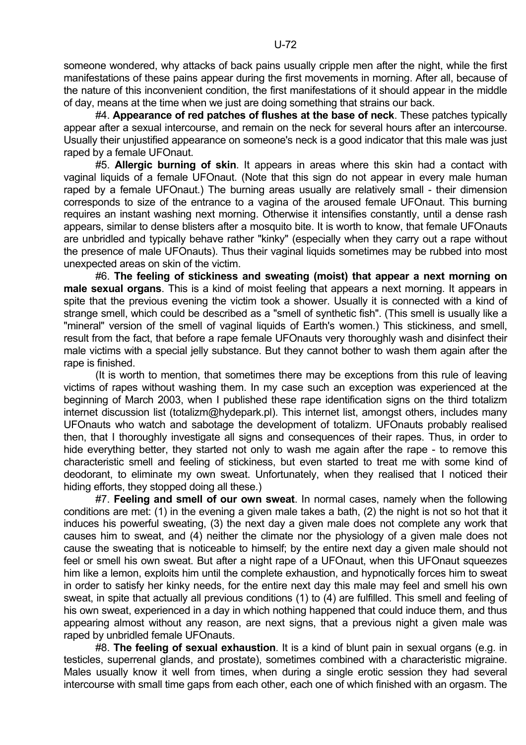someone wondered, why attacks of back pains usually cripple men after the night, while the first manifestations of these pains appear during the first movements in morning. After all, because of the nature of this inconvenient condition, the first manifestations of it should appear in the middle of day, means at the time when we just are doing something that strains our back.

#4. **Appearance of red patches of flushes at the base of neck**. These patches typically appear after a sexual intercourse, and remain on the neck for several hours after an intercourse. Usually their unjustified appearance on someone's neck is a good indicator that this male was just raped by a female UFOnaut.

#5. **Allergic burning of skin**. It appears in areas where this skin had a contact with vaginal liquids of a female UFOnaut. (Note that this sign do not appear in every male human raped by a female UFOnaut.) The burning areas usually are relatively small - their dimension corresponds to size of the entrance to a vagina of the aroused female UFOnaut. This burning requires an instant washing next morning. Otherwise it intensifies constantly, until a dense rash appears, similar to dense blisters after a mosquito bite. It is worth to know, that female UFOnauts are unbridled and typically behave rather "kinky" (especially when they carry out a rape without the presence of male UFOnauts). Thus their vaginal liquids sometimes may be rubbed into most unexpected areas on skin of the victim.

#6. **The feeling of stickiness and sweating (moist) that appear a next morning on male sexual organs**. This is a kind of moist feeling that appears a next morning. It appears in spite that the previous evening the victim took a shower. Usually it is connected with a kind of strange smell, which could be described as a "smell of synthetic fish". (This smell is usually like a "mineral" version of the smell of vaginal liquids of Earth's women.) This stickiness, and smell, result from the fact, that before a rape female UFOnauts very thoroughly wash and disinfect their male victims with a special jelly substance. But they cannot bother to wash them again after the rape is finished.

(It is worth to mention, that sometimes there may be exceptions from this rule of leaving victims of rapes without washing them. In my case such an exception was experienced at the beginning of March 2003, when I published these rape identification signs on the third totalizm internet discussion list (totalizm@hydepark.pl). This internet list, amongst others, includes many UFOnauts who watch and sabotage the development of totalizm. UFOnauts probably realised then, that I thoroughly investigate all signs and consequences of their rapes. Thus, in order to hide everything better, they started not only to wash me again after the rape - to remove this characteristic smell and feeling of stickiness, but even started to treat me with some kind of deodorant, to eliminate my own sweat. Unfortunately, when they realised that I noticed their hiding efforts, they stopped doing all these.)

#7. **Feeling and smell of our own sweat**. In normal cases, namely when the following conditions are met: (1) in the evening a given male takes a bath, (2) the night is not so hot that it induces his powerful sweating, (3) the next day a given male does not complete any work that causes him to sweat, and (4) neither the climate nor the physiology of a given male does not cause the sweating that is noticeable to himself; by the entire next day a given male should not feel or smell his own sweat. But after a night rape of a UFOnaut, when this UFOnaut squeezes him like a lemon, exploits him until the complete exhaustion, and hypnotically forces him to sweat in order to satisfy her kinky needs, for the entire next day this male may feel and smell his own sweat, in spite that actually all previous conditions (1) to (4) are fulfilled. This smell and feeling of his own sweat, experienced in a day in which nothing happened that could induce them, and thus appearing almost without any reason, are next signs, that a previous night a given male was raped by unbridled female UFOnauts.

#8. **The feeling of sexual exhaustion**. It is a kind of blunt pain in sexual organs (e.g. in testicles, superrenal glands, and prostate), sometimes combined with a characteristic migraine. Males usually know it well from times, when during a single erotic session they had several intercourse with small time gaps from each other, each one of which finished with an orgasm. The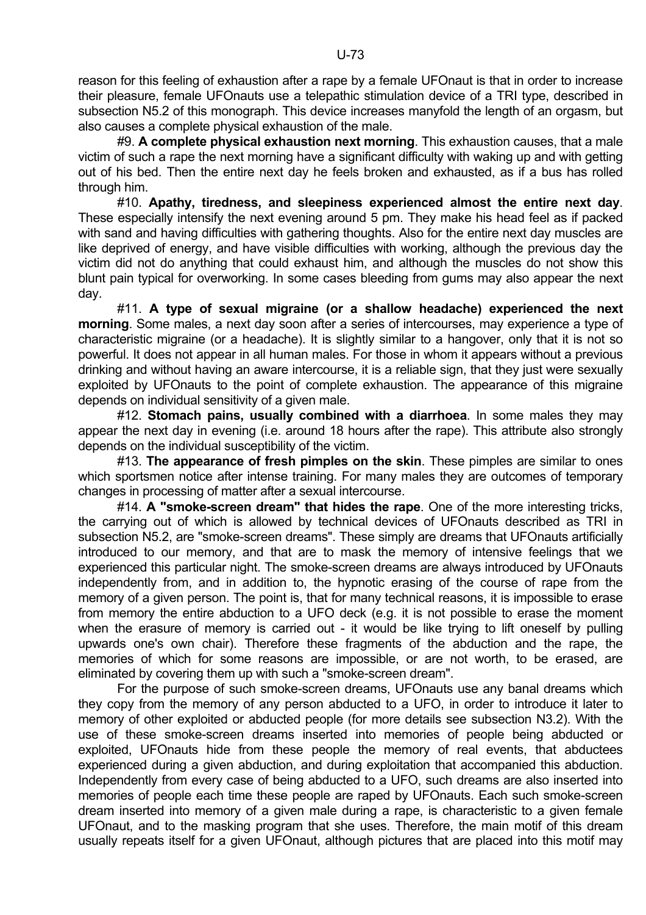reason for this feeling of exhaustion after a rape by a female UFOnaut is that in order to increase their pleasure, female UFOnauts use a telepathic stimulation device of a TRI type, described in subsection N5.2 of this monograph. This device increases manyfold the length of an orgasm, but also causes a complete physical exhaustion of the male.

#9. **A complete physical exhaustion next morning**. This exhaustion causes, that a male victim of such a rape the next morning have a significant difficulty with waking up and with getting out of his bed. Then the entire next day he feels broken and exhausted, as if a bus has rolled through him.

#10. **Apathy, tiredness, and sleepiness experienced almost the entire next day**. These especially intensify the next evening around 5 pm. They make his head feel as if packed with sand and having difficulties with gathering thoughts. Also for the entire next day muscles are like deprived of energy, and have visible difficulties with working, although the previous day the victim did not do anything that could exhaust him, and although the muscles do not show this blunt pain typical for overworking. In some cases bleeding from gums may also appear the next day.

#11. **A type of sexual migraine (or a shallow headache) experienced the next morning**. Some males, a next day soon after a series of intercourses, may experience a type of characteristic migraine (or a headache). It is slightly similar to a hangover, only that it is not so powerful. It does not appear in all human males. For those in whom it appears without a previous drinking and without having an aware intercourse, it is a reliable sign, that they just were sexually exploited by UFOnauts to the point of complete exhaustion. The appearance of this migraine depends on individual sensitivity of a given male.

#12. **Stomach pains, usually combined with a diarrhoea**. In some males they may appear the next day in evening (i.e. around 18 hours after the rape). This attribute also strongly depends on the individual susceptibility of the victim.

#13. **The appearance of fresh pimples on the skin**. These pimples are similar to ones which sportsmen notice after intense training. For many males they are outcomes of temporary changes in processing of matter after a sexual intercourse.

#14. **A "smoke-screen dream" that hides the rape**. One of the more interesting tricks, the carrying out of which is allowed by technical devices of UFOnauts described as TRI in subsection N5.2, are "smoke-screen dreams". These simply are dreams that UFOnauts artificially introduced to our memory, and that are to mask the memory of intensive feelings that we experienced this particular night. The smoke-screen dreams are always introduced by UFOnauts independently from, and in addition to, the hypnotic erasing of the course of rape from the memory of a given person. The point is, that for many technical reasons, it is impossible to erase from memory the entire abduction to a UFO deck (e.g. it is not possible to erase the moment when the erasure of memory is carried out - it would be like trying to lift oneself by pulling upwards one's own chair). Therefore these fragments of the abduction and the rape, the memories of which for some reasons are impossible, or are not worth, to be erased, are eliminated by covering them up with such a "smoke-screen dream".

For the purpose of such smoke-screen dreams, UFOnauts use any banal dreams which they copy from the memory of any person abducted to a UFO, in order to introduce it later to memory of other exploited or abducted people (for more details see subsection N3.2). With the use of these smoke-screen dreams inserted into memories of people being abducted or exploited, UFOnauts hide from these people the memory of real events, that abductees experienced during a given abduction, and during exploitation that accompanied this abduction. Independently from every case of being abducted to a UFO, such dreams are also inserted into memories of people each time these people are raped by UFOnauts. Each such smoke-screen dream inserted into memory of a given male during a rape, is characteristic to a given female UFOnaut, and to the masking program that she uses. Therefore, the main motif of this dream usually repeats itself for a given UFOnaut, although pictures that are placed into this motif may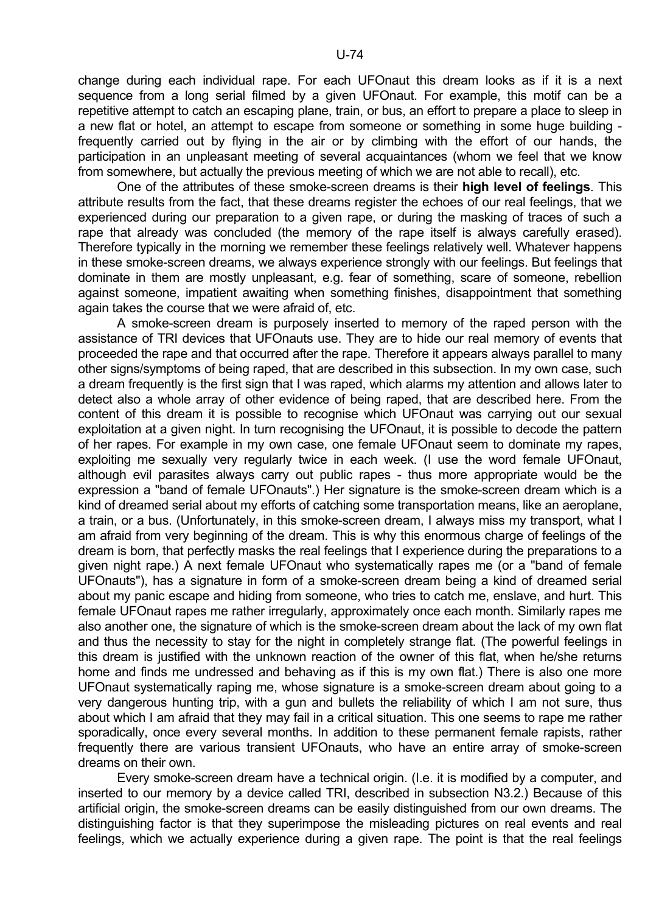change during each individual rape. For each UFOnaut this dream looks as if it is a next sequence from a long serial filmed by a given UFOnaut. For example, this motif can be a repetitive attempt to catch an escaping plane, train, or bus, an effort to prepare a place to sleep in a new flat or hotel, an attempt to escape from someone or something in some huge building - frequently carried out by flying in the air or by climbing with the effort of our hands, the participation in an unpleasant meeting of several acquaintances (whom we feel that we know from somewhere, but actually the previous meeting of which we are not able to recall), etc.

One of the attributes of these smoke-screen dreams is their **high level of feelings**. This attribute results from the fact, that these dreams register the echoes of our real feelings, that we experienced during our preparation to a given rape, or during the masking of traces of such a rape that already was concluded (the memory of the rape itself is always carefully erased). Therefore typically in the morning we remember these feelings relatively well. Whatever happens in these smoke-screen dreams, we always experience strongly with our feelings. But feelings that dominate in them are mostly unpleasant, e.g. fear of something, scare of someone, rebellion against someone, impatient awaiting when something finishes, disappointment that something again takes the course that we were afraid of, etc.

A smoke-screen dream is purposely inserted to memory of the raped person with the assistance of TRI devices that UFOnauts use. They are to hide our real memory of events that proceeded the rape and that occurred after the rape. Therefore it appears always parallel to many other signs/symptoms of being raped, that are described in this subsection. In my own case, such a dream frequently is the first sign that I was raped, which alarms my attention and allows later to detect also a whole array of other evidence of being raped, that are described here. From the content of this dream it is possible to recognise which UFOnaut was carrying out our sexual exploitation at a given night. In turn recognising the UFOnaut, it is possible to decode the pattern of her rapes. For example in my own case, one female UFOnaut seem to dominate my rapes, exploiting me sexually very regularly twice in each week. (I use the word female UFOnaut, although evil parasites always carry out public rapes - thus more appropriate would be the expression a "band of female UFOnauts".) Her signature is the smoke-screen dream which is a kind of dreamed serial about my efforts of catching some transportation means, like an aeroplane, a train, or a bus. (Unfortunately, in this smoke-screen dream, I always miss my transport, what I am afraid from very beginning of the dream. This is why this enormous charge of feelings of the dream is born, that perfectly masks the real feelings that I experience during the preparations to a given night rape.) A next female UFOnaut who systematically rapes me (or a "band of female UFOnauts"), has a signature in form of a smoke-screen dream being a kind of dreamed serial about my panic escape and hiding from someone, who tries to catch me, enslave, and hurt. This female UFOnaut rapes me rather irregularly, approximately once each month. Similarly rapes me also another one, the signature of which is the smoke-screen dream about the lack of my own flat and thus the necessity to stay for the night in completely strange flat. (The powerful feelings in this dream is justified with the unknown reaction of the owner of this flat, when he/she returns home and finds me undressed and behaving as if this is my own flat.) There is also one more UFOnaut systematically raping me, whose signature is a smoke-screen dream about going to a very dangerous hunting trip, with a gun and bullets the reliability of which I am not sure, thus about which I am afraid that they may fail in a critical situation. This one seems to rape me rather sporadically, once every several months. In addition to these permanent female rapists, rather frequently there are various transient UFOnauts, who have an entire array of smoke-screen dreams on their own.

Every smoke-screen dream have a technical origin. (I.e. it is modified by a computer, and inserted to our memory by a device called TRI, described in subsection N3.2.) Because of this artificial origin, the smoke-screen dreams can be easily distinguished from our own dreams. The distinguishing factor is that they superimpose the misleading pictures on real events and real feelings, which we actually experience during a given rape. The point is that the real feelings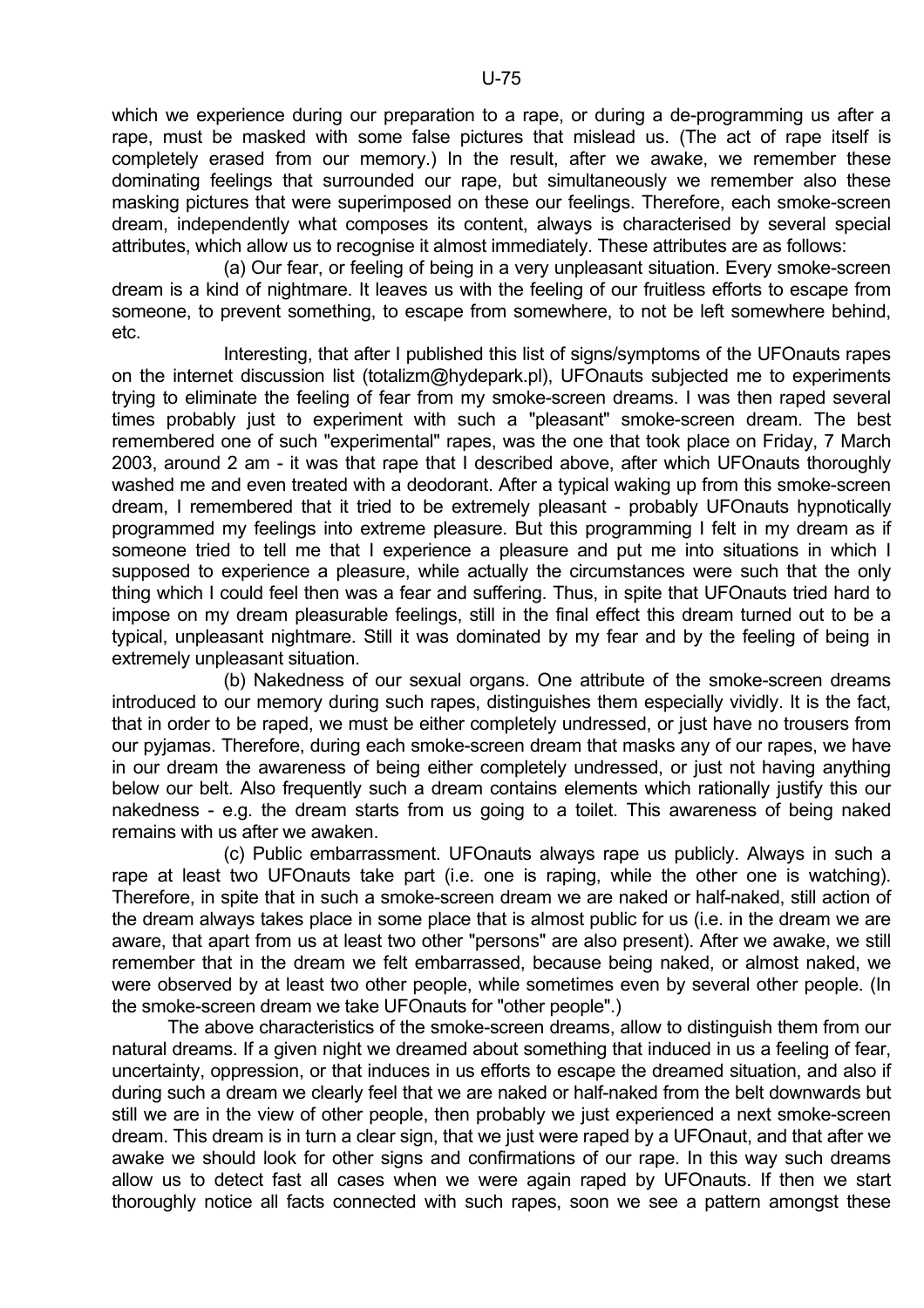which we experience during our preparation to a rape, or during a de-programming us after a rape, must be masked with some false pictures that mislead us. (The act of rape itself is completely erased from our memory.) In the result, after we awake, we remember these dominating feelings that surrounded our rape, but simultaneously we remember also these masking pictures that were superimposed on these our feelings. Therefore, each smoke-screen dream, independently what composes its content, always is characterised by several special attributes, which allow us to recognise it almost immediately. These attributes are as follows:

(a) Our fear, or feeling of being in a very unpleasant situation. Every smoke-screen dream is a kind of nightmare. It leaves us with the feeling of our fruitless efforts to escape from someone, to prevent something, to escape from somewhere, to not be left somewhere behind, etc.

Interesting, that after I published this list of signs/symptoms of the UFOnauts rapes on the internet discussion list (totalizm@hydepark.pl), UFOnauts subjected me to experiments trying to eliminate the feeling of fear from my smoke-screen dreams. I was then raped several times probably just to experiment with such a "pleasant" smoke-screen dream. The best remembered one of such "experimental" rapes, was the one that took place on Friday, 7 March 2003, around 2 am - it was that rape that I described above, after which UFOnauts thoroughly washed me and even treated with a deodorant. After a typical waking up from this smoke-screen dream, I remembered that it tried to be extremely pleasant - probably UFOnauts hypnotically programmed my feelings into extreme pleasure. But this programming I felt in my dream as if someone tried to tell me that I experience a pleasure and put me into situations in which I supposed to experience a pleasure, while actually the circumstances were such that the only thing which I could feel then was a fear and suffering. Thus, in spite that UFOnauts tried hard to impose on my dream pleasurable feelings, still in the final effect this dream turned out to be a typical, unpleasant nightmare. Still it was dominated by my fear and by the feeling of being in extremely unpleasant situation.

(b) Nakedness of our sexual organs. One attribute of the smoke-screen dreams introduced to our memory during such rapes, distinguishes them especially vividly. It is the fact, that in order to be raped, we must be either completely undressed, or just have no trousers from our pyjamas. Therefore, during each smoke-screen dream that masks any of our rapes, we have in our dream the awareness of being either completely undressed, or just not having anything below our belt. Also frequently such a dream contains elements which rationally justify this our nakedness - e.g. the dream starts from us going to a toilet. This awareness of being naked remains with us after we awaken.

(c) Public embarrassment. UFOnauts always rape us publicly. Always in such a rape at least two UFOnauts take part (i.e. one is raping, while the other one is watching). Therefore, in spite that in such a smoke-screen dream we are naked or half-naked, still action of the dream always takes place in some place that is almost public for us (i.e. in the dream we are aware, that apart from us at least two other "persons" are also present). After we awake, we still remember that in the dream we felt embarrassed, because being naked, or almost naked, we were observed by at least two other people, while sometimes even by several other people. (In the smoke-screen dream we take UFOnauts for "other people".)

The above characteristics of the smoke-screen dreams, allow to distinguish them from our natural dreams. If a given night we dreamed about something that induced in us a feeling of fear, uncertainty, oppression, or that induces in us efforts to escape the dreamed situation, and also if during such a dream we clearly feel that we are naked or half-naked from the belt downwards but still we are in the view of other people, then probably we just experienced a next smoke-screen dream. This dream is in turn a clear sign, that we just were raped by a UFOnaut, and that after we awake we should look for other signs and confirmations of our rape. In this way such dreams allow us to detect fast all cases when we were again raped by UFOnauts. If then we start thoroughly notice all facts connected with such rapes, soon we see a pattern amongst these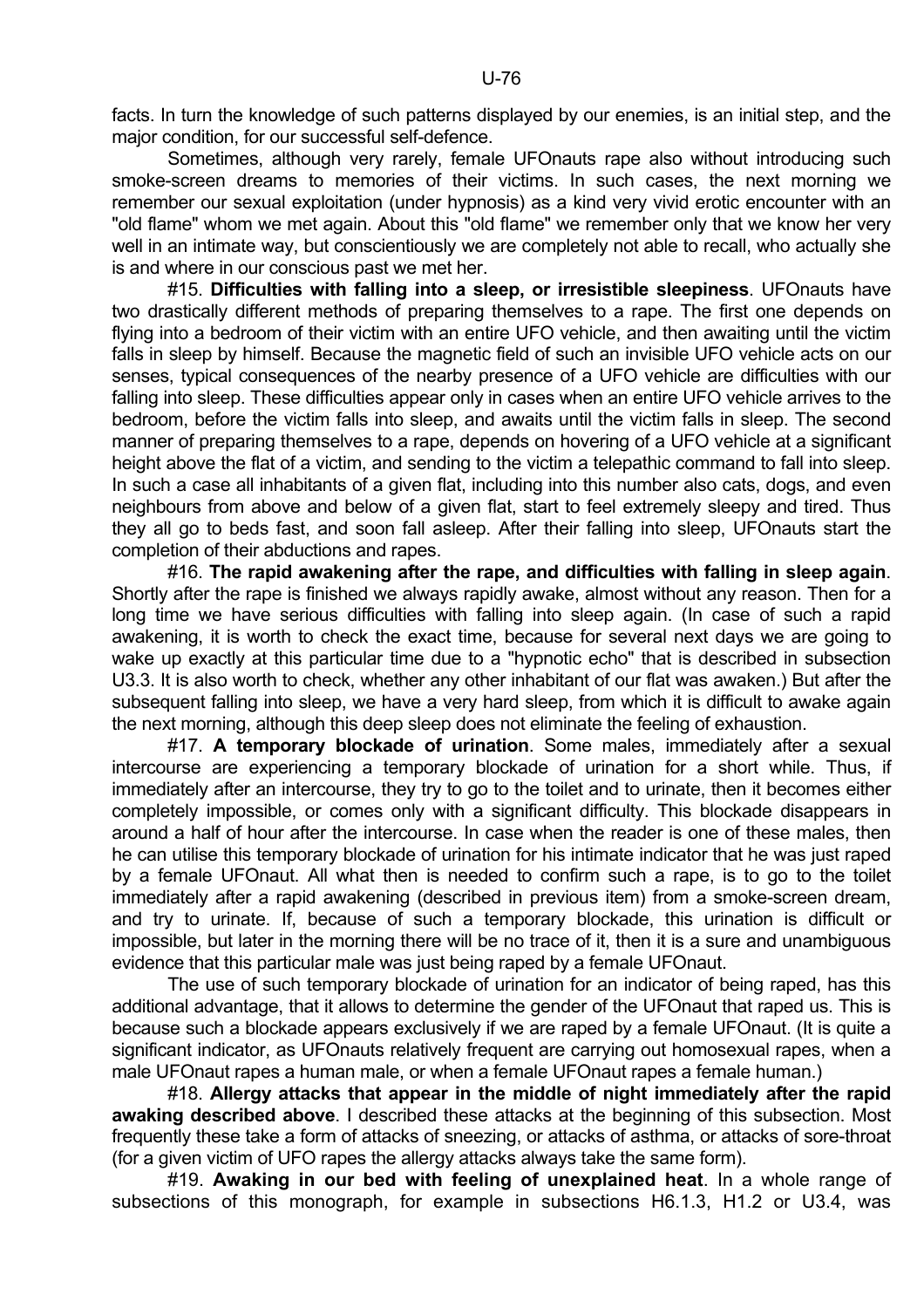facts. In turn the knowledge of such patterns displayed by our enemies, is an initial step, and the major condition, for our successful self-defence.

Sometimes, although very rarely, female UFOnauts rape also without introducing such smoke-screen dreams to memories of their victims. In such cases, the next morning we remember our sexual exploitation (under hypnosis) as a kind very vivid erotic encounter with an "old flame" whom we met again. About this "old flame" we remember only that we know her very well in an intimate way, but conscientiously we are completely not able to recall, who actually she is and where in our conscious past we met her.

#15. **Difficulties with falling into a sleep, or irresistible sleepiness**. UFOnauts have two drastically different methods of preparing themselves to a rape. The first one depends on flying into a bedroom of their victim with an entire UFO vehicle, and then awaiting until the victim falls in sleep by himself. Because the magnetic field of such an invisible UFO vehicle acts on our senses, typical consequences of the nearby presence of a UFO vehicle are difficulties with our falling into sleep. These difficulties appear only in cases when an entire UFO vehicle arrives to the bedroom, before the victim falls into sleep, and awaits until the victim falls in sleep. The second manner of preparing themselves to a rape, depends on hovering of a UFO vehicle at a significant height above the flat of a victim, and sending to the victim a telepathic command to fall into sleep. In such a case all inhabitants of a given flat, including into this number also cats, dogs, and even neighbours from above and below of a given flat, start to feel extremely sleepy and tired. Thus they all go to beds fast, and soon fall asleep. After their falling into sleep, UFOnauts start the completion of their abductions and rapes.

#16. **The rapid awakening after the rape, and difficulties with falling in sleep again**. Shortly after the rape is finished we always rapidly awake, almost without any reason. Then for a long time we have serious difficulties with falling into sleep again. (In case of such a rapid awakening, it is worth to check the exact time, because for several next days we are going to wake up exactly at this particular time due to a "hypnotic echo" that is described in subsection U3.3. It is also worth to check, whether any other inhabitant of our flat was awaken.) But after the subsequent falling into sleep, we have a very hard sleep, from which it is difficult to awake again the next morning, although this deep sleep does not eliminate the feeling of exhaustion.

#17. **A temporary blockade of urination**. Some males, immediately after a sexual intercourse are experiencing a temporary blockade of urination for a short while. Thus, if immediately after an intercourse, they try to go to the toilet and to urinate, then it becomes either completely impossible, or comes only with a significant difficulty. This blockade disappears in around a half of hour after the intercourse. In case when the reader is one of these males, then he can utilise this temporary blockade of urination for his intimate indicator that he was just raped by a female UFOnaut. All what then is needed to confirm such a rape, is to go to the toilet immediately after a rapid awakening (described in previous item) from a smoke-screen dream, and try to urinate. If, because of such a temporary blockade, this urination is difficult or impossible, but later in the morning there will be no trace of it, then it is a sure and unambiguous evidence that this particular male was just being raped by a female UFOnaut.

The use of such temporary blockade of urination for an indicator of being raped, has this additional advantage, that it allows to determine the gender of the UFOnaut that raped us. This is because such a blockade appears exclusively if we are raped by a female UFOnaut. (It is quite a significant indicator, as UFOnauts relatively frequent are carrying out homosexual rapes, when a male UFOnaut rapes a human male, or when a female UFOnaut rapes a female human.)

#18. **Allergy attacks that appear in the middle of night immediately after the rapid awaking described above**. I described these attacks at the beginning of this subsection. Most frequently these take a form of attacks of sneezing, or attacks of asthma, or attacks of sore-throat (for a given victim of UFO rapes the allergy attacks always take the same form).

#19. **Awaking in our bed with feeling of unexplained heat**. In a whole range of subsections of this monograph, for example in subsections H6.1.3, H1.2 or U3.4, was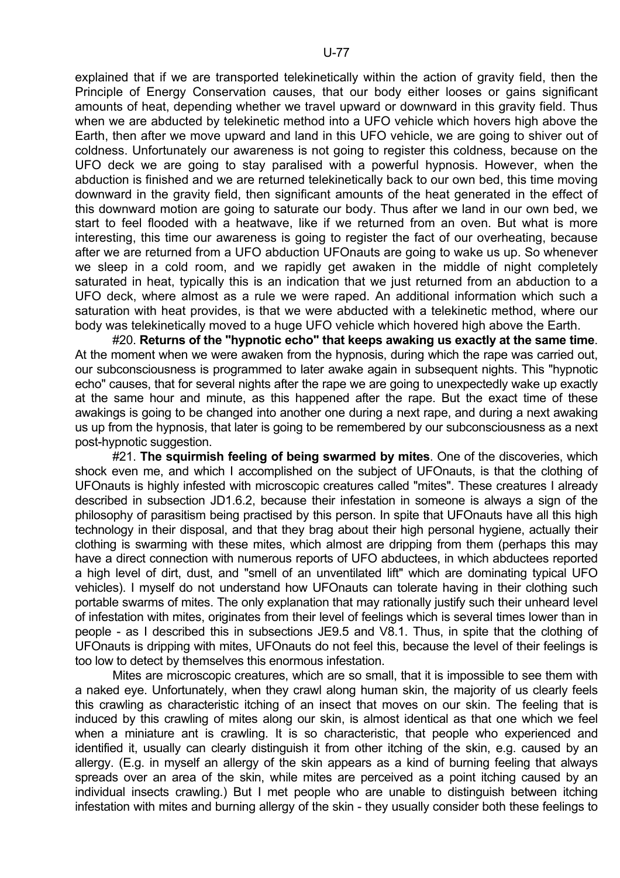explained that if we are transported telekinetically within the action of gravity field, then the Principle of Energy Conservation causes, that our body either looses or gains significant amounts of heat, depending whether we travel upward or downward in this gravity field. Thus when we are abducted by telekinetic method into a UFO vehicle which hovers high above the Earth, then after we move upward and land in this UFO vehicle, we are going to shiver out of coldness. Unfortunately our awareness is not going to register this coldness, because on the UFO deck we are going to stay paralised with a powerful hypnosis. However, when the abduction is finished and we are returned telekinetically back to our own bed, this time moving downward in the gravity field, then significant amounts of the heat generated in the effect of this downward motion are going to saturate our body. Thus after we land in our own bed, we start to feel flooded with a heatwave, like if we returned from an oven. But what is more interesting, this time our awareness is going to register the fact of our overheating, because after we are returned from a UFO abduction UFOnauts are going to wake us up. So whenever we sleep in a cold room, and we rapidly get awaken in the middle of night completely saturated in heat, typically this is an indication that we just returned from an abduction to a UFO deck, where almost as a rule we were raped. An additional information which such a saturation with heat provides, is that we were abducted with a telekinetic method, where our body was telekinetically moved to a huge UFO vehicle which hovered high above the Earth.

#20. **Returns of the "hypnotic echo" that keeps awaking us exactly at the same time**. At the moment when we were awaken from the hypnosis, during which the rape was carried out, our subconsciousness is programmed to later awake again in subsequent nights. This "hypnotic echo" causes, that for several nights after the rape we are going to unexpectedly wake up exactly at the same hour and minute, as this happened after the rape. But the exact time of these awakings is going to be changed into another one during a next rape, and during a next awaking us up from the hypnosis, that later is going to be remembered by our subconsciousness as a next post-hypnotic suggestion.

#21. **The squirmish feeling of being swarmed by mites**. One of the discoveries, which shock even me, and which I accomplished on the subject of UFOnauts, is that the clothing of UFOnauts is highly infested with microscopic creatures called "mites". These creatures I already described in subsection JD1.6.2, because their infestation in someone is always a sign of the philosophy of parasitism being practised by this person. In spite that UFOnauts have all this high technology in their disposal, and that they brag about their high personal hygiene, actually their clothing is swarming with these mites, which almost are dripping from them (perhaps this may have a direct connection with numerous reports of UFO abductees, in which abductees reported a high level of dirt, dust, and "smell of an unventilated lift" which are dominating typical UFO vehicles). I myself do not understand how UFOnauts can tolerate having in their clothing such portable swarms of mites. The only explanation that may rationally justify such their unheard level of infestation with mites, originates from their level of feelings which is several times lower than in people - as I described this in subsections JE9.5 and V8.1. Thus, in spite that the clothing of UFOnauts is dripping with mites, UFOnauts do not feel this, because the level of their feelings is too low to detect by themselves this enormous infestation.

Mites are microscopic creatures, which are so small, that it is impossible to see them with a naked eye. Unfortunately, when they crawl along human skin, the majority of us clearly feels this crawling as characteristic itching of an insect that moves on our skin. The feeling that is induced by this crawling of mites along our skin, is almost identical as that one which we feel when a miniature ant is crawling. It is so characteristic, that people who experienced and identified it, usually can clearly distinguish it from other itching of the skin, e.g. caused by an allergy. (E.g. in myself an allergy of the skin appears as a kind of burning feeling that always spreads over an area of the skin, while mites are perceived as a point itching caused by an individual insects crawling.) But I met people who are unable to distinguish between itching infestation with mites and burning allergy of the skin - they usually consider both these feelings to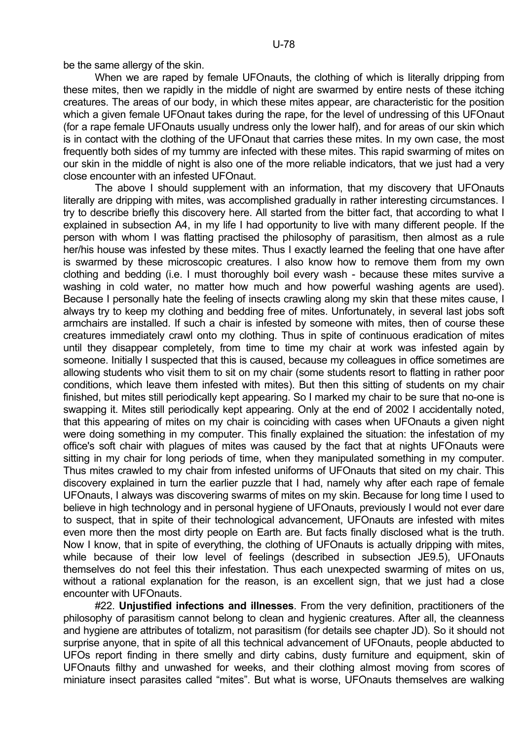be the same allergy of the skin.

When we are raped by female UFOnauts, the clothing of which is literally dripping from these mites, then we rapidly in the middle of night are swarmed by entire nests of these itching creatures. The areas of our body, in which these mites appear, are characteristic for the position which a given female UFOnaut takes during the rape, for the level of undressing of this UFOnaut (for a rape female UFOnauts usually undress only the lower half), and for areas of our skin which is in contact with the clothing of the UFOnaut that carries these mites. In my own case, the most frequently both sides of my tummy are infected with these mites. This rapid swarming of mites on our skin in the middle of night is also one of the more reliable indicators, that we just had a very close encounter with an infested UFOnaut.

The above I should supplement with an information, that my discovery that UFOnauts literally are dripping with mites, was accomplished gradually in rather interesting circumstances. I try to describe briefly this discovery here. All started from the bitter fact, that according to what I explained in subsection A4, in my life I had opportunity to live with many different people. If the person with whom I was flatting practised the philosophy of parasitism, then almost as a rule her/his house was infested by these mites. Thus I exactly learned the feeling that one have after is swarmed by these microscopic creatures. I also know how to remove them from my own clothing and bedding (i.e. I must thoroughly boil every wash - because these mites survive a washing in cold water, no matter how much and how powerful washing agents are used). Because I personally hate the feeling of insects crawling along my skin that these mites cause, I always try to keep my clothing and bedding free of mites. Unfortunately, in several last jobs soft armchairs are installed. If such a chair is infested by someone with mites, then of course these creatures immediately crawl onto my clothing. Thus in spite of continuous eradication of mites until they disappear completely, from time to time my chair at work was infested again by someone. Initially I suspected that this is caused, because my colleagues in office sometimes are allowing students who visit them to sit on my chair (some students resort to flatting in rather poor conditions, which leave them infested with mites). But then this sitting of students on my chair finished, but mites still periodically kept appearing. So I marked my chair to be sure that no-one is swapping it. Mites still periodically kept appearing. Only at the end of 2002 I accidentally noted, that this appearing of mites on my chair is coinciding with cases when UFOnauts a given night were doing something in my computer. This finally explained the situation: the infestation of my office's soft chair with plagues of mites was caused by the fact that at nights UFOnauts were sitting in my chair for long periods of time, when they manipulated something in my computer. Thus mites crawled to my chair from infested uniforms of UFOnauts that sited on my chair. This discovery explained in turn the earlier puzzle that I had, namely why after each rape of female UFOnauts, I always was discovering swarms of mites on my skin. Because for long time I used to believe in high technology and in personal hygiene of UFOnauts, previously I would not ever dare to suspect, that in spite of their technological advancement, UFOnauts are infested with mites even more then the most dirty people on Earth are. But facts finally disclosed what is the truth. Now I know, that in spite of everything, the clothing of UFOnauts is actually dripping with mites, while because of their low level of feelings (described in subsection JE9.5), UFOnauts themselves do not feel this their infestation. Thus each unexpected swarming of mites on us, without a rational explanation for the reason, is an excellent sign, that we just had a close encounter with UFOnauts.

#22. **Unjustified infections and illnesses**. From the very definition, practitioners of the philosophy of parasitism cannot belong to clean and hygienic creatures. After all, the cleanness and hygiene are attributes of totalizm, not parasitism (for details see chapter JD). So it should not surprise anyone, that in spite of all this technical advancement of UFOnauts, people abducted to UFOs report finding in there smelly and dirty cabins, dusty furniture and equipment, skin of UFOnauts filthy and unwashed for weeks, and their clothing almost moving from scores of miniature insect parasites called "mites". But what is worse, UFOnauts themselves are walking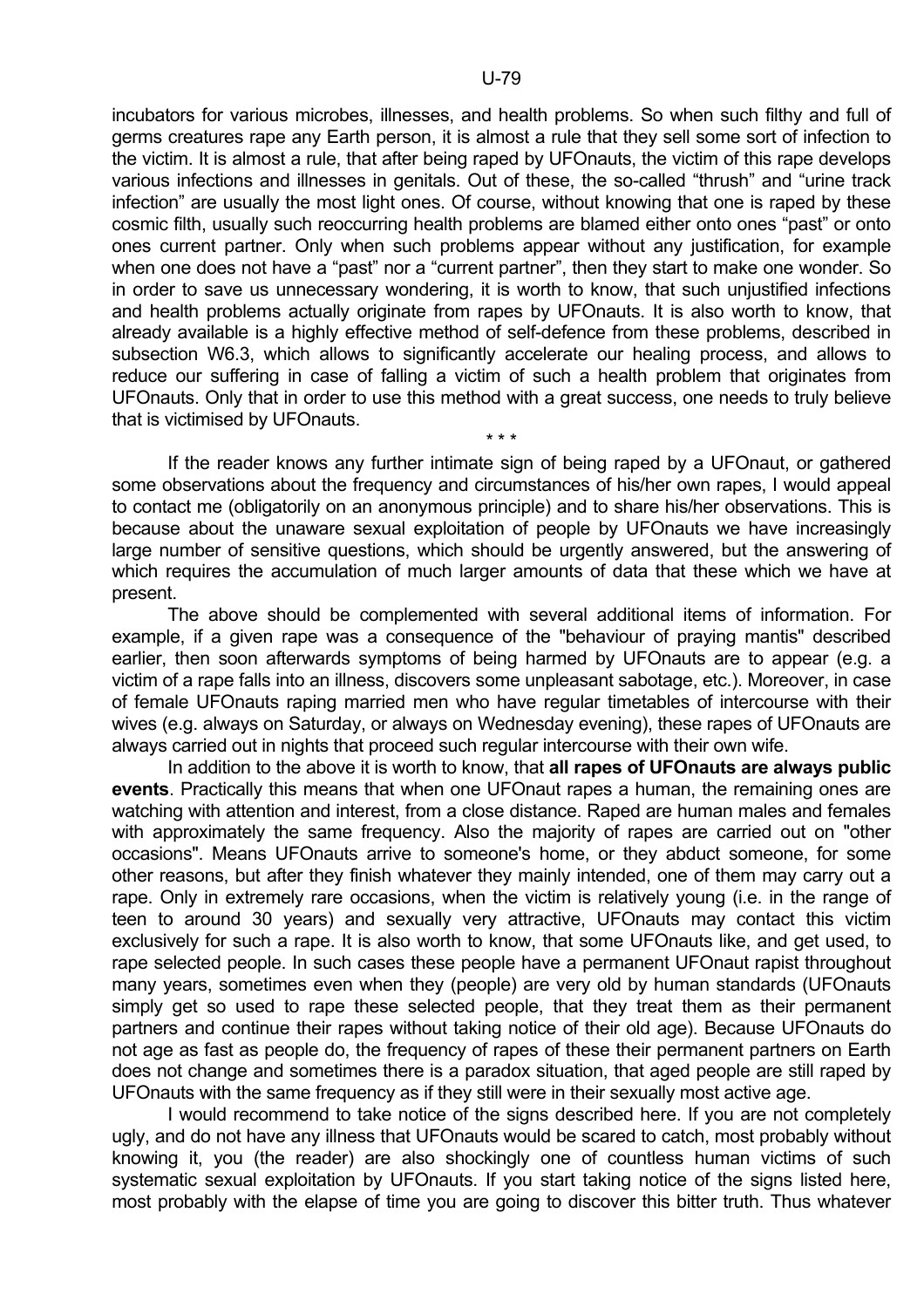incubators for various microbes, illnesses, and health problems. So when such filthy and full of germs creatures rape any Earth person, it is almost a rule that they sell some sort of infection to the victim. It is almost a rule, that after being raped by UFOnauts, the victim of this rape develops various infections and illnesses in genitals. Out of these, the so-called "thrush" and "urine track infection" are usually the most light ones. Of course, without knowing that one is raped by these cosmic filth, usually such reoccurring health problems are blamed either onto ones "past" or onto ones current partner. Only when such problems appear without any justification, for example when one does not have a "past" nor a "current partner", then they start to make one wonder. So in order to save us unnecessary wondering, it is worth to know, that such unjustified infections and health problems actually originate from rapes by UFOnauts. It is also worth to know, that already available is a highly effective method of self-defence from these problems, described in subsection W6.3, which allows to significantly accelerate our healing process, and allows to reduce our suffering in case of falling a victim of such a health problem that originates from UFOnauts. Only that in order to use this method with a great success, one needs to truly believe that is victimised by UFOnauts.

\* \* \*

If the reader knows any further intimate sign of being raped by a UFOnaut, or gathered some observations about the frequency and circumstances of his/her own rapes, I would appeal to contact me (obligatorily on an anonymous principle) and to share his/her observations. This is because about the unaware sexual exploitation of people by UFOnauts we have increasingly large number of sensitive questions, which should be urgently answered, but the answering of which requires the accumulation of much larger amounts of data that these which we have at present.

The above should be complemented with several additional items of information. For example, if a given rape was a consequence of the "behaviour of praying mantis" described earlier, then soon afterwards symptoms of being harmed by UFOnauts are to appear (e.g. a victim of a rape falls into an illness, discovers some unpleasant sabotage, etc.). Moreover, in case of female UFOnauts raping married men who have regular timetables of intercourse with their wives (e.g. always on Saturday, or always on Wednesday evening), these rapes of UFOnauts are always carried out in nights that proceed such regular intercourse with their own wife.

In addition to the above it is worth to know, that **all rapes of UFOnauts are always public events**. Practically this means that when one UFOnaut rapes a human, the remaining ones are watching with attention and interest, from a close distance. Raped are human males and females with approximately the same frequency. Also the majority of rapes are carried out on "other occasions". Means UFOnauts arrive to someone's home, or they abduct someone, for some other reasons, but after they finish whatever they mainly intended, one of them may carry out a rape. Only in extremely rare occasions, when the victim is relatively young (i.e. in the range of teen to around 30 years) and sexually very attractive, UFOnauts may contact this victim exclusively for such a rape. It is also worth to know, that some UFOnauts like, and get used, to rape selected people. In such cases these people have a permanent UFOnaut rapist throughout many years, sometimes even when they (people) are very old by human standards (UFOnauts simply get so used to rape these selected people, that they treat them as their permanent partners and continue their rapes without taking notice of their old age). Because UFOnauts do not age as fast as people do, the frequency of rapes of these their permanent partners on Earth does not change and sometimes there is a paradox situation, that aged people are still raped by UFOnauts with the same frequency as if they still were in their sexually most active age.

I would recommend to take notice of the signs described here. If you are not completely ugly, and do not have any illness that UFOnauts would be scared to catch, most probably without knowing it, you (the reader) are also shockingly one of countless human victims of such systematic sexual exploitation by UFOnauts. If you start taking notice of the signs listed here, most probably with the elapse of time you are going to discover this bitter truth. Thus whatever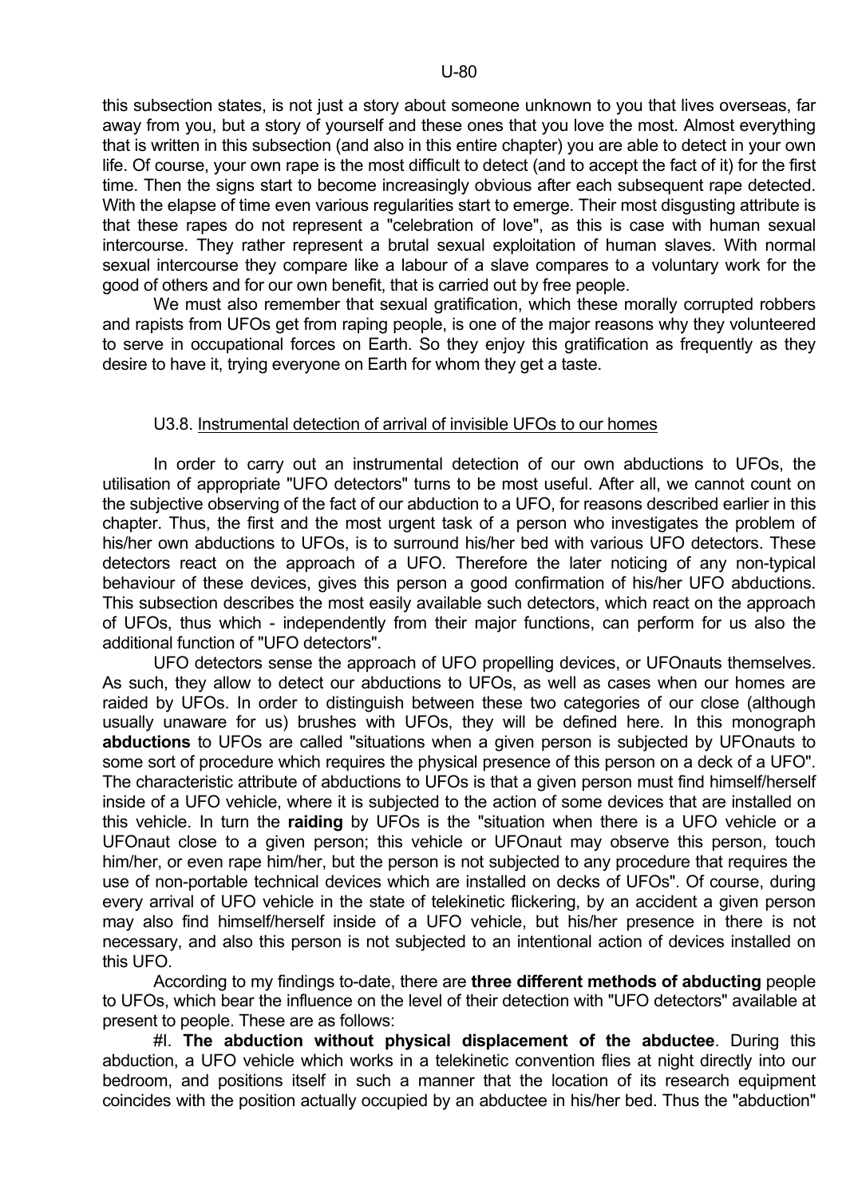this subsection states, is not just a story about someone unknown to you that lives overseas, far away from you, but a story of yourself and these ones that you love the most. Almost everything that is written in this subsection (and also in this entire chapter) you are able to detect in your own life. Of course, your own rape is the most difficult to detect (and to accept the fact of it) for the first time. Then the signs start to become increasingly obvious after each subsequent rape detected. With the elapse of time even various regularities start to emerge. Their most disgusting attribute is that these rapes do not represent a "celebration of love", as this is case with human sexual intercourse. They rather represent a brutal sexual exploitation of human slaves. With normal sexual intercourse they compare like a labour of a slave compares to a voluntary work for the good of others and for our own benefit, that is carried out by free people.

We must also remember that sexual gratification, which these morally corrupted robbers and rapists from UFOs get from raping people, is one of the major reasons why they volunteered to serve in occupational forces on Earth. So they enjoy this gratification as frequently as they desire to have it, trying everyone on Earth for whom they get a taste.

### U3.8. Instrumental detection of arrival of invisible UFOs to our homes

In order to carry out an instrumental detection of our own abductions to UFOs, the utilisation of appropriate "UFO detectors" turns to be most useful. After all, we cannot count on the subjective observing of the fact of our abduction to a UFO, for reasons described earlier in this chapter. Thus, the first and the most urgent task of a person who investigates the problem of his/her own abductions to UFOs, is to surround his/her bed with various UFO detectors. These detectors react on the approach of a UFO. Therefore the later noticing of any non-typical behaviour of these devices, gives this person a good confirmation of his/her UFO abductions. This subsection describes the most easily available such detectors, which react on the approach of UFOs, thus which - independently from their major functions, can perform for us also the additional function of "UFO detectors".

UFO detectors sense the approach of UFO propelling devices, or UFOnauts themselves. As such, they allow to detect our abductions to UFOs, as well as cases when our homes are raided by UFOs. In order to distinguish between these two categories of our close (although usually unaware for us) brushes with UFOs, they will be defined here. In this monograph **abductions** to UFOs are called "situations when a given person is subjected by UFOnauts to some sort of procedure which requires the physical presence of this person on a deck of a UFO". The characteristic attribute of abductions to UFOs is that a given person must find himself/herself inside of a UFO vehicle, where it is subjected to the action of some devices that are installed on this vehicle. In turn the **raiding** by UFOs is the "situation when there is a UFO vehicle or a UFOnaut close to a given person; this vehicle or UFOnaut may observe this person, touch him/her, or even rape him/her, but the person is not subjected to any procedure that requires the use of non-portable technical devices which are installed on decks of UFOs". Of course, during every arrival of UFO vehicle in the state of telekinetic flickering, by an accident a given person may also find himself/herself inside of a UFO vehicle, but his/her presence in there is not necessary, and also this person is not subjected to an intentional action of devices installed on this UFO.

According to my findings to-date, there are **three different methods of abducting** people to UFOs, which bear the influence on the level of their detection with "UFO detectors" available at present to people. These are as follows:

#I. **The abduction without physical displacement of the abductee**. During this abduction, a UFO vehicle which works in a telekinetic convention flies at night directly into our bedroom, and positions itself in such a manner that the location of its research equipment coincides with the position actually occupied by an abductee in his/her bed. Thus the "abduction"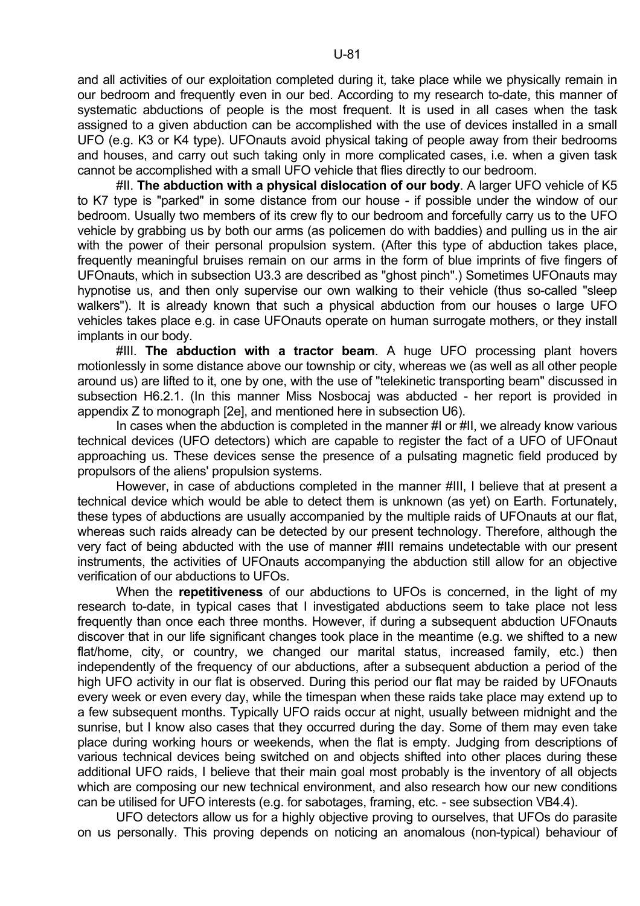and all activities of our exploitation completed during it, take place while we physically remain in our bedroom and frequently even in our bed. According to my research to-date, this manner of systematic abductions of people is the most frequent. It is used in all cases when the task assigned to a given abduction can be accomplished with the use of devices installed in a small UFO (e.g. K3 or K4 type). UFOnauts avoid physical taking of people away from their bedrooms and houses, and carry out such taking only in more complicated cases, i.e. when a given task cannot be accomplished with a small UFO vehicle that flies directly to our bedroom.

#II. **The abduction with a physical dislocation of our body**. A larger UFO vehicle of K5 to K7 type is "parked" in some distance from our house - if possible under the window of our bedroom. Usually two members of its crew fly to our bedroom and forcefully carry us to the UFO vehicle by grabbing us by both our arms (as policemen do with baddies) and pulling us in the air with the power of their personal propulsion system. (After this type of abduction takes place, frequently meaningful bruises remain on our arms in the form of blue imprints of five fingers of UFOnauts, which in subsection U3.3 are described as "ghost pinch".) Sometimes UFOnauts may hypnotise us, and then only supervise our own walking to their vehicle (thus so-called "sleep walkers"). It is already known that such a physical abduction from our houses o large UFO vehicles takes place e.g. in case UFOnauts operate on human surrogate mothers, or they install implants in our body.

#III. **The abduction with a tractor beam**. A huge UFO processing plant hovers motionlessly in some distance above our township or city, whereas we (as well as all other people around us) are lifted to it, one by one, with the use of "telekinetic transporting beam" discussed in subsection H6.2.1. (In this manner Miss Nosbocaj was abducted - her report is provided in appendix Z to monograph [2e], and mentioned here in subsection U6).

In cases when the abduction is completed in the manner #I or #II, we already know various technical devices (UFO detectors) which are capable to register the fact of a UFO of UFOnaut approaching us. These devices sense the presence of a pulsating magnetic field produced by propulsors of the aliens' propulsion systems.

However, in case of abductions completed in the manner #III, I believe that at present a technical device which would be able to detect them is unknown (as yet) on Earth. Fortunately, these types of abductions are usually accompanied by the multiple raids of UFOnauts at our flat, whereas such raids already can be detected by our present technology. Therefore, although the very fact of being abducted with the use of manner #III remains undetectable with our present instruments, the activities of UFOnauts accompanying the abduction still allow for an objective verification of our abductions to UFOs.

When the **repetitiveness** of our abductions to UFOs is concerned, in the light of my research to-date, in typical cases that I investigated abductions seem to take place not less frequently than once each three months. However, if during a subsequent abduction UFOnauts discover that in our life significant changes took place in the meantime (e.g. we shifted to a new flat/home, city, or country, we changed our marital status, increased family, etc.) then independently of the frequency of our abductions, after a subsequent abduction a period of the high UFO activity in our flat is observed. During this period our flat may be raided by UFOnauts every week or even every day, while the timespan when these raids take place may extend up to a few subsequent months. Typically UFO raids occur at night, usually between midnight and the sunrise, but I know also cases that they occurred during the day. Some of them may even take place during working hours or weekends, when the flat is empty. Judging from descriptions of various technical devices being switched on and objects shifted into other places during these additional UFO raids, I believe that their main goal most probably is the inventory of all objects which are composing our new technical environment, and also research how our new conditions can be utilised for UFO interests (e.g. for sabotages, framing, etc. - see subsection VB4.4).

UFO detectors allow us for a highly objective proving to ourselves, that UFOs do parasite on us personally. This proving depends on noticing an anomalous (non-typical) behaviour of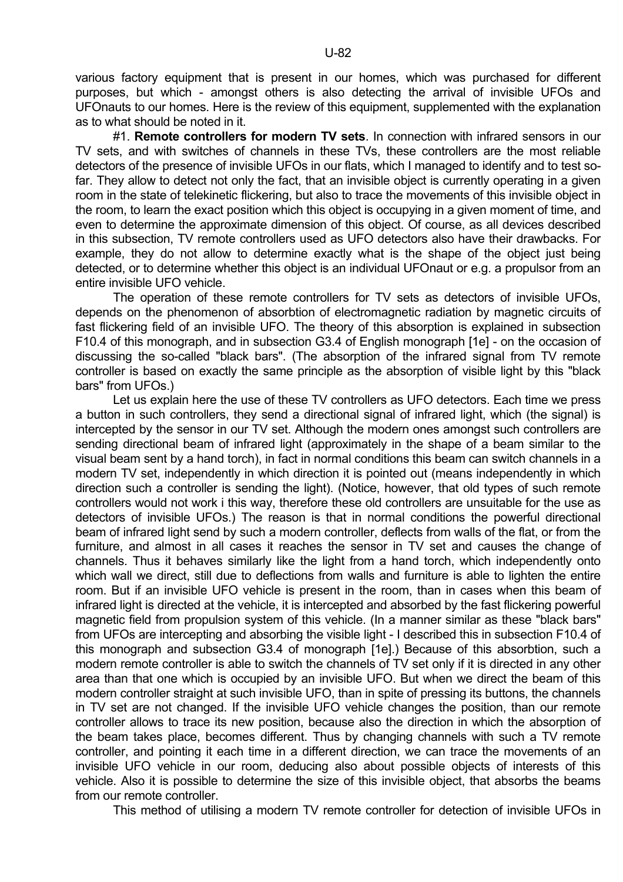various factory equipment that is present in our homes, which was purchased for different purposes, but which - amongst others is also detecting the arrival of invisible UFOs and UFOnauts to our homes. Here is the review of this equipment, supplemented with the explanation as to what should be noted in it.

#1. **Remote controllers for modern TV sets**. In connection with infrared sensors in our TV sets, and with switches of channels in these TVs, these controllers are the most reliable detectors of the presence of invisible UFOs in our flats, which I managed to identify and to test so-far. They allow to detect not only the fact, that an invisible object is currently operating in a given room in the state of telekinetic flickering, but also to trace the movements of this invisible object in the room, to learn the exact position which this object is occupying in a given moment of time, and even to determine the approximate dimension of this object. Of course, as all devices described in this subsection, TV remote controllers used as UFO detectors also have their drawbacks. For example, they do not allow to determine exactly what is the shape of the object just being detected, or to determine whether this object is an individual UFOnaut or e.g. a propulsor from an entire invisible UFO vehicle.

The operation of these remote controllers for TV sets as detectors of invisible UFOs, depends on the phenomenon of absorbtion of electromagnetic radiation by magnetic circuits of fast flickering field of an invisible UFO. The theory of this absorption is explained in subsection F10.4 of this monograph, and in subsection G3.4 of English monograph [1e] - on the occasion of discussing the so-called "black bars". (The absorption of the infrared signal from TV remote controller is based on exactly the same principle as the absorption of visible light by this "black bars" from UFOs.)

Let us explain here the use of these TV controllers as UFO detectors. Each time we press a button in such controllers, they send a directional signal of infrared light, which (the signal) is intercepted by the sensor in our TV set. Although the modern ones amongst such controllers are sending directional beam of infrared light (approximately in the shape of a beam similar to the visual beam sent by a hand torch), in fact in normal conditions this beam can switch channels in a modern TV set, independently in which direction it is pointed out (means independently in which direction such a controller is sending the light). (Notice, however, that old types of such remote controllers would not work i this way, therefore these old controllers are unsuitable for the use as detectors of invisible UFOs.) The reason is that in normal conditions the powerful directional beam of infrared light send by such a modern controller, deflects from walls of the flat, or from the furniture, and almost in all cases it reaches the sensor in TV set and causes the change of channels. Thus it behaves similarly like the light from a hand torch, which independently onto which wall we direct, still due to deflections from walls and furniture is able to lighten the entire room. But if an invisible UFO vehicle is present in the room, than in cases when this beam of infrared light is directed at the vehicle, it is intercepted and absorbed by the fast flickering powerful magnetic field from propulsion system of this vehicle. (In a manner similar as these "black bars" from UFOs are intercepting and absorbing the visible light - I described this in subsection F10.4 of this monograph and subsection G3.4 of monograph [1e].) Because of this absorbtion, such a modern remote controller is able to switch the channels of TV set only if it is directed in any other area than that one which is occupied by an invisible UFO. But when we direct the beam of this modern controller straight at such invisible UFO, than in spite of pressing its buttons, the channels in TV set are not changed. If the invisible UFO vehicle changes the position, than our remote controller allows to trace its new position, because also the direction in which the absorption of the beam takes place, becomes different. Thus by changing channels with such a TV remote controller, and pointing it each time in a different direction, we can trace the movements of an invisible UFO vehicle in our room, deducing also about possible objects of interests of this vehicle. Also it is possible to determine the size of this invisible object, that absorbs the beams from our remote controller.

This method of utilising a modern TV remote controller for detection of invisible UFOs in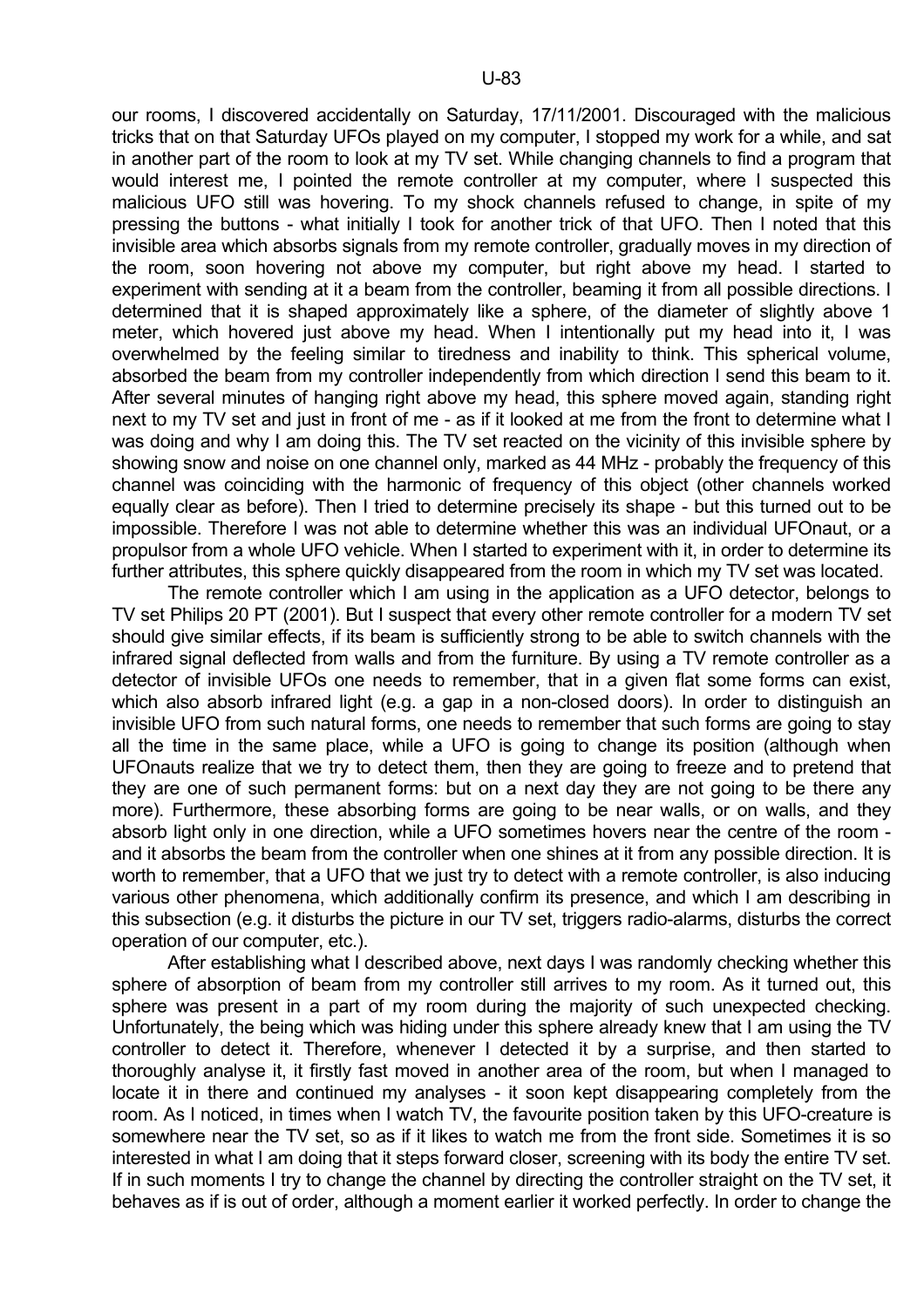our rooms, I discovered accidentally on Saturday, 17/11/2001. Discouraged with the malicious tricks that on that Saturday UFOs played on my computer, I stopped my work for a while, and sat in another part of the room to look at my TV set. While changing channels to find a program that would interest me, I pointed the remote controller at my computer, where I suspected this malicious UFO still was hovering. To my shock channels refused to change, in spite of my pressing the buttons - what initially I took for another trick of that UFO. Then I noted that this invisible area which absorbs signals from my remote controller, gradually moves in my direction of the room, soon hovering not above my computer, but right above my head. I started to experiment with sending at it a beam from the controller, beaming it from all possible directions. I determined that it is shaped approximately like a sphere, of the diameter of slightly above 1 meter, which hovered just above my head. When I intentionally put my head into it, I was overwhelmed by the feeling similar to tiredness and inability to think. This spherical volume, absorbed the beam from my controller independently from which direction I send this beam to it. After several minutes of hanging right above my head, this sphere moved again, standing right next to my TV set and just in front of me - as if it looked at me from the front to determine what I was doing and why I am doing this. The TV set reacted on the vicinity of this invisible sphere by showing snow and noise on one channel only, marked as 44 MHz - probably the frequency of this channel was coinciding with the harmonic of frequency of this object (other channels worked equally clear as before). Then I tried to determine precisely its shape - but this turned out to be impossible. Therefore I was not able to determine whether this was an individual UFOnaut, or a propulsor from a whole UFO vehicle. When I started to experiment with it, in order to determine its further attributes, this sphere quickly disappeared from the room in which my TV set was located.

The remote controller which I am using in the application as a UFO detector, belongs to TV set Philips 20 PT (2001). But I suspect that every other remote controller for a modern TV set should give similar effects, if its beam is sufficiently strong to be able to switch channels with the infrared signal deflected from walls and from the furniture. By using a TV remote controller as a detector of invisible UFOs one needs to remember, that in a given flat some forms can exist, which also absorb infrared light (e.g. a gap in a non-closed doors). In order to distinguish an invisible UFO from such natural forms, one needs to remember that such forms are going to stay all the time in the same place, while a UFO is going to change its position (although when UFOnauts realize that we try to detect them, then they are going to freeze and to pretend that they are one of such permanent forms: but on a next day they are not going to be there any more). Furthermore, these absorbing forms are going to be near walls, or on walls, and they absorb light only in one direction, while a UFO sometimes hovers near the centre of the room - and it absorbs the beam from the controller when one shines at it from any possible direction. It is worth to remember, that a UFO that we just try to detect with a remote controller, is also inducing various other phenomena, which additionally confirm its presence, and which I am describing in this subsection (e.g. it disturbs the picture in our TV set, triggers radio-alarms, disturbs the correct operation of our computer, etc.).

After establishing what I described above, next days I was randomly checking whether this sphere of absorption of beam from my controller still arrives to my room. As it turned out, this sphere was present in a part of my room during the majority of such unexpected checking. Unfortunately, the being which was hiding under this sphere already knew that I am using the TV controller to detect it. Therefore, whenever I detected it by a surprise, and then started to thoroughly analyse it, it firstly fast moved in another area of the room, but when I managed to locate it in there and continued my analyses - it soon kept disappearing completely from the room. As I noticed, in times when I watch TV, the favourite position taken by this UFO-creature is somewhere near the TV set, so as if it likes to watch me from the front side. Sometimes it is so interested in what I am doing that it steps forward closer, screening with its body the entire TV set. If in such moments I try to change the channel by directing the controller straight on the TV set, it behaves as if is out of order, although a moment earlier it worked perfectly. In order to change the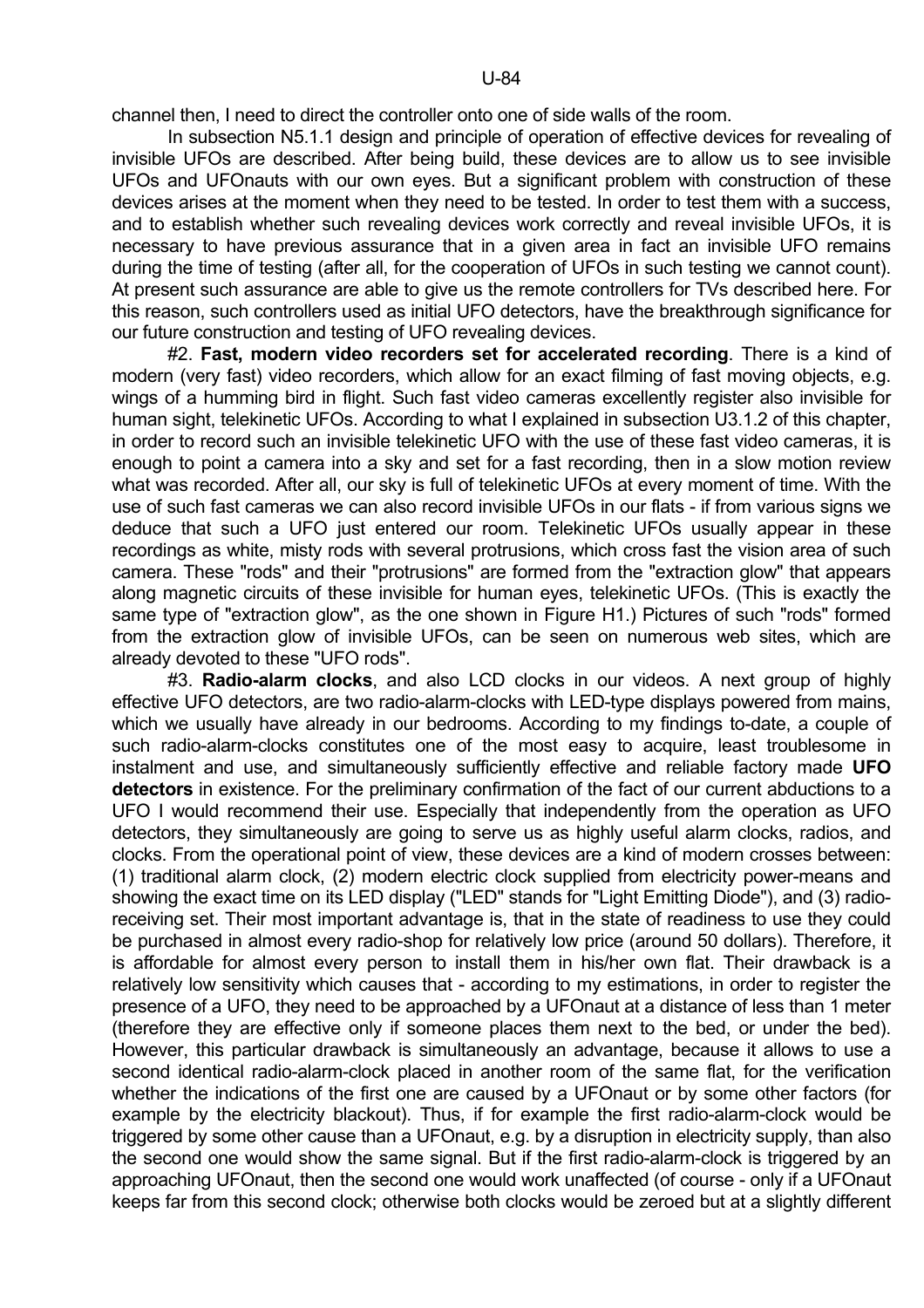channel then, I need to direct the controller onto one of side walls of the room.

In subsection N5.1.1 design and principle of operation of effective devices for revealing of invisible UFOs are described. After being build, these devices are to allow us to see invisible UFOs and UFOnauts with our own eyes. But a significant problem with construction of these devices arises at the moment when they need to be tested. In order to test them with a success, and to establish whether such revealing devices work correctly and reveal invisible UFOs, it is necessary to have previous assurance that in a given area in fact an invisible UFO remains during the time of testing (after all, for the cooperation of UFOs in such testing we cannot count). At present such assurance are able to give us the remote controllers for TVs described here. For this reason, such controllers used as initial UFO detectors, have the breakthrough significance for our future construction and testing of UFO revealing devices.

#2. **Fast, modern video recorders set for accelerated recording**. There is a kind of modern (very fast) video recorders, which allow for an exact filming of fast moving objects, e.g. wings of a humming bird in flight. Such fast video cameras excellently register also invisible for human sight, telekinetic UFOs. According to what I explained in subsection U3.1.2 of this chapter, in order to record such an invisible telekinetic UFO with the use of these fast video cameras, it is enough to point a camera into a sky and set for a fast recording, then in a slow motion review what was recorded. After all, our sky is full of telekinetic UFOs at every moment of time. With the use of such fast cameras we can also record invisible UFOs in our flats - if from various signs we deduce that such a UFO just entered our room. Telekinetic UFOs usually appear in these recordings as white, misty rods with several protrusions, which cross fast the vision area of such camera. These "rods" and their "protrusions" are formed from the "extraction glow" that appears along magnetic circuits of these invisible for human eyes, telekinetic UFOs. (This is exactly the same type of "extraction glow", as the one shown in Figure H1.) Pictures of such "rods" formed from the extraction glow of invisible UFOs, can be seen on numerous web sites, which are already devoted to these "UFO rods".

#3. **Radio-alarm clocks**, and also LCD clocks in our videos. A next group of highly effective UFO detectors, are two radio-alarm-clocks with LED-type displays powered from mains, which we usually have already in our bedrooms. According to my findings to-date, a couple of such radio-alarm-clocks constitutes one of the most easy to acquire, least troublesome in instalment and use, and simultaneously sufficiently effective and reliable factory made **UFO detectors** in existence. For the preliminary confirmation of the fact of our current abductions to a UFO I would recommend their use. Especially that independently from the operation as UFO detectors, they simultaneously are going to serve us as highly useful alarm clocks, radios, and clocks. From the operational point of view, these devices are a kind of modern crosses between: (1) traditional alarm clock, (2) modern electric clock supplied from electricity power-means and showing the exact time on its LED display ("LED" stands for "Light Emitting Diode"), and (3) radio-receiving set. Their most important advantage is, that in the state of readiness to use they could be purchased in almost every radio-shop for relatively low price (around 50 dollars). Therefore, it is affordable for almost every person to install them in his/her own flat. Their drawback is a relatively low sensitivity which causes that - according to my estimations, in order to register the presence of a UFO, they need to be approached by a UFOnaut at a distance of less than 1 meter (therefore they are effective only if someone places them next to the bed, or under the bed). However, this particular drawback is simultaneously an advantage, because it allows to use a second identical radio-alarm-clock placed in another room of the same flat, for the verification whether the indications of the first one are caused by a UFOnaut or by some other factors (for example by the electricity blackout). Thus, if for example the first radio-alarm-clock would be triggered by some other cause than a UFOnaut, e.g. by a disruption in electricity supply, than also the second one would show the same signal. But if the first radio-alarm-clock is triggered by an approaching UFOnaut, then the second one would work unaffected (of course - only if a UFOnaut keeps far from this second clock; otherwise both clocks would be zeroed but at a slightly different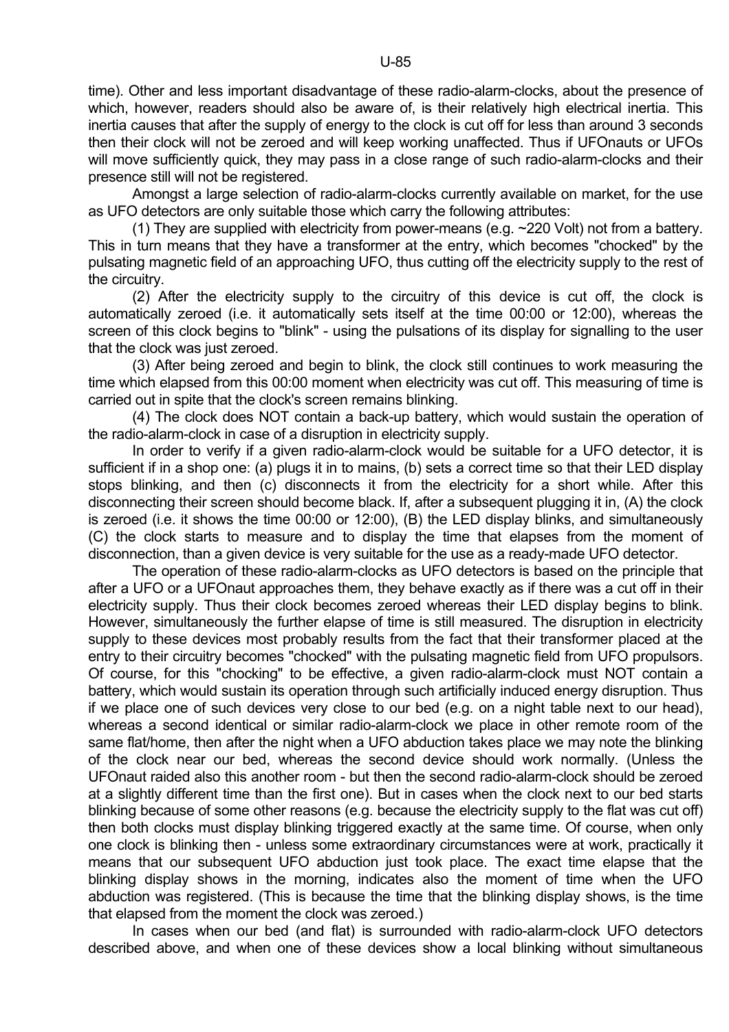time). Other and less important disadvantage of these radio-alarm-clocks, about the presence of which, however, readers should also be aware of, is their relatively high electrical inertia. This inertia causes that after the supply of energy to the clock is cut off for less than around 3 seconds then their clock will not be zeroed and will keep working unaffected. Thus if UFOnauts or UFOs will move sufficiently quick, they may pass in a close range of such radio-alarm-clocks and their presence still will not be registered.

Amongst a large selection of radio-alarm-clocks currently available on market, for the use as UFO detectors are only suitable those which carry the following attributes:

(1) They are supplied with electricity from power-means (e.g. ~220 Volt) not from a battery. This in turn means that they have a transformer at the entry, which becomes "chocked" by the pulsating magnetic field of an approaching UFO, thus cutting off the electricity supply to the rest of the circuitry.

(2) After the electricity supply to the circuitry of this device is cut off, the clock is automatically zeroed (i.e. it automatically sets itself at the time 00:00 or 12:00), whereas the screen of this clock begins to "blink" - using the pulsations of its display for signalling to the user that the clock was just zeroed.

(3) After being zeroed and begin to blink, the clock still continues to work measuring the time which elapsed from this 00:00 moment when electricity was cut off. This measuring of time is carried out in spite that the clock's screen remains blinking.

(4) The clock does NOT contain a back-up battery, which would sustain the operation of the radio-alarm-clock in case of a disruption in electricity supply.

In order to verify if a given radio-alarm-clock would be suitable for a UFO detector, it is sufficient if in a shop one: (a) plugs it in to mains, (b) sets a correct time so that their LED display stops blinking, and then (c) disconnects it from the electricity for a short while. After this disconnecting their screen should become black. If, after a subsequent plugging it in, (A) the clock is zeroed (i.e. it shows the time 00:00 or 12:00), (B) the LED display blinks, and simultaneously (C) the clock starts to measure and to display the time that elapses from the moment of disconnection, than a given device is very suitable for the use as a ready-made UFO detector.

The operation of these radio-alarm-clocks as UFO detectors is based on the principle that after a UFO or a UFOnaut approaches them, they behave exactly as if there was a cut off in their electricity supply. Thus their clock becomes zeroed whereas their LED display begins to blink. However, simultaneously the further elapse of time is still measured. The disruption in electricity supply to these devices most probably results from the fact that their transformer placed at the entry to their circuitry becomes "chocked" with the pulsating magnetic field from UFO propulsors. Of course, for this "chocking" to be effective, a given radio-alarm-clock must NOT contain a battery, which would sustain its operation through such artificially induced energy disruption. Thus if we place one of such devices very close to our bed (e.g. on a night table next to our head), whereas a second identical or similar radio-alarm-clock we place in other remote room of the same flat/home, then after the night when a UFO abduction takes place we may note the blinking of the clock near our bed, whereas the second device should work normally. (Unless the UFOnaut raided also this another room - but then the second radio-alarm-clock should be zeroed at a slightly different time than the first one). But in cases when the clock next to our bed starts blinking because of some other reasons (e.g. because the electricity supply to the flat was cut off) then both clocks must display blinking triggered exactly at the same time. Of course, when only one clock is blinking then - unless some extraordinary circumstances were at work, practically it means that our subsequent UFO abduction just took place. The exact time elapse that the blinking display shows in the morning, indicates also the moment of time when the UFO abduction was registered. (This is because the time that the blinking display shows, is the time that elapsed from the moment the clock was zeroed.)

In cases when our bed (and flat) is surrounded with radio-alarm-clock UFO detectors described above, and when one of these devices show a local blinking without simultaneous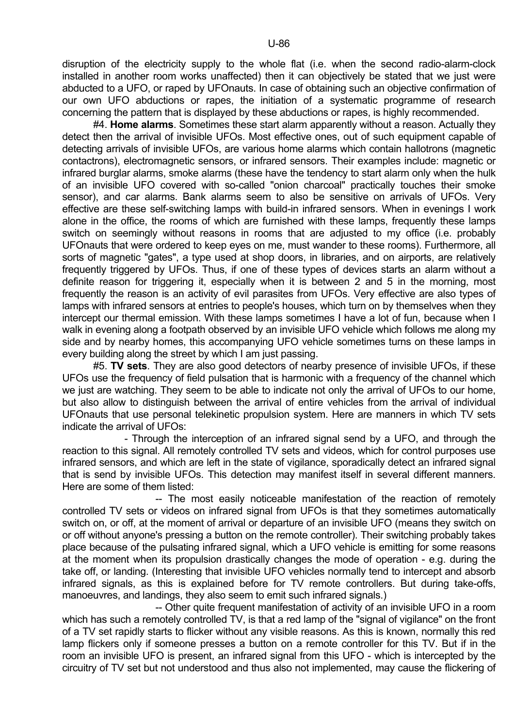disruption of the electricity supply to the whole flat (i.e. when the second radio-alarm-clock installed in another room works unaffected) then it can objectively be stated that we just were abducted to a UFO, or raped by UFOnauts. In case of obtaining such an objective confirmation of our own UFO abductions or rapes, the initiation of a systematic programme of research concerning the pattern that is displayed by these abductions or rapes, is highly recommended.

#4. **Home alarms**. Sometimes these start alarm apparently without a reason. Actually they detect then the arrival of invisible UFOs. Most effective ones, out of such equipment capable of detecting arrivals of invisible UFOs, are various home alarms which contain hallotrons (magnetic contactrons), electromagnetic sensors, or infrared sensors. Their examples include: magnetic or infrared burglar alarms, smoke alarms (these have the tendency to start alarm only when the hulk of an invisible UFO covered with so-called "onion charcoal" practically touches their smoke sensor), and car alarms. Bank alarms seem to also be sensitive on arrivals of UFOs. Very effective are these self-switching lamps with build-in infrared sensors. When in evenings I work alone in the office, the rooms of which are furnished with these lamps, frequently these lamps switch on seemingly without reasons in rooms that are adjusted to my office (i.e. probably UFOnauts that were ordered to keep eyes on me, must wander to these rooms). Furthermore, all sorts of magnetic "gates", a type used at shop doors, in libraries, and on airports, are relatively frequently triggered by UFOs. Thus, if one of these types of devices starts an alarm without a definite reason for triggering it, especially when it is between 2 and 5 in the morning, most frequently the reason is an activity of evil parasites from UFOs. Very effective are also types of lamps with infrared sensors at entries to people's houses, which turn on by themselves when they intercept our thermal emission. With these lamps sometimes I have a lot of fun, because when I walk in evening along a footpath observed by an invisible UFO vehicle which follows me along my side and by nearby homes, this accompanying UFO vehicle sometimes turns on these lamps in every building along the street by which I am just passing.

#5. **TV sets**. They are also good detectors of nearby presence of invisible UFOs, if these UFOs use the frequency of field pulsation that is harmonic with a frequency of the channel which we just are watching. They seem to be able to indicate not only the arrival of UFOs to our home, but also allow to distinguish between the arrival of entire vehicles from the arrival of individual UFOnauts that use personal telekinetic propulsion system. Here are manners in which TV sets indicate the arrival of UFOs:

- Through the interception of an infrared signal send by a UFO, and through the reaction to this signal. All remotely controlled TV sets and videos, which for control purposes use infrared sensors, and which are left in the state of vigilance, sporadically detect an infrared signal that is send by invisible UFOs. This detection may manifest itself in several different manners. Here are some of them listed:

  -- The most easily noticeable manifestation of the reaction of remotely controlled TV sets or videos on infrared signal from UFOs is that they sometimes automatically switch on, or off, at the moment of arrival or departure of an invisible UFO (means they switch on or off without anyone's pressing a button on the remote controller). Their switching probably takes place because of the pulsating infrared signal, which a UFO vehicle is emitting for some reasons at the moment when its propulsion drastically changes the mode of operation - e.g. during the take off, or landing. (Interesting that invisible UFO vehicles normally tend to intercept and absorb infrared signals, as this is explained before for TV remote controllers. But during take-offs, manoeuvres, and landings, they also seem to emit such infrared signals.)

  -- Other quite frequent manifestation of activity of an invisible UFO in a room which has such a remotely controlled TV, is that a red lamp of the "signal of vigilance" on the front of a TV set rapidly starts to flicker without any visible reasons. As this is known, normally this red lamp flickers only if someone presses a button on a remote controller for this TV. But if in the room an invisible UFO is present, an infrared signal from this UFO - which is intercepted by the circuitry of TV set but not understood and thus also not implemented, may cause the flickering of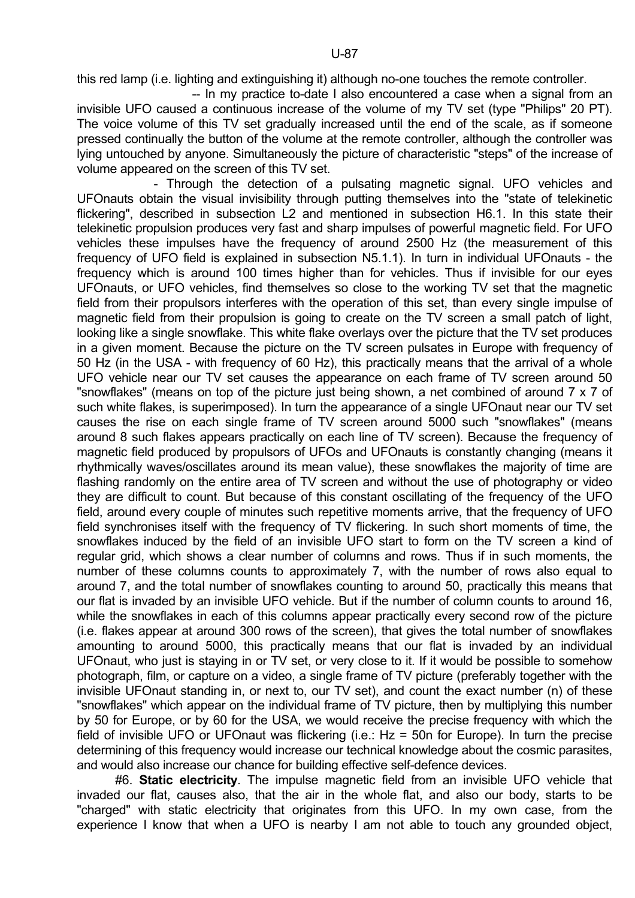this red lamp (i.e. lighting and extinguishing it) although no-one touches the remote controller.

-- In my practice to-date I also encountered a case when a signal from an invisible UFO caused a continuous increase of the volume of my TV set (type "Philips" 20 PT). The voice volume of this TV set gradually increased until the end of the scale, as if someone pressed continually the button of the volume at the remote controller, although the controller was lying untouched by anyone. Simultaneously the picture of characteristic "steps" of the increase of volume appeared on the screen of this TV set.

- Through the detection of a pulsating magnetic signal. UFO vehicles and UFOnauts obtain the visual invisibility through putting themselves into the "state of telekinetic flickering", described in subsection L2 and mentioned in subsection H6.1. In this state their telekinetic propulsion produces very fast and sharp impulses of powerful magnetic field. For UFO vehicles these impulses have the frequency of around 2500 Hz (the measurement of this frequency of UFO field is explained in subsection N5.1.1). In turn in individual UFOnauts - the frequency which is around 100 times higher than for vehicles. Thus if invisible for our eyes UFOnauts, or UFO vehicles, find themselves so close to the working TV set that the magnetic field from their propulsors interferes with the operation of this set, than every single impulse of magnetic field from their propulsion is going to create on the TV screen a small patch of light, looking like a single snowflake. This white flake overlays over the picture that the TV set produces in a given moment. Because the picture on the TV screen pulsates in Europe with frequency of 50 Hz (in the USA - with frequency of 60 Hz), this practically means that the arrival of a whole UFO vehicle near our TV set causes the appearance on each frame of TV screen around 50 "snowflakes" (means on top of the picture just being shown, a net combined of around 7 x 7 of such white flakes, is superimposed). In turn the appearance of a single UFOnaut near our TV set causes the rise on each single frame of TV screen around 5000 such "snowflakes" (means around 8 such flakes appears practically on each line of TV screen). Because the frequency of magnetic field produced by propulsors of UFOs and UFOnauts is constantly changing (means it rhythmically waves/oscillates around its mean value), these snowflakes the majority of time are flashing randomly on the entire area of TV screen and without the use of photography or video they are difficult to count. But because of this constant oscillating of the frequency of the UFO field, around every couple of minutes such repetitive moments arrive, that the frequency of UFO field synchronises itself with the frequency of TV flickering. In such short moments of time, the snowflakes induced by the field of an invisible UFO start to form on the TV screen a kind of regular grid, which shows a clear number of columns and rows. Thus if in such moments, the number of these columns counts to approximately 7, with the number of rows also equal to around 7, and the total number of snowflakes counting to around 50, practically this means that our flat is invaded by an invisible UFO vehicle. But if the number of column counts to around 16, while the snowflakes in each of this columns appear practically every second row of the picture (i.e. flakes appear at around 300 rows of the screen), that gives the total number of snowflakes amounting to around 5000, this practically means that our flat is invaded by an individual UFOnaut, who just is staying in or TV set, or very close to it. If it would be possible to somehow photograph, film, or capture on a video, a single frame of TV picture (preferably together with the invisible UFOnaut standing in, or next to, our TV set), and count the exact number (n) of these "snowflakes" which appear on the individual frame of TV picture, then by multiplying this number by 50 for Europe, or by 60 for the USA, we would receive the precise frequency with which the field of invisible UFO or UFOnaut was flickering (i.e.: Hz = 50n for Europe). In turn the precise determining of this frequency would increase our technical knowledge about the cosmic parasites, and would also increase our chance for building effective self-defence devices.

#6. **Static electricity**. The impulse magnetic field from an invisible UFO vehicle that invaded our flat, causes also, that the air in the whole flat, and also our body, starts to be "charged" with static electricity that originates from this UFO. In my own case, from the experience I know that when a UFO is nearby I am not able to touch any grounded object,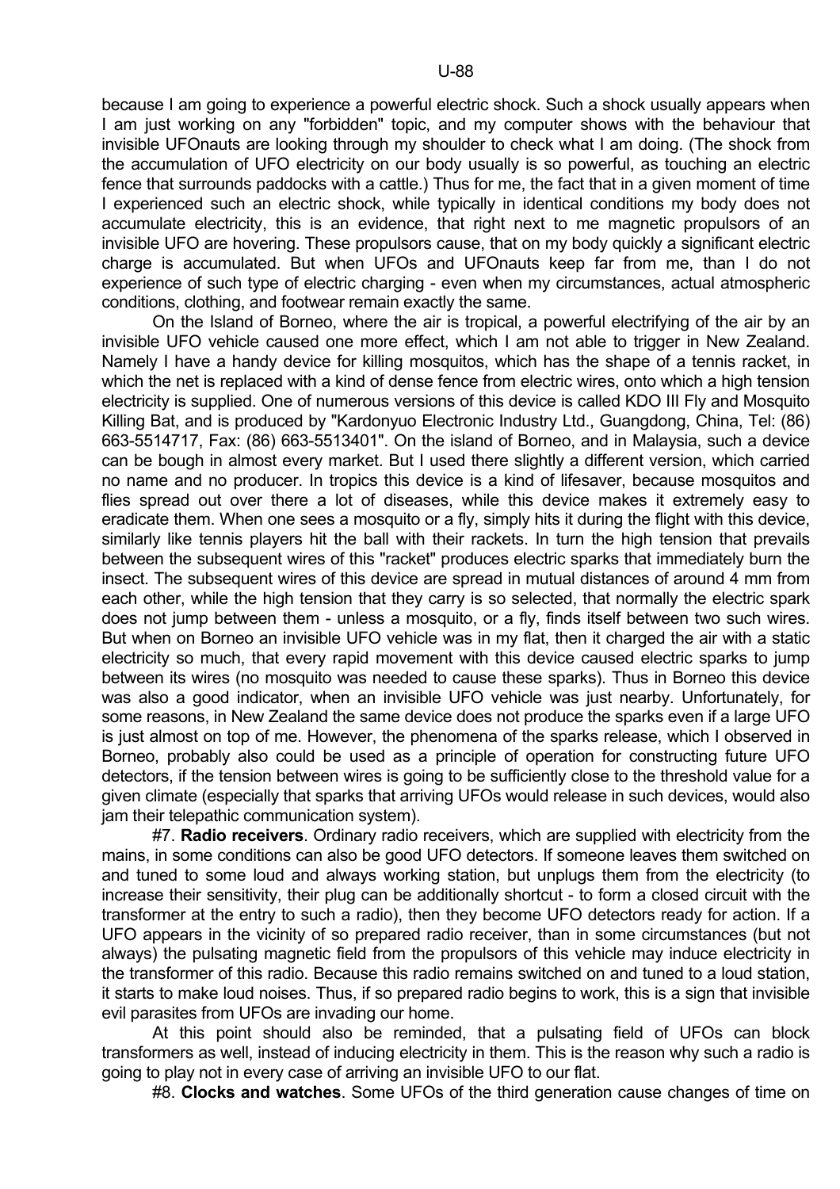because I am going to experience a powerful electric shock. Such a shock usually appears when I am just working on any "forbidden" topic, and my computer shows with the behaviour that invisible UFOnauts are looking through my shoulder to check what I am doing. (The shock from the accumulation of UFO electricity on our body usually is so powerful, as touching an electric fence that surrounds paddocks with a cattle.) Thus for me, the fact that in a given moment of time I experienced such an electric shock, while typically in identical conditions my body does not accumulate electricity, this is an evidence, that right next to me magnetic propulsors of an invisible UFO are hovering. These propulsors cause, that on my body quickly a significant electric charge is accumulated. But when UFOs and UFOnauts keep far from me, than I do not experience of such type of electric charging - even when my circumstances, actual atmospheric conditions, clothing, and footwear remain exactly the same.

On the Island of Borneo, where the air is tropical, a powerful electrifying of the air by an invisible UFO vehicle caused one more effect, which I am not able to trigger in New Zealand. Namely I have a handy device for killing mosquitos, which has the shape of a tennis racket, in which the net is replaced with a kind of dense fence from electric wires, onto which a high tension electricity is supplied. One of numerous versions of this device is called KDO III Fly and Mosquito Killing Bat, and is produced by "Kardonyuo Electronic Industry Ltd., Guangdong, China, Tel: (86) 663-5514717, Fax: (86) 663-5513401". On the island of Borneo, and in Malaysia, such a device can be bough in almost every market. But I used there slightly a different version, which carried no name and no producer. In tropics this device is a kind of lifesaver, because mosquitos and flies spread out over there a lot of diseases, while this device makes it extremely easy to eradicate them. When one sees a mosquito or a fly, simply hits it during the flight with this device, similarly like tennis players hit the ball with their rackets. In turn the high tension that prevails between the subsequent wires of this "racket" produces electric sparks that immediately burn the insect. The subsequent wires of this device are spread in mutual distances of around 4 mm from each other, while the high tension that they carry is so selected, that normally the electric spark does not jump between them - unless a mosquito, or a fly, finds itself between two such wires. But when on Borneo an invisible UFO vehicle was in my flat, then it charged the air with a static electricity so much, that every rapid movement with this device caused electric sparks to jump between its wires (no mosquito was needed to cause these sparks). Thus in Borneo this device was also a good indicator, when an invisible UFO vehicle was just nearby. Unfortunately, for some reasons, in New Zealand the same device does not produce the sparks even if a large UFO is just almost on top of me. However, the phenomena of the sparks release, which I observed in Borneo, probably also could be used as a principle of operation for constructing future UFO detectors, if the tension between wires is going to be sufficiently close to the threshold value for a given climate (especially that sparks that arriving UFOs would release in such devices, would also jam their telepathic communication system).

#7. **Radio receivers**. Ordinary radio receivers, which are supplied with electricity from the mains, in some conditions can also be good UFO detectors. If someone leaves them switched on and tuned to some loud and always working station, but unplugs them from the electricity (to increase their sensitivity, their plug can be additionally shortcut - to form a closed circuit with the transformer at the entry to such a radio), then they become UFO detectors ready for action. If a UFO appears in the vicinity of so prepared radio receiver, than in some circumstances (but not always) the pulsating magnetic field from the propulsors of this vehicle may induce electricity in the transformer of this radio. Because this radio remains switched on and tuned to a loud station, it starts to make loud noises. Thus, if so prepared radio begins to work, this is a sign that invisible evil parasites from UFOs are invading our home.

At this point should also be reminded, that a pulsating field of UFOs can block transformers as well, instead of inducing electricity in them. This is the reason why such a radio is going to play not in every case of arriving an invisible UFO to our flat.

#8. **Clocks and watches**. Some UFOs of the third generation cause changes of time on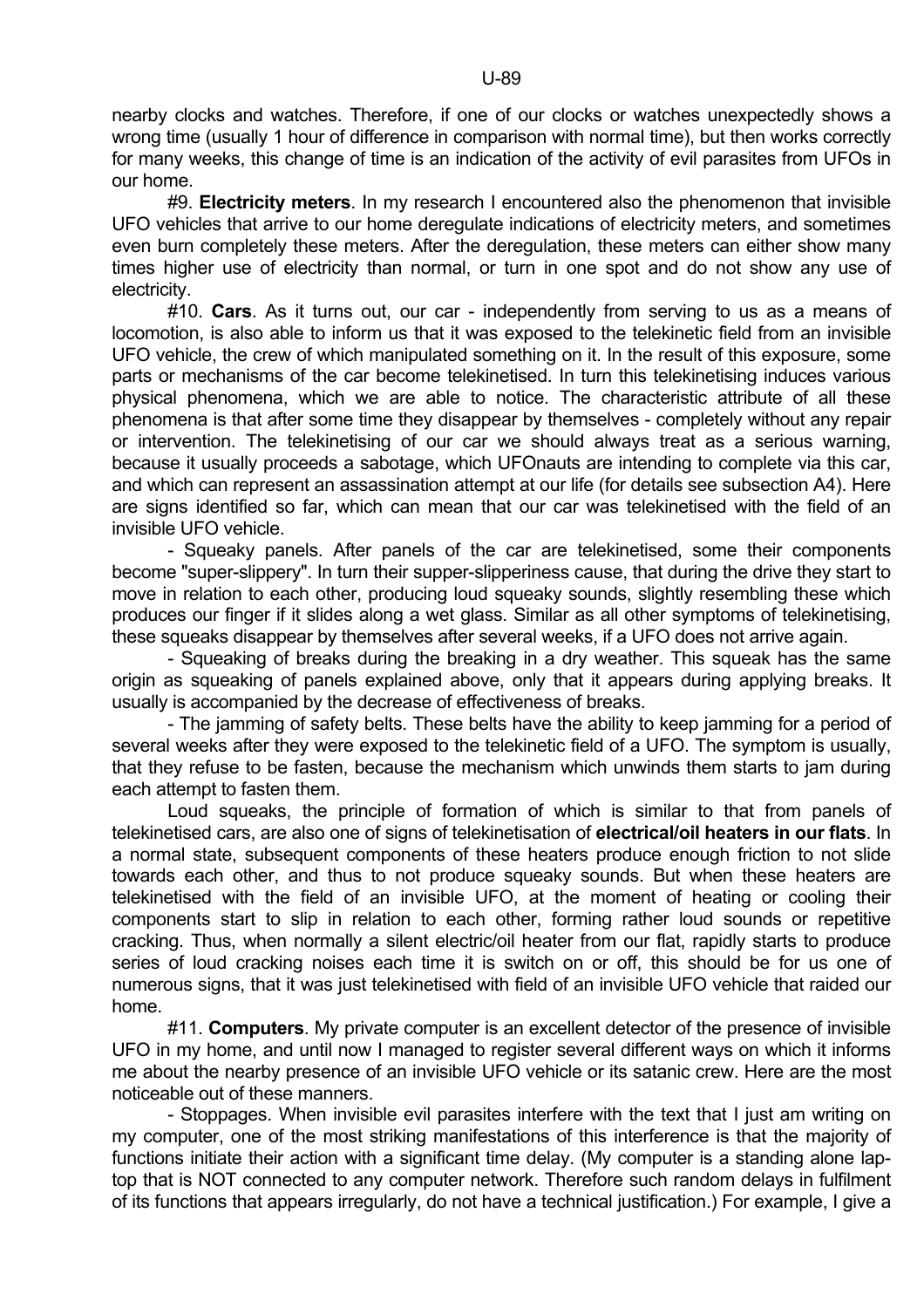nearby clocks and watches. Therefore, if one of our clocks or watches unexpectedly shows a wrong time (usually 1 hour of difference in comparison with normal time), but then works correctly for many weeks, this change of time is an indication of the activity of evil parasites from UFOs in our home.

#9. **Electricity meters**. In my research I encountered also the phenomenon that invisible UFO vehicles that arrive to our home deregulate indications of electricity meters, and sometimes even burn completely these meters. After the deregulation, these meters can either show many times higher use of electricity than normal, or turn in one spot and do not show any use of electricity.

#10. **Cars**. As it turns out, our car - independently from serving to us as a means of locomotion, is also able to inform us that it was exposed to the telekinetic field from an invisible UFO vehicle, the crew of which manipulated something on it. In the result of this exposure, some parts or mechanisms of the car become telekinetised. In turn this telekinetising induces various physical phenomena, which we are able to notice. The characteristic attribute of all these phenomena is that after some time they disappear by themselves - completely without any repair or intervention. The telekinetising of our car we should always treat as a serious warning, because it usually proceeds a sabotage, which UFOnauts are intending to complete via this car, and which can represent an assassination attempt at our life (for details see subsection A4). Here are signs identified so far, which can mean that our car was telekinetised with the field of an invisible UFO vehicle.

- Squeaky panels. After panels of the car are telekinetised, some their components become "super-slippery". In turn their supper-slipperiness cause, that during the drive they start to move in relation to each other, producing loud squeaky sounds, slightly resembling these which produces our finger if it slides along a wet glass. Similar as all other symptoms of telekinetising, these squeaks disappear by themselves after several weeks, if a UFO does not arrive again.

- Squeaking of breaks during the breaking in a dry weather. This squeak has the same origin as squeaking of panels explained above, only that it appears during applying breaks. It usually is accompanied by the decrease of effectiveness of breaks.

- The jamming of safety belts. These belts have the ability to keep jamming for a period of several weeks after they were exposed to the telekinetic field of a UFO. The symptom is usually, that they refuse to be fasten, because the mechanism which unwinds them starts to jam during each attempt to fasten them.

Loud squeaks, the principle of formation of which is similar to that from panels of telekinetised cars, are also one of signs of telekinetisation of **electrical/oil heaters in our flats**. In a normal state, subsequent components of these heaters produce enough friction to not slide towards each other, and thus to not produce squeaky sounds. But when these heaters are telekinetised with the field of an invisible UFO, at the moment of heating or cooling their components start to slip in relation to each other, forming rather loud sounds or repetitive cracking. Thus, when normally a silent electric/oil heater from our flat, rapidly starts to produce series of loud cracking noises each time it is switch on or off, this should be for us one of numerous signs, that it was just telekinetised with field of an invisible UFO vehicle that raided our home.

#11. **Computers**. My private computer is an excellent detector of the presence of invisible UFO in my home, and until now I managed to register several different ways on which it informs me about the nearby presence of an invisible UFO vehicle or its satanic crew. Here are the most noticeable out of these manners.

- Stoppages. When invisible evil parasites interfere with the text that I just am writing on my computer, one of the most striking manifestations of this interference is that the majority of functions initiate their action with a significant time delay. (My computer is a standing alone lap-top that is NOT connected to any computer network. Therefore such random delays in fulfilment of its functions that appears irregularly, do not have a technical justification.) For example, I give a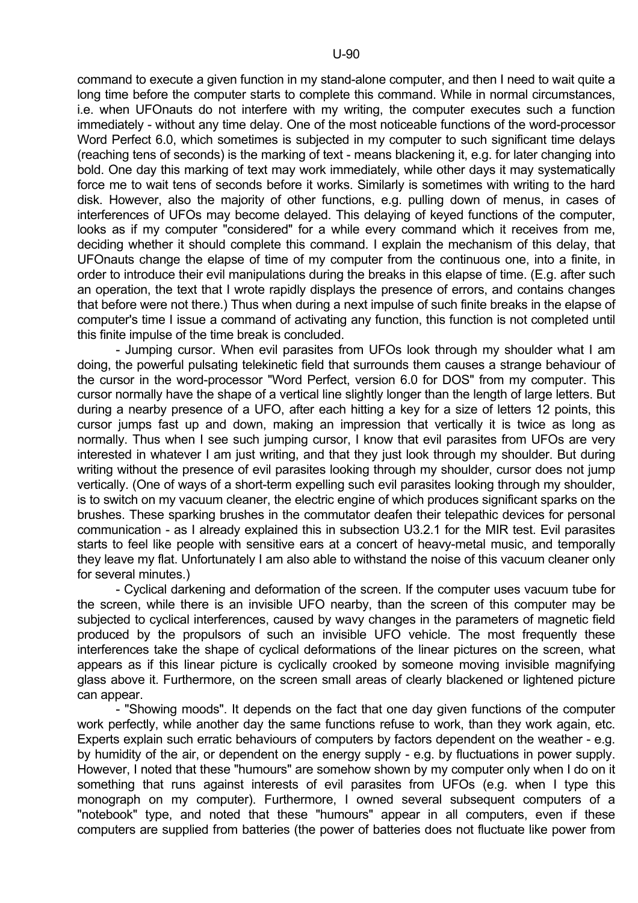command to execute a given function in my stand-alone computer, and then I need to wait quite a long time before the computer starts to complete this command. While in normal circumstances, i.e. when UFOnauts do not interfere with my writing, the computer executes such a function immediately - without any time delay. One of the most noticeable functions of the word-processor Word Perfect 6.0, which sometimes is subjected in my computer to such significant time delays (reaching tens of seconds) is the marking of text - means blackening it, e.g. for later changing into bold. One day this marking of text may work immediately, while other days it may systematically force me to wait tens of seconds before it works. Similarly is sometimes with writing to the hard disk. However, also the majority of other functions, e.g. pulling down of menus, in cases of interferences of UFOs may become delayed. This delaying of keyed functions of the computer, looks as if my computer "considered" for a while every command which it receives from me, deciding whether it should complete this command. I explain the mechanism of this delay, that UFOnauts change the elapse of time of my computer from the continuous one, into a finite, in order to introduce their evil manipulations during the breaks in this elapse of time. (E.g. after such an operation, the text that I wrote rapidly displays the presence of errors, and contains changes that before were not there.) Thus when during a next impulse of such finite breaks in the elapse of computer's time I issue a command of activating any function, this function is not completed until this finite impulse of the time break is concluded.

- Jumping cursor. When evil parasites from UFOs look through my shoulder what I am doing, the powerful pulsating telekinetic field that surrounds them causes a strange behaviour of the cursor in the word-processor "Word Perfect, version 6.0 for DOS" from my computer. This cursor normally have the shape of a vertical line slightly longer than the length of large letters. But during a nearby presence of a UFO, after each hitting a key for a size of letters 12 points, this cursor jumps fast up and down, making an impression that vertically it is twice as long as normally. Thus when I see such jumping cursor, I know that evil parasites from UFOs are very interested in whatever I am just writing, and that they just look through my shoulder. But during writing without the presence of evil parasites looking through my shoulder, cursor does not jump vertically. (One of ways of a short-term expelling such evil parasites looking through my shoulder, is to switch on my vacuum cleaner, the electric engine of which produces significant sparks on the brushes. These sparking brushes in the commutator deafen their telepathic devices for personal communication - as I already explained this in subsection U3.2.1 for the MIR test. Evil parasites starts to feel like people with sensitive ears at a concert of heavy-metal music, and temporally they leave my flat. Unfortunately I am also able to withstand the noise of this vacuum cleaner only for several minutes.)

- Cyclical darkening and deformation of the screen. If the computer uses vacuum tube for the screen, while there is an invisible UFO nearby, than the screen of this computer may be subjected to cyclical interferences, caused by wavy changes in the parameters of magnetic field produced by the propulsors of such an invisible UFO vehicle. The most frequently these interferences take the shape of cyclical deformations of the linear pictures on the screen, what appears as if this linear picture is cyclically crooked by someone moving invisible magnifying glass above it. Furthermore, on the screen small areas of clearly blackened or lightened picture can appear.

- "Showing moods". It depends on the fact that one day given functions of the computer work perfectly, while another day the same functions refuse to work, than they work again, etc. Experts explain such erratic behaviours of computers by factors dependent on the weather - e.g. by humidity of the air, or dependent on the energy supply - e.g. by fluctuations in power supply. However, I noted that these "humours" are somehow shown by my computer only when I do on it something that runs against interests of evil parasites from UFOs (e.g. when I type this monograph on my computer). Furthermore, I owned several subsequent computers of a "notebook" type, and noted that these "humours" appear in all computers, even if these computers are supplied from batteries (the power of batteries does not fluctuate like power from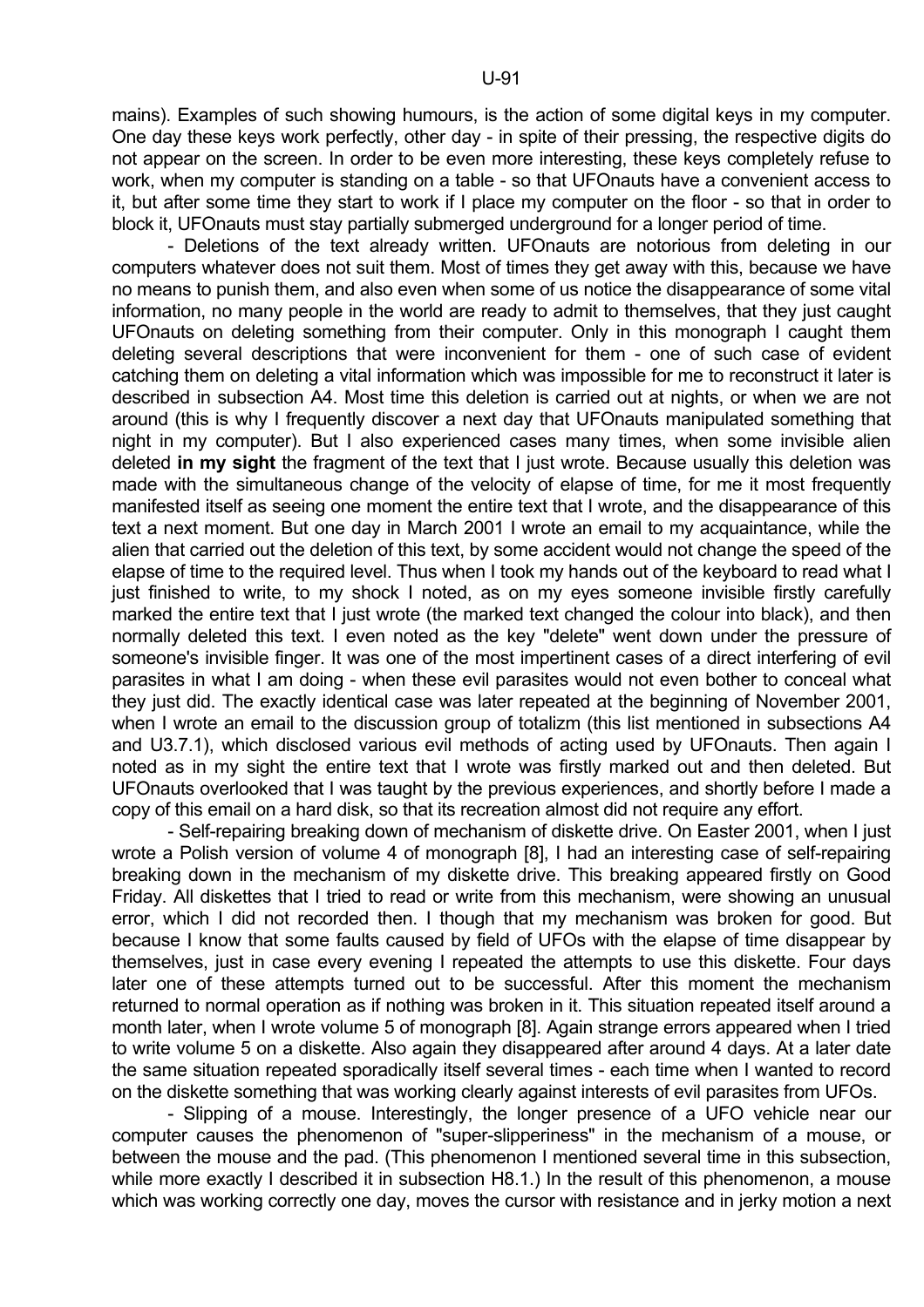mains). Examples of such showing humours, is the action of some digital keys in my computer. One day these keys work perfectly, other day - in spite of their pressing, the respective digits do not appear on the screen. In order to be even more interesting, these keys completely refuse to work, when my computer is standing on a table - so that UFOnauts have a convenient access to it, but after some time they start to work if I place my computer on the floor - so that in order to block it, UFOnauts must stay partially submerged underground for a longer period of time.

- Deletions of the text already written. UFOnauts are notorious from deleting in our computers whatever does not suit them. Most of times they get away with this, because we have no means to punish them, and also even when some of us notice the disappearance of some vital information, no many people in the world are ready to admit to themselves, that they just caught UFOnauts on deleting something from their computer. Only in this monograph I caught them deleting several descriptions that were inconvenient for them - one of such case of evident catching them on deleting a vital information which was impossible for me to reconstruct it later is described in subsection A4. Most time this deletion is carried out at nights, or when we are not around (this is why I frequently discover a next day that UFOnauts manipulated something that night in my computer). But I also experienced cases many times, when some invisible alien deleted **in my sight** the fragment of the text that I just wrote. Because usually this deletion was made with the simultaneous change of the velocity of elapse of time, for me it most frequently manifested itself as seeing one moment the entire text that I wrote, and the disappearance of this text a next moment. But one day in March 2001 I wrote an email to my acquaintance, while the alien that carried out the deletion of this text, by some accident would not change the speed of the elapse of time to the required level. Thus when I took my hands out of the keyboard to read what I just finished to write, to my shock I noted, as on my eyes someone invisible firstly carefully marked the entire text that I just wrote (the marked text changed the colour into black), and then normally deleted this text. I even noted as the key "delete" went down under the pressure of someone's invisible finger. It was one of the most impertinent cases of a direct interfering of evil parasites in what I am doing - when these evil parasites would not even bother to conceal what they just did. The exactly identical case was later repeated at the beginning of November 2001, when I wrote an email to the discussion group of totalizm (this list mentioned in subsections A4 and U3.7.1), which disclosed various evil methods of acting used by UFOnauts. Then again I noted as in my sight the entire text that I wrote was firstly marked out and then deleted. But UFOnauts overlooked that I was taught by the previous experiences, and shortly before I made a copy of this email on a hard disk, so that its recreation almost did not require any effort.

- Self-repairing breaking down of mechanism of diskette drive. On Easter 2001, when I just wrote a Polish version of volume 4 of monograph [8], I had an interesting case of self-repairing breaking down in the mechanism of my diskette drive. This breaking appeared firstly on Good Friday. All diskettes that I tried to read or write from this mechanism, were showing an unusual error, which I did not recorded then. I though that my mechanism was broken for good. But because I know that some faults caused by field of UFOs with the elapse of time disappear by themselves, just in case every evening I repeated the attempts to use this diskette. Four days later one of these attempts turned out to be successful. After this moment the mechanism returned to normal operation as if nothing was broken in it. This situation repeated itself around a month later, when I wrote volume 5 of monograph [8]. Again strange errors appeared when I tried to write volume 5 on a diskette. Also again they disappeared after around 4 days. At a later date the same situation repeated sporadically itself several times - each time when I wanted to record on the diskette something that was working clearly against interests of evil parasites from UFOs.

- Slipping of a mouse. Interestingly, the longer presence of a UFO vehicle near our computer causes the phenomenon of "super-slipperiness" in the mechanism of a mouse, or between the mouse and the pad. (This phenomenon I mentioned several time in this subsection, while more exactly I described it in subsection H8.1.) In the result of this phenomenon, a mouse which was working correctly one day, moves the cursor with resistance and in jerky motion a next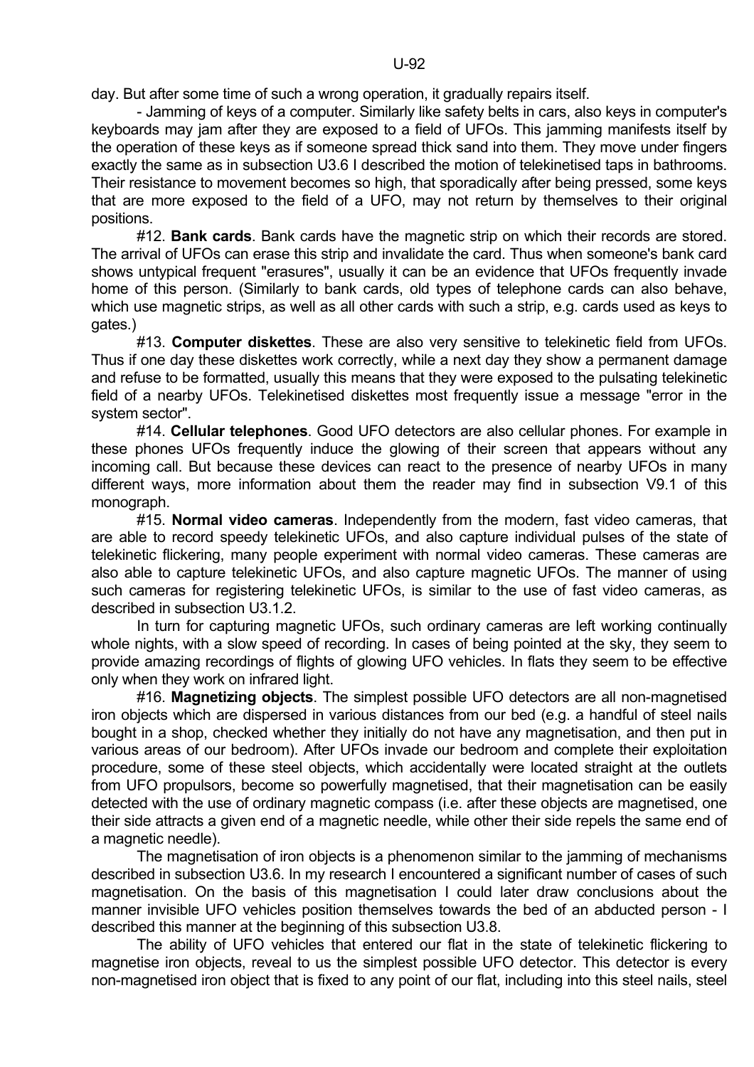day. But after some time of such a wrong operation, it gradually repairs itself.

- Jamming of keys of a computer. Similarly like safety belts in cars, also keys in computer's keyboards may jam after they are exposed to a field of UFOs. This jamming manifests itself by the operation of these keys as if someone spread thick sand into them. They move under fingers exactly the same as in subsection U3.6 I described the motion of telekinetised taps in bathrooms. Their resistance to movement becomes so high, that sporadically after being pressed, some keys that are more exposed to the field of a UFO, may not return by themselves to their original positions.

#12. **Bank cards**. Bank cards have the magnetic strip on which their records are stored. The arrival of UFOs can erase this strip and invalidate the card. Thus when someone's bank card shows untypical frequent "erasures", usually it can be an evidence that UFOs frequently invade home of this person. (Similarly to bank cards, old types of telephone cards can also behave, which use magnetic strips, as well as all other cards with such a strip, e.g. cards used as keys to gates.)

#13. **Computer diskettes**. These are also very sensitive to telekinetic field from UFOs. Thus if one day these diskettes work correctly, while a next day they show a permanent damage and refuse to be formatted, usually this means that they were exposed to the pulsating telekinetic field of a nearby UFOs. Telekinetised diskettes most frequently issue a message "error in the system sector".

#14. **Cellular telephones**. Good UFO detectors are also cellular phones. For example in these phones UFOs frequently induce the glowing of their screen that appears without any incoming call. But because these devices can react to the presence of nearby UFOs in many different ways, more information about them the reader may find in subsection V9.1 of this monograph.

#15. **Normal video cameras**. Independently from the modern, fast video cameras, that are able to record speedy telekinetic UFOs, and also capture individual pulses of the state of telekinetic flickering, many people experiment with normal video cameras. These cameras are also able to capture telekinetic UFOs, and also capture magnetic UFOs. The manner of using such cameras for registering telekinetic UFOs, is similar to the use of fast video cameras, as described in subsection U3.1.2.

In turn for capturing magnetic UFOs, such ordinary cameras are left working continually whole nights, with a slow speed of recording. In cases of being pointed at the sky, they seem to provide amazing recordings of flights of glowing UFO vehicles. In flats they seem to be effective only when they work on infrared light.

#16. **Magnetizing objects**. The simplest possible UFO detectors are all non-magnetised iron objects which are dispersed in various distances from our bed (e.g. a handful of steel nails bought in a shop, checked whether they initially do not have any magnetisation, and then put in various areas of our bedroom). After UFOs invade our bedroom and complete their exploitation procedure, some of these steel objects, which accidentally were located straight at the outlets from UFO propulsors, become so powerfully magnetised, that their magnetisation can be easily detected with the use of ordinary magnetic compass (i.e. after these objects are magnetised, one their side attracts a given end of a magnetic needle, while other their side repels the same end of a magnetic needle).

The magnetisation of iron objects is a phenomenon similar to the jamming of mechanisms described in subsection U3.6. In my research I encountered a significant number of cases of such magnetisation. On the basis of this magnetisation I could later draw conclusions about the manner invisible UFO vehicles position themselves towards the bed of an abducted person - I described this manner at the beginning of this subsection U3.8.

The ability of UFO vehicles that entered our flat in the state of telekinetic flickering to magnetise iron objects, reveal to us the simplest possible UFO detector. This detector is every non-magnetised iron object that is fixed to any point of our flat, including into this steel nails, steel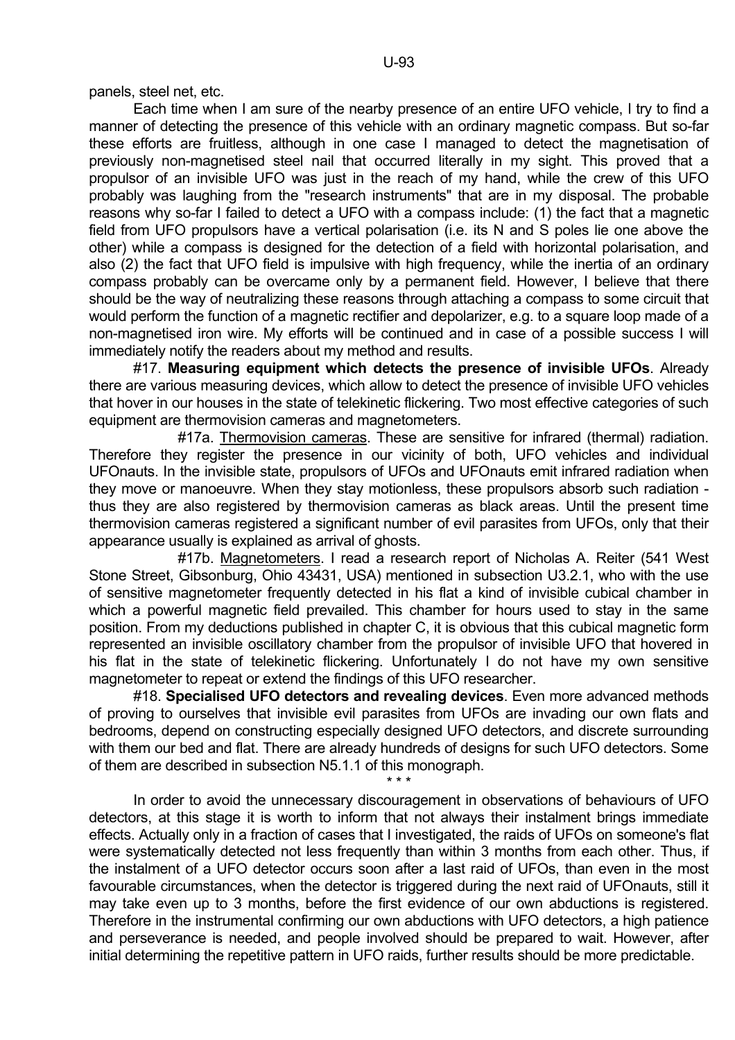panels, steel net, etc.

Each time when I am sure of the nearby presence of an entire UFO vehicle, I try to find a manner of detecting the presence of this vehicle with an ordinary magnetic compass. But so-far these efforts are fruitless, although in one case I managed to detect the magnetisation of previously non-magnetised steel nail that occurred literally in my sight. This proved that a propulsor of an invisible UFO was just in the reach of my hand, while the crew of this UFO probably was laughing from the "research instruments" that are in my disposal. The probable reasons why so-far I failed to detect a UFO with a compass include: (1) the fact that a magnetic field from UFO propulsors have a vertical polarisation (i.e. its N and S poles lie one above the other) while a compass is designed for the detection of a field with horizontal polarisation, and also (2) the fact that UFO field is impulsive with high frequency, while the inertia of an ordinary compass probably can be overcame only by a permanent field. However, I believe that there should be the way of neutralizing these reasons through attaching a compass to some circuit that would perform the function of a magnetic rectifier and depolarizer, e.g. to a square loop made of a non-magnetised iron wire. My efforts will be continued and in case of a possible success I will immediately notify the readers about my method and results.

#17. **Measuring equipment which detects the presence of invisible UFOs**. Already there are various measuring devices, which allow to detect the presence of invisible UFO vehicles that hover in our houses in the state of telekinetic flickering. Two most effective categories of such equipment are thermovision cameras and magnetometers.

#17a. Thermovision cameras. These are sensitive for infrared (thermal) radiation. Therefore they register the presence in our vicinity of both, UFO vehicles and individual UFOnauts. In the invisible state, propulsors of UFOs and UFOnauts emit infrared radiation when they move or manoeuvre. When they stay motionless, these propulsors absorb such radiation - thus they are also registered by thermovision cameras as black areas. Until the present time thermovision cameras registered a significant number of evil parasites from UFOs, only that their appearance usually is explained as arrival of ghosts.

#17b. Magnetometers. I read a research report of Nicholas A. Reiter (541 West Stone Street, Gibsonburg, Ohio 43431, USA) mentioned in subsection U3.2.1, who with the use of sensitive magnetometer frequently detected in his flat a kind of invisible cubical chamber in which a powerful magnetic field prevailed. This chamber for hours used to stay in the same position. From my deductions published in chapter C, it is obvious that this cubical magnetic form represented an invisible oscillatory chamber from the propulsor of invisible UFO that hovered in his flat in the state of telekinetic flickering. Unfortunately I do not have my own sensitive magnetometer to repeat or extend the findings of this UFO researcher.

#18. **Specialised UFO detectors and revealing devices**. Even more advanced methods of proving to ourselves that invisible evil parasites from UFOs are invading our own flats and bedrooms, depend on constructing especially designed UFO detectors, and discrete surrounding with them our bed and flat. There are already hundreds of designs for such UFO detectors. Some of them are described in subsection N5.1.1 of this monograph.

\* \* \*

In order to avoid the unnecessary discouragement in observations of behaviours of UFO detectors, at this stage it is worth to inform that not always their instalment brings immediate effects. Actually only in a fraction of cases that I investigated, the raids of UFOs on someone's flat were systematically detected not less frequently than within 3 months from each other. Thus, if the instalment of a UFO detector occurs soon after a last raid of UFOs, than even in the most favourable circumstances, when the detector is triggered during the next raid of UFOnauts, still it may take even up to 3 months, before the first evidence of our own abductions is registered. Therefore in the instrumental confirming our own abductions with UFO detectors, a high patience and perseverance is needed, and people involved should be prepared to wait. However, after initial determining the repetitive pattern in UFO raids, further results should be more predictable.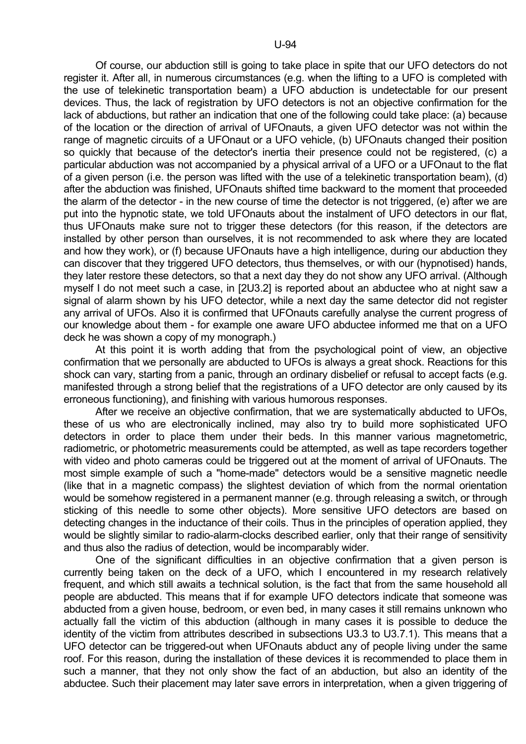Of course, our abduction still is going to take place in spite that our UFO detectors do not register it. After all, in numerous circumstances (e.g. when the lifting to a UFO is completed with the use of telekinetic transportation beam) a UFO abduction is undetectable for our present devices. Thus, the lack of registration by UFO detectors is not an objective confirmation for the lack of abductions, but rather an indication that one of the following could take place: (a) because of the location or the direction of arrival of UFOnauts, a given UFO detector was not within the range of magnetic circuits of a UFOnaut or a UFO vehicle, (b) UFOnauts changed their position so quickly that because of the detector's inertia their presence could not be registered, (c) a particular abduction was not accompanied by a physical arrival of a UFO or a UFOnaut to the flat of a given person (i.e. the person was lifted with the use of a telekinetic transportation beam), (d) after the abduction was finished, UFOnauts shifted time backward to the moment that proceeded the alarm of the detector - in the new course of time the detector is not triggered, (e) after we are put into the hypnotic state, we told UFOnauts about the instalment of UFO detectors in our flat, thus UFOnauts make sure not to trigger these detectors (for this reason, if the detectors are installed by other person than ourselves, it is not recommended to ask where they are located and how they work), or (f) because UFOnauts have a high intelligence, during our abduction they can discover that they triggered UFO detectors, thus themselves, or with our (hypnotised) hands, they later restore these detectors, so that a next day they do not show any UFO arrival. (Although myself I do not meet such a case, in [2U3.2] is reported about an abductee who at night saw a signal of alarm shown by his UFO detector, while a next day the same detector did not register any arrival of UFOs. Also it is confirmed that UFOnauts carefully analyse the current progress of our knowledge about them - for example one aware UFO abductee informed me that on a UFO deck he was shown a copy of my monograph.)

At this point it is worth adding that from the psychological point of view, an objective confirmation that we personally are abducted to UFOs is always a great shock. Reactions for this shock can vary, starting from a panic, through an ordinary disbelief or refusal to accept facts (e.g. manifested through a strong belief that the registrations of a UFO detector are only caused by its erroneous functioning), and finishing with various humorous responses.

After we receive an objective confirmation, that we are systematically abducted to UFOs, these of us who are electronically inclined, may also try to build more sophisticated UFO detectors in order to place them under their beds. In this manner various magnetometric, radiometric, or photometric measurements could be attempted, as well as tape recorders together with video and photo cameras could be triggered out at the moment of arrival of UFOnauts. The most simple example of such a "home-made" detectors would be a sensitive magnetic needle (like that in a magnetic compass) the slightest deviation of which from the normal orientation would be somehow registered in a permanent manner (e.g. through releasing a switch, or through sticking of this needle to some other objects). More sensitive UFO detectors are based on detecting changes in the inductance of their coils. Thus in the principles of operation applied, they would be slightly similar to radio-alarm-clocks described earlier, only that their range of sensitivity and thus also the radius of detection, would be incomparably wider.

One of the significant difficulties in an objective confirmation that a given person is currently being taken on the deck of a UFO, which I encountered in my research relatively frequent, and which still awaits a technical solution, is the fact that from the same household all people are abducted. This means that if for example UFO detectors indicate that someone was abducted from a given house, bedroom, or even bed, in many cases it still remains unknown who actually fall the victim of this abduction (although in many cases it is possible to deduce the identity of the victim from attributes described in subsections U3.3 to U3.7.1). This means that a UFO detector can be triggered-out when UFOnauts abduct any of people living under the same roof. For this reason, during the installation of these devices it is recommended to place them in such a manner, that they not only show the fact of an abduction, but also an identity of the abductee. Such their placement may later save errors in interpretation, when a given triggering of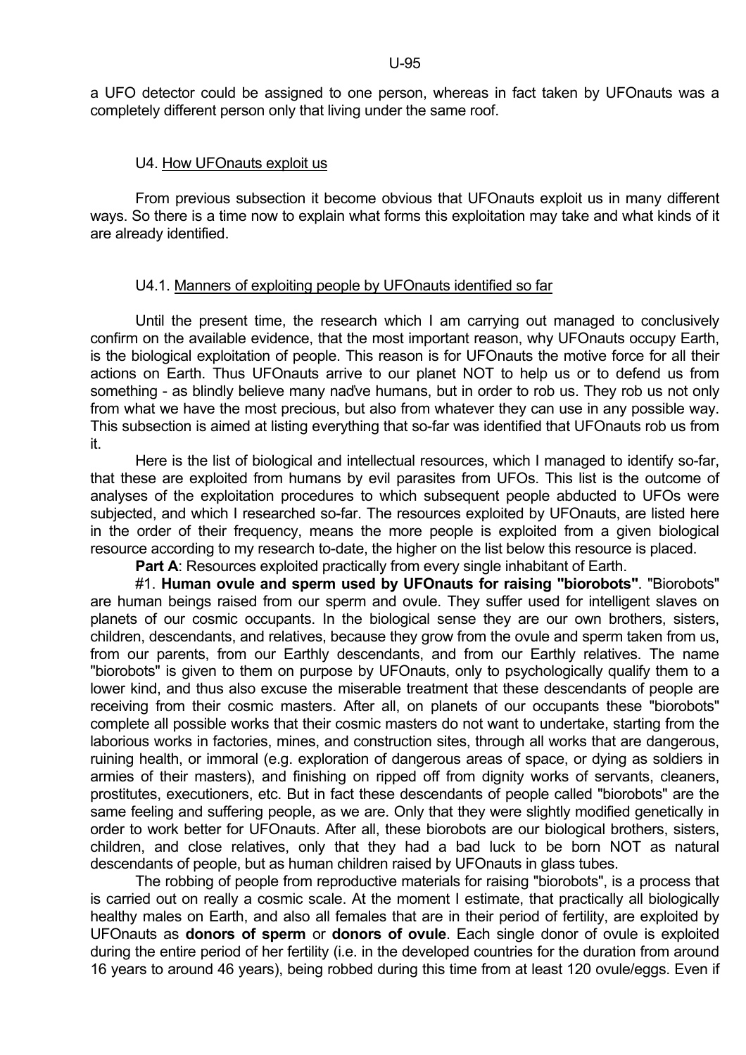a UFO detector could be assigned to one person, whereas in fact taken by UFOnauts was a completely different person only that living under the same roof.

## U4. How UFOnauts exploit us

From previous subsection it become obvious that UFOnauts exploit us in many different ways. So there is a time now to explain what forms this exploitation may take and what kinds of it are already identified.

### U4.1. Manners of exploiting people by UFOnauts identified so far

Until the present time, the research which I am carrying out managed to conclusively confirm on the available evidence, that the most important reason, why UFOnauts occupy Earth, is the biological exploitation of people. This reason is for UFOnauts the motive force for all their actions on Earth. Thus UFOnauts arrive to our planet NOT to help us or to defend us from something - as blindly believe many naďve humans, but in order to rob us. They rob us not only from what we have the most precious, but also from whatever they can use in any possible way. This subsection is aimed at listing everything that so-far was identified that UFOnauts rob us from it.

Here is the list of biological and intellectual resources, which I managed to identify so-far, that these are exploited from humans by evil parasites from UFOs. This list is the outcome of analyses of the exploitation procedures to which subsequent people abducted to UFOs were subjected, and which I researched so-far. The resources exploited by UFOnauts, are listed here in the order of their frequency, means the more people is exploited from a given biological resource according to my research to-date, the higher on the list below this resource is placed.

**Part A**: Resources exploited practically from every single inhabitant of Earth.

#1. **Human ovule and sperm used by UFOnauts for raising "biorobots"**. "Biorobots" are human beings raised from our sperm and ovule. They suffer used for intelligent slaves on planets of our cosmic occupants. In the biological sense they are our own brothers, sisters, children, descendants, and relatives, because they grow from the ovule and sperm taken from us, from our parents, from our Earthly descendants, and from our Earthly relatives. The name "biorobots" is given to them on purpose by UFOnauts, only to psychologically qualify them to a lower kind, and thus also excuse the miserable treatment that these descendants of people are receiving from their cosmic masters. After all, on planets of our occupants these "biorobots" complete all possible works that their cosmic masters do not want to undertake, starting from the laborious works in factories, mines, and construction sites, through all works that are dangerous, ruining health, or immoral (e.g. exploration of dangerous areas of space, or dying as soldiers in armies of their masters), and finishing on ripped off from dignity works of servants, cleaners, prostitutes, executioners, etc. But in fact these descendants of people called "biorobots" are the same feeling and suffering people, as we are. Only that they were slightly modified genetically in order to work better for UFOnauts. After all, these biorobots are our biological brothers, sisters, children, and close relatives, only that they had a bad luck to be born NOT as natural descendants of people, but as human children raised by UFOnauts in glass tubes.

The robbing of people from reproductive materials for raising "biorobots", is a process that is carried out on really a cosmic scale. At the moment I estimate, that practically all biologically healthy males on Earth, and also all females that are in their period of fertility, are exploited by UFOnauts as **donors of sperm** or **donors of ovule**. Each single donor of ovule is exploited during the entire period of her fertility (i.e. in the developed countries for the duration from around 16 years to around 46 years), being robbed during this time from at least 120 ovule/eggs. Even if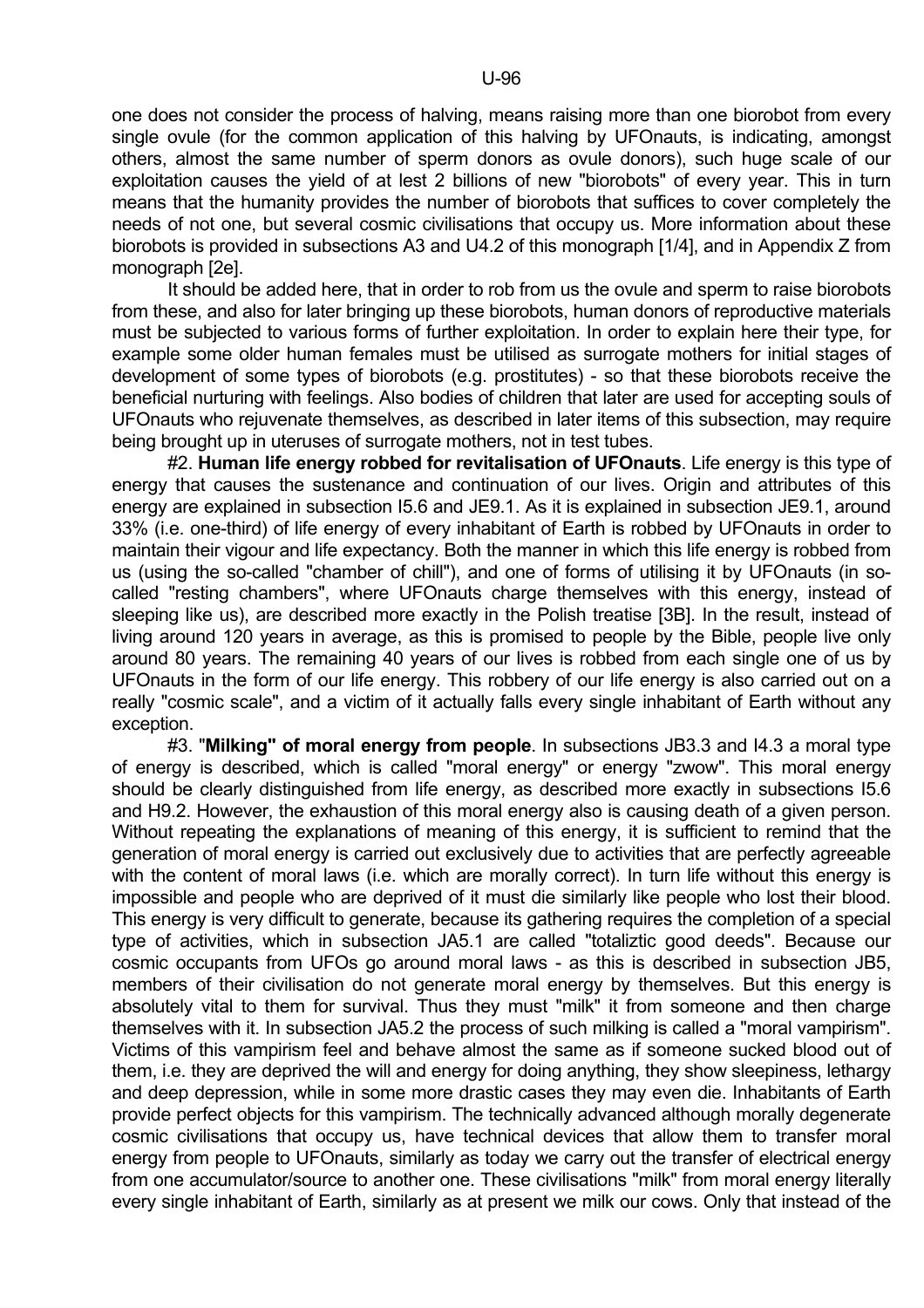one does not consider the process of halving, means raising more than one biorobot from every single ovule (for the common application of this halving by UFOnauts, is indicating, amongst others, almost the same number of sperm donors as ovule donors), such huge scale of our exploitation causes the yield of at lest 2 billions of new "biorobots" of every year. This in turn means that the humanity provides the number of biorobots that suffices to cover completely the needs of not one, but several cosmic civilisations that occupy us. More information about these biorobots is provided in subsections A3 and U4.2 of this monograph [1/4], and in Appendix Z from monograph [2e].

It should be added here, that in order to rob from us the ovule and sperm to raise biorobots from these, and also for later bringing up these biorobots, human donors of reproductive materials must be subjected to various forms of further exploitation. In order to explain here their type, for example some older human females must be utilised as surrogate mothers for initial stages of development of some types of biorobots (e.g. prostitutes) - so that these biorobots receive the beneficial nurturing with feelings. Also bodies of children that later are used for accepting souls of UFOnauts who rejuvenate themselves, as described in later items of this subsection, may require being brought up in uteruses of surrogate mothers, not in test tubes.

#2. **Human life energy robbed for revitalisation of UFOnauts**. Life energy is this type of energy that causes the sustenance and continuation of our lives. Origin and attributes of this energy are explained in subsection I5.6 and JE9.1. As it is explained in subsection JE9.1, around 33% (i.e. one-third) of life energy of every inhabitant of Earth is robbed by UFOnauts in order to maintain their vigour and life expectancy. Both the manner in which this life energy is robbed from us (using the so-called "chamber of chill"), and one of forms of utilising it by UFOnauts (in so-called "resting chambers", where UFOnauts charge themselves with this energy, instead of sleeping like us), are described more exactly in the Polish treatise [3B]. In the result, instead of living around 120 years in average, as this is promised to people by the Bible, people live only around 80 years. The remaining 40 years of our lives is robbed from each single one of us by UFOnauts in the form of our life energy. This robbery of our life energy is also carried out on a really "cosmic scale", and a victim of it actually falls every single inhabitant of Earth without any exception.

#3. "**Milking" of moral energy from people**. In subsections JB3.3 and I4.3 a moral type of energy is described, which is called "moral energy" or energy "zwow". This moral energy should be clearly distinguished from life energy, as described more exactly in subsections I5.6 and H9.2. However, the exhaustion of this moral energy also is causing death of a given person. Without repeating the explanations of meaning of this energy, it is sufficient to remind that the generation of moral energy is carried out exclusively due to activities that are perfectly agreeable with the content of moral laws (i.e. which are morally correct). In turn life without this energy is impossible and people who are deprived of it must die similarly like people who lost their blood. This energy is very difficult to generate, because its gathering requires the completion of a special type of activities, which in subsection JA5.1 are called "totaliztic good deeds". Because our cosmic occupants from UFOs go around moral laws - as this is described in subsection JB5, members of their civilisation do not generate moral energy by themselves. But this energy is absolutely vital to them for survival. Thus they must "milk" it from someone and then charge themselves with it. In subsection JA5.2 the process of such milking is called a "moral vampirism". Victims of this vampirism feel and behave almost the same as if someone sucked blood out of them, i.e. they are deprived the will and energy for doing anything, they show sleepiness, lethargy and deep depression, while in some more drastic cases they may even die. Inhabitants of Earth provide perfect objects for this vampirism. The technically advanced although morally degenerate cosmic civilisations that occupy us, have technical devices that allow them to transfer moral energy from people to UFOnauts, similarly as today we carry out the transfer of electrical energy from one accumulator/source to another one. These civilisations "milk" from moral energy literally every single inhabitant of Earth, similarly as at present we milk our cows. Only that instead of the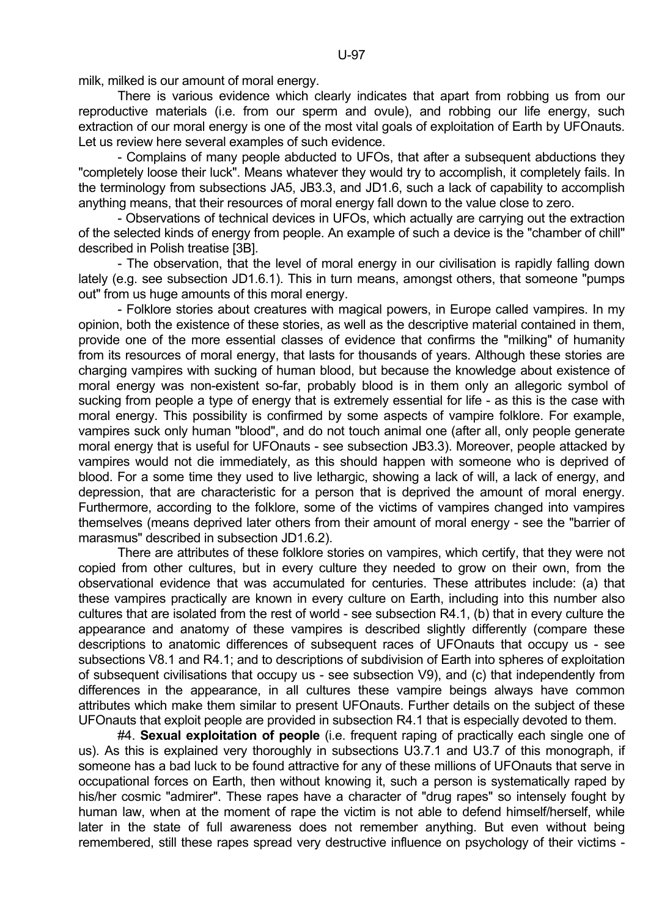milk, milked is our amount of moral energy.

There is various evidence which clearly indicates that apart from robbing us from our reproductive materials (i.e. from our sperm and ovule), and robbing our life energy, such extraction of our moral energy is one of the most vital goals of exploitation of Earth by UFOnauts. Let us review here several examples of such evidence.

- Complains of many people abducted to UFOs, that after a subsequent abductions they "completely loose their luck". Means whatever they would try to accomplish, it completely fails. In the terminology from subsections JA5, JB3.3, and JD1.6, such a lack of capability to accomplish anything means, that their resources of moral energy fall down to the value close to zero.

- Observations of technical devices in UFOs, which actually are carrying out the extraction of the selected kinds of energy from people. An example of such a device is the "chamber of chill" described in Polish treatise [3B].

- The observation, that the level of moral energy in our civilisation is rapidly falling down lately (e.g. see subsection JD1.6.1). This in turn means, amongst others, that someone "pumps out" from us huge amounts of this moral energy.

- Folklore stories about creatures with magical powers, in Europe called vampires. In my opinion, both the existence of these stories, as well as the descriptive material contained in them, provide one of the more essential classes of evidence that confirms the "milking" of humanity from its resources of moral energy, that lasts for thousands of years. Although these stories are charging vampires with sucking of human blood, but because the knowledge about existence of moral energy was non-existent so-far, probably blood is in them only an allegoric symbol of sucking from people a type of energy that is extremely essential for life - as this is the case with moral energy. This possibility is confirmed by some aspects of vampire folklore. For example, vampires suck only human "blood", and do not touch animal one (after all, only people generate moral energy that is useful for UFOnauts - see subsection JB3.3). Moreover, people attacked by vampires would not die immediately, as this should happen with someone who is deprived of blood. For a some time they used to live lethargic, showing a lack of will, a lack of energy, and depression, that are characteristic for a person that is deprived the amount of moral energy. Furthermore, according to the folklore, some of the victims of vampires changed into vampires themselves (means deprived later others from their amount of moral energy - see the "barrier of marasmus" described in subsection JD1.6.2).

There are attributes of these folklore stories on vampires, which certify, that they were not copied from other cultures, but in every culture they needed to grow on their own, from the observational evidence that was accumulated for centuries. These attributes include: (a) that these vampires practically are known in every culture on Earth, including into this number also cultures that are isolated from the rest of world - see subsection R4.1, (b) that in every culture the appearance and anatomy of these vampires is described slightly differently (compare these descriptions to anatomic differences of subsequent races of UFOnauts that occupy us - see subsections V8.1 and R4.1; and to descriptions of subdivision of Earth into spheres of exploitation of subsequent civilisations that occupy us - see subsection V9), and (c) that independently from differences in the appearance, in all cultures these vampire beings always have common attributes which make them similar to present UFOnauts. Further details on the subject of these UFOnauts that exploit people are provided in subsection R4.1 that is especially devoted to them.

#4. **Sexual exploitation of people** (i.e. frequent raping of practically each single one of us). As this is explained very thoroughly in subsections U3.7.1 and U3.7 of this monograph, if someone has a bad luck to be found attractive for any of these millions of UFOnauts that serve in occupational forces on Earth, then without knowing it, such a person is systematically raped by his/her cosmic "admirer". These rapes have a character of "drug rapes" so intensely fought by human law, when at the moment of rape the victim is not able to defend himself/herself, while later in the state of full awareness does not remember anything. But even without being remembered, still these rapes spread very destructive influence on psychology of their victims -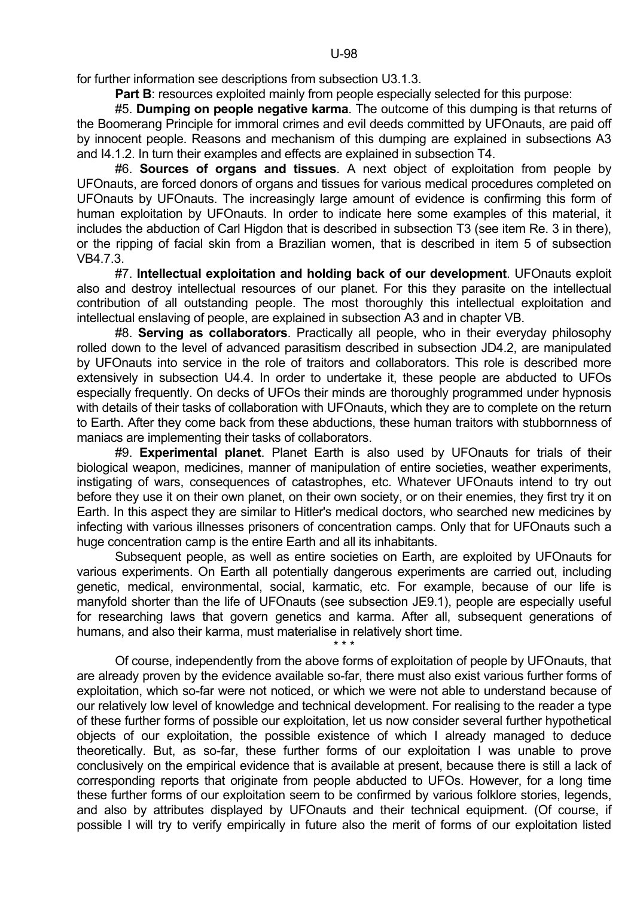for further information see descriptions from subsection U3.1.3.

**Part B**: resources exploited mainly from people especially selected for this purpose:

#5. **Dumping on people negative karma**. The outcome of this dumping is that returns of the Boomerang Principle for immoral crimes and evil deeds committed by UFOnauts, are paid off by innocent people. Reasons and mechanism of this dumping are explained in subsections A3 and I4.1.2. In turn their examples and effects are explained in subsection T4.

#6. **Sources of organs and tissues**. A next object of exploitation from people by UFOnauts, are forced donors of organs and tissues for various medical procedures completed on UFOnauts by UFOnauts. The increasingly large amount of evidence is confirming this form of human exploitation by UFOnauts. In order to indicate here some examples of this material, it includes the abduction of Carl Higdon that is described in subsection T3 (see item Re. 3 in there), or the ripping of facial skin from a Brazilian women, that is described in item 5 of subsection VB4.7.3.

#7. **Intellectual exploitation and holding back of our development**. UFOnauts exploit also and destroy intellectual resources of our planet. For this they parasite on the intellectual contribution of all outstanding people. The most thoroughly this intellectual exploitation and intellectual enslaving of people, are explained in subsection A3 and in chapter VB.

#8. **Serving as collaborators**. Practically all people, who in their everyday philosophy rolled down to the level of advanced parasitism described in subsection JD4.2, are manipulated by UFOnauts into service in the role of traitors and collaborators. This role is described more extensively in subsection U4.4. In order to undertake it, these people are abducted to UFOs especially frequently. On decks of UFOs their minds are thoroughly programmed under hypnosis with details of their tasks of collaboration with UFOnauts, which they are to complete on the return to Earth. After they come back from these abductions, these human traitors with stubbornness of maniacs are implementing their tasks of collaborators.

#9. **Experimental planet**. Planet Earth is also used by UFOnauts for trials of their biological weapon, medicines, manner of manipulation of entire societies, weather experiments, instigating of wars, consequences of catastrophes, etc. Whatever UFOnauts intend to try out before they use it on their own planet, on their own society, or on their enemies, they first try it on Earth. In this aspect they are similar to Hitler's medical doctors, who searched new medicines by infecting with various illnesses prisoners of concentration camps. Only that for UFOnauts such a huge concentration camp is the entire Earth and all its inhabitants.

Subsequent people, as well as entire societies on Earth, are exploited by UFOnauts for various experiments. On Earth all potentially dangerous experiments are carried out, including genetic, medical, environmental, social, karmatic, etc. For example, because of our life is manyfold shorter than the life of UFOnauts (see subsection JE9.1), people are especially useful for researching laws that govern genetics and karma. After all, subsequent generations of humans, and also their karma, must materialise in relatively short time.

\* \* \*

Of course, independently from the above forms of exploitation of people by UFOnauts, that are already proven by the evidence available so-far, there must also exist various further forms of exploitation, which so-far were not noticed, or which we were not able to understand because of our relatively low level of knowledge and technical development. For realising to the reader a type of these further forms of possible our exploitation, let us now consider several further hypothetical objects of our exploitation, the possible existence of which I already managed to deduce theoretically. But, as so-far, these further forms of our exploitation I was unable to prove conclusively on the empirical evidence that is available at present, because there is still a lack of corresponding reports that originate from people abducted to UFOs. However, for a long time these further forms of our exploitation seem to be confirmed by various folklore stories, legends, and also by attributes displayed by UFOnauts and their technical equipment. (Of course, if possible I will try to verify empirically in future also the merit of forms of our exploitation listed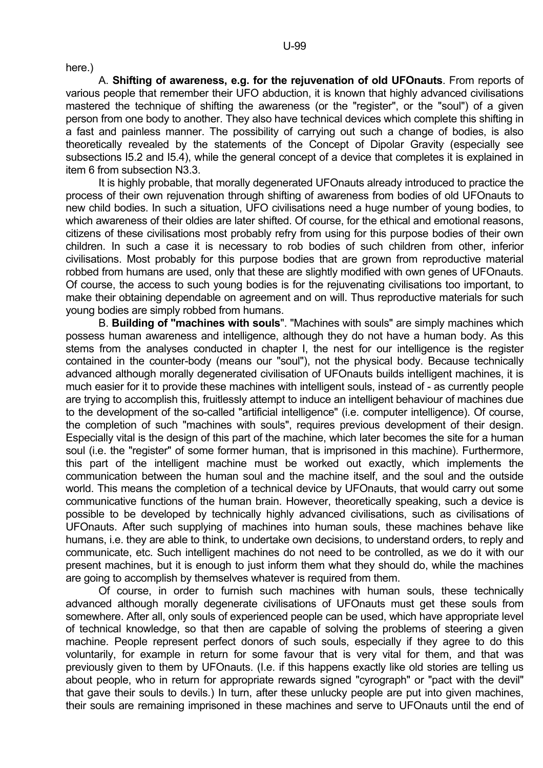here.)

A. **Shifting of awareness, e.g. for the rejuvenation of old UFOnauts**. From reports of various people that remember their UFO abduction, it is known that highly advanced civilisations mastered the technique of shifting the awareness (or the "register", or the "soul") of a given person from one body to another. They also have technical devices which complete this shifting in a fast and painless manner. The possibility of carrying out such a change of bodies, is also theoretically revealed by the statements of the Concept of Dipolar Gravity (especially see subsections I5.2 and I5.4), while the general concept of a device that completes it is explained in item 6 from subsection N3.3.

It is highly probable, that morally degenerated UFOnauts already introduced to practice the process of their own rejuvenation through shifting of awareness from bodies of old UFOnauts to new child bodies. In such a situation, UFO civilisations need a huge number of young bodies, to which awareness of their oldies are later shifted. Of course, for the ethical and emotional reasons, citizens of these civilisations most probably refry from using for this purpose bodies of their own children. In such a case it is necessary to rob bodies of such children from other, inferior civilisations. Most probably for this purpose bodies that are grown from reproductive material robbed from humans are used, only that these are slightly modified with own genes of UFOnauts. Of course, the access to such young bodies is for the rejuvenating civilisations too important, to make their obtaining dependable on agreement and on will. Thus reproductive materials for such young bodies are simply robbed from humans.

B. **Building of "machines with souls"**. "Machines with souls" are simply machines which possess human awareness and intelligence, although they do not have a human body. As this stems from the analyses conducted in chapter I, the nest for our intelligence is the register contained in the counter-body (means our "soul"), not the physical body. Because technically advanced although morally degenerated civilisation of UFOnauts builds intelligent machines, it is much easier for it to provide these machines with intelligent souls, instead of - as currently people are trying to accomplish this, fruitlessly attempt to induce an intelligent behaviour of machines due to the development of the so-called "artificial intelligence" (i.e. computer intelligence). Of course, the completion of such "machines with souls", requires previous development of their design. Especially vital is the design of this part of the machine, which later becomes the site for a human soul (i.e. the "register" of some former human, that is imprisoned in this machine). Furthermore, this part of the intelligent machine must be worked out exactly, which implements the communication between the human soul and the machine itself, and the soul and the outside world. This means the completion of a technical device by UFOnauts, that would carry out some communicative functions of the human brain. However, theoretically speaking, such a device is possible to be developed by technically highly advanced civilisations, such as civilisations of UFOnauts. After such supplying of machines into human souls, these machines behave like humans, i.e. they are able to think, to undertake own decisions, to understand orders, to reply and communicate, etc. Such intelligent machines do not need to be controlled, as we do it with our present machines, but it is enough to just inform them what they should do, while the machines are going to accomplish by themselves whatever is required from them.

Of course, in order to furnish such machines with human souls, these technically advanced although morally degenerate civilisations of UFOnauts must get these souls from somewhere. After all, only souls of experienced people can be used, which have appropriate level of technical knowledge, so that then are capable of solving the problems of steering a given machine. People represent perfect donors of such souls, especially if they agree to do this voluntarily, for example in return for some favour that is very vital for them, and that was previously given to them by UFOnauts. (I.e. if this happens exactly like old stories are telling us about people, who in return for appropriate rewards signed "cyrograph" or "pact with the devil" that gave their souls to devils.) In turn, after these unlucky people are put into given machines, their souls are remaining imprisoned in these machines and serve to UFOnauts until the end of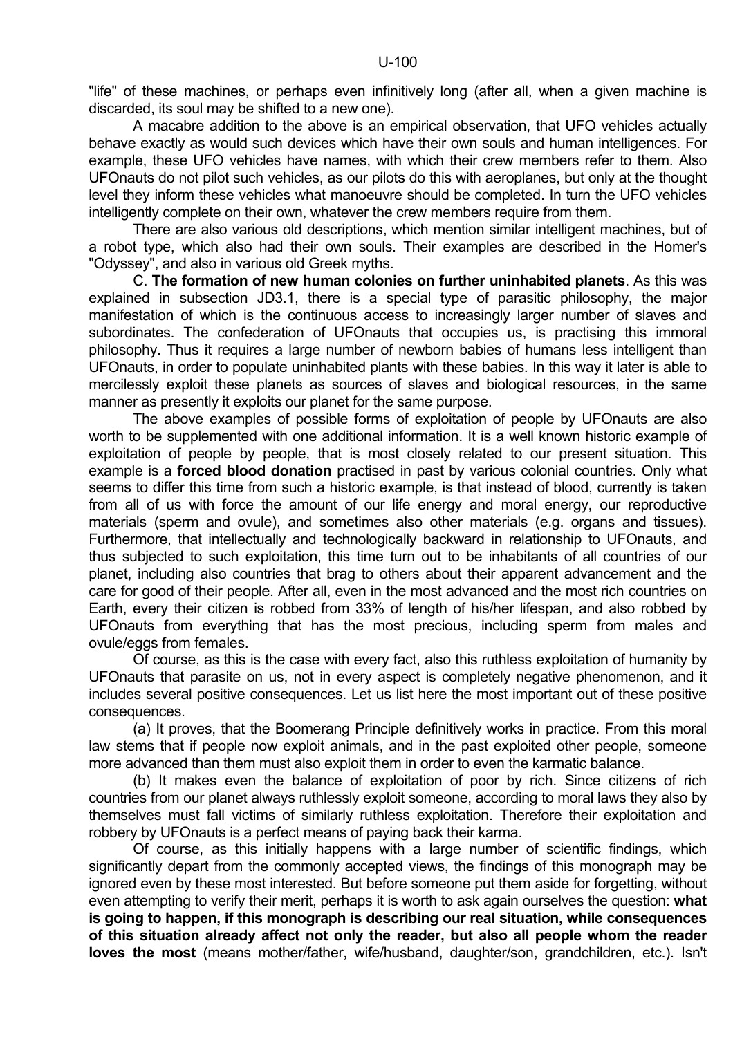"life" of these machines, or perhaps even infinitively long (after all, when a given machine is discarded, its soul may be shifted to a new one).

A macabre addition to the above is an empirical observation, that UFO vehicles actually behave exactly as would such devices which have their own souls and human intelligences. For example, these UFO vehicles have names, with which their crew members refer to them. Also UFOnauts do not pilot such vehicles, as our pilots do this with aeroplanes, but only at the thought level they inform these vehicles what manoeuvre should be completed. In turn the UFO vehicles intelligently complete on their own, whatever the crew members require from them.

There are also various old descriptions, which mention similar intelligent machines, but of a robot type, which also had their own souls. Their examples are described in the Homer's "Odyssey", and also in various old Greek myths.

C. **The formation of new human colonies on further uninhabited planets**. As this was explained in subsection JD3.1, there is a special type of parasitic philosophy, the major manifestation of which is the continuous access to increasingly larger number of slaves and subordinates. The confederation of UFOnauts that occupies us, is practising this immoral philosophy. Thus it requires a large number of newborn babies of humans less intelligent than UFOnauts, in order to populate uninhabited plants with these babies. In this way it later is able to mercilessly exploit these planets as sources of slaves and biological resources, in the same manner as presently it exploits our planet for the same purpose.

The above examples of possible forms of exploitation of people by UFOnauts are also worth to be supplemented with one additional information. It is a well known historic example of exploitation of people by people, that is most closely related to our present situation. This example is a **forced blood donation** practised in past by various colonial countries. Only what seems to differ this time from such a historic example, is that instead of blood, currently is taken from all of us with force the amount of our life energy and moral energy, our reproductive materials (sperm and ovule), and sometimes also other materials (e.g. organs and tissues). Furthermore, that intellectually and technologically backward in relationship to UFOnauts, and thus subjected to such exploitation, this time turn out to be inhabitants of all countries of our planet, including also countries that brag to others about their apparent advancement and the care for good of their people. After all, even in the most advanced and the most rich countries on Earth, every their citizen is robbed from 33% of length of his/her lifespan, and also robbed by UFOnauts from everything that has the most precious, including sperm from males and ovule/eggs from females.

Of course, as this is the case with every fact, also this ruthless exploitation of humanity by UFOnauts that parasite on us, not in every aspect is completely negative phenomenon, and it includes several positive consequences. Let us list here the most important out of these positive consequences.

(a) It proves, that the Boomerang Principle definitively works in practice. From this moral law stems that if people now exploit animals, and in the past exploited other people, someone more advanced than them must also exploit them in order to even the karmatic balance.

(b) It makes even the balance of exploitation of poor by rich. Since citizens of rich countries from our planet always ruthlessly exploit someone, according to moral laws they also by themselves must fall victims of similarly ruthless exploitation. Therefore their exploitation and robbery by UFOnauts is a perfect means of paying back their karma.

Of course, as this initially happens with a large number of scientific findings, which significantly depart from the commonly accepted views, the findings of this monograph may be ignored even by these most interested. But before someone put them aside for forgetting, without even attempting to verify their merit, perhaps it is worth to ask again ourselves the question: **what is going to happen, if this monograph is describing our real situation, while consequences of this situation already affect not only the reader, but also all people whom the reader loves the most** (means mother/father, wife/husband, daughter/son, grandchildren, etc.). Isn't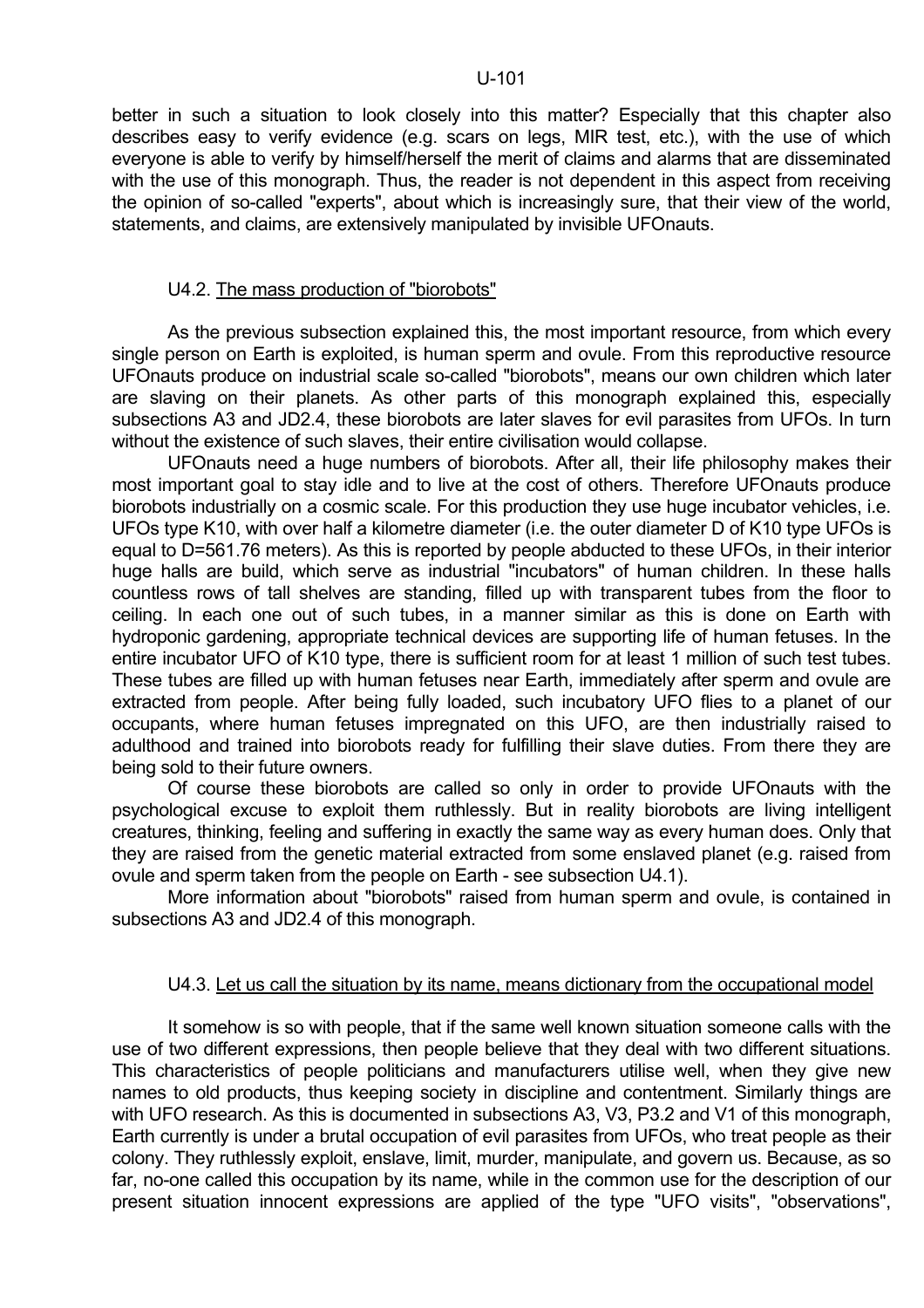better in such a situation to look closely into this matter? Especially that this chapter also describes easy to verify evidence (e.g. scars on legs, MIR test, etc.), with the use of which everyone is able to verify by himself/herself the merit of claims and alarms that are disseminated with the use of this monograph. Thus, the reader is not dependent in this aspect from receiving the opinion of so-called "experts", about which is increasingly sure, that their view of the world, statements, and claims, are extensively manipulated by invisible UFOnauts.

### U4.2. The mass production of "biorobots"

As the previous subsection explained this, the most important resource, from which every single person on Earth is exploited, is human sperm and ovule. From this reproductive resource UFOnauts produce on industrial scale so-called "biorobots", means our own children which later are slaving on their planets. As other parts of this monograph explained this, especially subsections A3 and JD2.4, these biorobots are later slaves for evil parasites from UFOs. In turn without the existence of such slaves, their entire civilisation would collapse.

UFOnauts need a huge numbers of biorobots. After all, their life philosophy makes their most important goal to stay idle and to live at the cost of others. Therefore UFOnauts produce biorobots industrially on a cosmic scale. For this production they use huge incubator vehicles, i.e. UFOs type K10, with over half a kilometre diameter (i.e. the outer diameter D of K10 type UFOs is equal to D=561.76 meters). As this is reported by people abducted to these UFOs, in their interior huge halls are build, which serve as industrial "incubators" of human children. In these halls countless rows of tall shelves are standing, filled up with transparent tubes from the floor to ceiling. In each one out of such tubes, in a manner similar as this is done on Earth with hydroponic gardening, appropriate technical devices are supporting life of human fetuses. In the entire incubator UFO of K10 type, there is sufficient room for at least 1 million of such test tubes. These tubes are filled up with human fetuses near Earth, immediately after sperm and ovule are extracted from people. After being fully loaded, such incubatory UFO flies to a planet of our occupants, where human fetuses impregnated on this UFO, are then industrially raised to adulthood and trained into biorobots ready for fulfilling their slave duties. From there they are being sold to their future owners.

Of course these biorobots are called so only in order to provide UFOnauts with the psychological excuse to exploit them ruthlessly. But in reality biorobots are living intelligent creatures, thinking, feeling and suffering in exactly the same way as every human does. Only that they are raised from the genetic material extracted from some enslaved planet (e.g. raised from ovule and sperm taken from the people on Earth - see subsection U4.1).

More information about "biorobots" raised from human sperm and ovule, is contained in subsections A3 and JD2.4 of this monograph.

### U4.3. Let us call the situation by its name, means dictionary from the occupational model

It somehow is so with people, that if the same well known situation someone calls with the use of two different expressions, then people believe that they deal with two different situations. This characteristics of people politicians and manufacturers utilise well, when they give new names to old products, thus keeping society in discipline and contentment. Similarly things are with UFO research. As this is documented in subsections A3, V3, P3.2 and V1 of this monograph, Earth currently is under a brutal occupation of evil parasites from UFOs, who treat people as their colony. They ruthlessly exploit, enslave, limit, murder, manipulate, and govern us. Because, as so far, no-one called this occupation by its name, while in the common use for the description of our present situation innocent expressions are applied of the type "UFO visits", "observations",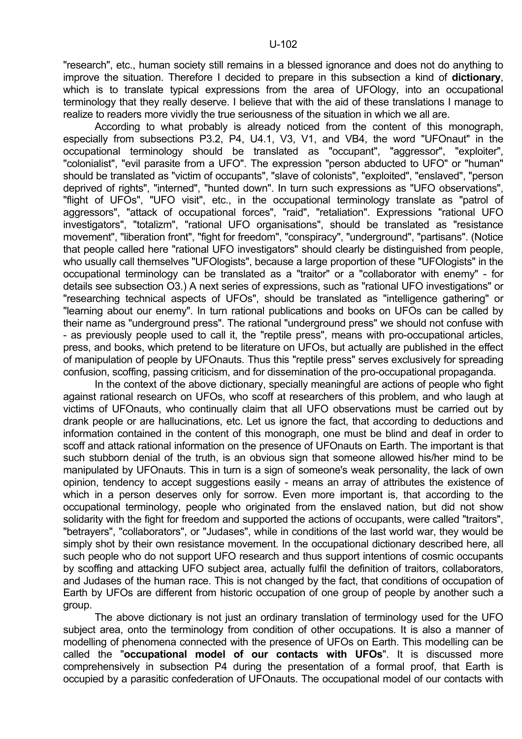"research", etc., human society still remains in a blessed ignorance and does not do anything to improve the situation. Therefore I decided to prepare in this subsection a kind of **dictionary**, which is to translate typical expressions from the area of UFOlogy, into an occupational terminology that they really deserve. I believe that with the aid of these translations I manage to realize to readers more vividly the true seriousness of the situation in which we all are.

According to what probably is already noticed from the content of this monograph, especially from subsections P3.2, P4, U4.1, V3, V1, and VB4, the word "UFOnaut" in the occupational terminology should be translated as "occupant", "aggressor", "exploiter", "colonialist", "evil parasite from a UFO". The expression "person abducted to UFO" or "human" should be translated as "victim of occupants", "slave of colonists", "exploited", "enslaved", "person deprived of rights", "interned", "hunted down". In turn such expressions as "UFO observations", "flight of UFOs", "UFO visit", etc., in the occupational terminology translate as "patrol of aggressors", "attack of occupational forces", "raid", "retaliation". Expressions "rational UFO investigators", "totalizm", "rational UFO organisations", should be translated as "resistance movement", "liberation front", "fight for freedom", "conspiracy", "underground", "partisans". (Notice that people called here "rational UFO investigators" should clearly be distinguished from people, who usually call themselves "UFOlogists", because a large proportion of these "UFOlogists" in the occupational terminology can be translated as a "traitor" or a "collaborator with enemy" - for details see subsection O3.) A next series of expressions, such as "rational UFO investigations" or "researching technical aspects of UFOs", should be translated as "intelligence gathering" or "learning about our enemy". In turn rational publications and books on UFOs can be called by their name as "underground press". The rational "underground press" we should not confuse with - as previously people used to call it, the "reptile press", means with pro-occupational articles, press, and books, which pretend to be literature on UFOs, but actually are published in the effect of manipulation of people by UFOnauts. Thus this "reptile press" serves exclusively for spreading confusion, scoffing, passing criticism, and for dissemination of the pro-occupational propaganda.

In the context of the above dictionary, specially meaningful are actions of people who fight against rational research on UFOs, who scoff at researchers of this problem, and who laugh at victims of UFOnauts, who continually claim that all UFO observations must be carried out by drank people or are hallucinations, etc. Let us ignore the fact, that according to deductions and information contained in the content of this monograph, one must be blind and deaf in order to scoff and attack rational information on the presence of UFOnauts on Earth. The important is that such stubborn denial of the truth, is an obvious sign that someone allowed his/her mind to be manipulated by UFOnauts. This in turn is a sign of someone's weak personality, the lack of own opinion, tendency to accept suggestions easily - means an array of attributes the existence of which in a person deserves only for sorrow. Even more important is, that according to the occupational terminology, people who originated from the enslaved nation, but did not show solidarity with the fight for freedom and supported the actions of occupants, were called "traitors", "betrayers", "collaborators", or "Judases", while in conditions of the last world war, they would be simply shot by their own resistance movement. In the occupational dictionary described here, all such people who do not support UFO research and thus support intentions of cosmic occupants by scoffing and attacking UFO subject area, actually fulfil the definition of traitors, collaborators, and Judases of the human race. This is not changed by the fact, that conditions of occupation of Earth by UFOs are different from historic occupation of one group of people by another such a group.

The above dictionary is not just an ordinary translation of terminology used for the UFO subject area, onto the terminology from condition of other occupations. It is also a manner of modelling of phenomena connected with the presence of UFOs on Earth. This modelling can be called the "**occupational model of our contacts with UFOs**". It is discussed more comprehensively in subsection P4 during the presentation of a formal proof, that Earth is occupied by a parasitic confederation of UFOnauts. The occupational model of our contacts with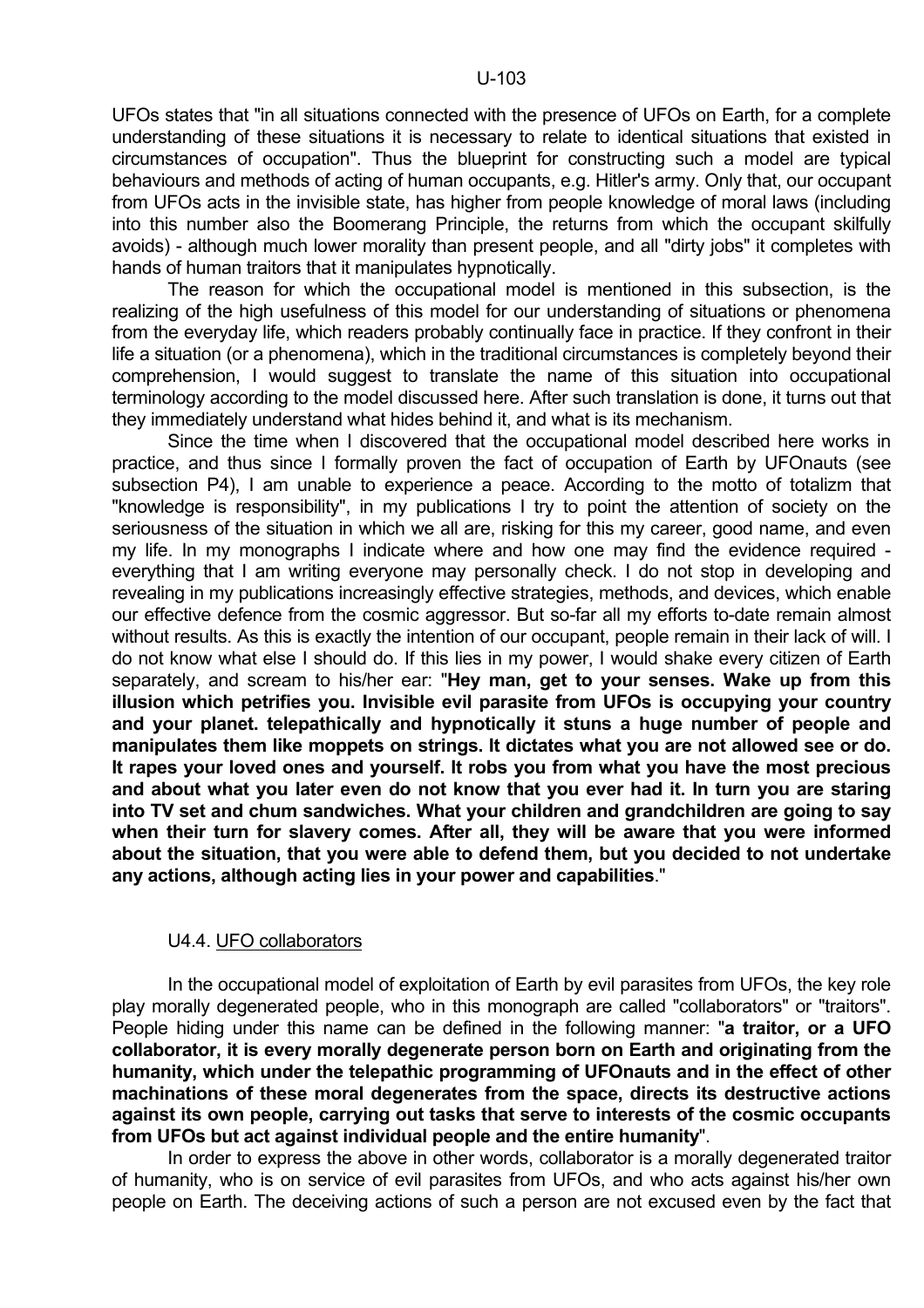UFOs states that "in all situations connected with the presence of UFOs on Earth, for a complete understanding of these situations it is necessary to relate to identical situations that existed in circumstances of occupation". Thus the blueprint for constructing such a model are typical behaviours and methods of acting of human occupants, e.g. Hitler's army. Only that, our occupant from UFOs acts in the invisible state, has higher from people knowledge of moral laws (including into this number also the Boomerang Principle, the returns from which the occupant skilfully avoids) - although much lower morality than present people, and all "dirty jobs" it completes with hands of human traitors that it manipulates hypnotically.

The reason for which the occupational model is mentioned in this subsection, is the realizing of the high usefulness of this model for our understanding of situations or phenomena from the everyday life, which readers probably continually face in practice. If they confront in their life a situation (or a phenomena), which in the traditional circumstances is completely beyond their comprehension, I would suggest to translate the name of this situation into occupational terminology according to the model discussed here. After such translation is done, it turns out that they immediately understand what hides behind it, and what is its mechanism.

Since the time when I discovered that the occupational model described here works in practice, and thus since I formally proven the fact of occupation of Earth by UFOnauts (see subsection P4), I am unable to experience a peace. According to the motto of totalizm that "knowledge is responsibility", in my publications I try to point the attention of society on the seriousness of the situation in which we all are, risking for this my career, good name, and even my life. In my monographs I indicate where and how one may find the evidence required - everything that I am writing everyone may personally check. I do not stop in developing and revealing in my publications increasingly effective strategies, methods, and devices, which enable our effective defence from the cosmic aggressor. But so-far all my efforts to-date remain almost without results. As this is exactly the intention of our occupant, people remain in their lack of will. I do not know what else I should do. If this lies in my power, I would shake every citizen of Earth separately, and scream to his/her ear: "**Hey man, get to your senses. Wake up from this illusion which petrifies you. Invisible evil parasite from UFOs is occupying your country and your planet. telepathically and hypnotically it stuns a huge number of people and manipulates them like moppets on strings. It dictates what you are not allowed see or do. It rapes your loved ones and yourself. It robs you from what you have the most precious and about what you later even do not know that you ever had it. In turn you are staring into TV set and chum sandwiches. What your children and grandchildren are going to say when their turn for slavery comes. After all, they will be aware that you were informed about the situation, that you were able to defend them, but you decided to not undertake any actions, although acting lies in your power and capabilities**."

### U4.4. UFO collaborators

In the occupational model of exploitation of Earth by evil parasites from UFOs, the key role play morally degenerated people, who in this monograph are called "collaborators" or "traitors". People hiding under this name can be defined in the following manner: "**a traitor, or a UFO collaborator, it is every morally degenerate person born on Earth and originating from the humanity, which under the telepathic programming of UFOnauts and in the effect of other machinations of these moral degenerates from the space, directs its destructive actions against its own people, carrying out tasks that serve to interests of the cosmic occupants from UFOs but act against individual people and the entire humanity**".

In order to express the above in other words, collaborator is a morally degenerated traitor of humanity, who is on service of evil parasites from UFOs, and who acts against his/her own people on Earth. The deceiving actions of such a person are not excused even by the fact that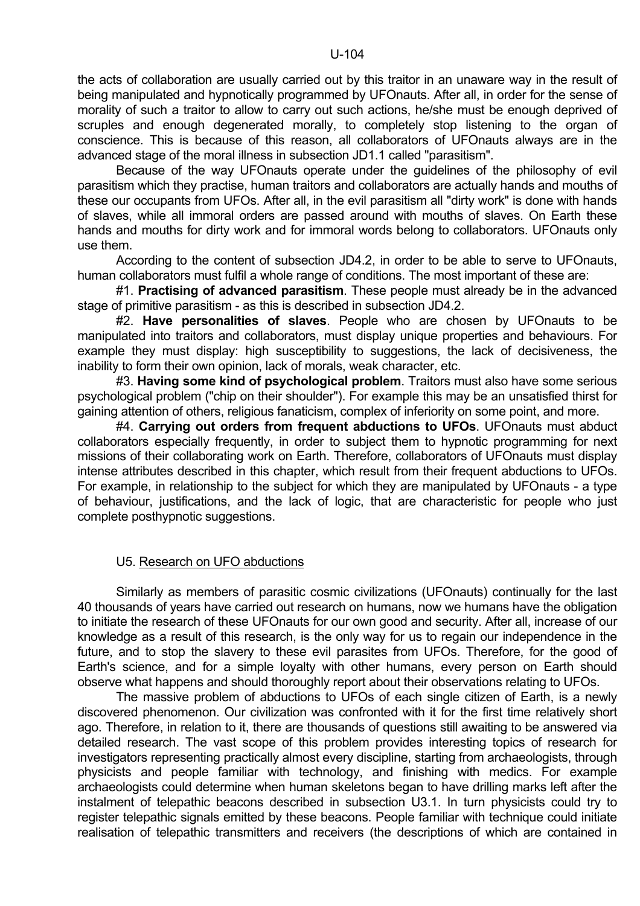the acts of collaboration are usually carried out by this traitor in an unaware way in the result of being manipulated and hypnotically programmed by UFOnauts. After all, in order for the sense of morality of such a traitor to allow to carry out such actions, he/she must be enough deprived of scruples and enough degenerated morally, to completely stop listening to the organ of conscience. This is because of this reason, all collaborators of UFOnauts always are in the advanced stage of the moral illness in subsection JD1.1 called "parasitism".

Because of the way UFOnauts operate under the guidelines of the philosophy of evil parasitism which they practise, human traitors and collaborators are actually hands and mouths of these our occupants from UFOs. After all, in the evil parasitism all "dirty work" is done with hands of slaves, while all immoral orders are passed around with mouths of slaves. On Earth these hands and mouths for dirty work and for immoral words belong to collaborators. UFOnauts only use them.

According to the content of subsection JD4.2, in order to be able to serve to UFOnauts, human collaborators must fulfil a whole range of conditions. The most important of these are:

#1. **Practising of advanced parasitism**. These people must already be in the advanced stage of primitive parasitism - as this is described in subsection JD4.2.

#2. **Have personalities of slaves**. People who are chosen by UFOnauts to be manipulated into traitors and collaborators, must display unique properties and behaviours. For example they must display: high susceptibility to suggestions, the lack of decisiveness, the inability to form their own opinion, lack of morals, weak character, etc.

#3. **Having some kind of psychological problem**. Traitors must also have some serious psychological problem ("chip on their shoulder"). For example this may be an unsatisfied thirst for gaining attention of others, religious fanaticism, complex of inferiority on some point, and more.

#4. **Carrying out orders from frequent abductions to UFOs**. UFOnauts must abduct collaborators especially frequently, in order to subject them to hypnotic programming for next missions of their collaborating work on Earth. Therefore, collaborators of UFOnauts must display intense attributes described in this chapter, which result from their frequent abductions to UFOs. For example, in relationship to the subject for which they are manipulated by UFOnauts - a type of behaviour, justifications, and the lack of logic, that are characteristic for people who just complete posthypnotic suggestions.

## U5. Research on UFO abductions

Similarly as members of parasitic cosmic civilizations (UFOnauts) continually for the last 40 thousands of years have carried out research on humans, now we humans have the obligation to initiate the research of these UFOnauts for our own good and security. After all, increase of our knowledge as a result of this research, is the only way for us to regain our independence in the future, and to stop the slavery to these evil parasites from UFOs. Therefore, for the good of Earth's science, and for a simple loyalty with other humans, every person on Earth should observe what happens and should thoroughly report about their observations relating to UFOs.

The massive problem of abductions to UFOs of each single citizen of Earth, is a newly discovered phenomenon. Our civilization was confronted with it for the first time relatively short ago. Therefore, in relation to it, there are thousands of questions still awaiting to be answered via detailed research. The vast scope of this problem provides interesting topics of research for investigators representing practically almost every discipline, starting from archaeologists, through physicists and people familiar with technology, and finishing with medics. For example archaeologists could determine when human skeletons began to have drilling marks left after the instalment of telepathic beacons described in subsection U3.1. In turn physicists could try to register telepathic signals emitted by these beacons. People familiar with technique could initiate realisation of telepathic transmitters and receivers (the descriptions of which are contained in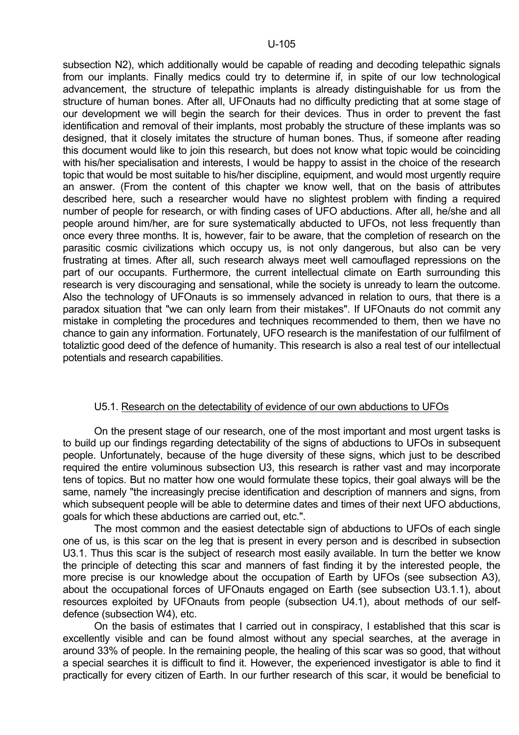subsection N2), which additionally would be capable of reading and decoding telepathic signals from our implants. Finally medics could try to determine if, in spite of our low technological advancement, the structure of telepathic implants is already distinguishable for us from the structure of human bones. After all, UFOnauts had no difficulty predicting that at some stage of our development we will begin the search for their devices. Thus in order to prevent the fast identification and removal of their implants, most probably the structure of these implants was so designed, that it closely imitates the structure of human bones. Thus, if someone after reading this document would like to join this research, but does not know what topic would be coinciding with his/her specialisation and interests, I would be happy to assist in the choice of the research topic that would be most suitable to his/her discipline, equipment, and would most urgently require an answer. (From the content of this chapter we know well, that on the basis of attributes described here, such a researcher would have no slightest problem with finding a required number of people for research, or with finding cases of UFO abductions. After all, he/she and all people around him/her, are for sure systematically abducted to UFOs, not less frequently than once every three months. It is, however, fair to be aware, that the completion of research on the parasitic cosmic civilizations which occupy us, is not only dangerous, but also can be very frustrating at times. After all, such research always meet well camouflaged repressions on the part of our occupants. Furthermore, the current intellectual climate on Earth surrounding this research is very discouraging and sensational, while the society is unready to learn the outcome. Also the technology of UFOnauts is so immensely advanced in relation to ours, that there is a paradox situation that "we can only learn from their mistakes". If UFOnauts do not commit any mistake in completing the procedures and techniques recommended to them, then we have no chance to gain any information. Fortunately, UFO research is the manifestation of our fulfilment of totaliztic good deed of the defence of humanity. This research is also a real test of our intellectual potentials and research capabilities.

### U5.1. Research on the detectability of evidence of our own abductions to UFOs

On the present stage of our research, one of the most important and most urgent tasks is to build up our findings regarding detectability of the signs of abductions to UFOs in subsequent people. Unfortunately, because of the huge diversity of these signs, which just to be described required the entire voluminous subsection U3, this research is rather vast and may incorporate tens of topics. But no matter how one would formulate these topics, their goal always will be the same, namely "the increasingly precise identification and description of manners and signs, from which subsequent people will be able to determine dates and times of their next UFO abductions, goals for which these abductions are carried out, etc.".

The most common and the easiest detectable sign of abductions to UFOs of each single one of us, is this scar on the leg that is present in every person and is described in subsection U3.1. Thus this scar is the subject of research most easily available. In turn the better we know the principle of detecting this scar and manners of fast finding it by the interested people, the more precise is our knowledge about the occupation of Earth by UFOs (see subsection A3), about the occupational forces of UFOnauts engaged on Earth (see subsection U3.1.1), about resources exploited by UFOnauts from people (subsection U4.1), about methods of our self-defence (subsection W4), etc.

On the basis of estimates that I carried out in conspiracy, I established that this scar is excellently visible and can be found almost without any special searches, at the average in around 33% of people. In the remaining people, the healing of this scar was so good, that without a special searches it is difficult to find it. However, the experienced investigator is able to find it practically for every citizen of Earth. In our further research of this scar, it would be beneficial to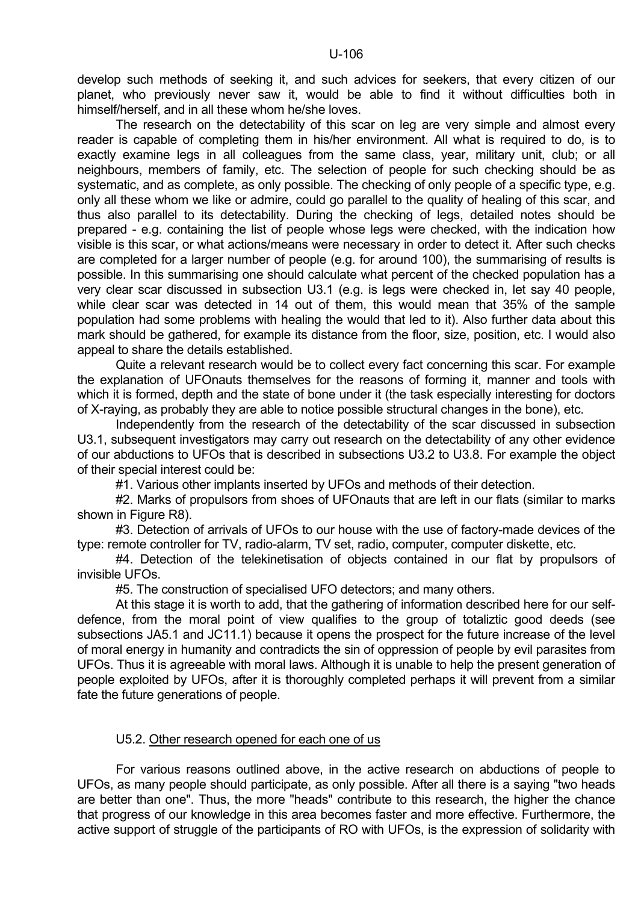develop such methods of seeking it, and such advices for seekers, that every citizen of our planet, who previously never saw it, would be able to find it without difficulties both in himself/herself, and in all these whom he/she loves.

The research on the detectability of this scar on leg are very simple and almost every reader is capable of completing them in his/her environment. All what is required to do, is to exactly examine legs in all colleagues from the same class, year, military unit, club; or all neighbours, members of family, etc. The selection of people for such checking should be as systematic, and as complete, as only possible. The checking of only people of a specific type, e.g. only all these whom we like or admire, could go parallel to the quality of healing of this scar, and thus also parallel to its detectability. During the checking of legs, detailed notes should be prepared - e.g. containing the list of people whose legs were checked, with the indication how visible is this scar, or what actions/means were necessary in order to detect it. After such checks are completed for a larger number of people (e.g. for around 100), the summarising of results is possible. In this summarising one should calculate what percent of the checked population has a very clear scar discussed in subsection U3.1 (e.g. is legs were checked in, let say 40 people, while clear scar was detected in 14 out of them, this would mean that 35% of the sample population had some problems with healing the would that led to it). Also further data about this mark should be gathered, for example its distance from the floor, size, position, etc. I would also appeal to share the details established.

Quite a relevant research would be to collect every fact concerning this scar. For example the explanation of UFOnauts themselves for the reasons of forming it, manner and tools with which it is formed, depth and the state of bone under it (the task especially interesting for doctors of X-raying, as probably they are able to notice possible structural changes in the bone), etc.

Independently from the research of the detectability of the scar discussed in subsection U3.1, subsequent investigators may carry out research on the detectability of any other evidence of our abductions to UFOs that is described in subsections U3.2 to U3.8. For example the object of their special interest could be:

#1. Various other implants inserted by UFOs and methods of their detection.

#2. Marks of propulsors from shoes of UFOnauts that are left in our flats (similar to marks shown in Figure R8).

#3. Detection of arrivals of UFOs to our house with the use of factory-made devices of the type: remote controller for TV, radio-alarm, TV set, radio, computer, computer diskette, etc.

#4. Detection of the telekinetisation of objects contained in our flat by propulsors of invisible UFOs.

#5. The construction of specialised UFO detectors; and many others.

At this stage it is worth to add, that the gathering of information described here for our self-defence, from the moral point of view qualifies to the group of totaliztic good deeds (see subsections JA5.1 and JC11.1) because it opens the prospect for the future increase of the level of moral energy in humanity and contradicts the sin of oppression of people by evil parasites from UFOs. Thus it is agreeable with moral laws. Although it is unable to help the present generation of people exploited by UFOs, after it is thoroughly completed perhaps it will prevent from a similar fate the future generations of people.

## U5.2. Other research opened for each one of us

For various reasons outlined above, in the active research on abductions of people to UFOs, as many people should participate, as only possible. After all there is a saying "two heads are better than one". Thus, the more "heads" contribute to this research, the higher the chance that progress of our knowledge in this area becomes faster and more effective. Furthermore, the active support of struggle of the participants of RO with UFOs, is the expression of solidarity with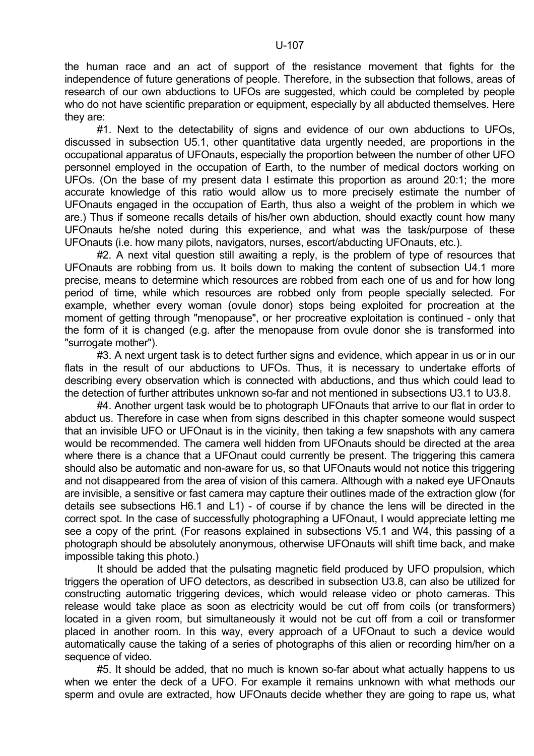the human race and an act of support of the resistance movement that fights for the independence of future generations of people. Therefore, in the subsection that follows, areas of research of our own abductions to UFOs are suggested, which could be completed by people who do not have scientific preparation or equipment, especially by all abducted themselves. Here they are:

#1. Next to the detectability of signs and evidence of our own abductions to UFOs, discussed in subsection U5.1, other quantitative data urgently needed, are proportions in the occupational apparatus of UFOnauts, especially the proportion between the number of other UFO personnel employed in the occupation of Earth, to the number of medical doctors working on UFOs. (On the base of my present data I estimate this proportion as around 20:1; the more accurate knowledge of this ratio would allow us to more precisely estimate the number of UFOnauts engaged in the occupation of Earth, thus also a weight of the problem in which we are.) Thus if someone recalls details of his/her own abduction, should exactly count how many UFOnauts he/she noted during this experience, and what was the task/purpose of these UFOnauts (i.e. how many pilots, navigators, nurses, escort/abducting UFOnauts, etc.).

#2. A next vital question still awaiting a reply, is the problem of type of resources that UFOnauts are robbing from us. It boils down to making the content of subsection U4.1 more precise, means to determine which resources are robbed from each one of us and for how long period of time, while which resources are robbed only from people specially selected. For example, whether every woman (ovule donor) stops being exploited for procreation at the moment of getting through "menopause", or her procreative exploitation is continued - only that the form of it is changed (e.g. after the menopause from ovule donor she is transformed into "surrogate mother").

#3. A next urgent task is to detect further signs and evidence, which appear in us or in our flats in the result of our abductions to UFOs. Thus, it is necessary to undertake efforts of describing every observation which is connected with abductions, and thus which could lead to the detection of further attributes unknown so-far and not mentioned in subsections U3.1 to U3.8.

#4. Another urgent task would be to photograph UFOnauts that arrive to our flat in order to abduct us. Therefore in case when from signs described in this chapter someone would suspect that an invisible UFO or UFOnaut is in the vicinity, then taking a few snapshots with any camera would be recommended. The camera well hidden from UFOnauts should be directed at the area where there is a chance that a UFOnaut could currently be present. The triggering this camera should also be automatic and non-aware for us, so that UFOnauts would not notice this triggering and not disappeared from the area of vision of this camera. Although with a naked eye UFOnauts are invisible, a sensitive or fast camera may capture their outlines made of the extraction glow (for details see subsections H6.1 and L1) - of course if by chance the lens will be directed in the correct spot. In the case of successfully photographing a UFOnaut, I would appreciate letting me see a copy of the print. (For reasons explained in subsections V5.1 and W4, this passing of a photograph should be absolutely anonymous, otherwise UFOnauts will shift time back, and make impossible taking this photo.)

It should be added that the pulsating magnetic field produced by UFO propulsion, which triggers the operation of UFO detectors, as described in subsection U3.8, can also be utilized for constructing automatic triggering devices, which would release video or photo cameras. This release would take place as soon as electricity would be cut off from coils (or transformers) located in a given room, but simultaneously it would not be cut off from a coil or transformer placed in another room. In this way, every approach of a UFOnaut to such a device would automatically cause the taking of a series of photographs of this alien or recording him/her on a sequence of video.

#5. It should be added, that no much is known so-far about what actually happens to us when we enter the deck of a UFO. For example it remains unknown with what methods our sperm and ovule are extracted, how UFOnauts decide whether they are going to rape us, what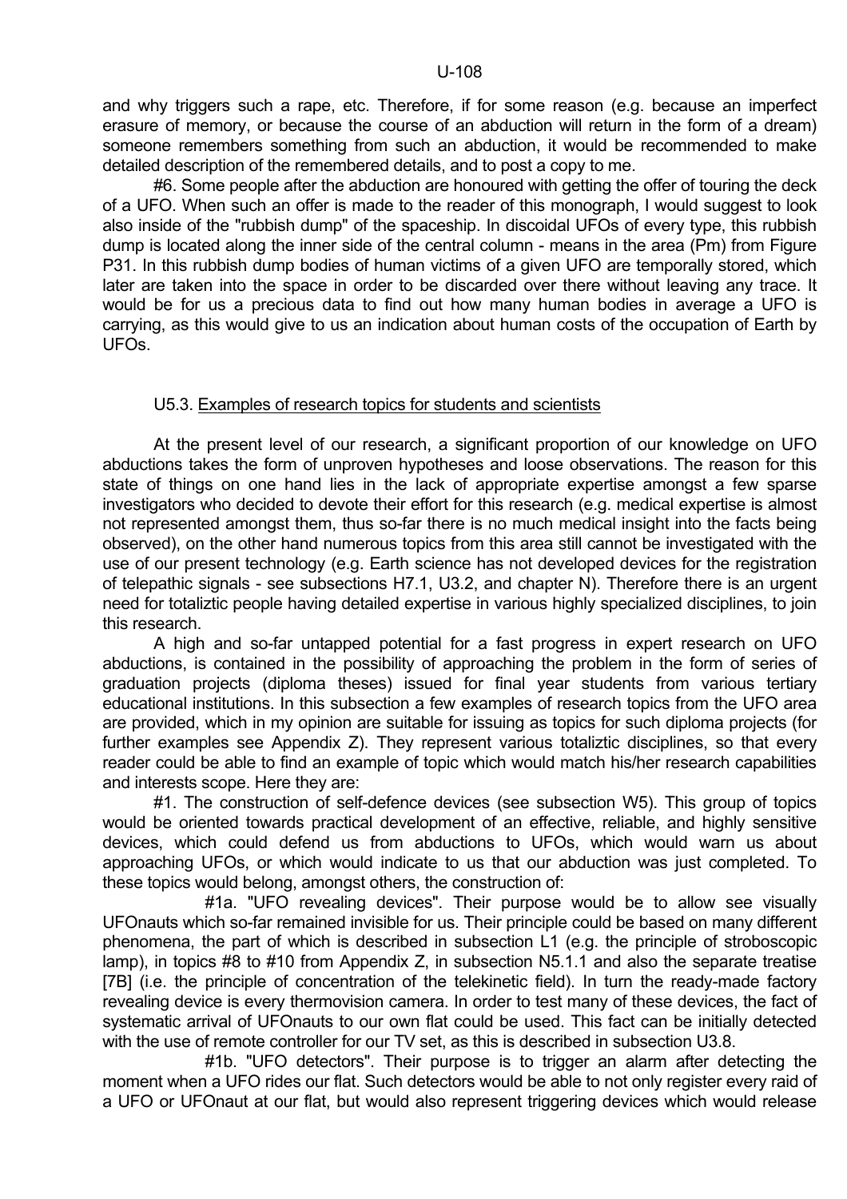and why triggers such a rape, etc. Therefore, if for some reason (e.g. because an imperfect erasure of memory, or because the course of an abduction will return in the form of a dream) someone remembers something from such an abduction, it would be recommended to make detailed description of the remembered details, and to post a copy to me.

#6. Some people after the abduction are honoured with getting the offer of touring the deck of a UFO. When such an offer is made to the reader of this monograph, I would suggest to look also inside of the "rubbish dump" of the spaceship. In discoidal UFOs of every type, this rubbish dump is located along the inner side of the central column - means in the area (Pm) from Figure P31. In this rubbish dump bodies of human victims of a given UFO are temporally stored, which later are taken into the space in order to be discarded over there without leaving any trace. It would be for us a precious data to find out how many human bodies in average a UFO is carrying, as this would give to us an indication about human costs of the occupation of Earth by UFOs.

## U5.3. Examples of research topics for students and scientists

At the present level of our research, a significant proportion of our knowledge on UFO abductions takes the form of unproven hypotheses and loose observations. The reason for this state of things on one hand lies in the lack of appropriate expertise amongst a few sparse investigators who decided to devote their effort for this research (e.g. medical expertise is almost not represented amongst them, thus so-far there is no much medical insight into the facts being observed), on the other hand numerous topics from this area still cannot be investigated with the use of our present technology (e.g. Earth science has not developed devices for the registration of telepathic signals - see subsections H7.1, U3.2, and chapter N). Therefore there is an urgent need for totaliztic people having detailed expertise in various highly specialized disciplines, to join this research.

A high and so-far untapped potential for a fast progress in expert research on UFO abductions, is contained in the possibility of approaching the problem in the form of series of graduation projects (diploma theses) issued for final year students from various tertiary educational institutions. In this subsection a few examples of research topics from the UFO area are provided, which in my opinion are suitable for issuing as topics for such diploma projects (for further examples see Appendix Z). They represent various totaliztic disciplines, so that every reader could be able to find an example of topic which would match his/her research capabilities and interests scope. Here they are:

#1. The construction of self-defence devices (see subsection W5). This group of topics would be oriented towards practical development of an effective, reliable, and highly sensitive devices, which could defend us from abductions to UFOs, which would warn us about approaching UFOs, or which would indicate to us that our abduction was just completed. To these topics would belong, amongst others, the construction of:

#1a. "UFO revealing devices". Their purpose would be to allow see visually UFOnauts which so-far remained invisible for us. Their principle could be based on many different phenomena, the part of which is described in subsection L1 (e.g. the principle of stroboscopic lamp), in topics #8 to #10 from Appendix Z, in subsection N5.1.1 and also the separate treatise [7B] (i.e. the principle of concentration of the telekinetic field). In turn the ready-made factory revealing device is every thermovision camera. In order to test many of these devices, the fact of systematic arrival of UFOnauts to our own flat could be used. This fact can be initially detected with the use of remote controller for our TV set, as this is described in subsection U3.8.

#1b. "UFO detectors". Their purpose is to trigger an alarm after detecting the moment when a UFO rides our flat. Such detectors would be able to not only register every raid of a UFO or UFOnaut at our flat, but would also represent triggering devices which would release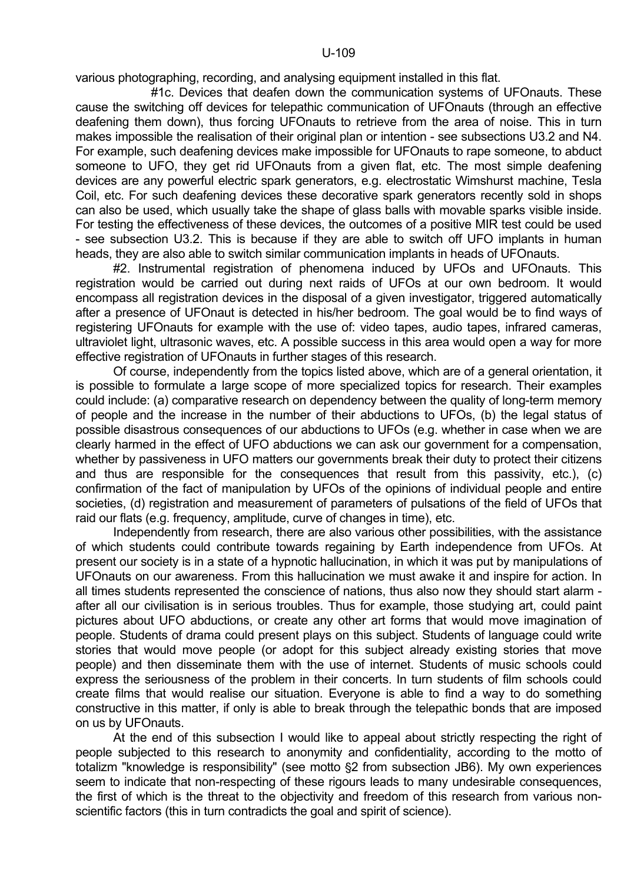various photographing, recording, and analysing equipment installed in this flat.

#1c. Devices that deafen down the communication systems of UFOnauts. These cause the switching off devices for telepathic communication of UFOnauts (through an effective deafening them down), thus forcing UFOnauts to retrieve from the area of noise. This in turn makes impossible the realisation of their original plan or intention - see subsections U3.2 and N4. For example, such deafening devices make impossible for UFOnauts to rape someone, to abduct someone to UFO, they get rid UFOnauts from a given flat, etc. The most simple deafening devices are any powerful electric spark generators, e.g. electrostatic Wimshurst machine, Tesla Coil, etc. For such deafening devices these decorative spark generators recently sold in shops can also be used, which usually take the shape of glass balls with movable sparks visible inside. For testing the effectiveness of these devices, the outcomes of a positive MIR test could be used - see subsection U3.2. This is because if they are able to switch off UFO implants in human heads, they are also able to switch similar communication implants in heads of UFOnauts.

#2. Instrumental registration of phenomena induced by UFOs and UFOnauts. This registration would be carried out during next raids of UFOs at our own bedroom. It would encompass all registration devices in the disposal of a given investigator, triggered automatically after a presence of UFOnaut is detected in his/her bedroom. The goal would be to find ways of registering UFOnauts for example with the use of: video tapes, audio tapes, infrared cameras, ultraviolet light, ultrasonic waves, etc. A possible success in this area would open a way for more effective registration of UFOnauts in further stages of this research.

Of course, independently from the topics listed above, which are of a general orientation, it is possible to formulate a large scope of more specialized topics for research. Their examples could include: (a) comparative research on dependency between the quality of long-term memory of people and the increase in the number of their abductions to UFOs, (b) the legal status of possible disastrous consequences of our abductions to UFOs (e.g. whether in case when we are clearly harmed in the effect of UFO abductions we can ask our government for a compensation, whether by passiveness in UFO matters our governments break their duty to protect their citizens and thus are responsible for the consequences that result from this passivity, etc.), (c) confirmation of the fact of manipulation by UFOs of the opinions of individual people and entire societies, (d) registration and measurement of parameters of pulsations of the field of UFOs that raid our flats (e.g. frequency, amplitude, curve of changes in time), etc.

Independently from research, there are also various other possibilities, with the assistance of which students could contribute towards regaining by Earth independence from UFOs. At present our society is in a state of a hypnotic hallucination, in which it was put by manipulations of UFOnauts on our awareness. From this hallucination we must awake it and inspire for action. In all times students represented the conscience of nations, thus also now they should start alarm - after all our civilisation is in serious troubles. Thus for example, those studying art, could paint pictures about UFO abductions, or create any other art forms that would move imagination of people. Students of drama could present plays on this subject. Students of language could write stories that would move people (or adopt for this subject already existing stories that move people) and then disseminate them with the use of internet. Students of music schools could express the seriousness of the problem in their concerts. In turn students of film schools could create films that would realise our situation. Everyone is able to find a way to do something constructive in this matter, if only is able to break through the telepathic bonds that are imposed on us by UFOnauts.

At the end of this subsection I would like to appeal about strictly respecting the right of people subjected to this research to anonymity and confidentiality, according to the motto of totalizm "knowledge is responsibility" (see motto §2 from subsection JB6). My own experiences seem to indicate that non-respecting of these rigours leads to many undesirable consequences, the first of which is the threat to the objectivity and freedom of this research from various non-scientific factors (this in turn contradicts the goal and spirit of science).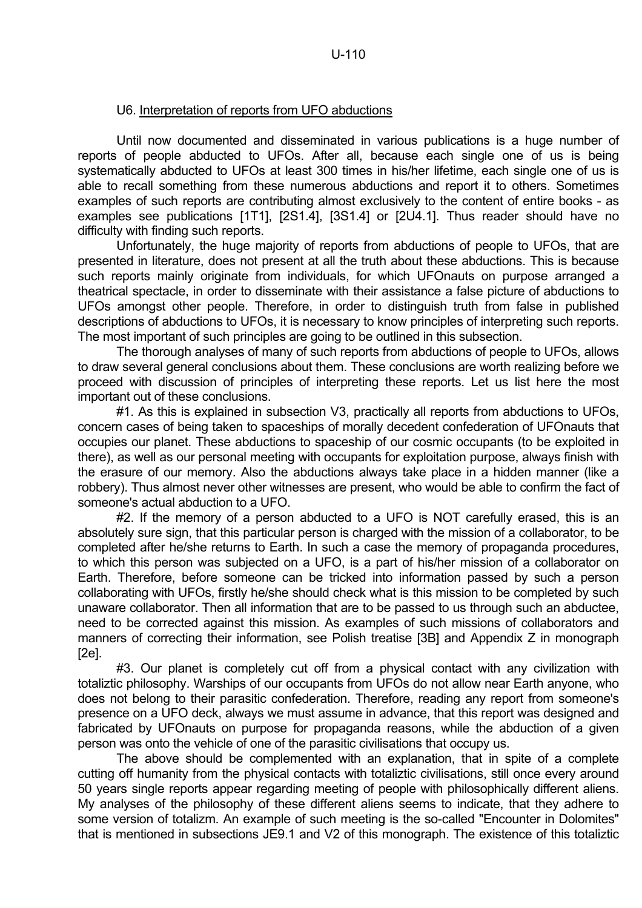## U6. Interpretation of reports from UFO abductions

Until now documented and disseminated in various publications is a huge number of reports of people abducted to UFOs. After all, because each single one of us is being systematically abducted to UFOs at least 300 times in his/her lifetime, each single one of us is able to recall something from these numerous abductions and report it to others. Sometimes examples of such reports are contributing almost exclusively to the content of entire books - as examples see publications [1T1], [2S1.4], [3S1.4] or [2U4.1]. Thus reader should have no difficulty with finding such reports.

Unfortunately, the huge majority of reports from abductions of people to UFOs, that are presented in literature, does not present at all the truth about these abductions. This is because such reports mainly originate from individuals, for which UFOnauts on purpose arranged a theatrical spectacle, in order to disseminate with their assistance a false picture of abductions to UFOs amongst other people. Therefore, in order to distinguish truth from false in published descriptions of abductions to UFOs, it is necessary to know principles of interpreting such reports. The most important of such principles are going to be outlined in this subsection.

The thorough analyses of many of such reports from abductions of people to UFOs, allows to draw several general conclusions about them. These conclusions are worth realizing before we proceed with discussion of principles of interpreting these reports. Let us list here the most important out of these conclusions.

#1. As this is explained in subsection V3, practically all reports from abductions to UFOs, concern cases of being taken to spaceships of morally decedent confederation of UFOnauts that occupies our planet. These abductions to spaceship of our cosmic occupants (to be exploited in there), as well as our personal meeting with occupants for exploitation purpose, always finish with the erasure of our memory. Also the abductions always take place in a hidden manner (like a robbery). Thus almost never other witnesses are present, who would be able to confirm the fact of someone's actual abduction to a UFO.

#2. If the memory of a person abducted to a UFO is NOT carefully erased, this is an absolutely sure sign, that this particular person is charged with the mission of a collaborator, to be completed after he/she returns to Earth. In such a case the memory of propaganda procedures, to which this person was subjected on a UFO, is a part of his/her mission of a collaborator on Earth. Therefore, before someone can be tricked into information passed by such a person collaborating with UFOs, firstly he/she should check what is this mission to be completed by such unaware collaborator. Then all information that are to be passed to us through such an abductee, need to be corrected against this mission. As examples of such missions of collaborators and manners of correcting their information, see Polish treatise [3B] and Appendix Z in monograph [2e].

#3. Our planet is completely cut off from a physical contact with any civilization with totaliztic philosophy. Warships of our occupants from UFOs do not allow near Earth anyone, who does not belong to their parasitic confederation. Therefore, reading any report from someone's presence on a UFO deck, always we must assume in advance, that this report was designed and fabricated by UFOnauts on purpose for propaganda reasons, while the abduction of a given person was onto the vehicle of one of the parasitic civilisations that occupy us.

The above should be complemented with an explanation, that in spite of a complete cutting off humanity from the physical contacts with totaliztic civilisations, still once every around 50 years single reports appear regarding meeting of people with philosophically different aliens. My analyses of the philosophy of these different aliens seems to indicate, that they adhere to some version of totalizm. An example of such meeting is the so-called "Encounter in Dolomites" that is mentioned in subsections JE9.1 and V2 of this monograph. The existence of this totaliztic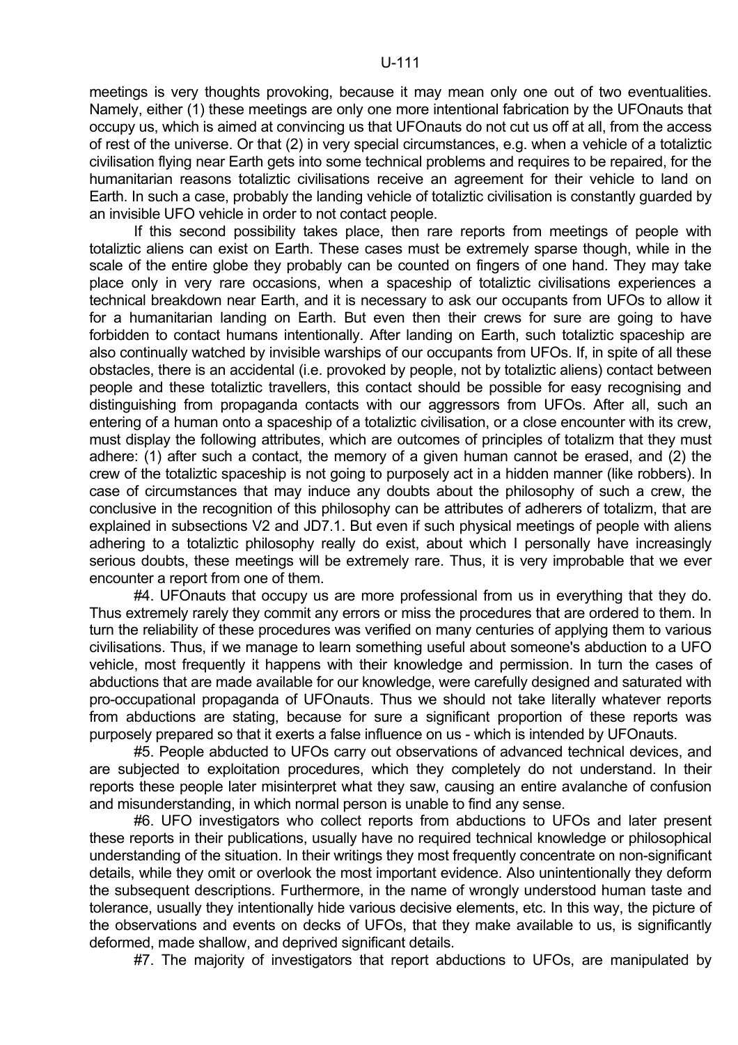meetings is very thoughts provoking, because it may mean only one out of two eventualities. Namely, either (1) these meetings are only one more intentional fabrication by the UFOnauts that occupy us, which is aimed at convincing us that UFOnauts do not cut us off at all, from the access of rest of the universe. Or that (2) in very special circumstances, e.g. when a vehicle of a totaliztic civilisation flying near Earth gets into some technical problems and requires to be repaired, for the humanitarian reasons totaliztic civilisations receive an agreement for their vehicle to land on Earth. In such a case, probably the landing vehicle of totaliztic civilisation is constantly guarded by an invisible UFO vehicle in order to not contact people.

If this second possibility takes place, then rare reports from meetings of people with totaliztic aliens can exist on Earth. These cases must be extremely sparse though, while in the scale of the entire globe they probably can be counted on fingers of one hand. They may take place only in very rare occasions, when a spaceship of totaliztic civilisations experiences a technical breakdown near Earth, and it is necessary to ask our occupants from UFOs to allow it for a humanitarian landing on Earth. But even then their crews for sure are going to have forbidden to contact humans intentionally. After landing on Earth, such totaliztic spaceship are also continually watched by invisible warships of our occupants from UFOs. If, in spite of all these obstacles, there is an accidental (i.e. provoked by people, not by totaliztic aliens) contact between people and these totaliztic travellers, this contact should be possible for easy recognising and distinguishing from propaganda contacts with our aggressors from UFOs. After all, such an entering of a human onto a spaceship of a totaliztic civilisation, or a close encounter with its crew, must display the following attributes, which are outcomes of principles of totalizm that they must adhere: (1) after such a contact, the memory of a given human cannot be erased, and (2) the crew of the totaliztic spaceship is not going to purposely act in a hidden manner (like robbers). In case of circumstances that may induce any doubts about the philosophy of such a crew, the conclusive in the recognition of this philosophy can be attributes of adherers of totalizm, that are explained in subsections V2 and JD7.1. But even if such physical meetings of people with aliens adhering to a totaliztic philosophy really do exist, about which I personally have increasingly serious doubts, these meetings will be extremely rare. Thus, it is very improbable that we ever encounter a report from one of them.

#4. UFOnauts that occupy us are more professional from us in everything that they do. Thus extremely rarely they commit any errors or miss the procedures that are ordered to them. In turn the reliability of these procedures was verified on many centuries of applying them to various civilisations. Thus, if we manage to learn something useful about someone's abduction to a UFO vehicle, most frequently it happens with their knowledge and permission. In turn the cases of abductions that are made available for our knowledge, were carefully designed and saturated with pro-occupational propaganda of UFOnauts. Thus we should not take literally whatever reports from abductions are stating, because for sure a significant proportion of these reports was purposely prepared so that it exerts a false influence on us - which is intended by UFOnauts.

#5. People abducted to UFOs carry out observations of advanced technical devices, and are subjected to exploitation procedures, which they completely do not understand. In their reports these people later misinterpret what they saw, causing an entire avalanche of confusion and misunderstanding, in which normal person is unable to find any sense.

#6. UFO investigators who collect reports from abductions to UFOs and later present these reports in their publications, usually have no required technical knowledge or philosophical understanding of the situation. In their writings they most frequently concentrate on non-significant details, while they omit or overlook the most important evidence. Also unintentionally they deform the subsequent descriptions. Furthermore, in the name of wrongly understood human taste and tolerance, usually they intentionally hide various decisive elements, etc. In this way, the picture of the observations and events on decks of UFOs, that they make available to us, is significantly deformed, made shallow, and deprived significant details.

#7. The majority of investigators that report abductions to UFOs, are manipulated by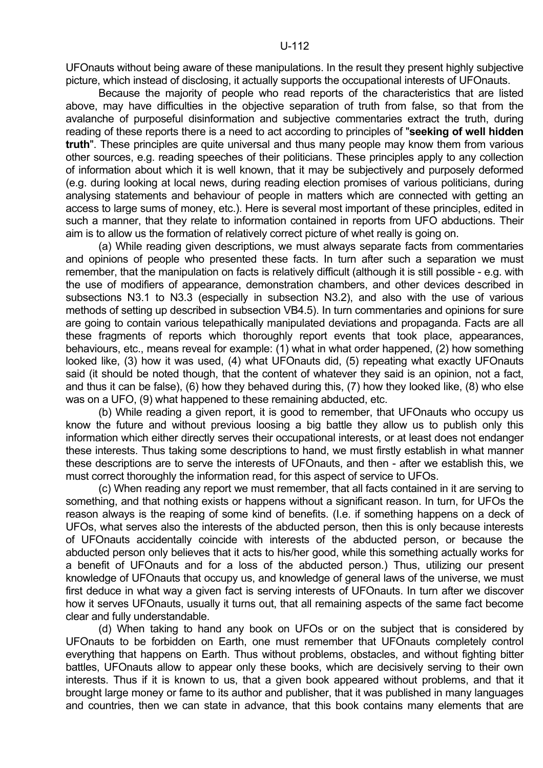UFOnauts without being aware of these manipulations. In the result they present highly subjective picture, which instead of disclosing, it actually supports the occupational interests of UFOnauts.

Because the majority of people who read reports of the characteristics that are listed above, may have difficulties in the objective separation of truth from false, so that from the avalanche of purposeful disinformation and subjective commentaries extract the truth, during reading of these reports there is a need to act according to principles of "**seeking of well hidden truth**". These principles are quite universal and thus many people may know them from various other sources, e.g. reading speeches of their politicians. These principles apply to any collection of information about which it is well known, that it may be subjectively and purposely deformed (e.g. during looking at local news, during reading election promises of various politicians, during analysing statements and behaviour of people in matters which are connected with getting an access to large sums of money, etc.). Here is several most important of these principles, edited in such a manner, that they relate to information contained in reports from UFO abductions. Their aim is to allow us the formation of relatively correct picture of whet really is going on.

(a) While reading given descriptions, we must always separate facts from commentaries and opinions of people who presented these facts. In turn after such a separation we must remember, that the manipulation on facts is relatively difficult (although it is still possible - e.g. with the use of modifiers of appearance, demonstration chambers, and other devices described in subsections N3.1 to N3.3 (especially in subsection N3.2), and also with the use of various methods of setting up described in subsection VB4.5). In turn commentaries and opinions for sure are going to contain various telepathically manipulated deviations and propaganda. Facts are all these fragments of reports which thoroughly report events that took place, appearances, behaviours, etc., means reveal for example: (1) what in what order happened, (2) how something looked like, (3) how it was used, (4) what UFOnauts did, (5) repeating what exactly UFOnauts said (it should be noted though, that the content of whatever they said is an opinion, not a fact, and thus it can be false), (6) how they behaved during this, (7) how they looked like, (8) who else was on a UFO, (9) what happened to these remaining abducted, etc.

(b) While reading a given report, it is good to remember, that UFOnauts who occupy us know the future and without previous loosing a big battle they allow us to publish only this information which either directly serves their occupational interests, or at least does not endanger these interests. Thus taking some descriptions to hand, we must firstly establish in what manner these descriptions are to serve the interests of UFOnauts, and then - after we establish this, we must correct thoroughly the information read, for this aspect of service to UFOs.

(c) When reading any report we must remember, that all facts contained in it are serving to something, and that nothing exists or happens without a significant reason. In turn, for UFOs the reason always is the reaping of some kind of benefits. (I.e. if something happens on a deck of UFOs, what serves also the interests of the abducted person, then this is only because interests of UFOnauts accidentally coincide with interests of the abducted person, or because the abducted person only believes that it acts to his/her good, while this something actually works for a benefit of UFOnauts and for a loss of the abducted person.) Thus, utilizing our present knowledge of UFOnauts that occupy us, and knowledge of general laws of the universe, we must first deduce in what way a given fact is serving interests of UFOnauts. In turn after we discover how it serves UFOnauts, usually it turns out, that all remaining aspects of the same fact become clear and fully understandable.

(d) When taking to hand any book on UFOs or on the subject that is considered by UFOnauts to be forbidden on Earth, one must remember that UFOnauts completely control everything that happens on Earth. Thus without problems, obstacles, and without fighting bitter battles, UFOnauts allow to appear only these books, which are decisively serving to their own interests. Thus if it is known to us, that a given book appeared without problems, and that it brought large money or fame to its author and publisher, that it was published in many languages and countries, then we can state in advance, that this book contains many elements that are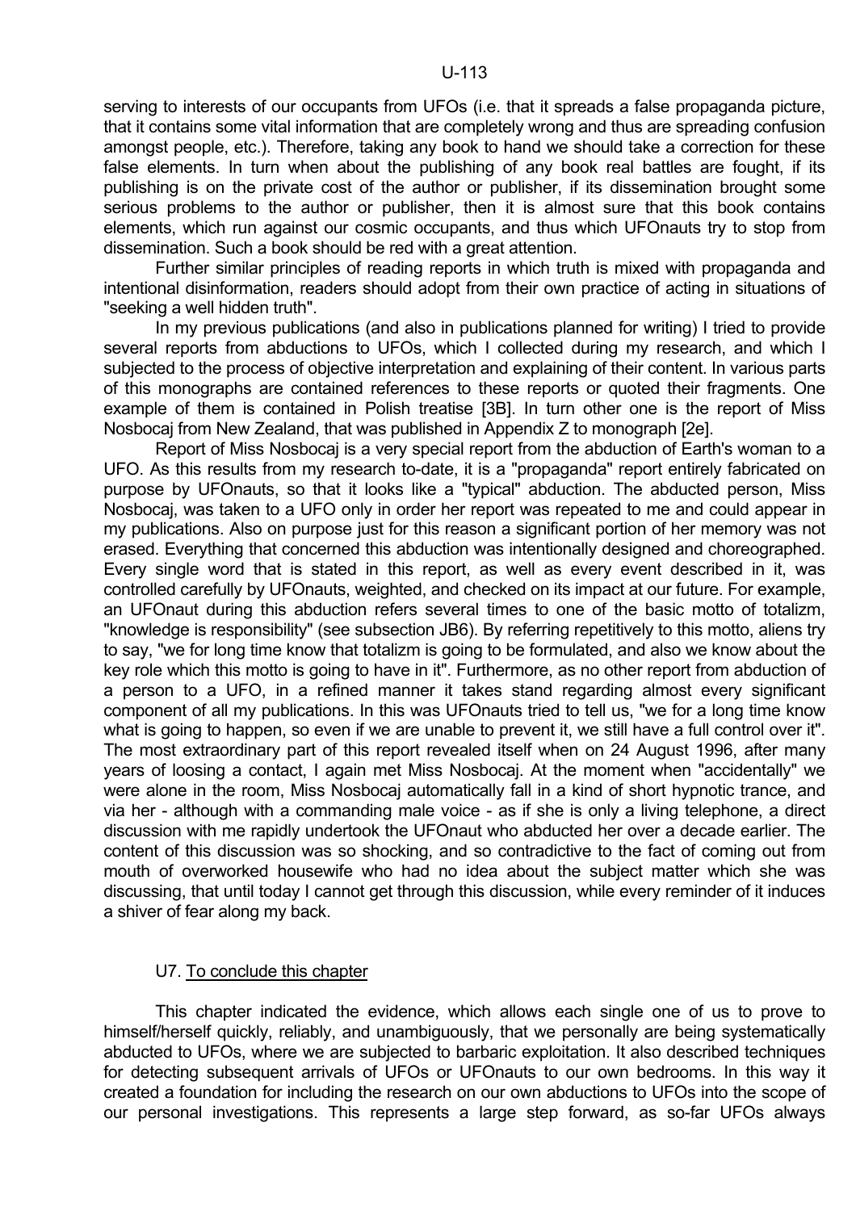serving to interests of our occupants from UFOs (i.e. that it spreads a false propaganda picture, that it contains some vital information that are completely wrong and thus are spreading confusion amongst people, etc.). Therefore, taking any book to hand we should take a correction for these false elements. In turn when about the publishing of any book real battles are fought, if its publishing is on the private cost of the author or publisher, if its dissemination brought some serious problems to the author or publisher, then it is almost sure that this book contains elements, which run against our cosmic occupants, and thus which UFOnauts try to stop from dissemination. Such a book should be red with a great attention.

Further similar principles of reading reports in which truth is mixed with propaganda and intentional disinformation, readers should adopt from their own practice of acting in situations of "seeking a well hidden truth".

In my previous publications (and also in publications planned for writing) I tried to provide several reports from abductions to UFOs, which I collected during my research, and which I subjected to the process of objective interpretation and explaining of their content. In various parts of this monographs are contained references to these reports or quoted their fragments. One example of them is contained in Polish treatise [3B]. In turn other one is the report of Miss Nosbocaj from New Zealand, that was published in Appendix Z to monograph [2e].

Report of Miss Nosbocaj is a very special report from the abduction of Earth's woman to a UFO. As this results from my research to-date, it is a "propaganda" report entirely fabricated on purpose by UFOnauts, so that it looks like a "typical" abduction. The abducted person, Miss Nosbocaj, was taken to a UFO only in order her report was repeated to me and could appear in my publications. Also on purpose just for this reason a significant portion of her memory was not erased. Everything that concerned this abduction was intentionally designed and choreographed. Every single word that is stated in this report, as well as every event described in it, was controlled carefully by UFOnauts, weighted, and checked on its impact at our future. For example, an UFOnaut during this abduction refers several times to one of the basic motto of totalizm, "knowledge is responsibility" (see subsection JB6). By referring repetitively to this motto, aliens try to say, "we for long time know that totalizm is going to be formulated, and also we know about the key role which this motto is going to have in it". Furthermore, as no other report from abduction of a person to a UFO, in a refined manner it takes stand regarding almost every significant component of all my publications. In this was UFOnauts tried to tell us, "we for a long time know what is going to happen, so even if we are unable to prevent it, we still have a full control over it". The most extraordinary part of this report revealed itself when on 24 August 1996, after many years of loosing a contact, I again met Miss Nosbocaj. At the moment when "accidentally" we were alone in the room, Miss Nosbocaj automatically fall in a kind of short hypnotic trance, and via her - although with a commanding male voice - as if she is only a living telephone, a direct discussion with me rapidly undertook the UFOnaut who abducted her over a decade earlier. The content of this discussion was so shocking, and so contradictive to the fact of coming out from mouth of overworked housewife who had no idea about the subject matter which she was discussing, that until today I cannot get through this discussion, while every reminder of it induces a shiver of fear along my back.

## U7. To conclude this chapter

This chapter indicated the evidence, which allows each single one of us to prove to himself/herself quickly, reliably, and unambiguously, that we personally are being systematically abducted to UFOs, where we are subjected to barbaric exploitation. It also described techniques for detecting subsequent arrivals of UFOs or UFOnauts to our own bedrooms. In this way it created a foundation for including the research on our own abductions to UFOs into the scope of our personal investigations. This represents a large step forward, as so-far UFOs always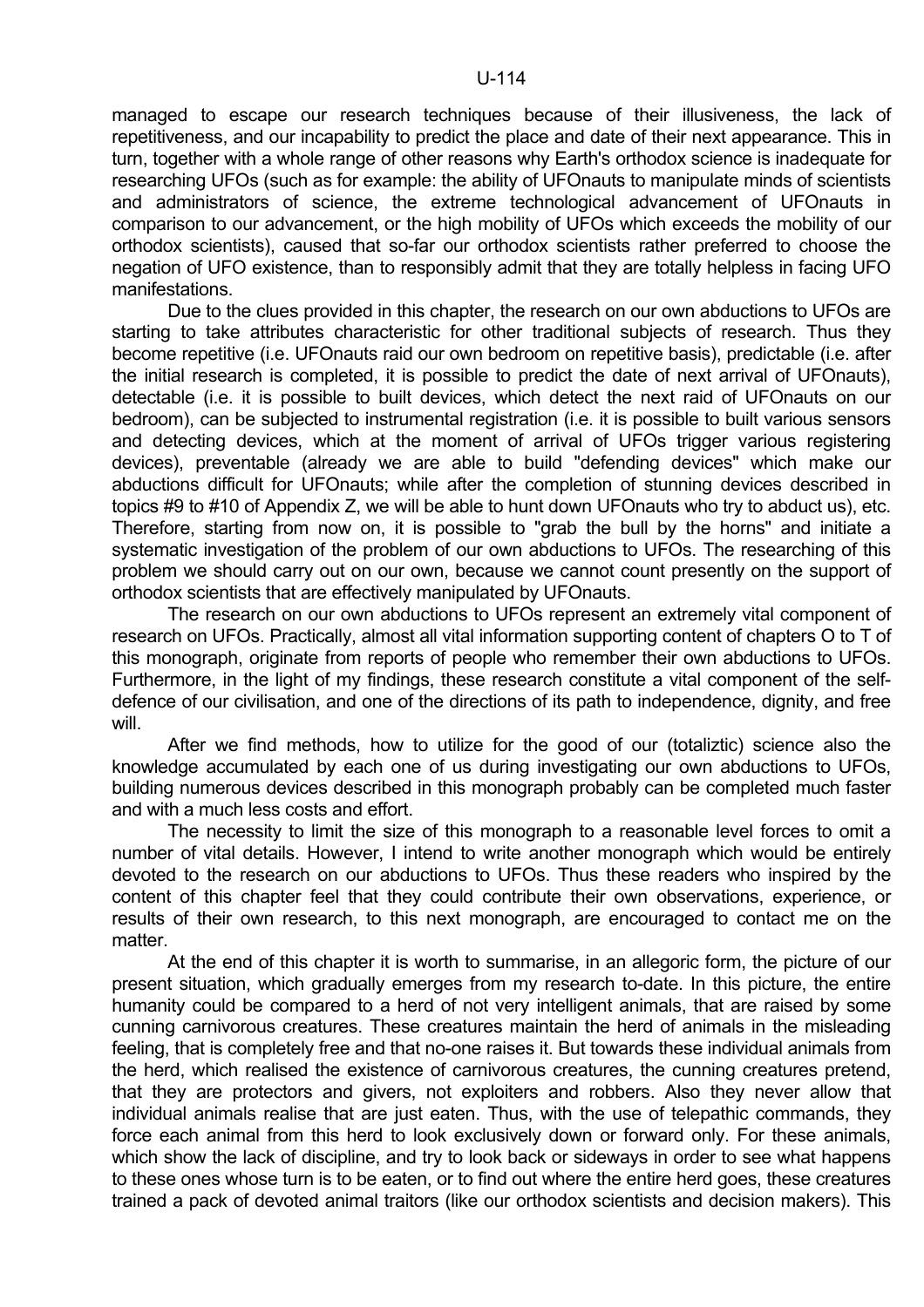managed to escape our research techniques because of their illusiveness, the lack of repetitiveness, and our incapability to predict the place and date of their next appearance. This in turn, together with a whole range of other reasons why Earth's orthodox science is inadequate for researching UFOs (such as for example: the ability of UFOnauts to manipulate minds of scientists and administrators of science, the extreme technological advancement of UFOnauts in comparison to our advancement, or the high mobility of UFOs which exceeds the mobility of our orthodox scientists), caused that so-far our orthodox scientists rather preferred to choose the negation of UFO existence, than to responsibly admit that they are totally helpless in facing UFO manifestations.

Due to the clues provided in this chapter, the research on our own abductions to UFOs are starting to take attributes characteristic for other traditional subjects of research. Thus they become repetitive (i.e. UFOnauts raid our own bedroom on repetitive basis), predictable (i.e. after the initial research is completed, it is possible to predict the date of next arrival of UFOnauts), detectable (i.e. it is possible to built devices, which detect the next raid of UFOnauts on our bedroom), can be subjected to instrumental registration (i.e. it is possible to built various sensors and detecting devices, which at the moment of arrival of UFOs trigger various registering devices), preventable (already we are able to build "defending devices" which make our abductions difficult for UFOnauts; while after the completion of stunning devices described in topics #9 to #10 of Appendix Z, we will be able to hunt down UFOnauts who try to abduct us), etc. Therefore, starting from now on, it is possible to "grab the bull by the horns" and initiate a systematic investigation of the problem of our own abductions to UFOs. The researching of this problem we should carry out on our own, because we cannot count presently on the support of orthodox scientists that are effectively manipulated by UFOnauts.

The research on our own abductions to UFOs represent an extremely vital component of research on UFOs. Practically, almost all vital information supporting content of chapters O to T of this monograph, originate from reports of people who remember their own abductions to UFOs. Furthermore, in the light of my findings, these research constitute a vital component of the self-defence of our civilisation, and one of the directions of its path to independence, dignity, and free will.

After we find methods, how to utilize for the good of our (totaliztic) science also the knowledge accumulated by each one of us during investigating our own abductions to UFOs, building numerous devices described in this monograph probably can be completed much faster and with a much less costs and effort.

The necessity to limit the size of this monograph to a reasonable level forces to omit a number of vital details. However, I intend to write another monograph which would be entirely devoted to the research on our abductions to UFOs. Thus these readers who inspired by the content of this chapter feel that they could contribute their own observations, experience, or results of their own research, to this next monograph, are encouraged to contact me on the matter.

At the end of this chapter it is worth to summarise, in an allegoric form, the picture of our present situation, which gradually emerges from my research to-date. In this picture, the entire humanity could be compared to a herd of not very intelligent animals, that are raised by some cunning carnivorous creatures. These creatures maintain the herd of animals in the misleading feeling, that is completely free and that no-one raises it. But towards these individual animals from the herd, which realised the existence of carnivorous creatures, the cunning creatures pretend, that they are protectors and givers, not exploiters and robbers. Also they never allow that individual animals realise that are just eaten. Thus, with the use of telepathic commands, they force each animal from this herd to look exclusively down or forward only. For these animals, which show the lack of discipline, and try to look back or sideways in order to see what happens to these ones whose turn is to be eaten, or to find out where the entire herd goes, these creatures trained a pack of devoted animal traitors (like our orthodox scientists and decision makers). This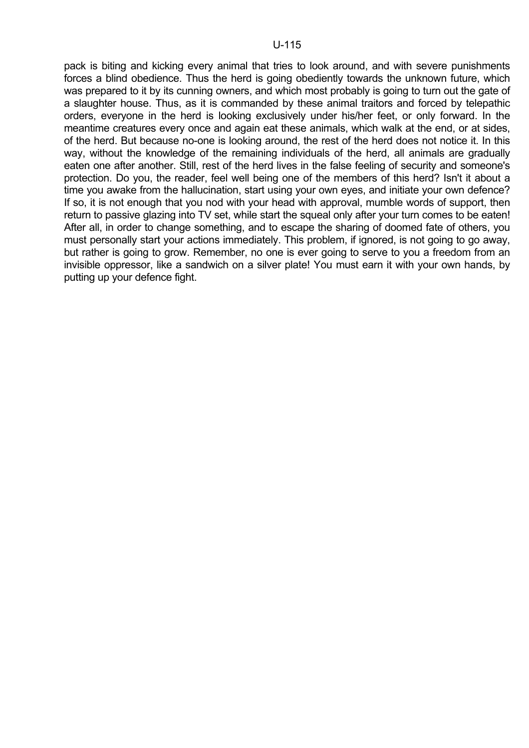pack is biting and kicking every animal that tries to look around, and with severe punishments forces a blind obedience. Thus the herd is going obediently towards the unknown future, which was prepared to it by its cunning owners, and which most probably is going to turn out the gate of a slaughter house. Thus, as it is commanded by these animal traitors and forced by telepathic orders, everyone in the herd is looking exclusively under his/her feet, or only forward. In the meantime creatures every once and again eat these animals, which walk at the end, or at sides, of the herd. But because no-one is looking around, the rest of the herd does not notice it. In this way, without the knowledge of the remaining individuals of the herd, all animals are gradually eaten one after another. Still, rest of the herd lives in the false feeling of security and someone's protection. Do you, the reader, feel well being one of the members of this herd? Isn't it about a time you awake from the hallucination, start using your own eyes, and initiate your own defence? If so, it is not enough that you nod with your head with approval, mumble words of support, then return to passive glazing into TV set, while start the squeal only after your turn comes to be eaten! After all, in order to change something, and to escape the sharing of doomed fate of others, you must personally start your actions immediately. This problem, if ignored, is not going to go away, but rather is going to grow. Remember, no one is ever going to serve to you a freedom from an invisible oppressor, like a sandwich on a silver plate! You must earn it with your own hands, by putting up your defence fight.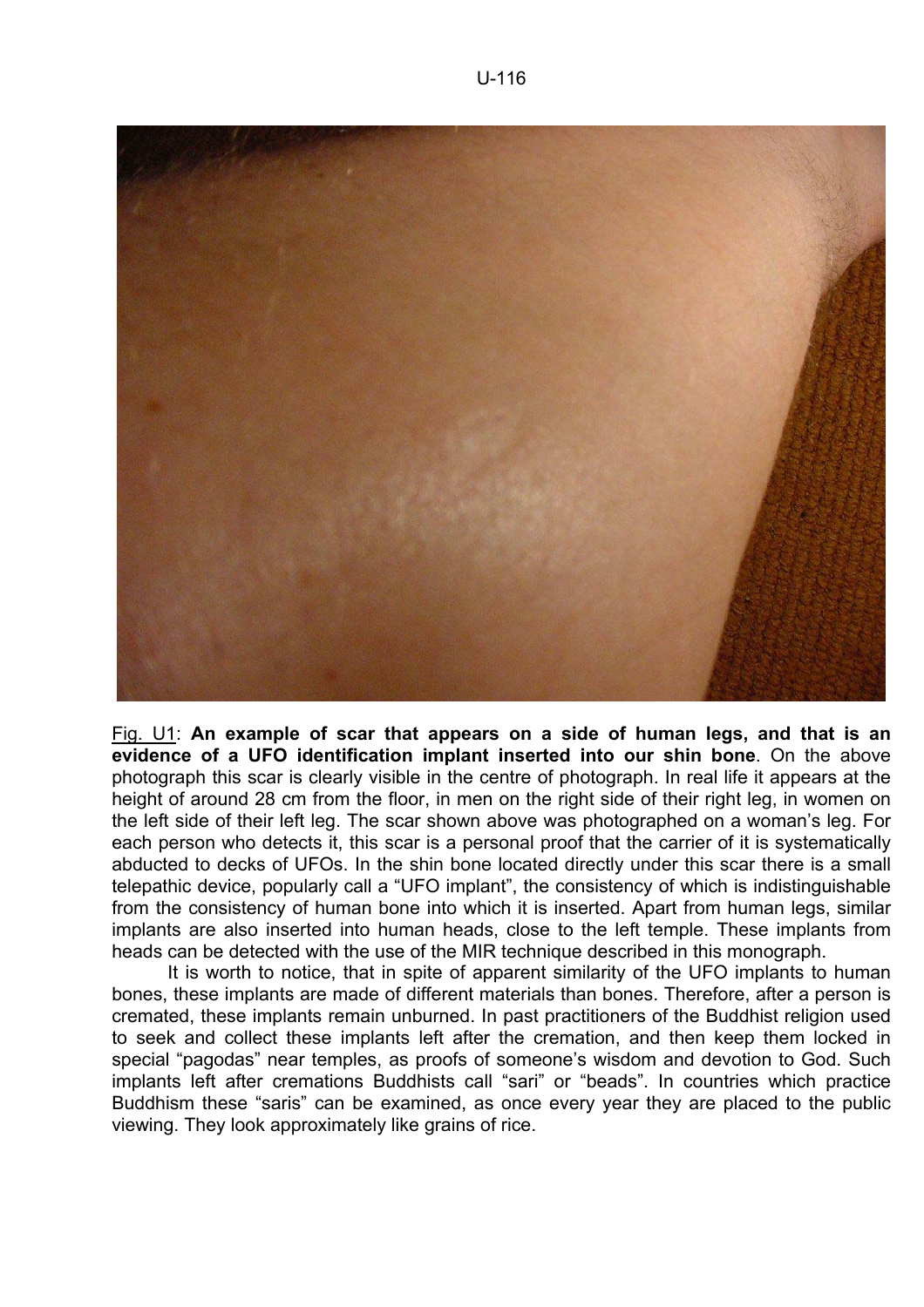Fig. U1: **An example of scar that appears on a side of human legs, and that is an evidence of a UFO identification implant inserted into our shin bone**. On the above photograph this scar is clearly visible in the centre of photograph. In real life it appears at the height of around 28 cm from the floor, in men on the right side of their right leg, in women on the left side of their left leg. The scar shown above was photographed on a woman's leg. For each person who detects it, this scar is a personal proof that the carrier of it is systematically abducted to decks of UFOs. In the shin bone located directly under this scar there is a small telepathic device, popularly call a "UFO implant", the consistency of which is indistinguishable from the consistency of human bone into which it is inserted. Apart from human legs, similar implants are also inserted into human heads, close to the left temple. These implants from heads can be detected with the use of the MIR technique described in this monograph.

It is worth to notice, that in spite of apparent similarity of the UFO implants to human bones, these implants are made of different materials than bones. Therefore, after a person is cremated, these implants remain unburned. In past practitioners of the Buddhist religion used to seek and collect these implants left after the cremation, and then keep them locked in special "pagodas" near temples, as proofs of someone's wisdom and devotion to God. Such implants left after cremations Buddhists call "sari" or "beads". In countries which practice Buddhism these "saris" can be examined, as once every year they are placed to the public viewing. They look approximately like grains of rice.